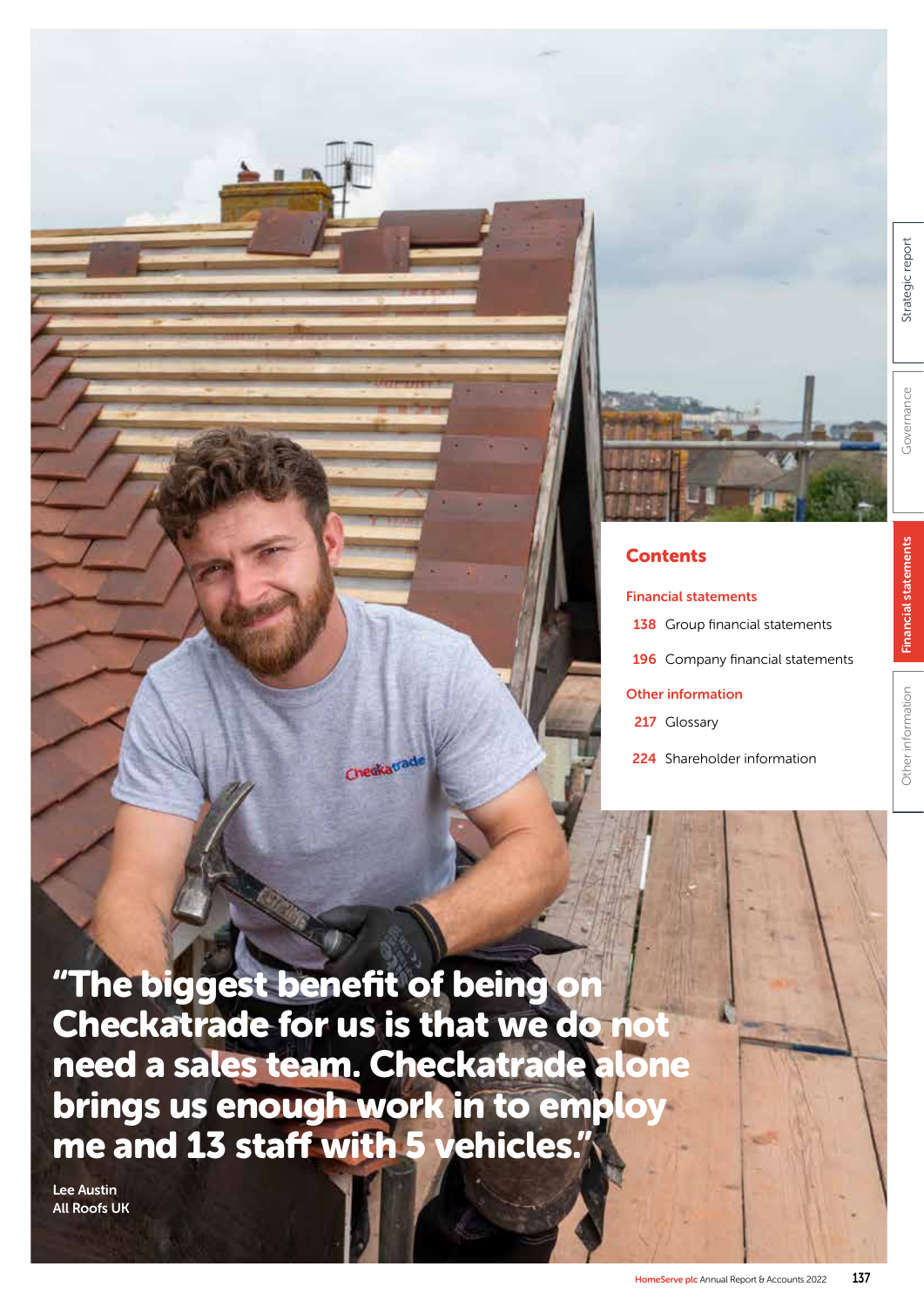## Contents

**Financial statements**

138 Group financial statements

196 Company financial statements

**Other information**

217 Glossary

224 Shareholder information

**"The biggest benefit of being on Checkatrade for us is that we do not need a sales team. Checkatrade alone brings us enough work in to employ me and 13 staff with 5 vehicles."**

Lee Austin
All Roofs UK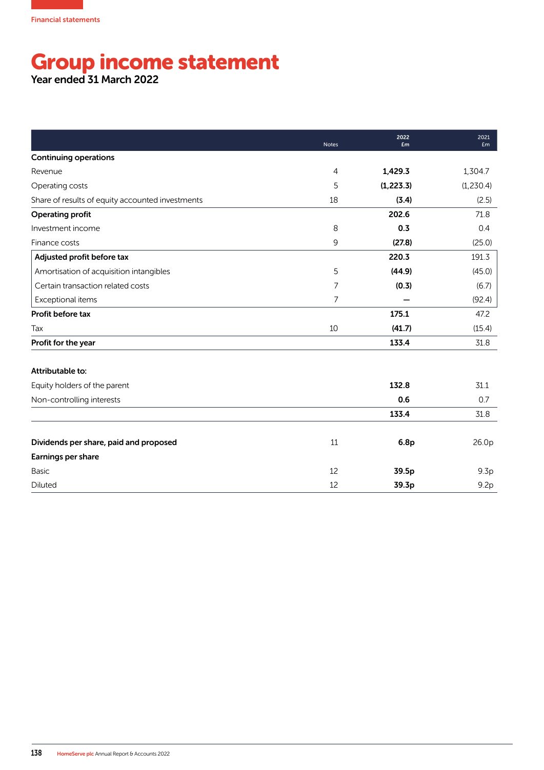# Group income statement

Year ended 31 March 2022

| | Notes | 2022 £m | 2021 £m |
|---|---|---|---|
| **Continuing operations** | | | |
| Revenue | 4 | **1,429.3** | 1,304.7 |
| Operating costs | 5 | **(1,223.3)** | (1,230.4) |
| Share of results of equity accounted investments | 18 | **(3.4)** | (2.5) |
| **Operating profit** | | **202.6** | 71.8 |
| Investment income | 8 | **0.3** | 0.4 |
| Finance costs | 9 | **(27.8)** | (25.0) |
| **Adjusted profit before tax** | | **220.3** | 191.3 |
| Amortisation of acquisition intangibles | 5 | **(44.9)** | (45.0) |
| Certain transaction related costs | 7 | **(0.3)** | (6.7) |
| Exceptional items | 7 | **–** | (92.4) |
| **Profit before tax** | | **175.1** | 47.2 |
| Tax | 10 | **(41.7)** | (15.4) |
| **Profit for the year** | | **133.4** | 31.8 |
| | | | |
| **Attributable to:** | | | |
| Equity holders of the parent | | **132.8** | 31.1 |
| Non-controlling interests | | **0.6** | 0.7 |
| | | **133.4** | 31.8 |
| | | | |
| **Dividends per share, paid and proposed** | 11 | **6.8p** | 26.0p |
| **Earnings per share** | | | |
| Basic | 12 | **39.5p** | 9.3p |
| Diluted | 12 | **39.3p** | 9.2p |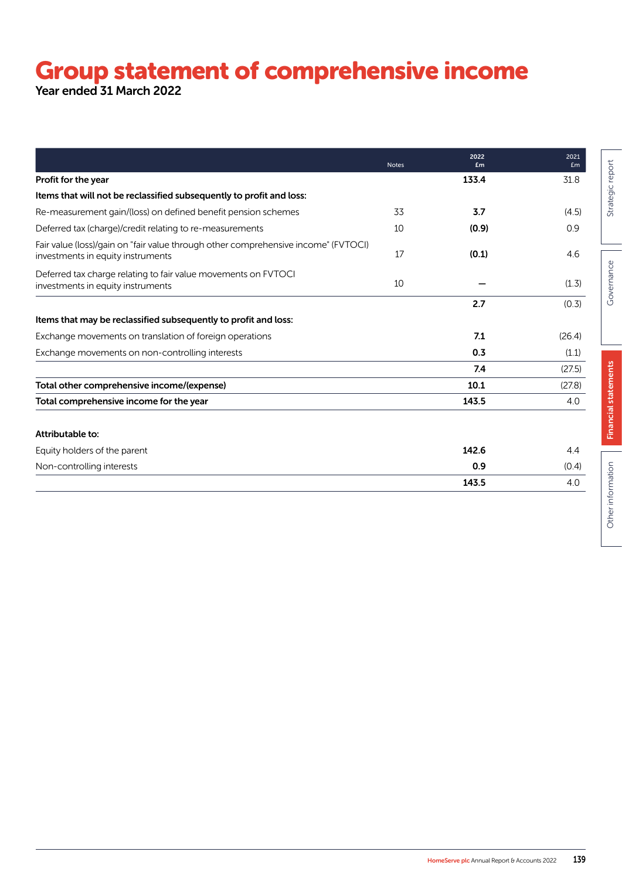# Group statement of comprehensive income

**Year ended 31 March 2022**

| | Notes | 2022 £m | 2021 £m |
|---|---|---|---|
| **Profit for the year** | | **133.4** | 31.8 |
| **Items that will not be reclassified subsequently to profit and loss:** | | | |
| Re-measurement gain/(loss) on defined benefit pension schemes | 33 | **3.7** | (4.5) |
| Deferred tax (charge)/credit relating to re-measurements | 10 | **(0.9)** | 0.9 |
| Fair value (loss)/gain on "fair value through other comprehensive income" (FVTOCI) investments in equity instruments | 17 | **(0.1)** | 4.6 |
| Deferred tax charge relating to fair value movements on FVTOCI investments in equity instruments | 10 | **–** | (1.3) |
| | | **2.7** | (0.3) |
| **Items that may be reclassified subsequently to profit and loss:** | | | |
| Exchange movements on translation of foreign operations | | **7.1** | (26.4) |
| Exchange movements on non-controlling interests | | **0.3** | (1.1) |
| | | **7.4** | (27.5) |
| **Total other comprehensive income/(expense)** | | **10.1** | (27.8) |
| **Total comprehensive income for the year** | | **143.5** | 4.0 |
| | | | |
| **Attributable to:** | | | |
| Equity holders of the parent | | **142.6** | 4.4 |
| Non-controlling interests | | **0.9** | (0.4) |
| | | **143.5** | 4.0 |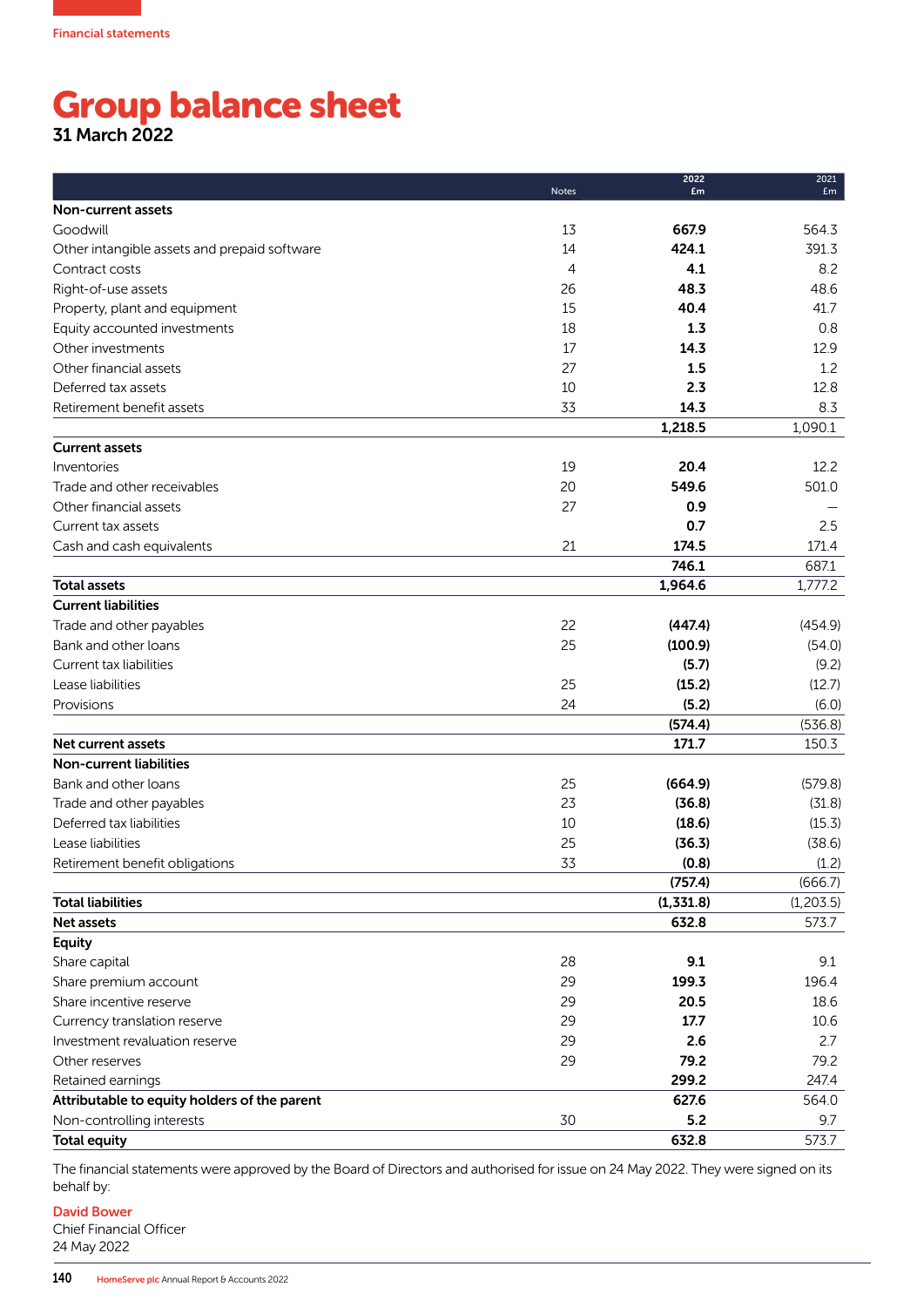Financial statements

# Group balance sheet

### 31 March 2022

| | Notes | 2022 £m | 2021 £m |
|---|---|---|---|
| **Non-current assets** | | | |
| Goodwill | 13 | **667.9** | 564.3 |
| Other intangible assets and prepaid software | 14 | **424.1** | 391.3 |
| Contract costs | 4 | **4.1** | 8.2 |
| Right-of-use assets | 26 | **48.3** | 48.6 |
| Property, plant and equipment | 15 | **40.4** | 41.7 |
| Equity accounted investments | 18 | **1.3** | 0.8 |
| Other investments | 17 | **14.3** | 12.9 |
| Other financial assets | 27 | **1.5** | 1.2 |
| Deferred tax assets | 10 | **2.3** | 12.8 |
| Retirement benefit assets | 33 | **14.3** | 8.3 |
| | | **1,218.5** | 1,090.1 |
| **Current assets** | | | |
| Inventories | 19 | **20.4** | 12.2 |
| Trade and other receivables | 20 | **549.6** | 501.0 |
| Other financial assets | 27 | **0.9** | – |
| Current tax assets | | **0.7** | 2.5 |
| Cash and cash equivalents | 21 | **174.5** | 171.4 |
| | | **746.1** | 687.1 |
| **Total assets** | | **1,964.6** | 1,777.2 |
| **Current liabilities** | | | |
| Trade and other payables | 22 | **(447.4)** | (454.9) |
| Bank and other loans | 25 | **(100.9)** | (54.0) |
| Current tax liabilities | | **(5.7)** | (9.2) |
| Lease liabilities | 25 | **(15.2)** | (12.7) |
| Provisions | 24 | **(5.2)** | (6.0) |
| | | **(574.4)** | (536.8) |
| **Net current assets** | | **171.7** | 150.3 |
| **Non-current liabilities** | | | |
| Bank and other loans | 25 | **(664.9)** | (579.8) |
| Trade and other payables | 23 | **(36.8)** | (31.8) |
| Deferred tax liabilities | 10 | **(18.6)** | (15.3) |
| Lease liabilities | 25 | **(36.3)** | (38.6) |
| Retirement benefit obligations | 33 | **(0.8)** | (1.2) |
| | | **(757.4)** | (666.7) |
| **Total liabilities** | | **(1,331.8)** | (1,203.5) |
| **Net assets** | | **632.8** | 573.7 |
| **Equity** | | | |
| Share capital | 28 | **9.1** | 9.1 |
| Share premium account | 29 | **199.3** | 196.4 |
| Share incentive reserve | 29 | **20.5** | 18.6 |
| Currency translation reserve | 29 | **17.7** | 10.6 |
| Investment revaluation reserve | 29 | **2.6** | 2.7 |
| Other reserves | 29 | **79.2** | 79.2 |
| Retained earnings | | **299.2** | 247.4 |
| **Attributable to equity holders of the parent** | | **627.6** | 564.0 |
| Non-controlling interests | 30 | **5.2** | 9.7 |
| **Total equity** | | **632.8** | 573.7 |

The financial statements were approved by the Board of Directors and authorised for issue on 24 May 2022. They were signed on its behalf by:

David Bower
Chief Financial Officer
24 May 2022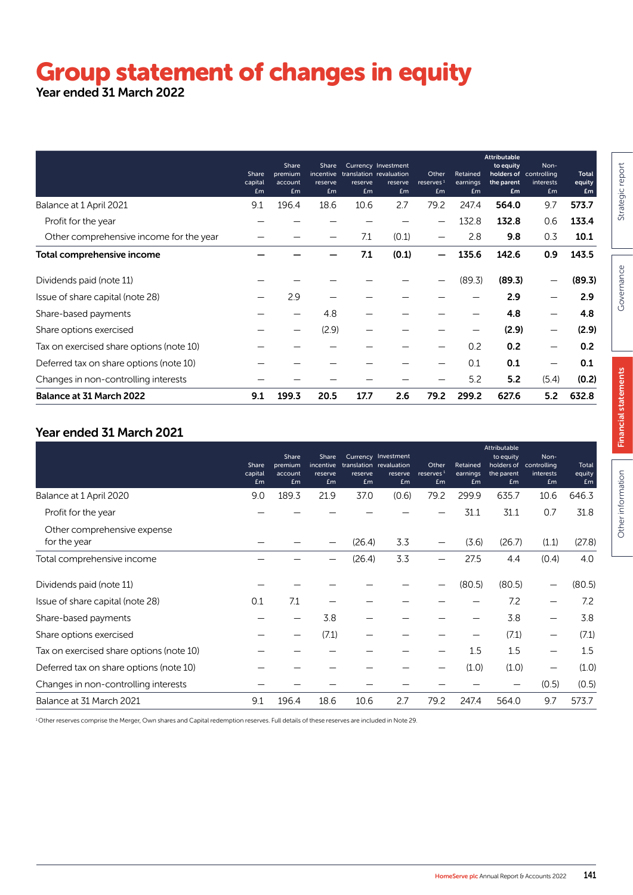# Group statement of changes in equity

## Year ended 31 March 2022

| | Share capital £m | Share premium account £m | Share incentive reserve £m | Currency translation reserve £m | Investment revaluation reserve £m | Other reserves[1] £m | Retained earnings £m | Attributable to equity holders of the parent £m | Non-controlling interests £m | Total equity £m |
|---|---|---|---|---|---|---|---|---|---|---|
| Balance at 1 April 2021 | 9.1 | 196.4 | 18.6 | 10.6 | 2.7 | 79.2 | 247.4 | **564.0** | 9.7 | **573.7** |
| Profit for the year | – | – | – | – | – | – | 132.8 | **132.8** | 0.6 | **133.4** |
| Other comprehensive income for the year | – | – | – | 7.1 | (0.1) | – | 2.8 | **9.8** | 0.3 | **10.1** |
| **Total comprehensive income** | **–** | **–** | **–** | **7.1** | **(0.1)** | **–** | **135.6** | **142.6** | **0.9** | **143.5** |
| Dividends paid (note 11) | – | – | – | – | – | – | (89.3) | **(89.3)** | – | **(89.3)** |
| Issue of share capital (note 28) | – | 2.9 | – | – | – | – | – | **2.9** | – | **2.9** |
| Share-based payments | – | – | 4.8 | – | – | – | – | **4.8** | – | **4.8** |
| Share options exercised | – | – | (2.9) | – | – | – | – | **(2.9)** | – | **(2.9)** |
| Tax on exercised share options (note 10) | – | – | – | – | – | – | 0.2 | **0.2** | – | **0.2** |
| Deferred tax on share options (note 10) | – | – | – | – | – | – | 0.1 | **0.1** | – | **0.1** |
| Changes in non-controlling interests | – | – | – | – | – | – | 5.2 | **5.2** | (5.4) | **(0.2)** |
| **Balance at 31 March 2022** | **9.1** | **199.3** | **20.5** | **17.7** | **2.6** | **79.2** | **299.2** | **627.6** | **5.2** | **632.8** |

## Year ended 31 March 2021

| | Share capital £m | Share premium account £m | Share incentive reserve £m | Currency translation reserve £m | Investment revaluation reserve £m | Other reserves[1] £m | Retained earnings £m | Attributable to equity holders of the parent £m | Non-controlling interests £m | Total equity £m |
|---|---|---|---|---|---|---|---|---|---|---|
| Balance at 1 April 2020 | 9.0 | 189.3 | 21.9 | 37.0 | (0.6) | 79.2 | 299.9 | 635.7 | 10.6 | 646.3 |
| Profit for the year | – | – | – | – | – | – | 31.1 | 31.1 | 0.7 | 31.8 |
| Other comprehensive expense for the year | – | – | – | (26.4) | 3.3 | – | (3.6) | (26.7) | (1.1) | (27.8) |
| Total comprehensive income | – | – | – | (26.4) | 3.3 | – | 27.5 | 4.4 | (0.4) | 4.0 |
| Dividends paid (note 11) | – | – | – | – | – | – | (80.5) | (80.5) | – | (80.5) |
| Issue of share capital (note 28) | 0.1 | 7.1 | – | – | – | – | – | 7.2 | – | 7.2 |
| Share-based payments | – | – | 3.8 | – | – | – | – | 3.8 | – | 3.8 |
| Share options exercised | – | – | (7.1) | – | – | – | – | (7.1) | – | (7.1) |
| Tax on exercised share options (note 10) | – | – | – | – | – | – | 1.5 | 1.5 | – | 1.5 |
| Deferred tax on share options (note 10) | – | – | – | – | – | – | (1.0) | (1.0) | – | (1.0) |
| Changes in non-controlling interests | – | – | – | – | – | – | – | – | (0.5) | (0.5) |
| Balance at 31 March 2021 | 9.1 | 196.4 | 18.6 | 10.6 | 2.7 | 79.2 | 247.4 | 564.0 | 9.7 | 573.7 |

[1] Other reserves comprise the Merger, Own shares and Capital redemption reserves. Full details of these reserves are included in Note 29.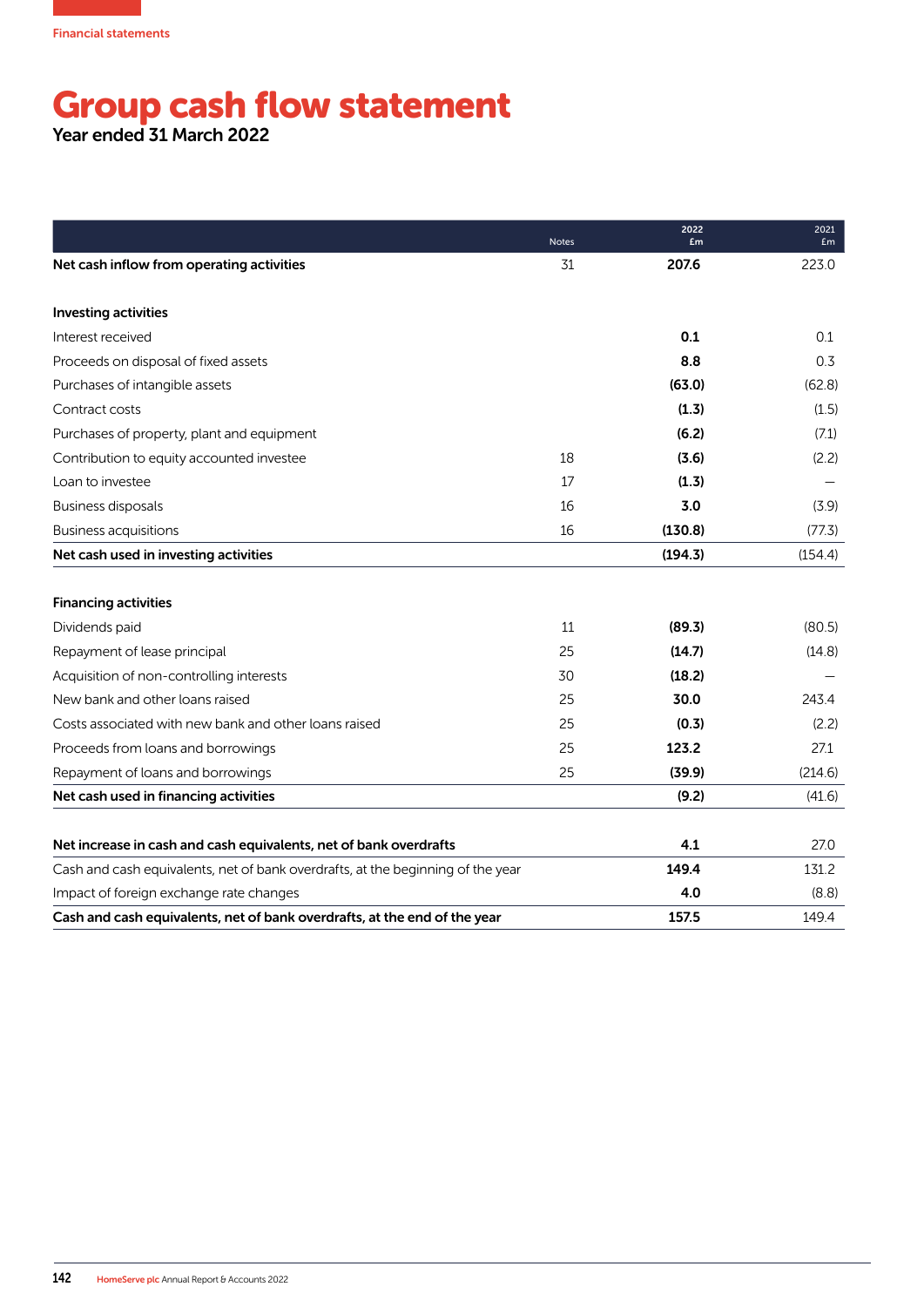Financial statements

# Group cash flow statement

Year ended 31 March 2022

| | Notes | 2022 £m | 2021 £m |
|---|---|---|---|
| **Net cash inflow from operating activities** | 31 | **207.6** | 223.0 |
| | | | |
| **Investing activities** | | | |
| Interest received | | **0.1** | 0.1 |
| Proceeds on disposal of fixed assets | | **8.8** | 0.3 |
| Purchases of intangible assets | | **(63.0)** | (62.8) |
| Contract costs | | **(1.3)** | (1.5) |
| Purchases of property, plant and equipment | | **(6.2)** | (7.1) |
| Contribution to equity accounted investee | 18 | **(3.6)** | (2.2) |
| Loan to investee | 17 | **(1.3)** | — |
| Business disposals | 16 | **3.0** | (3.9) |
| Business acquisitions | 16 | **(130.8)** | (77.3) |
| **Net cash used in investing activities** | | **(194.3)** | (154.4) |
| | | | |
| **Financing activities** | | | |
| Dividends paid | 11 | **(89.3)** | (80.5) |
| Repayment of lease principal | 25 | **(14.7)** | (14.8) |
| Acquisition of non-controlling interests | 30 | **(18.2)** | — |
| New bank and other loans raised | 25 | **30.0** | 243.4 |
| Costs associated with new bank and other loans raised | 25 | **(0.3)** | (2.2) |
| Proceeds from loans and borrowings | 25 | **123.2** | 27.1 |
| Repayment of loans and borrowings | 25 | **(39.9)** | (214.6) |
| **Net cash used in financing activities** | | **(9.2)** | (41.6) |
| | | | |
| **Net increase in cash and cash equivalents, net of bank overdrafts** | | **4.1** | 27.0 |
| Cash and cash equivalents, net of bank overdrafts, at the beginning of the year | | **149.4** | 131.2 |
| Impact of foreign exchange rate changes | | **4.0** | (8.8) |
| **Cash and cash equivalents, net of bank overdrafts, at the end of the year** | | **157.5** | 149.4 |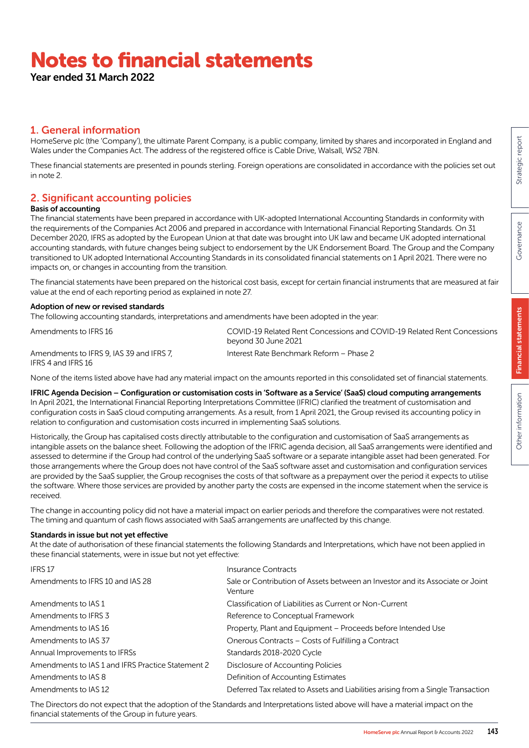# Notes to financial statements

**Year ended 31 March 2022**

## 1. General information

HomeServe plc (the 'Company'), the ultimate Parent Company, is a public company, limited by shares and incorporated in England and Wales under the Companies Act. The address of the registered office is Cable Drive, Walsall, WS2 7BN.

These financial statements are presented in pounds sterling. Foreign operations are consolidated in accordance with the policies set out in note 2.

## 2. Significant accounting policies

### Basis of accounting

The financial statements have been prepared in accordance with UK-adopted International Accounting Standards in conformity with the requirements of the Companies Act 2006 and prepared in accordance with International Financial Reporting Standards. On 31 December 2020, IFRS as adopted by the European Union at that date was brought into UK law and became UK adopted international accounting standards, with future changes being subject to endorsement by the UK Endorsement Board. The Group and the Company transitioned to UK adopted International Accounting Standards in its consolidated financial statements on 1 April 2021. There were no impacts on, or changes in accounting from the transition.

The financial statements have been prepared on the historical cost basis, except for certain financial instruments that are measured at fair value at the end of each reporting period as explained in note 27.

### Adoption of new or revised standards

The following accounting standards, interpretations and amendments have been adopted in the year:

| | |
|---|---|
| Amendments to IFRS 16 | COVID-19 Related Rent Concessions and COVID-19 Related Rent Concessions beyond 30 June 2021 |
| Amendments to IFRS 9, IAS 39 and IFRS 7, IFRS 4 and IFRS 16 | Interest Rate Benchmark Reform – Phase 2 |

None of the items listed above have had any material impact on the amounts reported in this consolidated set of financial statements.

**IFRIC Agenda Decision – Configuration or customisation costs in 'Software as a Service' (SaaS) cloud computing arrangements**

In April 2021, the International Financial Reporting Interpretations Committee (IFRIC) clarified the treatment of customisation and configuration costs in SaaS cloud computing arrangements. As a result, from 1 April 2021, the Group revised its accounting policy in relation to configuration and customisation costs incurred in implementing SaaS solutions.

Historically, the Group has capitalised costs directly attributable to the configuration and customisation of SaaS arrangements as intangible assets on the balance sheet. Following the adoption of the IFRIC agenda decision, all SaaS arrangements were identified and assessed to determine if the Group had control of the underlying SaaS software or a separate intangible asset had been generated. For those arrangements where the Group does not have control of the SaaS software asset and customisation and configuration services are provided by the SaaS supplier, the Group recognises the costs of that software as a prepayment over the period it expects to utilise the software. Where those services are provided by another party the costs are expensed in the income statement when the service is received.

The change in accounting policy did not have a material impact on earlier periods and therefore the comparatives were not restated. The timing and quantum of cash flows associated with SaaS arrangements are unaffected by this change.

### Standards in issue but not yet effective

At the date of authorisation of these financial statements the following Standards and Interpretations, which have not been applied in these financial statements, were in issue but not yet effective:

| | |
|---|---|
| IFRS 17 | Insurance Contracts |
| Amendments to IFRS 10 and IAS 28 | Sale or Contribution of Assets between an Investor and its Associate or Joint Venture |
| Amendments to IAS 1 | Classification of Liabilities as Current or Non-Current |
| Amendments to IFRS 3 | Reference to Conceptual Framework |
| Amendments to IAS 16 | Property, Plant and Equipment – Proceeds before Intended Use |
| Amendments to IAS 37 | Onerous Contracts – Costs of Fulfilling a Contract |
| Annual Improvements to IFRSs | Standards 2018-2020 Cycle |
| Amendments to IAS 1 and IFRS Practice Statement 2 | Disclosure of Accounting Policies |
| Amendments to IAS 8 | Definition of Accounting Estimates |
| Amendments to IAS 12 | Deferred Tax related to Assets and Liabilities arising from a Single Transaction |

The Directors do not expect that the adoption of the Standards and Interpretations listed above will have a material impact on the financial statements of the Group in future years.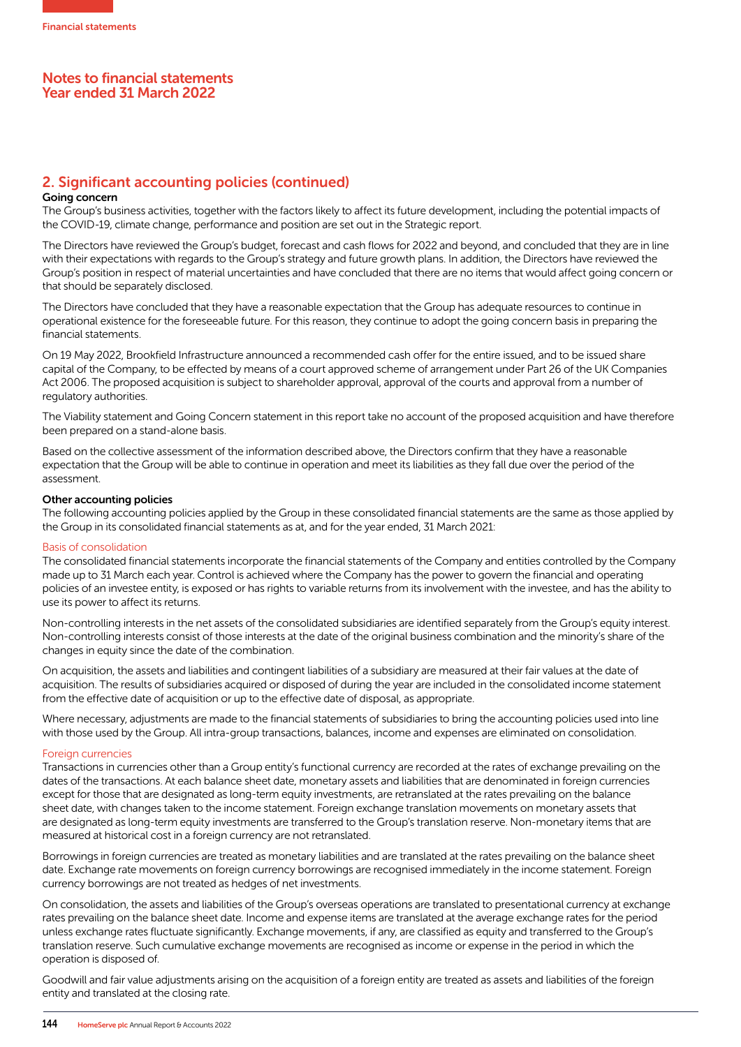## Notes to financial statements
## Year ended 31 March 2022

## 2. Significant accounting policies (continued)

**Going concern**

The Group's business activities, together with the factors likely to affect its future development, including the potential impacts of the COVID-19, climate change, performance and position are set out in the Strategic report.

The Directors have reviewed the Group's budget, forecast and cash flows for 2022 and beyond, and concluded that they are in line with their expectations with regards to the Group's strategy and future growth plans. In addition, the Directors have reviewed the Group's position in respect of material uncertainties and have concluded that there are no items that would affect going concern or that should be separately disclosed.

The Directors have concluded that they have a reasonable expectation that the Group has adequate resources to continue in operational existence for the foreseeable future. For this reason, they continue to adopt the going concern basis in preparing the financial statements.

On 19 May 2022, Brookfield Infrastructure announced a recommended cash offer for the entire issued, and to be issued share capital of the Company, to be effected by means of a court approved scheme of arrangement under Part 26 of the UK Companies Act 2006. The proposed acquisition is subject to shareholder approval, approval of the courts and approval from a number of regulatory authorities.

The Viability statement and Going Concern statement in this report take no account of the proposed acquisition and have therefore been prepared on a stand-alone basis.

Based on the collective assessment of the information described above, the Directors confirm that they have a reasonable expectation that the Group will be able to continue in operation and meet its liabilities as they fall due over the period of the assessment.

**Other accounting policies**

The following accounting policies applied by the Group in these consolidated financial statements are the same as those applied by the Group in its consolidated financial statements as at, and for the year ended, 31 March 2021:

### Basis of consolidation

The consolidated financial statements incorporate the financial statements of the Company and entities controlled by the Company made up to 31 March each year. Control is achieved where the Company has the power to govern the financial and operating policies of an investee entity, is exposed or has rights to variable returns from its involvement with the investee, and has the ability to use its power to affect its returns.

Non-controlling interests in the net assets of the consolidated subsidiaries are identified separately from the Group's equity interest. Non-controlling interests consist of those interests at the date of the original business combination and the minority's share of the changes in equity since the date of the combination.

On acquisition, the assets and liabilities and contingent liabilities of a subsidiary are measured at their fair values at the date of acquisition. The results of subsidiaries acquired or disposed of during the year are included in the consolidated income statement from the effective date of acquisition or up to the effective date of disposal, as appropriate.

Where necessary, adjustments are made to the financial statements of subsidiaries to bring the accounting policies used into line with those used by the Group. All intra-group transactions, balances, income and expenses are eliminated on consolidation.

### Foreign currencies

Transactions in currencies other than a Group entity's functional currency are recorded at the rates of exchange prevailing on the dates of the transactions. At each balance sheet date, monetary assets and liabilities that are denominated in foreign currencies except for those that are designated as long-term equity investments, are retranslated at the rates prevailing on the balance sheet date, with changes taken to the income statement. Foreign exchange translation movements on monetary assets that are designated as long-term equity investments are transferred to the Group's translation reserve. Non-monetary items that are measured at historical cost in a foreign currency are not retranslated.

Borrowings in foreign currencies are treated as monetary liabilities and are translated at the rates prevailing on the balance sheet date. Exchange rate movements on foreign currency borrowings are recognised immediately in the income statement. Foreign currency borrowings are not treated as hedges of net investments.

On consolidation, the assets and liabilities of the Group's overseas operations are translated to presentational currency at exchange rates prevailing on the balance sheet date. Income and expense items are translated at the average exchange rates for the period unless exchange rates fluctuate significantly. Exchange movements, if any, are classified as equity and transferred to the Group's translation reserve. Such cumulative exchange movements are recognised as income or expense in the period in which the operation is disposed of.

Goodwill and fair value adjustments arising on the acquisition of a foreign entity are treated as assets and liabilities of the foreign entity and translated at the closing rate.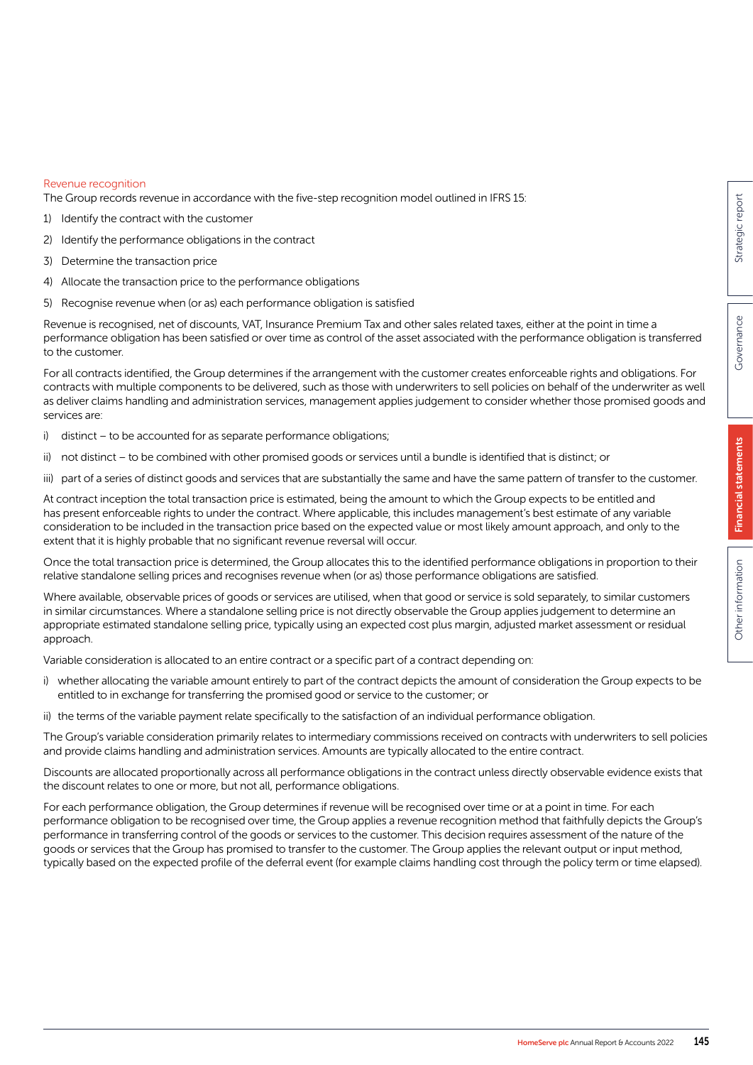### Revenue recognition

The Group records revenue in accordance with the five-step recognition model outlined in IFRS 15:

1) Identify the contract with the customer
2) Identify the performance obligations in the contract
3) Determine the transaction price
4) Allocate the transaction price to the performance obligations
5) Recognise revenue when (or as) each performance obligation is satisfied

Revenue is recognised, net of discounts, VAT, Insurance Premium Tax and other sales related taxes, either at the point in time a performance obligation has been satisfied or over time as control of the asset associated with the performance obligation is transferred to the customer.

For all contracts identified, the Group determines if the arrangement with the customer creates enforceable rights and obligations. For contracts with multiple components to be delivered, such as those with underwriters to sell policies on behalf of the underwriter as well as deliver claims handling and administration services, management applies judgement to consider whether those promised goods and services are:

i) distinct – to be accounted for as separate performance obligations;

ii) not distinct – to be combined with other promised goods or services until a bundle is identified that is distinct; or

iii) part of a series of distinct goods and services that are substantially the same and have the same pattern of transfer to the customer.

At contract inception the total transaction price is estimated, being the amount to which the Group expects to be entitled and has present enforceable rights to under the contract. Where applicable, this includes management's best estimate of any variable consideration to be included in the transaction price based on the expected value or most likely amount approach, and only to the extent that it is highly probable that no significant revenue reversal will occur.

Once the total transaction price is determined, the Group allocates this to the identified performance obligations in proportion to their relative standalone selling prices and recognises revenue when (or as) those performance obligations are satisfied.

Where available, observable prices of goods or services are utilised, when that good or service is sold separately, to similar customers in similar circumstances. Where a standalone selling price is not directly observable the Group applies judgement to determine an appropriate estimated standalone selling price, typically using an expected cost plus margin, adjusted market assessment or residual approach.

Variable consideration is allocated to an entire contract or a specific part of a contract depending on:

i) whether allocating the variable amount entirely to part of the contract depicts the amount of consideration the Group expects to be entitled to in exchange for transferring the promised good or service to the customer; or

ii) the terms of the variable payment relate specifically to the satisfaction of an individual performance obligation.

The Group's variable consideration primarily relates to intermediary commissions received on contracts with underwriters to sell policies and provide claims handling and administration services. Amounts are typically allocated to the entire contract.

Discounts are allocated proportionally across all performance obligations in the contract unless directly observable evidence exists that the discount relates to one or more, but not all, performance obligations.

For each performance obligation, the Group determines if revenue will be recognised over time or at a point in time. For each performance obligation to be recognised over time, the Group applies a revenue recognition method that faithfully depicts the Group's performance in transferring control of the goods or services to the customer. This decision requires assessment of the nature of the goods or services that the Group has promised to transfer to the customer. The Group applies the relevant output or input method, typically based on the expected profile of the deferral event (for example claims handling cost through the policy term or time elapsed).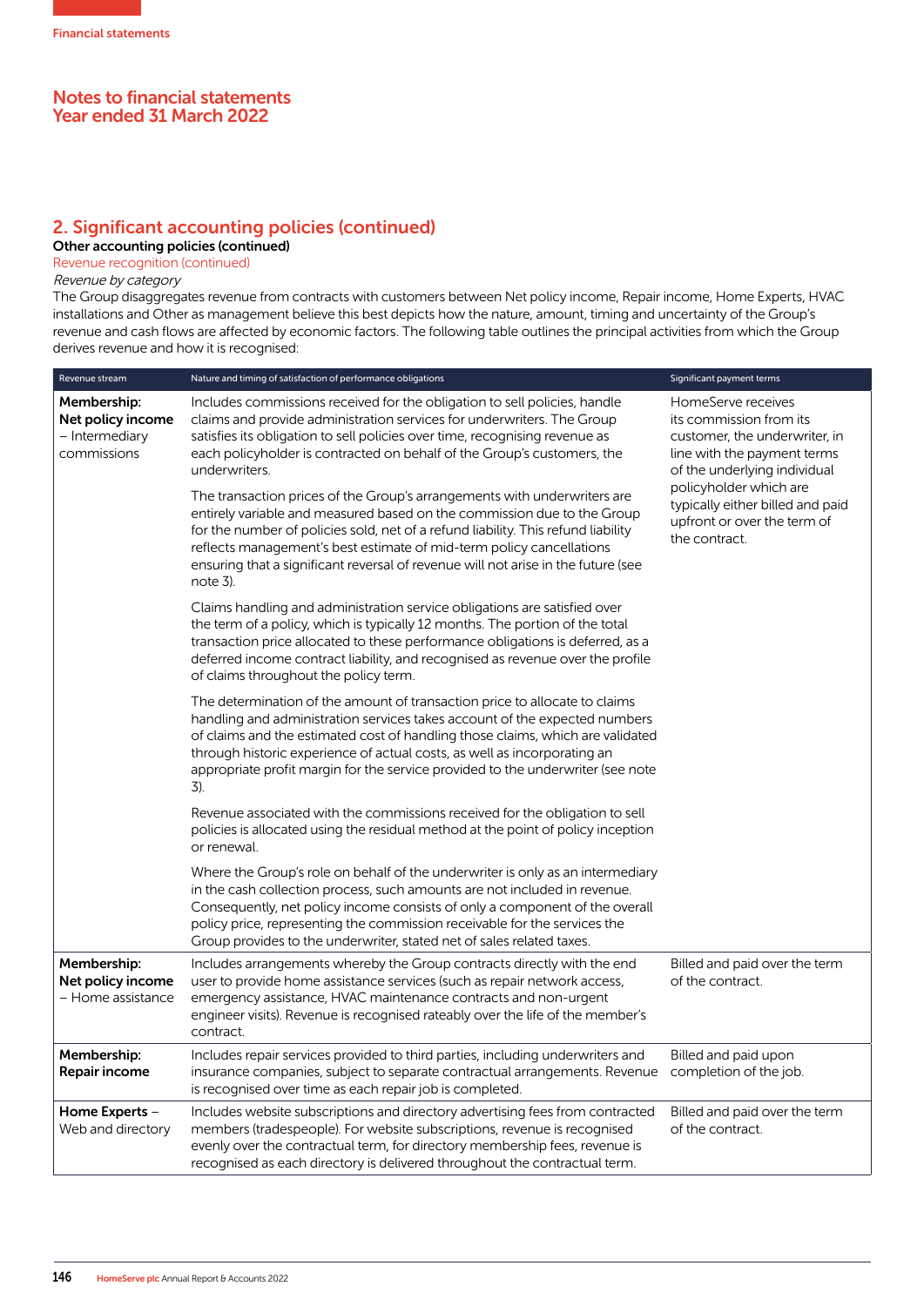## 2. Significant accounting policies (continued)

**Other accounting policies (continued)**

Revenue recognition (continued)

*Revenue by category*

The Group disaggregates revenue from contracts with customers between Net policy income, Repair income, Home Experts, HVAC installations and Other as management believe this best depicts how the nature, amount, timing and uncertainty of the Group's revenue and cash flows are affected by economic factors. The following table outlines the principal activities from which the Group derives revenue and how it is recognised:

| Revenue stream | Nature and timing of satisfaction of performance obligations | Significant payment terms |
|---|---|---|
| **Membership: Net policy income** – Intermediary commissions | Includes commissions received for the obligation to sell policies, handle claims and provide administration services for underwriters. The Group satisfies its obligation to sell policies over time, recognising revenue as each policyholder is contracted on behalf of the Group's customers, the underwriters.<br><br>The transaction prices of the Group's arrangements with underwriters are entirely variable and measured based on the commission due to the Group for the number of policies sold, net of a refund liability. This refund liability reflects management's best estimate of mid-term policy cancellations ensuring that a significant reversal of revenue will not arise in the future (see note 3).<br><br>Claims handling and administration service obligations are satisfied over the term of a policy, which is typically 12 months. The portion of the total transaction price allocated to these performance obligations is deferred, as a deferred income contract liability, and recognised as revenue over the profile of claims throughout the policy term.<br><br>The determination of the amount of transaction price to allocate to claims handling and administration services takes account of the expected numbers of claims and the estimated cost of handling those claims, which are validated through historic experience of actual costs, as well as incorporating an appropriate profit margin for the service provided to the underwriter (see note 3).<br><br>Revenue associated with the commissions received for the obligation to sell policies is allocated using the residual method at the point of policy inception or renewal.<br><br>Where the Group's role on behalf of the underwriter is only as an intermediary in the cash collection process, such amounts are not included in revenue. Consequently, net policy income consists of only a component of the overall policy price, representing the commission receivable for the services the Group provides to the underwriter, stated net of sales related taxes. | HomeServe receives its commission from its customer, the underwriter, in line with the payment terms of the underlying individual policyholder which are typically either billed and paid upfront or over the term of the contract. |
| **Membership: Net policy income** – Home assistance | Includes arrangements whereby the Group contracts directly with the end user to provide home assistance services (such as repair network access, emergency assistance, HVAC maintenance contracts and non-urgent engineer visits). Revenue is recognised rateably over the life of the member's contract. | Billed and paid over the term of the contract. |
| **Membership: Repair income** | Includes repair services provided to third parties, including underwriters and insurance companies, subject to separate contractual arrangements. Revenue is recognised over time as each repair job is completed. | Billed and paid upon completion of the job. |
| **Home Experts** – Web and directory | Includes website subscriptions and directory advertising fees from contracted members (tradespeople). For website subscriptions, revenue is recognised evenly over the contractual term, for directory membership fees, revenue is recognised as each directory is delivered throughout the contractual term. | Billed and paid over the term of the contract. |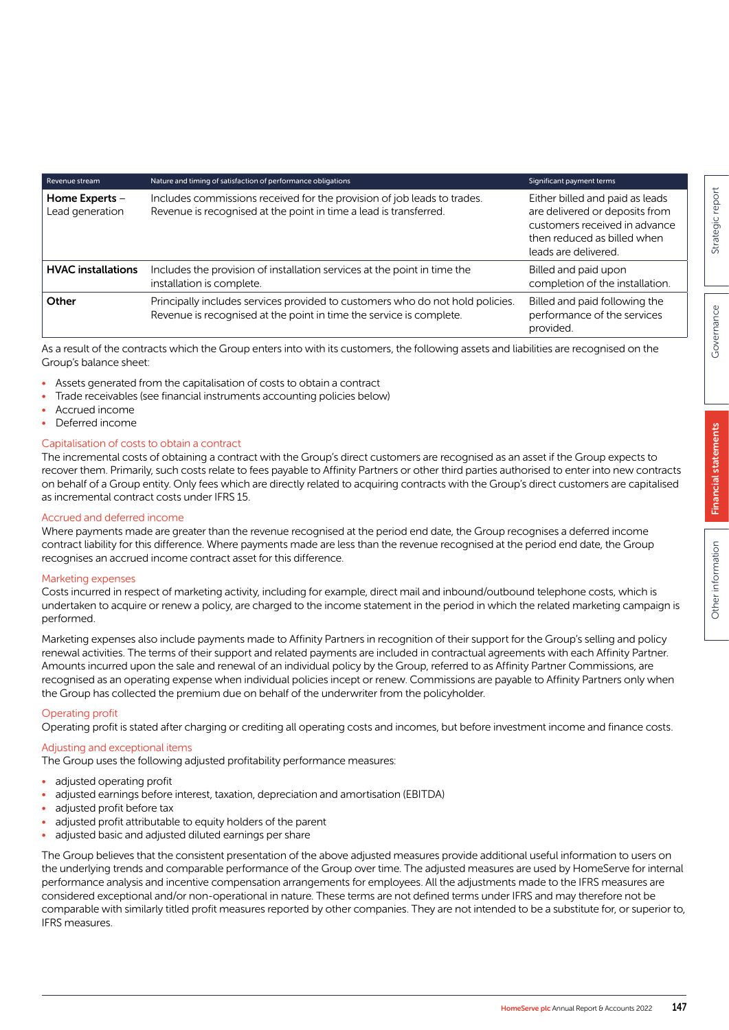| Revenue stream | Nature and timing of satisfaction of performance obligations | Significant payment terms |
|---|---|---|
| **Home Experts** – Lead generation | Includes commissions received for the provision of job leads to trades. Revenue is recognised at the point in time a lead is transferred. | Either billed and paid as leads are delivered or deposits from customers received in advance then reduced as billed when leads are delivered. |
| **HVAC installations** | Includes the provision of installation services at the point in time the installation is complete. | Billed and paid upon completion of the installation. |
| **Other** | Principally includes services provided to customers who do not hold policies. Revenue is recognised at the point in time the service is complete. | Billed and paid following the performance of the services provided. |

As a result of the contracts which the Group enters into with its customers, the following assets and liabilities are recognised on the Group's balance sheet:

- Assets generated from the capitalisation of costs to obtain a contract
- Trade receivables (see financial instruments accounting policies below)
- Accrued income
- Deferred income

### Capitalisation of costs to obtain a contract

The incremental costs of obtaining a contract with the Group's direct customers are recognised as an asset if the Group expects to recover them. Primarily, such costs relate to fees payable to Affinity Partners or other third parties authorised to enter into new contracts on behalf of a Group entity. Only fees which are directly related to acquiring contracts with the Group's direct customers are capitalised as incremental contract costs under IFRS 15.

### Accrued and deferred income

Where payments made are greater than the revenue recognised at the period end date, the Group recognises a deferred income contract liability for this difference. Where payments made are less than the revenue recognised at the period end date, the Group recognises an accrued income contract asset for this difference.

### Marketing expenses

Costs incurred in respect of marketing activity, including for example, direct mail and inbound/outbound telephone costs, which is undertaken to acquire or renew a policy, are charged to the income statement in the period in which the related marketing campaign is performed.

Marketing expenses also include payments made to Affinity Partners in recognition of their support for the Group's selling and policy renewal activities. The terms of their support and related payments are included in contractual agreements with each Affinity Partner. Amounts incurred upon the sale and renewal of an individual policy by the Group, referred to as Affinity Partner Commissions, are recognised as an operating expense when individual policies incept or renew. Commissions are payable to Affinity Partners only when the Group has collected the premium due on behalf of the underwriter from the policyholder.

### Operating profit

Operating profit is stated after charging or crediting all operating costs and incomes, but before investment income and finance costs.

### Adjusting and exceptional items

The Group uses the following adjusted profitability performance measures:

- adjusted operating profit
- adjusted earnings before interest, taxation, depreciation and amortisation (EBITDA)
- adjusted profit before tax
- adjusted profit attributable to equity holders of the parent
- adjusted basic and adjusted diluted earnings per share

The Group believes that the consistent presentation of the above adjusted measures provide additional useful information to users on the underlying trends and comparable performance of the Group over time. The adjusted measures are used by HomeServe for internal performance analysis and incentive compensation arrangements for employees. All the adjustments made to the IFRS measures are considered exceptional and/or non-operational in nature. These terms are not defined terms under IFRS and may therefore not be comparable with similarly titled profit measures reported by other companies. They are not intended to be a substitute for, or superior to, IFRS measures.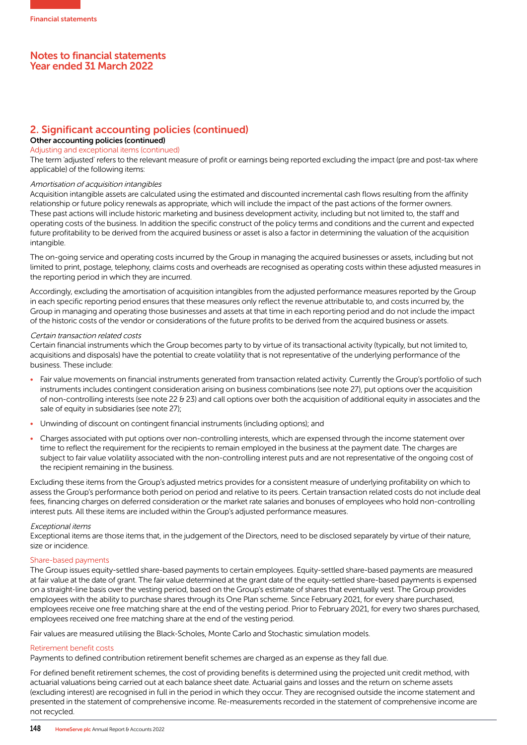## Notes to financial statements
## Year ended 31 March 2022

## 2. Significant accounting policies (continued)

**Other accounting policies (continued)**

Adjusting and exceptional items (continued)

The term 'adjusted' refers to the relevant measure of profit or earnings being reported excluding the impact (pre and post-tax where applicable) of the following items:

*Amortisation of acquisition intangibles*

Acquisition intangible assets are calculated using the estimated and discounted incremental cash flows resulting from the affinity relationship or future policy renewals as appropriate, which will include the impact of the past actions of the former owners. These past actions will include historic marketing and business development activity, including but not limited to, the staff and operating costs of the business. In addition the specific construct of the policy terms and conditions and the current and expected future profitability to be derived from the acquired business or asset is also a factor in determining the valuation of the acquisition intangible.

The on-going service and operating costs incurred by the Group in managing the acquired businesses or assets, including but not limited to print, postage, telephony, claims costs and overheads are recognised as operating costs within these adjusted measures in the reporting period in which they are incurred.

Accordingly, excluding the amortisation of acquisition intangibles from the adjusted performance measures reported by the Group in each specific reporting period ensures that these measures only reflect the revenue attributable to, and costs incurred by, the Group in managing and operating those businesses and assets at that time in each reporting period and do not include the impact of the historic costs of the vendor or considerations of the future profits to be derived from the acquired business or assets.

*Certain transaction related costs*

Certain financial instruments which the Group becomes party to by virtue of its transactional activity (typically, but not limited to, acquisitions and disposals) have the potential to create volatility that is not representative of the underlying performance of the business. These include:

- Fair value movements on financial instruments generated from transaction related activity. Currently the Group's portfolio of such instruments includes contingent consideration arising on business combinations (see note 27), put options over the acquisition of non-controlling interests (see note 22 & 23) and call options over both the acquisition of additional equity in associates and the sale of equity in subsidiaries (see note 27);
- Unwinding of discount on contingent financial instruments (including options); and
- Charges associated with put options over non-controlling interests, which are expensed through the income statement over time to reflect the requirement for the recipients to remain employed in the business at the payment date. The charges are subject to fair value volatility associated with the non-controlling interest puts and are not representative of the ongoing cost of the recipient remaining in the business.

Excluding these items from the Group's adjusted metrics provides for a consistent measure of underlying profitability on which to assess the Group's performance both period on period and relative to its peers. Certain transaction related costs do not include deal fees, financing charges on deferred consideration or the market rate salaries and bonuses of employees who hold non-controlling interest puts. All these items are included within the Group's adjusted performance measures.

*Exceptional items*

Exceptional items are those items that, in the judgement of the Directors, need to be disclosed separately by virtue of their nature, size or incidence.

Share-based payments

The Group issues equity-settled share-based payments to certain employees. Equity-settled share-based payments are measured at fair value at the date of grant. The fair value determined at the grant date of the equity-settled share-based payments is expensed on a straight-line basis over the vesting period, based on the Group's estimate of shares that eventually vest. The Group provides employees with the ability to purchase shares through its One Plan scheme. Since February 2021, for every share purchased, employees receive one free matching share at the end of the vesting period. Prior to February 2021, for every two shares purchased, employees received one free matching share at the end of the vesting period.

Fair values are measured utilising the Black-Scholes, Monte Carlo and Stochastic simulation models.

Retirement benefit costs

Payments to defined contribution retirement benefit schemes are charged as an expense as they fall due.

For defined benefit retirement schemes, the cost of providing benefits is determined using the projected unit credit method, with actuarial valuations being carried out at each balance sheet date. Actuarial gains and losses and the return on scheme assets (excluding interest) are recognised in full in the period in which they occur. They are recognised outside the income statement and presented in the statement of comprehensive income. Re-measurements recorded in the statement of comprehensive income are not recycled.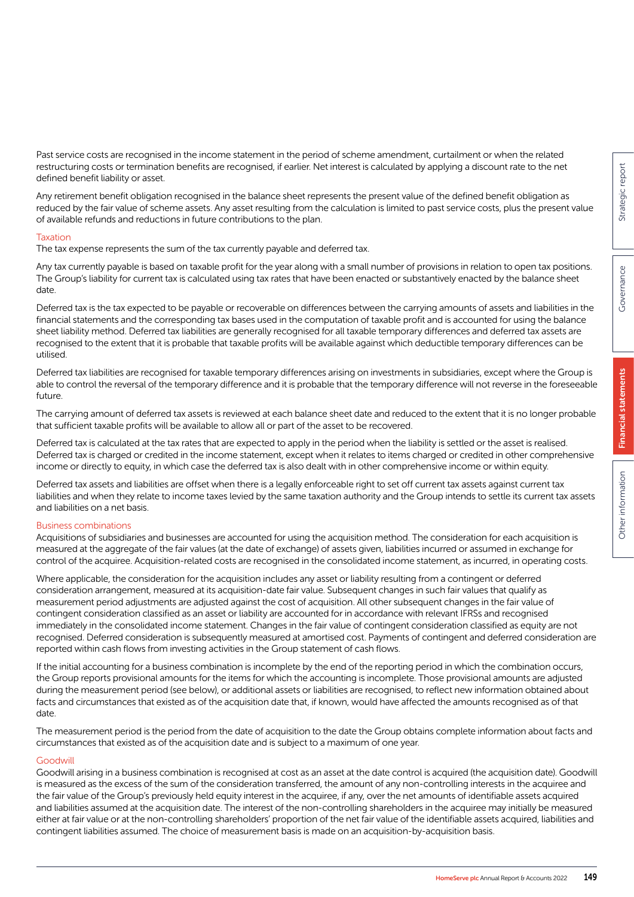Past service costs are recognised in the income statement in the period of scheme amendment, curtailment or when the related restructuring costs or termination benefits are recognised, if earlier. Net interest is calculated by applying a discount rate to the net defined benefit liability or asset.

Any retirement benefit obligation recognised in the balance sheet represents the present value of the defined benefit obligation as reduced by the fair value of scheme assets. Any asset resulting from the calculation is limited to past service costs, plus the present value of available refunds and reductions in future contributions to the plan.

### Taxation

The tax expense represents the sum of the tax currently payable and deferred tax.

Any tax currently payable is based on taxable profit for the year along with a small number of provisions in relation to open tax positions. The Group's liability for current tax is calculated using tax rates that have been enacted or substantively enacted by the balance sheet date.

Deferred tax is the tax expected to be payable or recoverable on differences between the carrying amounts of assets and liabilities in the financial statements and the corresponding tax bases used in the computation of taxable profit and is accounted for using the balance sheet liability method. Deferred tax liabilities are generally recognised for all taxable temporary differences and deferred tax assets are recognised to the extent that it is probable that taxable profits will be available against which deductible temporary differences can be utilised.

Deferred tax liabilities are recognised for taxable temporary differences arising on investments in subsidiaries, except where the Group is able to control the reversal of the temporary difference and it is probable that the temporary difference will not reverse in the foreseeable future.

The carrying amount of deferred tax assets is reviewed at each balance sheet date and reduced to the extent that it is no longer probable that sufficient taxable profits will be available to allow all or part of the asset to be recovered.

Deferred tax is calculated at the tax rates that are expected to apply in the period when the liability is settled or the asset is realised. Deferred tax is charged or credited in the income statement, except when it relates to items charged or credited in other comprehensive income or directly to equity, in which case the deferred tax is also dealt with in other comprehensive income or within equity.

Deferred tax assets and liabilities are offset when there is a legally enforceable right to set off current tax assets against current tax liabilities and when they relate to income taxes levied by the same taxation authority and the Group intends to settle its current tax assets and liabilities on a net basis.

### Business combinations

Acquisitions of subsidiaries and businesses are accounted for using the acquisition method. The consideration for each acquisition is measured at the aggregate of the fair values (at the date of exchange) of assets given, liabilities incurred or assumed in exchange for control of the acquiree. Acquisition-related costs are recognised in the consolidated income statement, as incurred, in operating costs.

Where applicable, the consideration for the acquisition includes any asset or liability resulting from a contingent or deferred consideration arrangement, measured at its acquisition-date fair value. Subsequent changes in such fair values that qualify as measurement period adjustments are adjusted against the cost of acquisition. All other subsequent changes in the fair value of contingent consideration classified as an asset or liability are accounted for in accordance with relevant IFRSs and recognised immediately in the consolidated income statement. Changes in the fair value of contingent consideration classified as equity are not recognised. Deferred consideration is subsequently measured at amortised cost. Payments of contingent and deferred consideration are reported within cash flows from investing activities in the Group statement of cash flows.

If the initial accounting for a business combination is incomplete by the end of the reporting period in which the combination occurs, the Group reports provisional amounts for the items for which the accounting is incomplete. Those provisional amounts are adjusted during the measurement period (see below), or additional assets or liabilities are recognised, to reflect new information obtained about facts and circumstances that existed as of the acquisition date that, if known, would have affected the amounts recognised as of that date.

The measurement period is the period from the date of acquisition to the date the Group obtains complete information about facts and circumstances that existed as of the acquisition date and is subject to a maximum of one year.

### Goodwill

Goodwill arising in a business combination is recognised at cost as an asset at the date control is acquired (the acquisition date). Goodwill is measured as the excess of the sum of the consideration transferred, the amount of any non-controlling interests in the acquiree and the fair value of the Group's previously held equity interest in the acquiree, if any, over the net amounts of identifiable assets acquired and liabilities assumed at the acquisition date. The interest of the non-controlling shareholders in the acquiree may initially be measured either at fair value or at the non-controlling shareholders' proportion of the net fair value of the identifiable assets acquired, liabilities and contingent liabilities assumed. The choice of measurement basis is made on an acquisition-by-acquisition basis.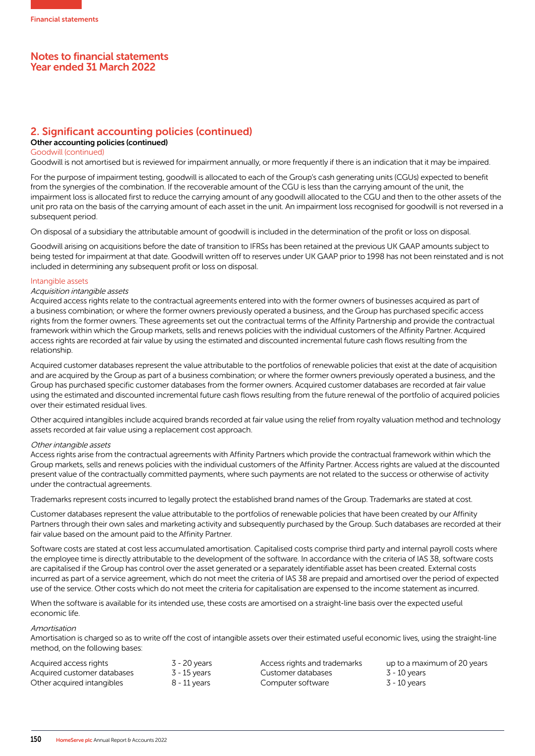## 2. Significant accounting policies (continued)

**Other accounting policies (continued)**

Goodwill (continued)

Goodwill is not amortised but is reviewed for impairment annually, or more frequently if there is an indication that it may be impaired.

For the purpose of impairment testing, goodwill is allocated to each of the Group's cash generating units (CGUs) expected to benefit from the synergies of the combination. If the recoverable amount of the CGU is less than the carrying amount of the unit, the impairment loss is allocated first to reduce the carrying amount of any goodwill allocated to the CGU and then to the other assets of the unit pro rata on the basis of the carrying amount of each asset in the unit. An impairment loss recognised for goodwill is not reversed in a subsequent period.

On disposal of a subsidiary the attributable amount of goodwill is included in the determination of the profit or loss on disposal.

Goodwill arising on acquisitions before the date of transition to IFRSs has been retained at the previous UK GAAP amounts subject to being tested for impairment at that date. Goodwill written off to reserves under UK GAAP prior to 1998 has not been reinstated and is not included in determining any subsequent profit or loss on disposal.

Intangible assets

*Acquisition intangible assets*

Acquired access rights relate to the contractual agreements entered into with the former owners of businesses acquired as part of a business combination; or where the former owners previously operated a business, and the Group has purchased specific access rights from the former owners. These agreements set out the contractual terms of the Affinity Partnership and provide the contractual framework within which the Group markets, sells and renews policies with the individual customers of the Affinity Partner. Acquired access rights are recorded at fair value by using the estimated and discounted incremental future cash flows resulting from the relationship.

Acquired customer databases represent the value attributable to the portfolios of renewable policies that exist at the date of acquisition and are acquired by the Group as part of a business combination; or where the former owners previously operated a business, and the Group has purchased specific customer databases from the former owners. Acquired customer databases are recorded at fair value using the estimated and discounted incremental future cash flows resulting from the future renewal of the portfolio of acquired policies over their estimated residual lives.

Other acquired intangibles include acquired brands recorded at fair value using the relief from royalty valuation method and technology assets recorded at fair value using a replacement cost approach.

*Other intangible assets*

Access rights arise from the contractual agreements with Affinity Partners which provide the contractual framework within which the Group markets, sells and renews policies with the individual customers of the Affinity Partner. Access rights are valued at the discounted present value of the contractually committed payments, where such payments are not related to the success or otherwise of activity under the contractual agreements.

Trademarks represent costs incurred to legally protect the established brand names of the Group. Trademarks are stated at cost.

Customer databases represent the value attributable to the portfolios of renewable policies that have been created by our Affinity Partners through their own sales and marketing activity and subsequently purchased by the Group. Such databases are recorded at their fair value based on the amount paid to the Affinity Partner.

Software costs are stated at cost less accumulated amortisation. Capitalised costs comprise third party and internal payroll costs where the employee time is directly attributable to the development of the software. In accordance with the criteria of IAS 38, software costs are capitalised if the Group has control over the asset generated or a separately identifiable asset has been created. External costs incurred as part of a service agreement, which do not meet the criteria of IAS 38 are prepaid and amortised over the period of expected use of the service. Other costs which do not meet the criteria for capitalisation are expensed to the income statement as incurred.

When the software is available for its intended use, these costs are amortised on a straight-line basis over the expected useful economic life.

*Amortisation*

Amortisation is charged so as to write off the cost of intangible assets over their estimated useful economic lives, using the straight-line method, on the following bases:

| | | | |
|---|---|---|---|
| Acquired access rights | 3 - 20 years | Access rights and trademarks | up to a maximum of 20 years |
| Acquired customer databases | 3 - 15 years | Customer databases | 3 - 10 years |
| Other acquired intangibles | 8 - 11 years | Computer software | 3 - 10 years |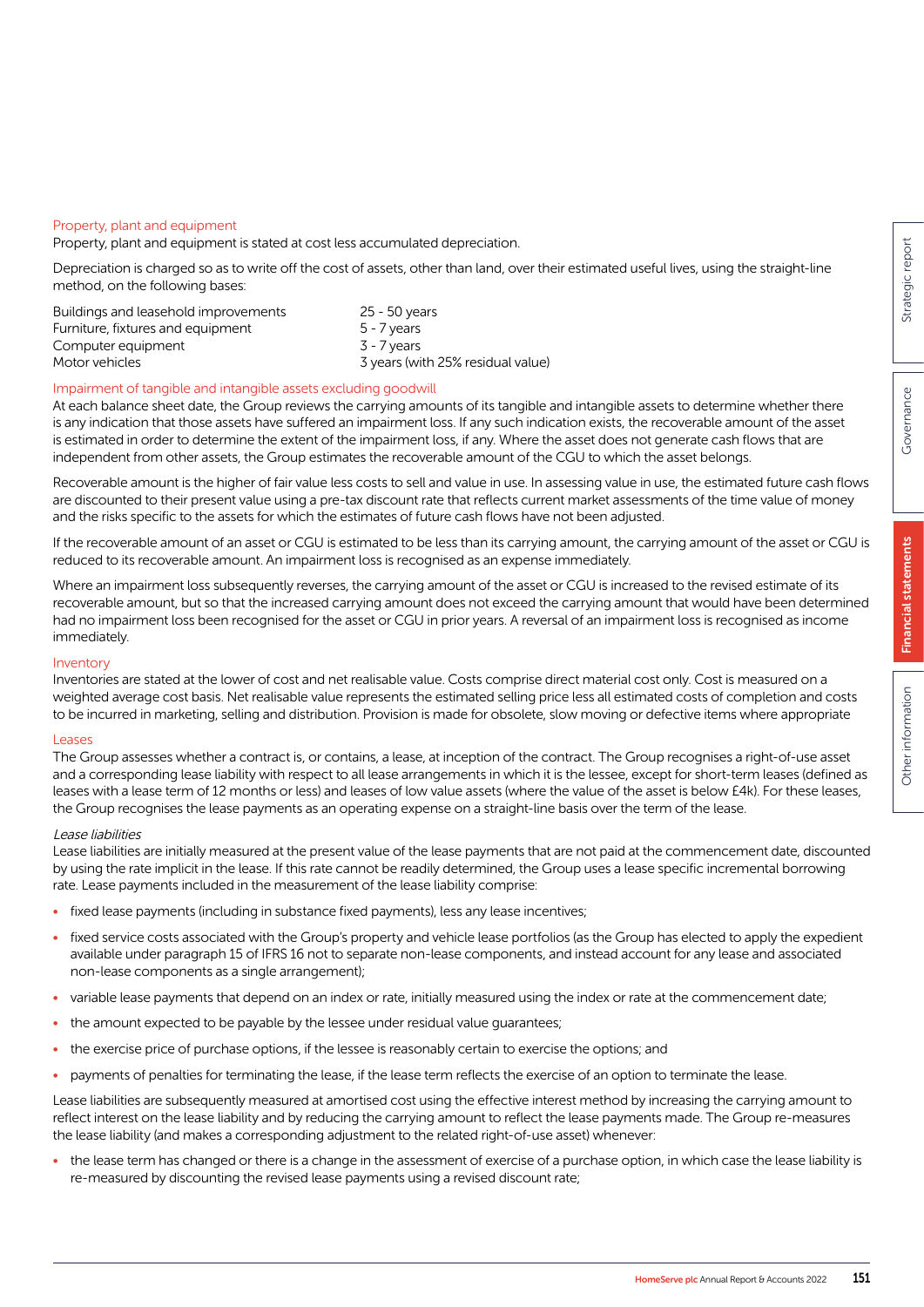### Property, plant and equipment

Property, plant and equipment is stated at cost less accumulated depreciation.

Depreciation is charged so as to write off the cost of assets, other than land, over their estimated useful lives, using the straight-line method, on the following bases:

| | |
|---|---|
| Buildings and leasehold improvements | 25 - 50 years |
| Furniture, fixtures and equipment | 5 - 7 years |
| Computer equipment | 3 - 7 years |
| Motor vehicles | 3 years (with 25% residual value) |

### Impairment of tangible and intangible assets excluding goodwill

At each balance sheet date, the Group reviews the carrying amounts of its tangible and intangible assets to determine whether there is any indication that those assets have suffered an impairment loss. If any such indication exists, the recoverable amount of the asset is estimated in order to determine the extent of the impairment loss, if any. Where the asset does not generate cash flows that are independent from other assets, the Group estimates the recoverable amount of the CGU to which the asset belongs.

Recoverable amount is the higher of fair value less costs to sell and value in use. In assessing value in use, the estimated future cash flows are discounted to their present value using a pre-tax discount rate that reflects current market assessments of the time value of money and the risks specific to the assets for which the estimates of future cash flows have not been adjusted.

If the recoverable amount of an asset or CGU is estimated to be less than its carrying amount, the carrying amount of the asset or CGU is reduced to its recoverable amount. An impairment loss is recognised as an expense immediately.

Where an impairment loss subsequently reverses, the carrying amount of the asset or CGU is increased to the revised estimate of its recoverable amount, but so that the increased carrying amount does not exceed the carrying amount that would have been determined had no impairment loss been recognised for the asset or CGU in prior years. A reversal of an impairment loss is recognised as income immediately.

### Inventory

Inventories are stated at the lower of cost and net realisable value. Costs comprise direct material cost only. Cost is measured on a weighted average cost basis. Net realisable value represents the estimated selling price less all estimated costs of completion and costs to be incurred in marketing, selling and distribution. Provision is made for obsolete, slow moving or defective items where appropriate

### Leases

The Group assesses whether a contract is, or contains, a lease, at inception of the contract. The Group recognises a right-of-use asset and a corresponding lease liability with respect to all lease arrangements in which it is the lessee, except for short-term leases (defined as leases with a lease term of 12 months or less) and leases of low value assets (where the value of the asset is below £4k). For these leases, the Group recognises the lease payments as an operating expense on a straight-line basis over the term of the lease.

*Lease liabilities*

Lease liabilities are initially measured at the present value of the lease payments that are not paid at the commencement date, discounted by using the rate implicit in the lease. If this rate cannot be readily determined, the Group uses a lease specific incremental borrowing rate. Lease payments included in the measurement of the lease liability comprise:

- fixed lease payments (including in substance fixed payments), less any lease incentives;
- fixed service costs associated with the Group's property and vehicle lease portfolios (as the Group has elected to apply the expedient available under paragraph 15 of IFRS 16 not to separate non-lease components, and instead account for any lease and associated non-lease components as a single arrangement);
- variable lease payments that depend on an index or rate, initially measured using the index or rate at the commencement date;
- the amount expected to be payable by the lessee under residual value guarantees;
- the exercise price of purchase options, if the lessee is reasonably certain to exercise the options; and
- payments of penalties for terminating the lease, if the lease term reflects the exercise of an option to terminate the lease.

Lease liabilities are subsequently measured at amortised cost using the effective interest method by increasing the carrying amount to reflect interest on the lease liability and by reducing the carrying amount to reflect the lease payments made. The Group re-measures the lease liability (and makes a corresponding adjustment to the related right-of-use asset) whenever:

- the lease term has changed or there is a change in the assessment of exercise of a purchase option, in which case the lease liability is re-measured by discounting the revised lease payments using a revised discount rate;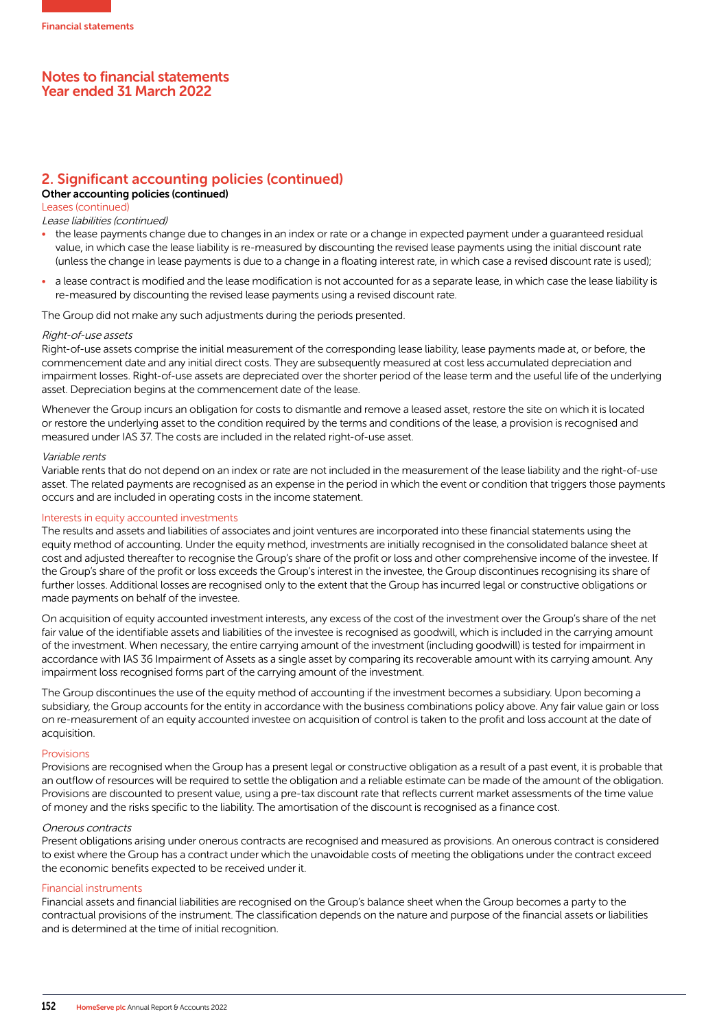# Notes to financial statements
# Year ended 31 March 2022

## 2. Significant accounting policies (continued)

**Other accounting policies (continued)**

### Leases (continued)

*Lease liabilities (continued)*

- the lease payments change due to changes in an index or rate or a change in expected payment under a guaranteed residual value, in which case the lease liability is re-measured by discounting the revised lease payments using the initial discount rate (unless the change in lease payments is due to a change in a floating interest rate, in which case a revised discount rate is used);
- a lease contract is modified and the lease modification is not accounted for as a separate lease, in which case the lease liability is re-measured by discounting the revised lease payments using a revised discount rate.

The Group did not make any such adjustments during the periods presented.

*Right-of-use assets*

Right-of-use assets comprise the initial measurement of the corresponding lease liability, lease payments made at, or before, the commencement date and any initial direct costs. They are subsequently measured at cost less accumulated depreciation and impairment losses. Right-of-use assets are depreciated over the shorter period of the lease term and the useful life of the underlying asset. Depreciation begins at the commencement date of the lease.

Whenever the Group incurs an obligation for costs to dismantle and remove a leased asset, restore the site on which it is located or restore the underlying asset to the condition required by the terms and conditions of the lease, a provision is recognised and measured under IAS 37. The costs are included in the related right-of-use asset.

*Variable rents*

Variable rents that do not depend on an index or rate are not included in the measurement of the lease liability and the right-of-use asset. The related payments are recognised as an expense in the period in which the event or condition that triggers those payments occurs and are included in operating costs in the income statement.

### Interests in equity accounted investments

The results and assets and liabilities of associates and joint ventures are incorporated into these financial statements using the equity method of accounting. Under the equity method, investments are initially recognised in the consolidated balance sheet at cost and adjusted thereafter to recognise the Group's share of the profit or loss and other comprehensive income of the investee. If the Group's share of the profit or loss exceeds the Group's interest in the investee, the Group discontinues recognising its share of further losses. Additional losses are recognised only to the extent that the Group has incurred legal or constructive obligations or made payments on behalf of the investee.

On acquisition of equity accounted investment interests, any excess of the cost of the investment over the Group's share of the net fair value of the identifiable assets and liabilities of the investee is recognised as goodwill, which is included in the carrying amount of the investment. When necessary, the entire carrying amount of the investment (including goodwill) is tested for impairment in accordance with IAS 36 Impairment of Assets as a single asset by comparing its recoverable amount with its carrying amount. Any impairment loss recognised forms part of the carrying amount of the investment.

The Group discontinues the use of the equity method of accounting if the investment becomes a subsidiary. Upon becoming a subsidiary, the Group accounts for the entity in accordance with the business combinations policy above. Any fair value gain or loss on re-measurement of an equity accounted investee on acquisition of control is taken to the profit and loss account at the date of acquisition.

### Provisions

Provisions are recognised when the Group has a present legal or constructive obligation as a result of a past event, it is probable that an outflow of resources will be required to settle the obligation and a reliable estimate can be made of the amount of the obligation. Provisions are discounted to present value, using a pre-tax discount rate that reflects current market assessments of the time value of money and the risks specific to the liability. The amortisation of the discount is recognised as a finance cost.

*Onerous contracts*

Present obligations arising under onerous contracts are recognised and measured as provisions. An onerous contract is considered to exist where the Group has a contract under which the unavoidable costs of meeting the obligations under the contract exceed the economic benefits expected to be received under it.

### Financial instruments

Financial assets and financial liabilities are recognised on the Group's balance sheet when the Group becomes a party to the contractual provisions of the instrument. The classification depends on the nature and purpose of the financial assets or liabilities and is determined at the time of initial recognition.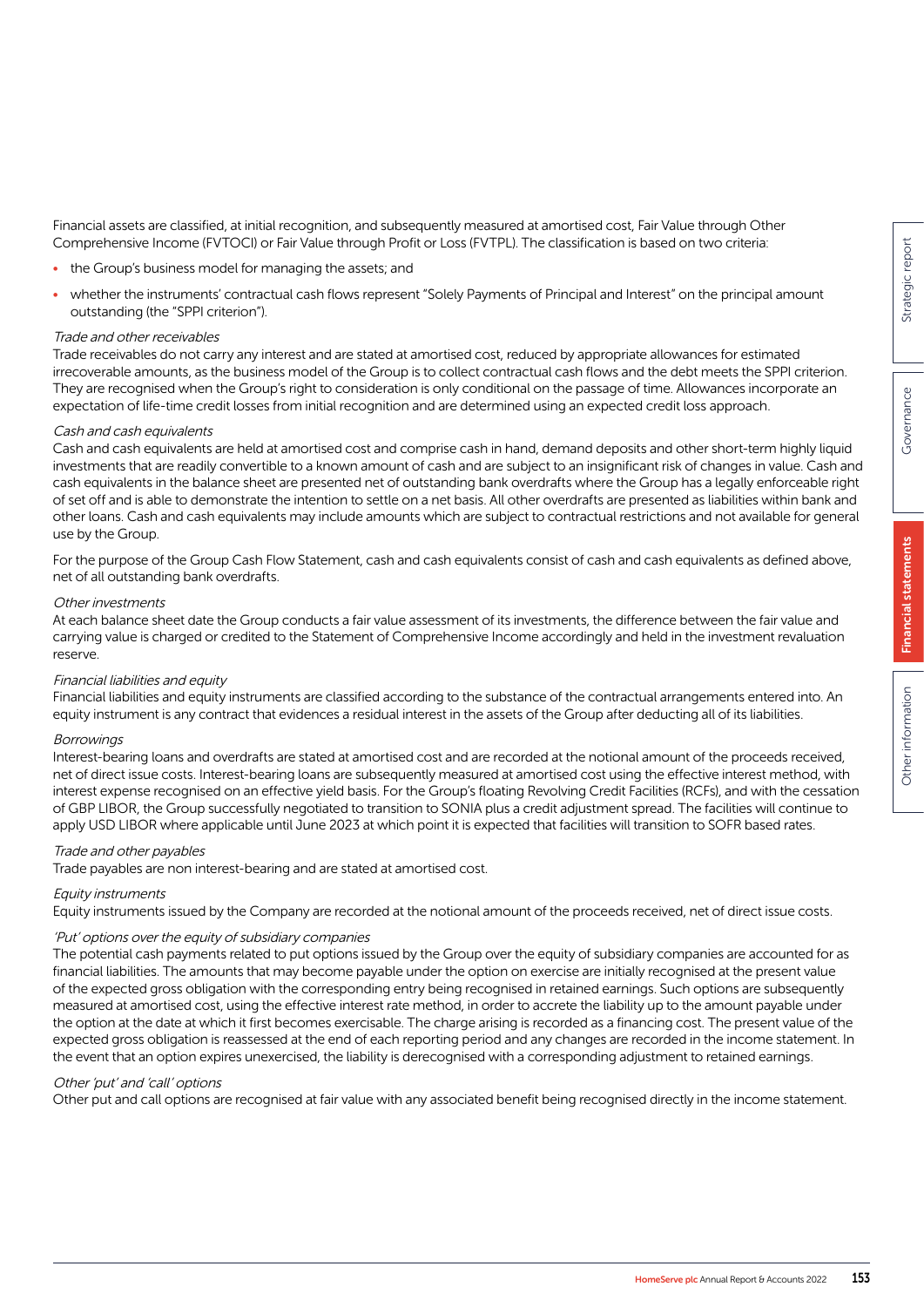Financial assets are classified, at initial recognition, and subsequently measured at amortised cost, Fair Value through Other Comprehensive Income (FVTOCI) or Fair Value through Profit or Loss (FVTPL). The classification is based on two criteria:

- the Group's business model for managing the assets; and
- whether the instruments' contractual cash flows represent "Solely Payments of Principal and Interest" on the principal amount outstanding (the "SPPI criterion").

*Trade and other receivables*
Trade receivables do not carry any interest and are stated at amortised cost, reduced by appropriate allowances for estimated irrecoverable amounts, as the business model of the Group is to collect contractual cash flows and the debt meets the SPPI criterion. They are recognised when the Group's right to consideration is only conditional on the passage of time. Allowances incorporate an expectation of life-time credit losses from initial recognition and are determined using an expected credit loss approach.

*Cash and cash equivalents*
Cash and cash equivalents are held at amortised cost and comprise cash in hand, demand deposits and other short-term highly liquid investments that are readily convertible to a known amount of cash and are subject to an insignificant risk of changes in value. Cash and cash equivalents in the balance sheet are presented net of outstanding bank overdrafts where the Group has a legally enforceable right of set off and is able to demonstrate the intention to settle on a net basis. All other overdrafts are presented as liabilities within bank and other loans. Cash and cash equivalents may include amounts which are subject to contractual restrictions and not available for general use by the Group.

For the purpose of the Group Cash Flow Statement, cash and cash equivalents consist of cash and cash equivalents as defined above, net of all outstanding bank overdrafts.

*Other investments*
At each balance sheet date the Group conducts a fair value assessment of its investments, the difference between the fair value and carrying value is charged or credited to the Statement of Comprehensive Income accordingly and held in the investment revaluation reserve.

*Financial liabilities and equity*
Financial liabilities and equity instruments are classified according to the substance of the contractual arrangements entered into. An equity instrument is any contract that evidences a residual interest in the assets of the Group after deducting all of its liabilities.

*Borrowings*
Interest-bearing loans and overdrafts are stated at amortised cost and are recorded at the notional amount of the proceeds received, net of direct issue costs. Interest-bearing loans are subsequently measured at amortised cost using the effective interest method, with interest expense recognised on an effective yield basis. For the Group's floating Revolving Credit Facilities (RCFs), and with the cessation of GBP LIBOR, the Group successfully negotiated to transition to SONIA plus a credit adjustment spread. The facilities will continue to apply USD LIBOR where applicable until June 2023 at which point it is expected that facilities will transition to SOFR based rates.

*Trade and other payables*
Trade payables are non interest-bearing and are stated at amortised cost.

*Equity instruments*
Equity instruments issued by the Company are recorded at the notional amount of the proceeds received, net of direct issue costs.

*'Put' options over the equity of subsidiary companies*
The potential cash payments related to put options issued by the Group over the equity of subsidiary companies are accounted for as financial liabilities. The amounts that may become payable under the option on exercise are initially recognised at the present value of the expected gross obligation with the corresponding entry being recognised in retained earnings. Such options are subsequently measured at amortised cost, using the effective interest rate method, in order to accrete the liability up to the amount payable under the option at the date at which it first becomes exercisable. The charge arising is recorded as a financing cost. The present value of the expected gross obligation is reassessed at the end of each reporting period and any changes are recorded in the income statement. In the event that an option expires unexercised, the liability is derecognised with a corresponding adjustment to retained earnings.

*Other 'put' and 'call' options*
Other put and call options are recognised at fair value with any associated benefit being recognised directly in the income statement.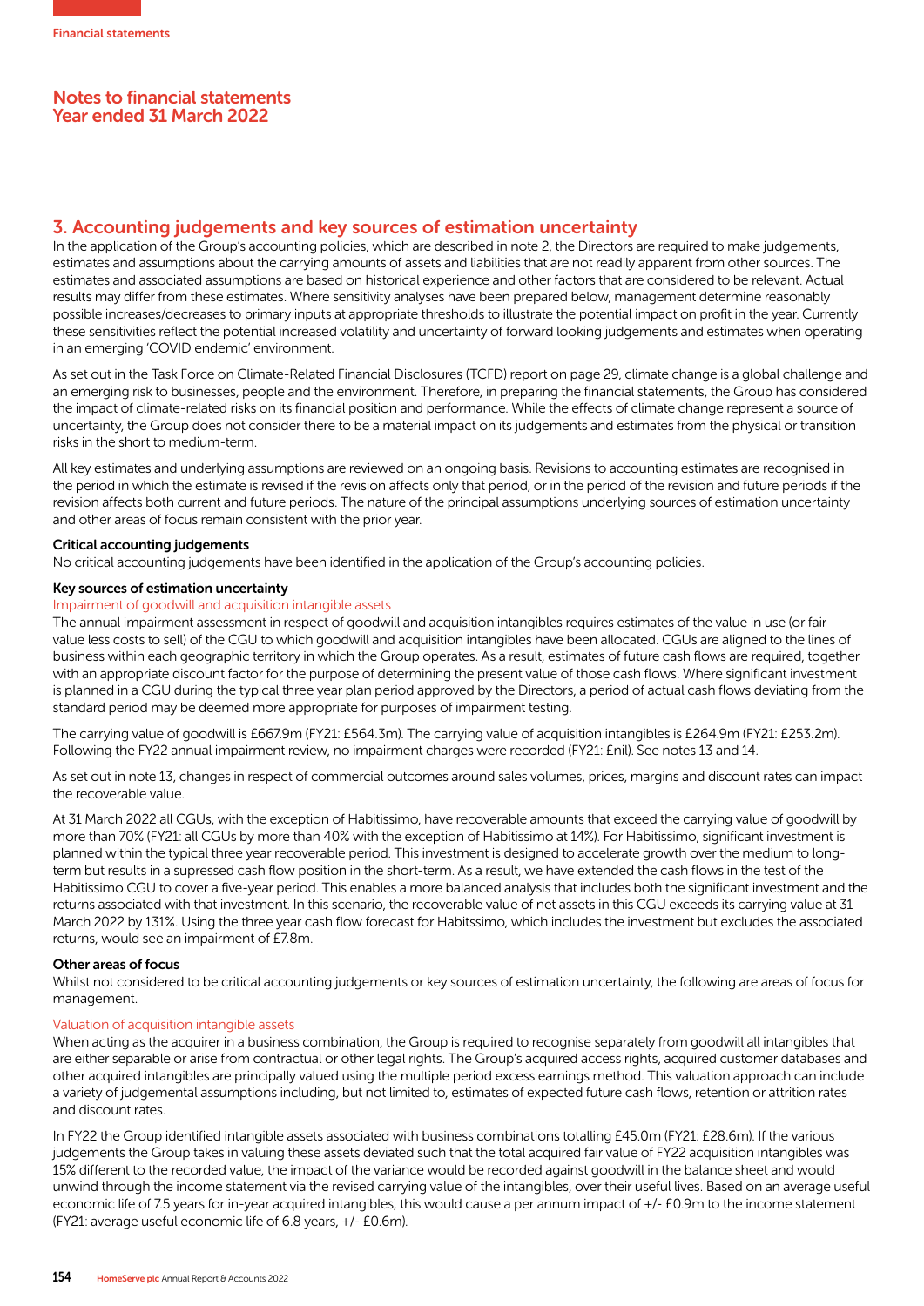Financial statements

# Notes to financial statements
# Year ended 31 March 2022

## 3. Accounting judgements and key sources of estimation uncertainty

In the application of the Group's accounting policies, which are described in note 2, the Directors are required to make judgements, estimates and assumptions about the carrying amounts of assets and liabilities that are not readily apparent from other sources. The estimates and associated assumptions are based on historical experience and other factors that are considered to be relevant. Actual results may differ from these estimates. Where sensitivity analyses have been prepared below, management determine reasonably possible increases/decreases to primary inputs at appropriate thresholds to illustrate the potential impact on profit in the year. Currently these sensitivities reflect the potential increased volatility and uncertainty of forward looking judgements and estimates when operating in an emerging 'COVID endemic' environment.

As set out in the Task Force on Climate-Related Financial Disclosures (TCFD) report on page 29, climate change is a global challenge and an emerging risk to businesses, people and the environment. Therefore, in preparing the financial statements, the Group has considered the impact of climate-related risks on its financial position and performance. While the effects of climate change represent a source of uncertainty, the Group does not consider there to be a material impact on its judgements and estimates from the physical or transition risks in the short to medium-term.

All key estimates and underlying assumptions are reviewed on an ongoing basis. Revisions to accounting estimates are recognised in the period in which the estimate is revised if the revision affects only that period, or in the period of the revision and future periods if the revision affects both current and future periods. The nature of the principal assumptions underlying sources of estimation uncertainty and other areas of focus remain consistent with the prior year.

**Critical accounting judgements**

No critical accounting judgements have been identified in the application of the Group's accounting policies.

**Key sources of estimation uncertainty**

Impairment of goodwill and acquisition intangible assets

The annual impairment assessment in respect of goodwill and acquisition intangibles requires estimates of the value in use (or fair value less costs to sell) of the CGU to which goodwill and acquisition intangibles have been allocated. CGUs are aligned to the lines of business within each geographic territory in which the Group operates. As a result, estimates of future cash flows are required, together with an appropriate discount factor for the purpose of determining the present value of those cash flows. Where significant investment is planned in a CGU during the typical three year plan period approved by the Directors, a period of actual cash flows deviating from the standard period may be deemed more appropriate for purposes of impairment testing.

The carrying value of goodwill is £667.9m (FY21: £564.3m). The carrying value of acquisition intangibles is £264.9m (FY21: £253.2m). Following the FY22 annual impairment review, no impairment charges were recorded (FY21: £nil). See notes 13 and 14.

As set out in note 13, changes in respect of commercial outcomes around sales volumes, prices, margins and discount rates can impact the recoverable value.

At 31 March 2022 all CGUs, with the exception of Habitissimo, have recoverable amounts that exceed the carrying value of goodwill by more than 70% (FY21: all CGUs by more than 40% with the exception of Habitissimo at 14%). For Habitissimo, significant investment is planned within the typical three year recoverable period. This investment is designed to accelerate growth over the medium to long-term but results in a supressed cash flow position in the short-term. As a result, we have extended the cash flows in the test of the Habitissimo CGU to cover a five-year period. This enables a more balanced analysis that includes both the significant investment and the returns associated with that investment. In this scenario, the recoverable value of net assets in this CGU exceeds its carrying value at 31 March 2022 by 131%. Using the three year cash flow forecast for Habitssimo, which includes the investment but excludes the associated returns, would see an impairment of £7.8m.

**Other areas of focus**

Whilst not considered to be critical accounting judgements or key sources of estimation uncertainty, the following are areas of focus for management.

Valuation of acquisition intangible assets

When acting as the acquirer in a business combination, the Group is required to recognise separately from goodwill all intangibles that are either separable or arise from contractual or other legal rights. The Group's acquired access rights, acquired customer databases and other acquired intangibles are principally valued using the multiple period excess earnings method. This valuation approach can include a variety of judgemental assumptions including, but not limited to, estimates of expected future cash flows, retention or attrition rates and discount rates.

In FY22 the Group identified intangible assets associated with business combinations totalling £45.0m (FY21: £28.6m). If the various judgements the Group takes in valuing these assets deviated such that the total acquired fair value of FY22 acquisition intangibles was 15% different to the recorded value, the impact of the variance would be recorded against goodwill in the balance sheet and would unwind through the income statement via the revised carrying value of the intangibles, over their useful lives. Based on an average useful economic life of 7.5 years for in-year acquired intangibles, this would cause a per annum impact of +/- £0.9m to the income statement (FY21: average useful economic life of 6.8 years, +/- £0.6m).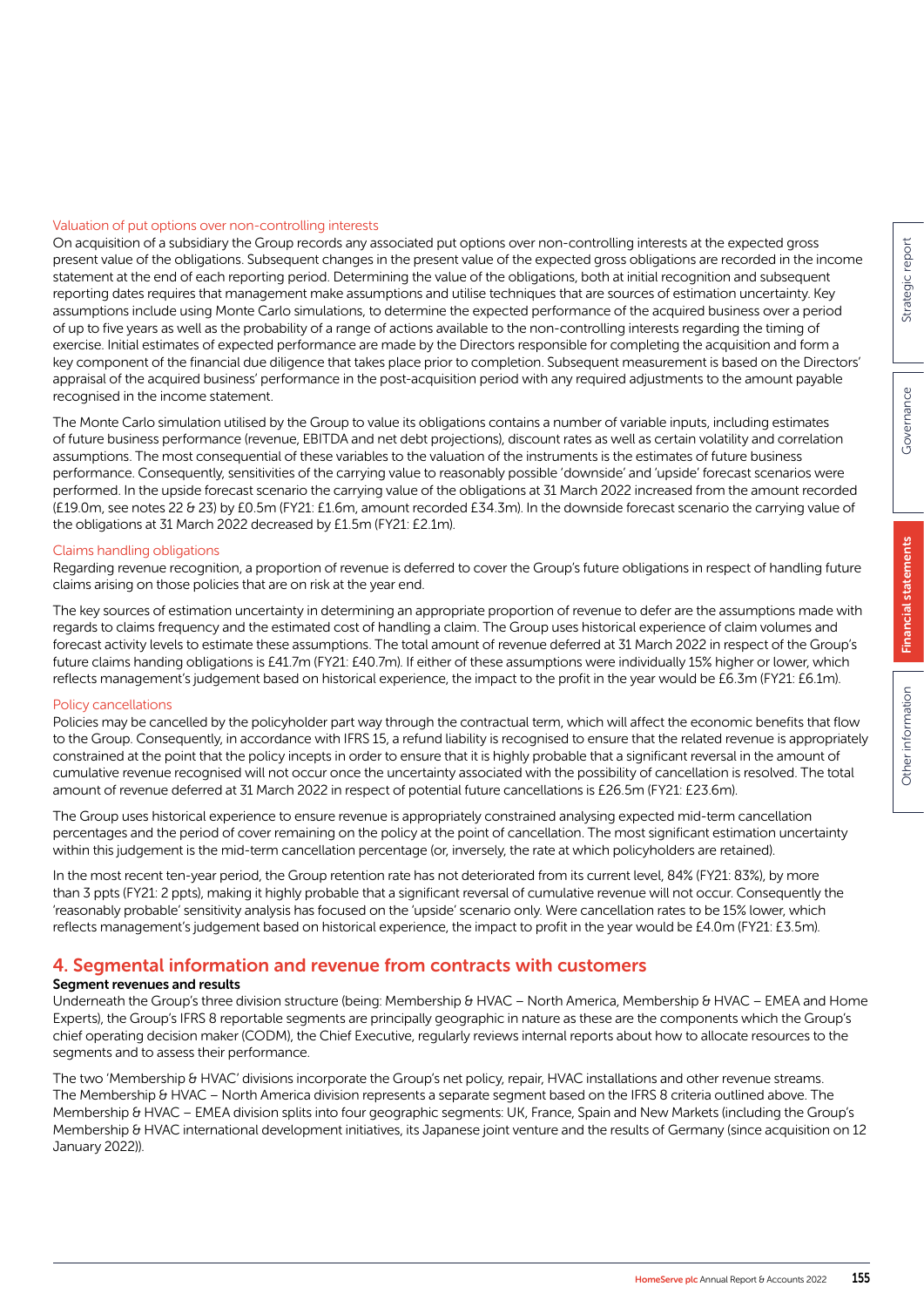### Valuation of put options over non-controlling interests

On acquisition of a subsidiary the Group records any associated put options over non-controlling interests at the expected gross present value of the obligations. Subsequent changes in the present value of the expected gross obligations are recorded in the income statement at the end of each reporting period. Determining the value of the obligations, both at initial recognition and subsequent reporting dates requires that management make assumptions and utilise techniques that are sources of estimation uncertainty. Key assumptions include using Monte Carlo simulations, to determine the expected performance of the acquired business over a period of up to five years as well as the probability of a range of actions available to the non-controlling interests regarding the timing of exercise. Initial estimates of expected performance are made by the Directors responsible for completing the acquisition and form a key component of the financial due diligence that takes place prior to completion. Subsequent measurement is based on the Directors' appraisal of the acquired business' performance in the post-acquisition period with any required adjustments to the amount payable recognised in the income statement.

The Monte Carlo simulation utilised by the Group to value its obligations contains a number of variable inputs, including estimates of future business performance (revenue, EBITDA and net debt projections), discount rates as well as certain volatility and correlation assumptions. The most consequential of these variables to the valuation of the instruments is the estimates of future business performance. Consequently, sensitivities of the carrying value to reasonably possible 'downside' and 'upside' forecast scenarios were performed. In the upside forecast scenario the carrying value of the obligations at 31 March 2022 increased from the amount recorded (£19.0m, see notes 22 & 23) by £0.5m (FY21: £1.6m, amount recorded £34.3m). In the downside forecast scenario the carrying value of the obligations at 31 March 2022 decreased by £1.5m (FY21: £2.1m).

### Claims handling obligations

Regarding revenue recognition, a proportion of revenue is deferred to cover the Group's future obligations in respect of handling future claims arising on those policies that are on risk at the year end.

The key sources of estimation uncertainty in determining an appropriate proportion of revenue to defer are the assumptions made with regards to claims frequency and the estimated cost of handling a claim. The Group uses historical experience of claim volumes and forecast activity levels to estimate these assumptions. The total amount of revenue deferred at 31 March 2022 in respect of the Group's future claims handing obligations is £41.7m (FY21: £40.7m). If either of these assumptions were individually 15% higher or lower, which reflects management's judgement based on historical experience, the impact to the profit in the year would be £6.3m (FY21: £6.1m).

### Policy cancellations

Policies may be cancelled by the policyholder part way through the contractual term, which will affect the economic benefits that flow to the Group. Consequently, in accordance with IFRS 15, a refund liability is recognised to ensure that the related revenue is appropriately constrained at the point that the policy incepts in order to ensure that it is highly probable that a significant reversal in the amount of cumulative revenue recognised will not occur once the uncertainty associated with the possibility of cancellation is resolved. The total amount of revenue deferred at 31 March 2022 in respect of potential future cancellations is £26.5m (FY21: £23.6m).

The Group uses historical experience to ensure revenue is appropriately constrained analysing expected mid-term cancellation percentages and the period of cover remaining on the policy at the point of cancellation. The most significant estimation uncertainty within this judgement is the mid-term cancellation percentage (or, inversely, the rate at which policyholders are retained).

In the most recent ten-year period, the Group retention rate has not deteriorated from its current level, 84% (FY21: 83%), by more than 3 ppts (FY21: 2 ppts), making it highly probable that a significant reversal of cumulative revenue will not occur. Consequently the 'reasonably probable' sensitivity analysis has focused on the 'upside' scenario only. Were cancellation rates to be 15% lower, which reflects management's judgement based on historical experience, the impact to profit in the year would be £4.0m (FY21: £3.5m).

## 4. Segmental information and revenue from contracts with customers

**Segment revenues and results**

Underneath the Group's three division structure (being: Membership & HVAC – North America, Membership & HVAC – EMEA and Home Experts), the Group's IFRS 8 reportable segments are principally geographic in nature as these are the components which the Group's chief operating decision maker (CODM), the Chief Executive, regularly reviews internal reports about how to allocate resources to the segments and to assess their performance.

The two 'Membership & HVAC' divisions incorporate the Group's net policy, repair, HVAC installations and other revenue streams. The Membership & HVAC – North America division represents a separate segment based on the IFRS 8 criteria outlined above. The Membership & HVAC – EMEA division splits into four geographic segments: UK, France, Spain and New Markets (including the Group's Membership & HVAC international development initiatives, its Japanese joint venture and the results of Germany (since acquisition on 12 January 2022)).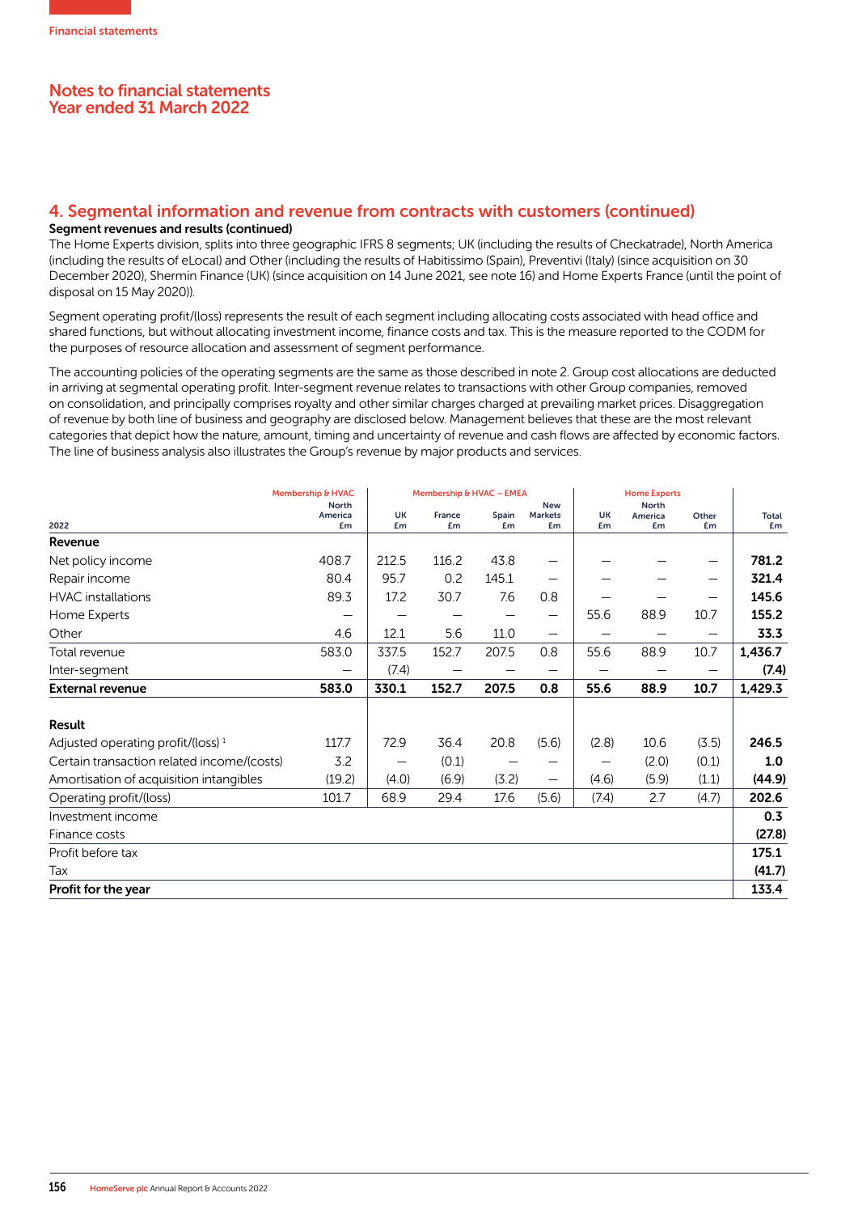Financial statements

# Notes to financial statements
# Year ended 31 March 2022

## 4. Segmental information and revenue from contracts with customers (continued)

**Segment revenues and results (continued)**

The Home Experts division, splits into three geographic IFRS 8 segments; UK (including the results of Checkatrade), North America (including the results of eLocal) and Other (including the results of Habitissimo (Spain), Preventivi (Italy) (since acquisition on 30 December 2020), Shermin Finance (UK) (since acquisition on 14 June 2021, see note 16) and Home Experts France (until the point of disposal on 15 May 2020)).

Segment operating profit/(loss) represents the result of each segment including allocating costs associated with head office and shared functions, but without allocating investment income, finance costs and tax. This is the measure reported to the CODM for the purposes of resource allocation and assessment of segment performance.

The accounting policies of the operating segments are the same as those described in note 2. Group cost allocations are deducted in arriving at segmental operating profit. Inter-segment revenue relates to transactions with other Group companies, removed on consolidation, and principally comprises royalty and other similar charges charged at prevailing market prices. Disaggregation of revenue by both line of business and geography are disclosed below. Management believes that these are the most relevant categories that depict how the nature, amount, timing and uncertainty of revenue and cash flows are affected by economic factors. The line of business analysis also illustrates the Group's revenue by major products and services.

| | Membership & HVAC | Membership & HVAC – EMEA | | | | Home Experts | | | |
|---|---|---|---|---|---|---|---|---|---|
| 2022 | North America £m | UK £m | France £m | Spain £m | New Markets £m | UK £m | North America £m | Other £m | Total £m |
| **Revenue** | | | | | | | | | |
| Net policy income | 408.7 | 212.5 | 116.2 | 43.8 | – | – | – | – | **781.2** |
| Repair income | 80.4 | 95.7 | 0.2 | 145.1 | – | – | – | – | **321.4** |
| HVAC installations | 89.3 | 17.2 | 30.7 | 7.6 | 0.8 | – | – | – | **145.6** |
| Home Experts | – | – | – | – | – | 55.6 | 88.9 | 10.7 | **155.2** |
| Other | 4.6 | 12.1 | 5.6 | 11.0 | – | – | – | – | **33.3** |
| Total revenue | 583.0 | 337.5 | 152.7 | 207.5 | 0.8 | 55.6 | 88.9 | 10.7 | **1,436.7** |
| Inter-segment | – | (7.4) | – | – | – | – | – | – | **(7.4)** |
| **External revenue** | **583.0** | **330.1** | **152.7** | **207.5** | **0.8** | **55.6** | **88.9** | **10.7** | **1,429.3** |
| **Result** | | | | | | | | | |
| Adjusted operating profit/(loss) [1] | 117.7 | 72.9 | 36.4 | 20.8 | (5.6) | (2.8) | 10.6 | (3.5) | **246.5** |
| Certain transaction related income/(costs) | 3.2 | – | (0.1) | – | – | – | (2.0) | (0.1) | **1.0** |
| Amortisation of acquisition intangibles | (19.2) | (4.0) | (6.9) | (3.2) | – | (4.6) | (5.9) | (1.1) | **(44.9)** |
| Operating profit/(loss) | 101.7 | 68.9 | 29.4 | 17.6 | (5.6) | (7.4) | 2.7 | (4.7) | **202.6** |
| Investment income | | | | | | | | | **0.3** |
| Finance costs | | | | | | | | | **(27.8)** |
| Profit before tax | | | | | | | | | **175.1** |
| Tax | | | | | | | | | **(41.7)** |
| **Profit for the year** | | | | | | | | | **133.4** |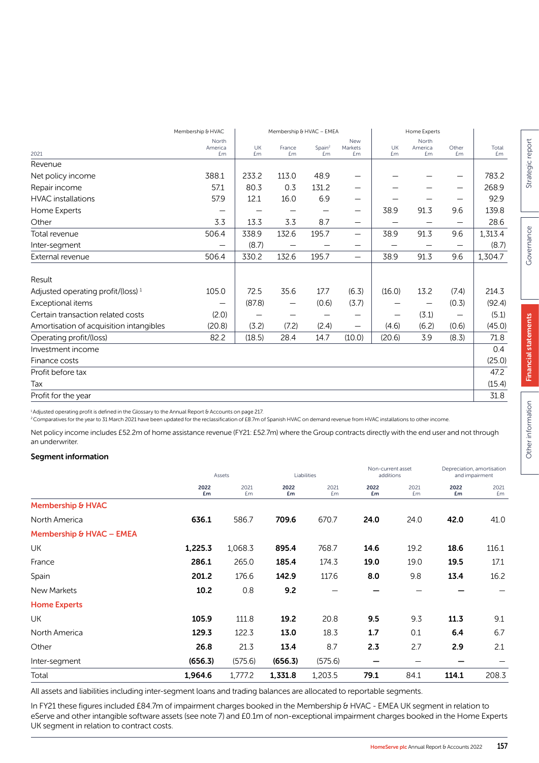| 2021 | Membership & HVAC North America £m | Membership & HVAC – EMEA UK £m | France £m | Spain[2] £m | New Markets £m | Home Experts UK £m | North America £m | Other £m | Total £m |
|---|---|---|---|---|---|---|---|---|---|
| Revenue | | | | | | | | | |
| Net policy income | 388.1 | 233.2 | 113.0 | 48.9 | — | — | — | — | 783.2 |
| Repair income | 57.1 | 80.3 | 0.3 | 131.2 | — | — | — | — | 268.9 |
| HVAC installations | 57.9 | 12.1 | 16.0 | 6.9 | — | — | — | — | 92.9 |
| Home Experts | — | — | — | — | — | 38.9 | 91.3 | 9.6 | 139.8 |
| Other | 3.3 | 13.3 | 3.3 | 8.7 | — | — | — | — | 28.6 |
| Total revenue | 506.4 | 338.9 | 132.6 | 195.7 | — | 38.9 | 91.3 | 9.6 | 1,313.4 |
| Inter-segment | — | (8.7) | — | — | — | — | — | — | (8.7) |
| External revenue | 506.4 | 330.2 | 132.6 | 195.7 | — | 38.9 | 91.3 | 9.6 | 1,304.7 |
| Result | | | | | | | | | |
| Adjusted operating profit/(loss) [1] | 105.0 | 72.5 | 35.6 | 17.7 | (6.3) | (16.0) | 13.2 | (7.4) | 214.3 |
| Exceptional items | — | (87.8) | — | (0.6) | (3.7) | — | — | (0.3) | (92.4) |
| Certain transaction related costs | (2.0) | — | — | — | — | — | (3.1) | — | (5.1) |
| Amortisation of acquisition intangibles | (20.8) | (3.2) | (7.2) | (2.4) | — | (4.6) | (6.2) | (0.6) | (45.0) |
| Operating profit/(loss) | 82.2 | (18.5) | 28.4 | 14.7 | (10.0) | (20.6) | 3.9 | (8.3) | 71.8 |
| Investment income | | | | | | | | | 0.4 |
| Finance costs | | | | | | | | | (25.0) |
| Profit before tax | | | | | | | | | 47.2 |
| Tax | | | | | | | | | (15.4) |
| Profit for the year | | | | | | | | | 31.8 |

[1] Adjusted operating profit is defined in the Glossary to the Annual Report & Accounts on page 217.
[2] Comparatives for the year to 31 March 2021 have been updated for the reclassification of £8.7m of Spanish HVAC on demand revenue from HVAC installations to other income.

Net policy income includes £52.2m of home assistance revenue (FY21: £52.7m) where the Group contracts directly with the end user and not through an underwriter.

**Segment information**

| | Assets 2022 £m | Assets 2021 £m | Liabilities 2022 £m | Liabilities 2021 £m | Non-current asset additions 2022 £m | Non-current asset additions 2021 £m | Depreciation, amortisation and impairment 2022 £m | Depreciation, amortisation and impairment 2021 £m |
|---|---|---|---|---|---|---|---|---|
| **Membership & HVAC** | | | | | | | | |
| North America | **636.1** | 586.7 | **709.6** | 670.7 | **24.0** | 24.0 | **42.0** | 41.0 |
| **Membership & HVAC – EMEA** | | | | | | | | |
| UK | **1,225.3** | 1,068.3 | **895.4** | 768.7 | **14.6** | 19.2 | **18.6** | 116.1 |
| France | **286.1** | 265.0 | **185.4** | 174.3 | **19.0** | 19.0 | **19.5** | 17.1 |
| Spain | **201.2** | 176.6 | **142.9** | 117.6 | **8.0** | 9.8 | **13.4** | 16.2 |
| New Markets | **10.2** | 0.8 | **9.2** | — | **—** | — | **—** | — |
| **Home Experts** | | | | | | | | |
| UK | **105.9** | 111.8 | **19.2** | 20.8 | **9.5** | 9.3 | **11.3** | 9.1 |
| North America | **129.3** | 122.3 | **13.0** | 18.3 | **1.7** | 0.1 | **6.4** | 6.7 |
| Other | **26.8** | 21.3 | **13.4** | 8.7 | **2.3** | 2.7 | **2.9** | 2.1 |
| Inter-segment | **(656.3)** | (575.6) | **(656.3)** | (575.6) | **—** | — | **—** | — |
| Total | **1,964.6** | 1,777.2 | **1,331.8** | 1,203.5 | **79.1** | 84.1 | **114.1** | 208.3 |

All assets and liabilities including inter-segment loans and trading balances are allocated to reportable segments.

In FY21 these figures included £84.7m of impairment charges booked in the Membership & HVAC - EMEA UK segment in relation to eServe and other intangible software assets (see note 7) and £0.1m of non-exceptional impairment charges booked in the Home Experts UK segment in relation to contract costs.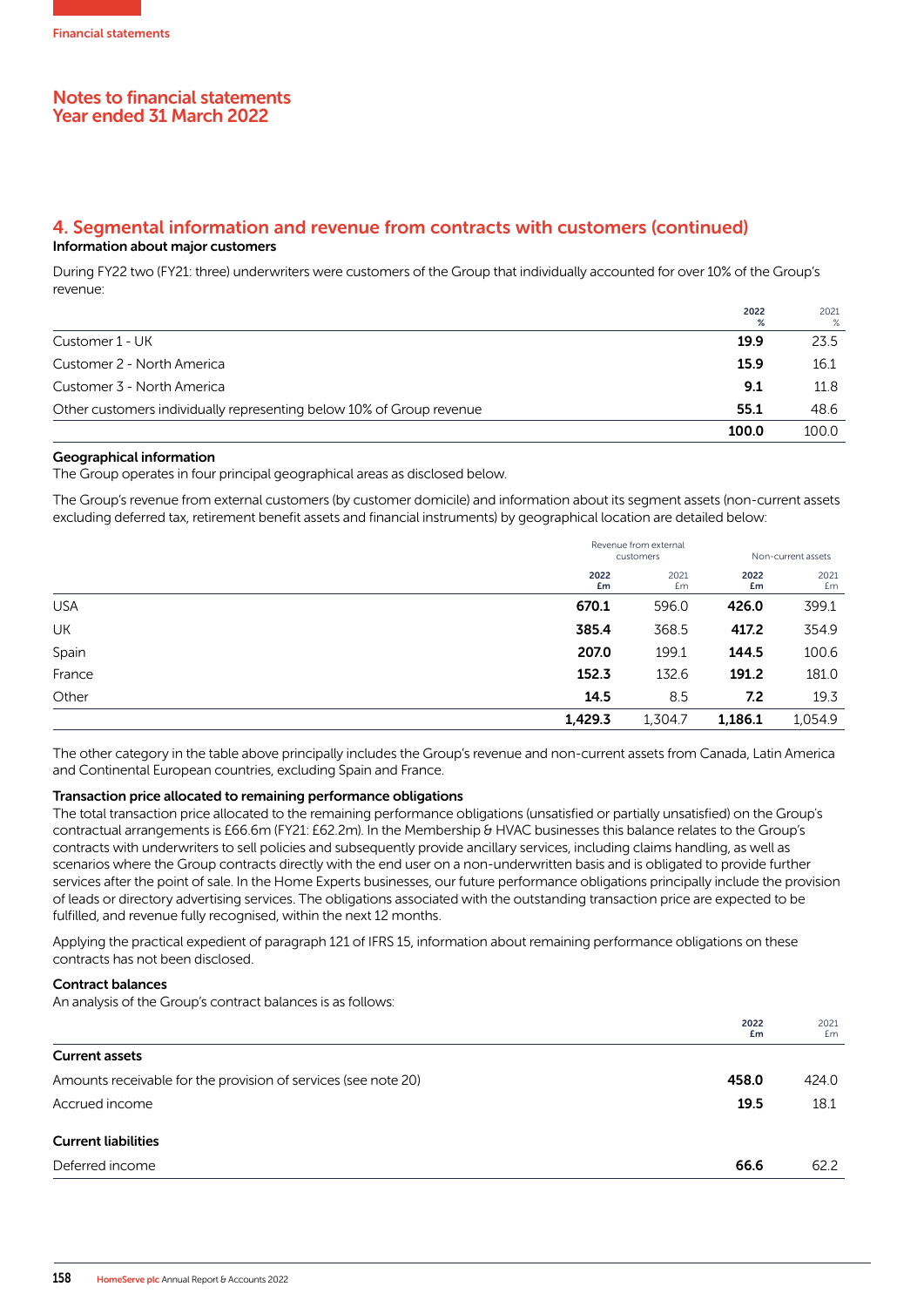## 4. Segmental information and revenue from contracts with customers (continued)

### Information about major customers

During FY22 two (FY21: three) underwriters were customers of the Group that individually accounted for over 10% of the Group's revenue:

| | 2022 % | 2021 % |
|---|---|---|
| Customer 1 - UK | **19.9** | 23.5 |
| Customer 2 - North America | **15.9** | 16.1 |
| Customer 3 - North America | **9.1** | 11.8 |
| Other customers individually representing below 10% of Group revenue | **55.1** | 48.6 |
| | **100.0** | 100.0 |

### Geographical information

The Group operates in four principal geographical areas as disclosed below.

The Group's revenue from external customers (by customer domicile) and information about its segment assets (non-current assets excluding deferred tax, retirement benefit assets and financial instruments) by geographical location are detailed below:

| | Revenue from external customers | | Non-current assets | |
|---|---|---|---|---|
| | 2022 £m | 2021 £m | 2022 £m | 2021 £m |
| USA | **670.1** | 596.0 | **426.0** | 399.1 |
| UK | **385.4** | 368.5 | **417.2** | 354.9 |
| Spain | **207.0** | 199.1 | **144.5** | 100.6 |
| France | **152.3** | 132.6 | **191.2** | 181.0 |
| Other | **14.5** | 8.5 | **7.2** | 19.3 |
| | **1,429.3** | 1,304.7 | **1,186.1** | 1,054.9 |

The other category in the table above principally includes the Group's revenue and non-current assets from Canada, Latin America and Continental European countries, excluding Spain and France.

### Transaction price allocated to remaining performance obligations

The total transaction price allocated to the remaining performance obligations (unsatisfied or partially unsatisfied) on the Group's contractual arrangements is £66.6m (FY21: £62.2m). In the Membership & HVAC businesses this balance relates to the Group's contracts with underwriters to sell policies and subsequently provide ancillary services, including claims handling, as well as scenarios where the Group contracts directly with the end user on a non-underwritten basis and is obligated to provide further services after the point of sale. In the Home Experts businesses, our future performance obligations principally include the provision of leads or directory advertising services. The obligations associated with the outstanding transaction price are expected to be fulfilled, and revenue fully recognised, within the next 12 months.

Applying the practical expedient of paragraph 121 of IFRS 15, information about remaining performance obligations on these contracts has not been disclosed.

### Contract balances

An analysis of the Group's contract balances is as follows:

| | 2022 £m | 2021 £m |
|---|---|---|
| **Current assets** | | |
| Amounts receivable for the provision of services (see note 20) | **458.0** | 424.0 |
| Accrued income | **19.5** | 18.1 |
| **Current liabilities** | | |
| Deferred income | **66.6** | 62.2 |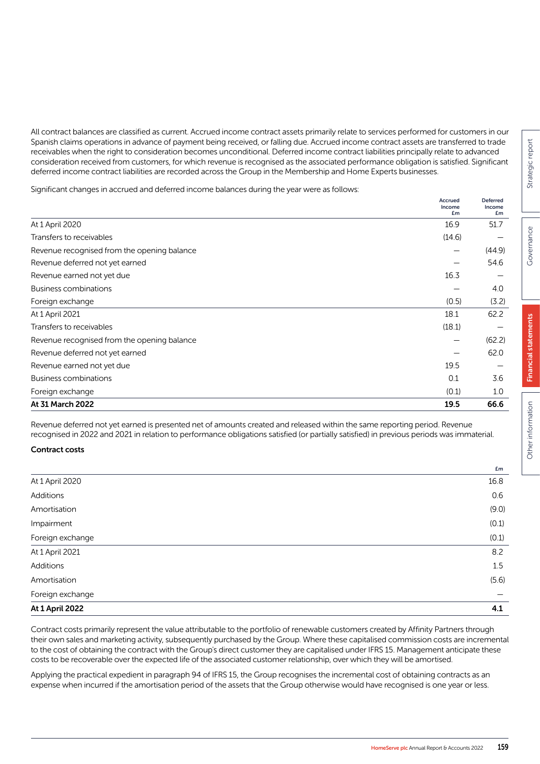All contract balances are classified as current. Accrued income contract assets primarily relate to services performed for customers in our Spanish claims operations in advance of payment being received, or falling due. Accrued income contract assets are transferred to trade receivables when the right to consideration becomes unconditional. Deferred income contract liabilities principally relate to advanced consideration received from customers, for which revenue is recognised as the associated performance obligation is satisfied. Significant deferred income contract liabilities are recorded across the Group in the Membership and Home Experts businesses.

Significant changes in accrued and deferred income balances during the year were as follows:

| | Accrued Income £m | Deferred Income £m |
|---|---|---|
| At 1 April 2020 | 16.9 | 51.7 |
| Transfers to receivables | (14.6) | — |
| Revenue recognised from the opening balance | — | (44.9) |
| Revenue deferred not yet earned | — | 54.6 |
| Revenue earned not yet due | 16.3 | — |
| Business combinations | — | 4.0 |
| Foreign exchange | (0.5) | (3.2) |
| At 1 April 2021 | 18.1 | 62.2 |
| Transfers to receivables | (18.1) | — |
| Revenue recognised from the opening balance | — | (62.2) |
| Revenue deferred not yet earned | — | 62.0 |
| Revenue earned not yet due | 19.5 | — |
| Business combinations | 0.1 | 3.6 |
| Foreign exchange | (0.1) | 1.0 |
| **At 31 March 2022** | **19.5** | **66.6** |

Revenue deferred not yet earned is presented net of amounts created and released within the same reporting period. Revenue recognised in 2022 and 2021 in relation to performance obligations satisfied (or partially satisfied) in previous periods was immaterial.

**Contract costs**

| | £m |
|---|---|
| At 1 April 2020 | 16.8 |
| Additions | 0.6 |
| Amortisation | (9.0) |
| Impairment | (0.1) |
| Foreign exchange | (0.1) |
| At 1 April 2021 | 8.2 |
| Additions | 1.5 |
| Amortisation | (5.6) |
| Foreign exchange | — |
| **At 1 April 2022** | **4.1** |

Contract costs primarily represent the value attributable to the portfolio of renewable customers created by Affinity Partners through their own sales and marketing activity, subsequently purchased by the Group. Where these capitalised commission costs are incremental to the cost of obtaining the contract with the Group's direct customer they are capitalised under IFRS 15. Management anticipate these costs to be recoverable over the expected life of the associated customer relationship, over which they will be amortised.

Applying the practical expedient in paragraph 94 of IFRS 15, the Group recognises the incremental cost of obtaining contracts as an expense when incurred if the amortisation period of the assets that the Group otherwise would have recognised is one year or less.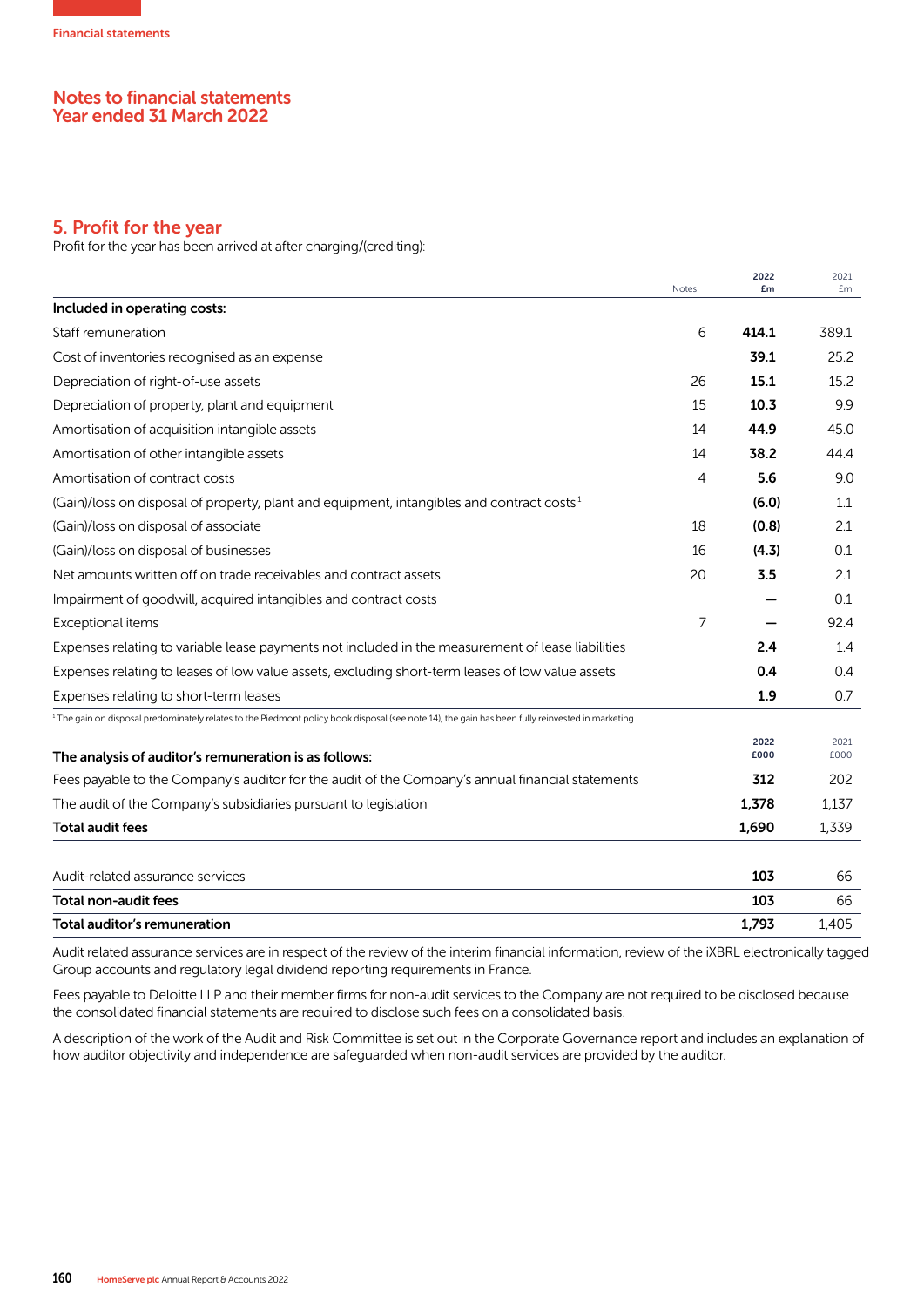Financial statements

# Notes to financial statements
# Year ended 31 March 2022

## 5. Profit for the year

Profit for the year has been arrived at after charging/(crediting):

| | Notes | 2022 £m | 2021 £m |
|---|---|---|---|
| **Included in operating costs:** | | | |
| Staff remuneration | 6 | **414.1** | 389.1 |
| Cost of inventories recognised as an expense | | **39.1** | 25.2 |
| Depreciation of right-of-use assets | 26 | **15.1** | 15.2 |
| Depreciation of property, plant and equipment | 15 | **10.3** | 9.9 |
| Amortisation of acquisition intangible assets | 14 | **44.9** | 45.0 |
| Amortisation of other intangible assets | 14 | **38.2** | 44.4 |
| Amortisation of contract costs | 4 | **5.6** | 9.0 |
| (Gain)/loss on disposal of property, plant and equipment, intangibles and contract costs[1] | | **(6.0)** | 1.1 |
| (Gain)/loss on disposal of associate | 18 | **(0.8)** | 2.1 |
| (Gain)/loss on disposal of businesses | 16 | **(4.3)** | 0.1 |
| Net amounts written off on trade receivables and contract assets | 20 | **3.5** | 2.1 |
| Impairment of goodwill, acquired intangibles and contract costs | | **–** | 0.1 |
| Exceptional items | 7 | **–** | 92.4 |
| Expenses relating to variable lease payments not included in the measurement of lease liabilities | | **2.4** | 1.4 |
| Expenses relating to leases of low value assets, excluding short-term leases of low value assets | | **0.4** | 0.4 |
| Expenses relating to short-term leases | | **1.9** | 0.7 |

[1] The gain on disposal predominately relates to the Piedmont policy book disposal (see note 14), the gain has been fully reinvested in marketing.

| The analysis of auditor's remuneration is as follows: | 2022 £000 | 2021 £000 |
|---|---|---|
| Fees payable to the Company's auditor for the audit of the Company's annual financial statements | **312** | 202 |
| The audit of the Company's subsidiaries pursuant to legislation | **1,378** | 1,137 |
| **Total audit fees** | **1,690** | 1,339 |
| | | |
| Audit-related assurance services | **103** | 66 |
| **Total non-audit fees** | **103** | 66 |
| **Total auditor's remuneration** | **1,793** | 1,405 |

Audit related assurance services are in respect of the review of the interim financial information, review of the iXBRL electronically tagged Group accounts and regulatory legal dividend reporting requirements in France.

Fees payable to Deloitte LLP and their member firms for non-audit services to the Company are not required to be disclosed because the consolidated financial statements are required to disclose such fees on a consolidated basis.

A description of the work of the Audit and Risk Committee is set out in the Corporate Governance report and includes an explanation of how auditor objectivity and independence are safeguarded when non-audit services are provided by the auditor.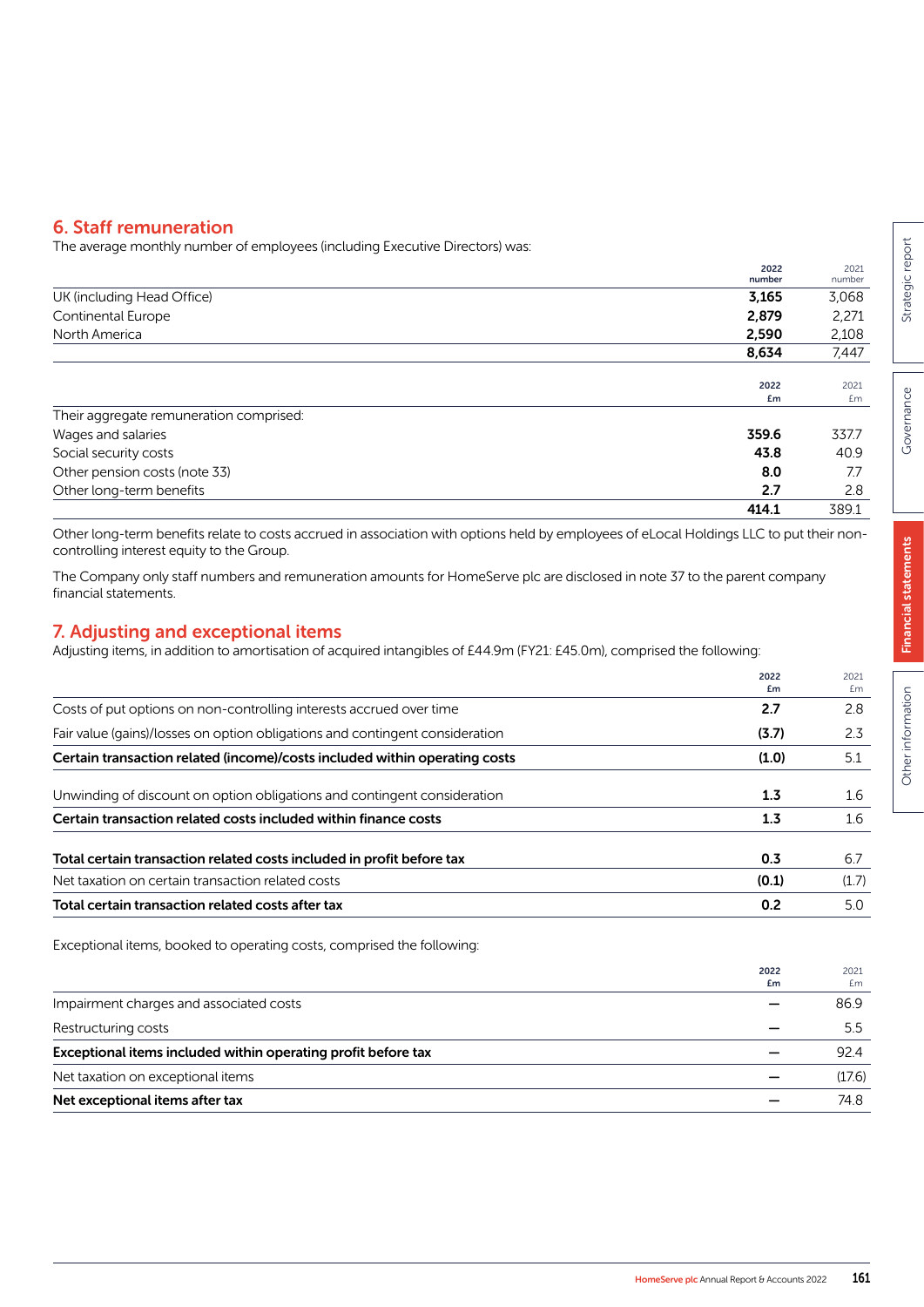## 6. Staff remuneration

The average monthly number of employees (including Executive Directors) was:

| | 2022 number | 2021 number |
|---|---|---|
| UK (including Head Office) | **3,165** | 3,068 |
| Continental Europe | **2,879** | 2,271 |
| North America | **2,590** | 2,108 |
| | **8,634** | 7,447 |

| | 2022 £m | 2021 £m |
|---|---|---|
| Their aggregate remuneration comprised: | | |
| Wages and salaries | **359.6** | 337.7 |
| Social security costs | **43.8** | 40.9 |
| Other pension costs (note 33) | **8.0** | 7.7 |
| Other long-term benefits | **2.7** | 2.8 |
| | **414.1** | 389.1 |

Other long-term benefits relate to costs accrued in association with options held by employees of eLocal Holdings LLC to put their non-controlling interest equity to the Group.

The Company only staff numbers and remuneration amounts for HomeServe plc are disclosed in note 37 to the parent company financial statements.

## 7. Adjusting and exceptional items

Adjusting items, in addition to amortisation of acquired intangibles of £44.9m (FY21: £45.0m), comprised the following:

| | 2022 £m | 2021 £m |
|---|---|---|
| Costs of put options on non-controlling interests accrued over time | **2.7** | 2.8 |
| Fair value (gains)/losses on option obligations and contingent consideration | **(3.7)** | 2.3 |
| **Certain transaction related (income)/costs included within operating costs** | **(1.0)** | 5.1 |
| Unwinding of discount on option obligations and contingent consideration | **1.3** | 1.6 |
| **Certain transaction related costs included within finance costs** | **1.3** | 1.6 |
| **Total certain transaction related costs included in profit before tax** | **0.3** | 6.7 |
| Net taxation on certain transaction related costs | **(0.1)** | (1.7) |
| **Total certain transaction related costs after tax** | **0.2** | 5.0 |

Exceptional items, booked to operating costs, comprised the following:

| | 2022 £m | 2021 £m |
|---|---|---|
| Impairment charges and associated costs | **–** | 86.9 |
| Restructuring costs | **–** | 5.5 |
| **Exceptional items included within operating profit before tax** | **–** | 92.4 |
| Net taxation on exceptional items | **–** | (17.6) |
| **Net exceptional items after tax** | **–** | 74.8 |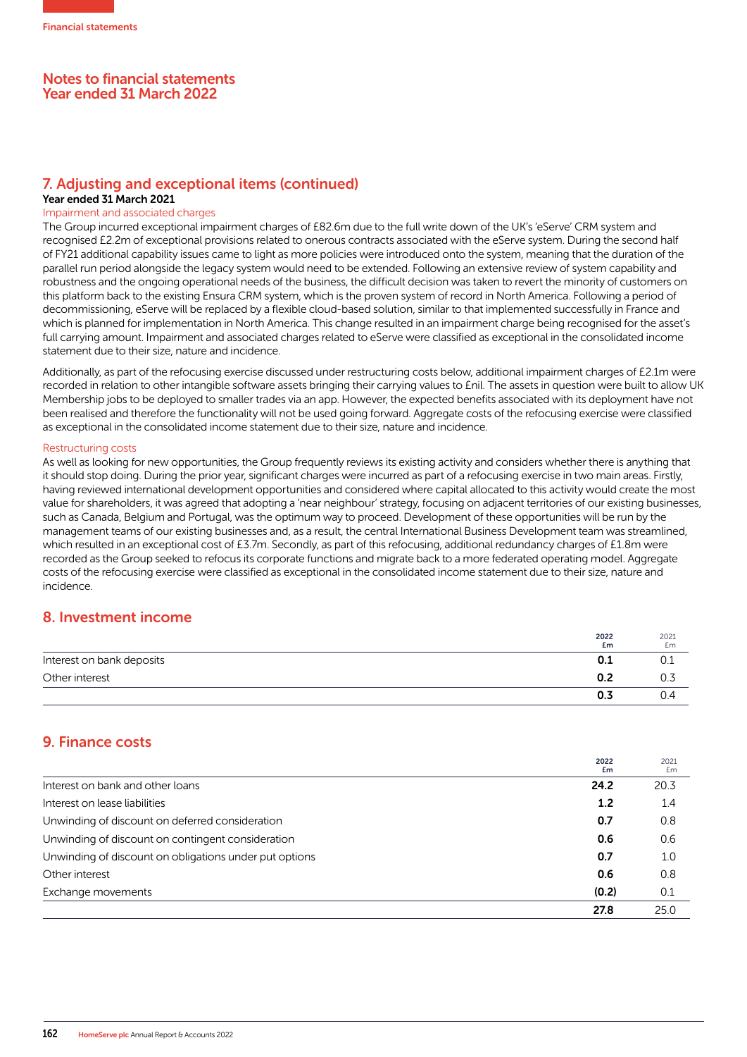## 7. Adjusting and exceptional items (continued)

**Year ended 31 March 2021**

### Impairment and associated charges

The Group incurred exceptional impairment charges of £82.6m due to the full write down of the UK's 'eServe' CRM system and recognised £2.2m of exceptional provisions related to onerous contracts associated with the eServe system. During the second half of FY21 additional capability issues came to light as more policies were introduced onto the system, meaning that the duration of the parallel run period alongside the legacy system would need to be extended. Following an extensive review of system capability and robustness and the ongoing operational needs of the business, the difficult decision was taken to revert the minority of customers on this platform back to the existing Ensura CRM system, which is the proven system of record in North America. Following a period of decommissioning, eServe will be replaced by a flexible cloud-based solution, similar to that implemented successfully in France and which is planned for implementation in North America. This change resulted in an impairment charge being recognised for the asset's full carrying amount. Impairment and associated charges related to eServe were classified as exceptional in the consolidated income statement due to their size, nature and incidence.

Additionally, as part of the refocusing exercise discussed under restructuring costs below, additional impairment charges of £2.1m were recorded in relation to other intangible software assets bringing their carrying values to £nil. The assets in question were built to allow UK Membership jobs to be deployed to smaller trades via an app. However, the expected benefits associated with its deployment have not been realised and therefore the functionality will not be used going forward. Aggregate costs of the refocusing exercise were classified as exceptional in the consolidated income statement due to their size, nature and incidence.

### Restructuring costs

As well as looking for new opportunities, the Group frequently reviews its existing activity and considers whether there is anything that it should stop doing. During the prior year, significant charges were incurred as part of a refocusing exercise in two main areas. Firstly, having reviewed international development opportunities and considered where capital allocated to this activity would create the most value for shareholders, it was agreed that adopting a 'near neighbour' strategy, focusing on adjacent territories of our existing businesses, such as Canada, Belgium and Portugal, was the optimum way to proceed. Development of these opportunities will be run by the management teams of our existing businesses and, as a result, the central International Business Development team was streamlined, which resulted in an exceptional cost of £3.7m. Secondly, as part of this refocusing, additional redundancy charges of £1.8m were recorded as the Group seeked to refocus its corporate functions and migrate back to a more federated operating model. Aggregate costs of the refocusing exercise were classified as exceptional in the consolidated income statement due to their size, nature and incidence.

## 8. Investment income

| | **2022 £m** | 2021 £m |
|---|---|---|
| Interest on bank deposits | **0.1** | 0.1 |
| Other interest | **0.2** | 0.3 |
| | **0.3** | 0.4 |

## 9. Finance costs

| | **2022 £m** | 2021 £m |
|---|---|---|
| Interest on bank and other loans | **24.2** | 20.3 |
| Interest on lease liabilities | **1.2** | 1.4 |
| Unwinding of discount on deferred consideration | **0.7** | 0.8 |
| Unwinding of discount on contingent consideration | **0.6** | 0.6 |
| Unwinding of discount on obligations under put options | **0.7** | 1.0 |
| Other interest | **0.6** | 0.8 |
| Exchange movements | **(0.2)** | 0.1 |
| | **27.8** | 25.0 |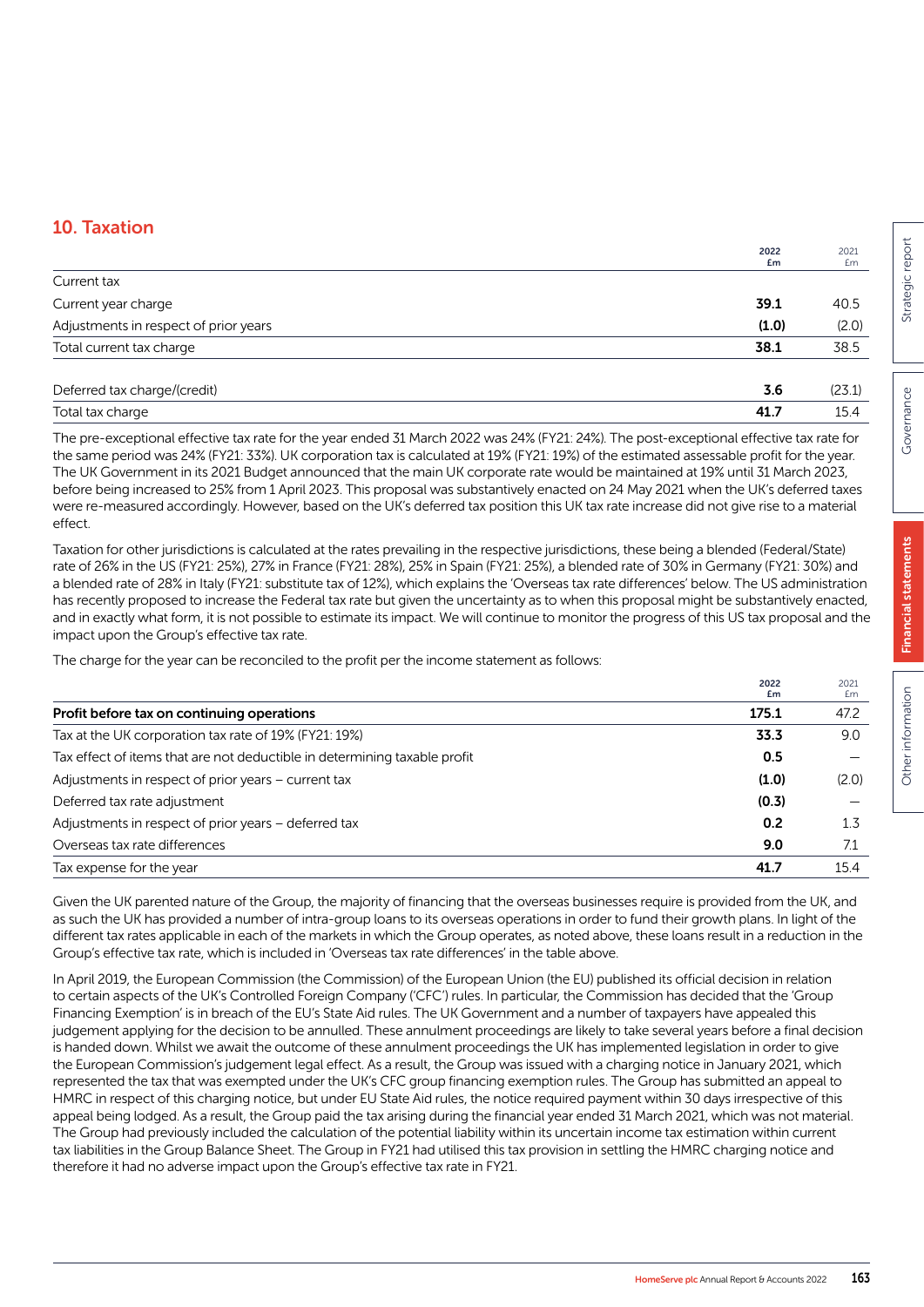## 10. Taxation

| | 2022 £m | 2021 £m |
|---|---|---|
| **Current tax** | | |
| Current year charge | **39.1** | 40.5 |
| Adjustments in respect of prior years | **(1.0)** | (2.0) |
| Total current tax charge | **38.1** | 38.5 |
| | | |
| Deferred tax charge/(credit) | **3.6** | (23.1) |
| Total tax charge | **41.7** | 15.4 |

The pre-exceptional effective tax rate for the year ended 31 March 2022 was 24% (FY21: 24%). The post-exceptional effective tax rate for the same period was 24% (FY21: 33%). UK corporation tax is calculated at 19% (FY21: 19%) of the estimated assessable profit for the year. The UK Government in its 2021 Budget announced that the main UK corporate rate would be maintained at 19% until 31 March 2023, before being increased to 25% from 1 April 2023. This proposal was substantively enacted on 24 May 2021 when the UK's deferred taxes were re-measured accordingly. However, based on the UK's deferred tax position this UK tax rate increase did not give rise to a material effect.

Taxation for other jurisdictions is calculated at the rates prevailing in the respective jurisdictions, these being a blended (Federal/State) rate of 26% in the US (FY21: 25%), 27% in France (FY21: 28%), 25% in Spain (FY21: 25%), a blended rate of 30% in Germany (FY21: 30%) and a blended rate of 28% in Italy (FY21: substitute tax of 12%), which explains the 'Overseas tax rate differences' below. The US administration has recently proposed to increase the Federal tax rate but given the uncertainty as to when this proposal might be substantively enacted, and in exactly what form, it is not possible to estimate its impact. We will continue to monitor the progress of this US tax proposal and the impact upon the Group's effective tax rate.

The charge for the year can be reconciled to the profit per the income statement as follows:

| | 2022 £m | 2021 £m |
|---|---|---|
| **Profit before tax on continuing operations** | **175.1** | 47.2 |
| Tax at the UK corporation tax rate of 19% (FY21: 19%) | **33.3** | 9.0 |
| Tax effect of items that are not deductible in determining taxable profit | **0.5** | – |
| Adjustments in respect of prior years – current tax | **(1.0)** | (2.0) |
| Deferred tax rate adjustment | **(0.3)** | – |
| Adjustments in respect of prior years – deferred tax | **0.2** | 1.3 |
| Overseas tax rate differences | **9.0** | 7.1 |
| Tax expense for the year | **41.7** | 15.4 |

Given the UK parented nature of the Group, the majority of financing that the overseas businesses require is provided from the UK, and as such the UK has provided a number of intra-group loans to its overseas operations in order to fund their growth plans. In light of the different tax rates applicable in each of the markets in which the Group operates, as noted above, these loans result in a reduction in the Group's effective tax rate, which is included in 'Overseas tax rate differences' in the table above.

In April 2019, the European Commission (the Commission) of the European Union (the EU) published its official decision in relation to certain aspects of the UK's Controlled Foreign Company ('CFC') rules. In particular, the Commission has decided that the 'Group Financing Exemption' is in breach of the EU's State Aid rules. The UK Government and a number of taxpayers have appealed this judgement applying for the decision to be annulled. These annulment proceedings are likely to take several years before a final decision is handed down. Whilst we await the outcome of these annulment proceedings the UK has implemented legislation in order to give the European Commission's judgement legal effect. As a result, the Group was issued with a charging notice in January 2021, which represented the tax that was exempted under the UK's CFC group financing exemption rules. The Group has submitted an appeal to HMRC in respect of this charging notice, but under EU State Aid rules, the notice required payment within 30 days irrespective of this appeal being lodged. As a result, the Group paid the tax arising during the financial year ended 31 March 2021, which was not material. The Group had previously included the calculation of the potential liability within its uncertain income tax estimation within current tax liabilities in the Group Balance Sheet. The Group in FY21 had utilised this tax provision in settling the HMRC charging notice and therefore it had no adverse impact upon the Group's effective tax rate in FY21.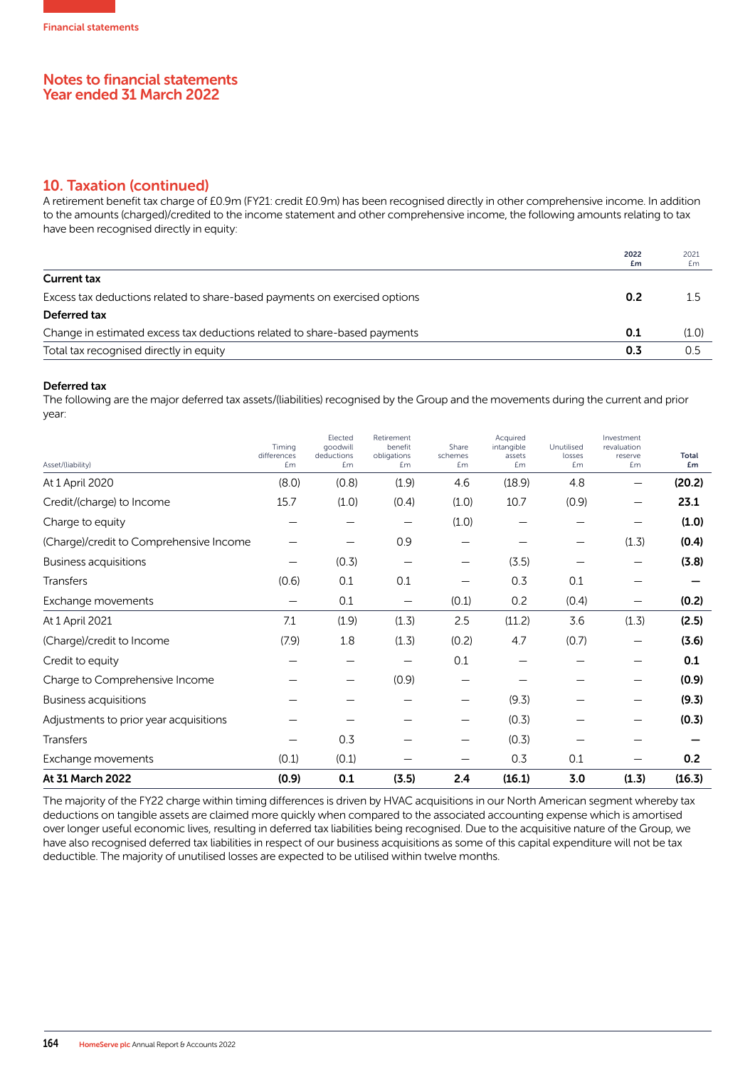## Notes to financial statements
## Year ended 31 March 2022

### 10. Taxation (continued)

A retirement benefit tax charge of £0.9m (FY21: credit £0.9m) has been recognised directly in other comprehensive income. In addition to the amounts (charged)/credited to the income statement and other comprehensive income, the following amounts relating to tax have been recognised directly in equity:

| | 2022 £m | 2021 £m |
|---|---|---|
| **Current tax** | | |
| Excess tax deductions related to share-based payments on exercised options | **0.2** | 1.5 |
| **Deferred tax** | | |
| Change in estimated excess tax deductions related to share-based payments | **0.1** | (1.0) |
| Total tax recognised directly in equity | **0.3** | 0.5 |

**Deferred tax**

The following are the major deferred tax assets/(liabilities) recognised by the Group and the movements during the current and prior year:

| Asset/(liability) | Timing differences £m | Elected goodwill deductions £m | Retirement benefit obligations £m | Share schemes £m | Acquired intangible assets £m | Unutilised losses £m | Investment revaluation reserve £m | Total £m |
|---|---|---|---|---|---|---|---|---|
| At 1 April 2020 | (8.0) | (0.8) | (1.9) | 4.6 | (18.9) | 4.8 | – | **(20.2)** |
| Credit/(charge) to Income | 15.7 | (1.0) | (0.4) | (1.0) | 10.7 | (0.9) | – | **23.1** |
| Charge to equity | – | – | – | (1.0) | – | – | – | **(1.0)** |
| (Charge)/credit to Comprehensive Income | – | – | 0.9 | – | – | – | (1.3) | **(0.4)** |
| Business acquisitions | – | (0.3) | – | – | (3.5) | – | – | **(3.8)** |
| Transfers | (0.6) | 0.1 | 0.1 | – | 0.3 | 0.1 | – | **–** |
| Exchange movements | – | 0.1 | – | (0.1) | 0.2 | (0.4) | – | **(0.2)** |
| At 1 April 2021 | 7.1 | (1.9) | (1.3) | 2.5 | (11.2) | 3.6 | (1.3) | **(2.5)** |
| (Charge)/credit to Income | (7.9) | 1.8 | (1.3) | (0.2) | 4.7 | (0.7) | – | **(3.6)** |
| Credit to equity | – | – | – | 0.1 | – | – | – | **0.1** |
| Charge to Comprehensive Income | – | – | (0.9) | – | – | – | – | **(0.9)** |
| Business acquisitions | – | – | – | – | (9.3) | – | – | **(9.3)** |
| Adjustments to prior year acquisitions | – | – | – | – | (0.3) | – | – | **(0.3)** |
| Transfers | – | 0.3 | – | – | (0.3) | – | – | **–** |
| Exchange movements | (0.1) | (0.1) | – | – | 0.3 | 0.1 | – | **0.2** |
| **At 31 March 2022** | **(0.9)** | **0.1** | **(3.5)** | **2.4** | **(16.1)** | **3.0** | **(1.3)** | **(16.3)** |

The majority of the FY22 charge within timing differences is driven by HVAC acquisitions in our North American segment whereby tax deductions on tangible assets are claimed more quickly when compared to the associated accounting expense which is amortised over longer useful economic lives, resulting in deferred tax liabilities being recognised. Due to the acquisitive nature of the Group, we have also recognised deferred tax liabilities in respect of our business acquisitions as some of this capital expenditure will not be tax deductible. The majority of unutilised losses are expected to be utilised within twelve months.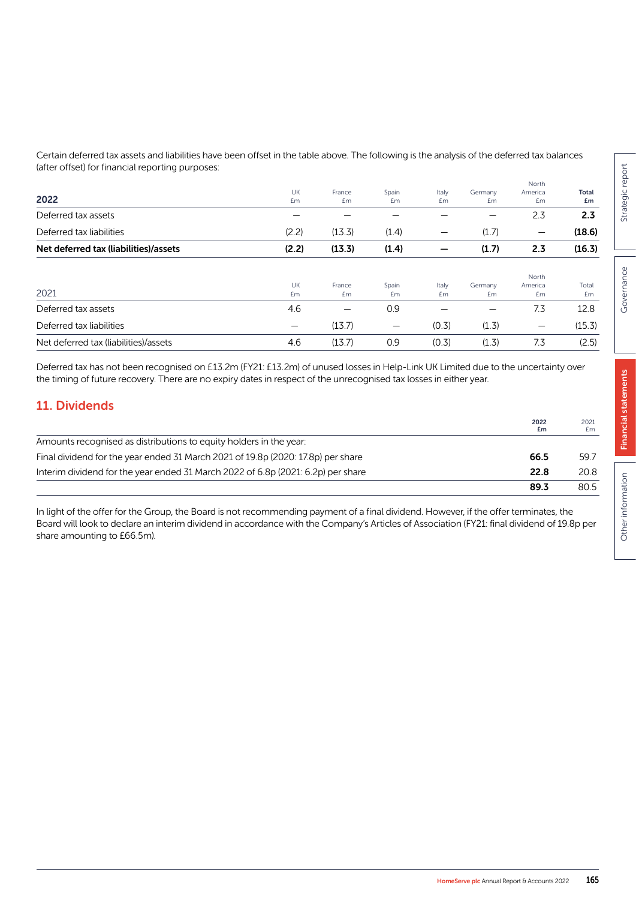Certain deferred tax assets and liabilities have been offset in the table above. The following is the analysis of the deferred tax balances (after offset) for financial reporting purposes:

| **2022** | UK £m | France £m | Spain £m | Italy £m | Germany £m | North America £m | **Total £m** |
|---|---|---|---|---|---|---|---|
| Deferred tax assets | – | – | – | – | – | 2.3 | **2.3** |
| Deferred tax liabilities | (2.2) | (13.3) | (1.4) | – | (1.7) | – | **(18.6)** |
| **Net deferred tax (liabilities)/assets** | **(2.2)** | **(13.3)** | **(1.4)** | **–** | **(1.7)** | **2.3** | **(16.3)** |

| 2021 | UK £m | France £m | Spain £m | Italy £m | Germany £m | North America £m | Total £m |
|---|---|---|---|---|---|---|---|
| Deferred tax assets | 4.6 | – | 0.9 | – | – | 7.3 | 12.8 |
| Deferred tax liabilities | – | (13.7) | – | (0.3) | (1.3) | – | (15.3) |
| Net deferred tax (liabilities)/assets | 4.6 | (13.7) | 0.9 | (0.3) | (1.3) | 7.3 | (2.5) |

Deferred tax has not been recognised on £13.2m (FY21: £13.2m) of unused losses in Help-Link UK Limited due to the uncertainty over the timing of future recovery. There are no expiry dates in respect of the unrecognised tax losses in either year.

## 11. Dividends

| | **2022 £m** | 2021 £m |
|---|---|---|
| Amounts recognised as distributions to equity holders in the year: | | |
| Final dividend for the year ended 31 March 2021 of 19.8p (2020: 17.8p) per share | **66.5** | 59.7 |
| Interim dividend for the year ended 31 March 2022 of 6.8p (2021: 6.2p) per share | **22.8** | 20.8 |
| | **89.3** | 80.5 |

In light of the offer for the Group, the Board is not recommending payment of a final dividend. However, if the offer terminates, the Board will look to declare an interim dividend in accordance with the Company's Articles of Association (FY21: final dividend of 19.8p per share amounting to £66.5m).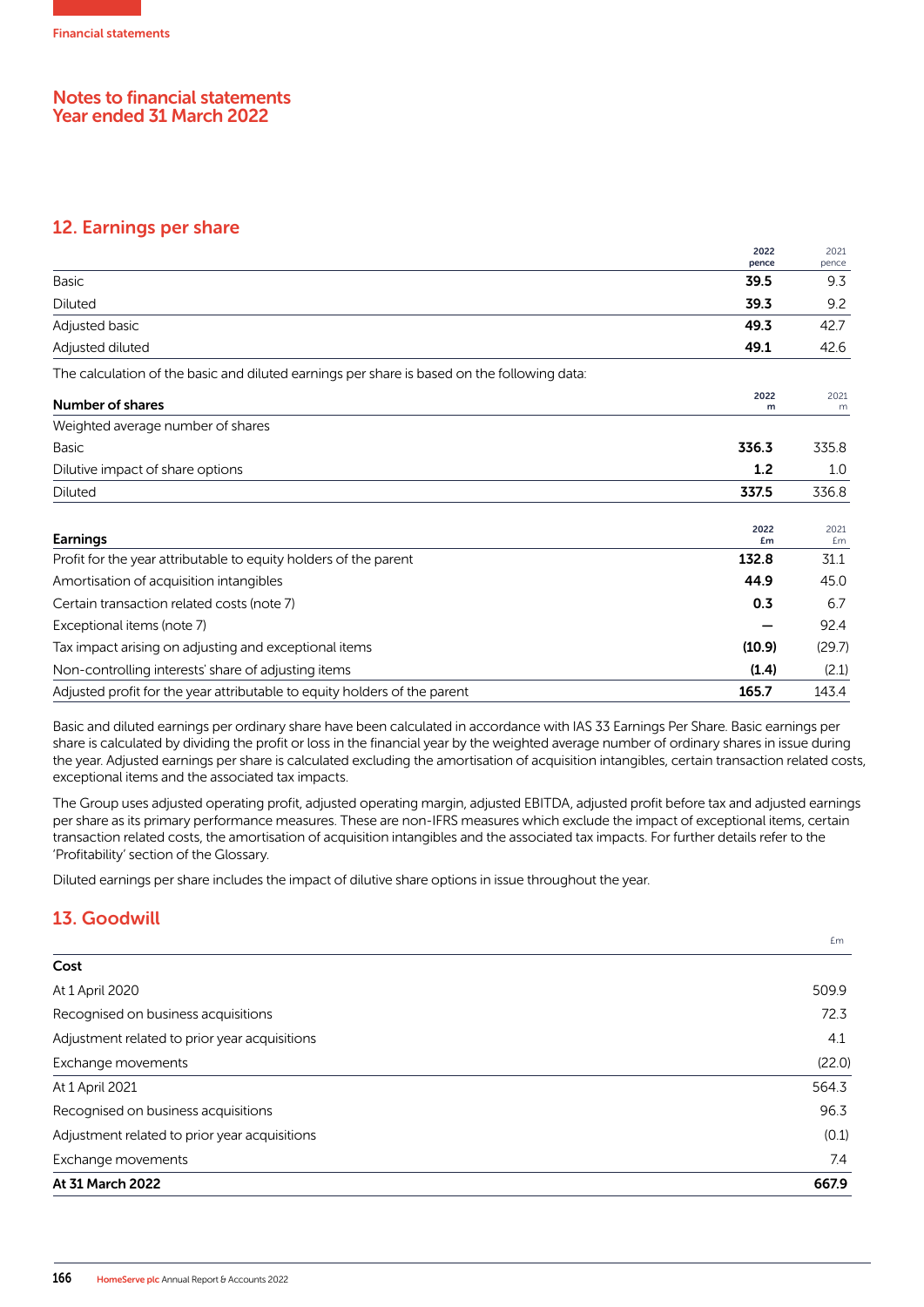# Notes to financial statements
## Year ended 31 March 2022

## 12. Earnings per share

| | 2022 pence | 2021 pence |
|---|---|---|
| Basic | **39.5** | 9.3 |
| Diluted | **39.3** | 9.2 |
| Adjusted basic | **49.3** | 42.7 |
| Adjusted diluted | **49.1** | 42.6 |

The calculation of the basic and diluted earnings per share is based on the following data:

| **Number of shares** | 2022 m | 2021 m |
|---|---|---|
| Weighted average number of shares | | |
| Basic | **336.3** | 335.8 |
| Dilutive impact of share options | **1.2** | 1.0 |
| Diluted | **337.5** | 336.8 |

| **Earnings** | 2022 £m | 2021 £m |
|---|---|---|
| Profit for the year attributable to equity holders of the parent | **132.8** | 31.1 |
| Amortisation of acquisition intangibles | **44.9** | 45.0 |
| Certain transaction related costs (note 7) | **0.3** | 6.7 |
| Exceptional items (note 7) | **–** | 92.4 |
| Tax impact arising on adjusting and exceptional items | **(10.9)** | (29.7) |
| Non-controlling interests' share of adjusting items | **(1.4)** | (2.1) |
| Adjusted profit for the year attributable to equity holders of the parent | **165.7** | 143.4 |

Basic and diluted earnings per ordinary share have been calculated in accordance with IAS 33 Earnings Per Share. Basic earnings per share is calculated by dividing the profit or loss in the financial year by the weighted average number of ordinary shares in issue during the year. Adjusted earnings per share is calculated excluding the amortisation of acquisition intangibles, certain transaction related costs, exceptional items and the associated tax impacts.

The Group uses adjusted operating profit, adjusted operating margin, adjusted EBITDA, adjusted profit before tax and adjusted earnings per share as its primary performance measures. These are non-IFRS measures which exclude the impact of exceptional items, certain transaction related costs, the amortisation of acquisition intangibles and the associated tax impacts. For further details refer to the 'Profitability' section of the Glossary.

Diluted earnings per share includes the impact of dilutive share options in issue throughout the year.

## 13. Goodwill

| | £m |
|---|---|
| **Cost** | |
| At 1 April 2020 | 509.9 |
| Recognised on business acquisitions | 72.3 |
| Adjustment related to prior year acquisitions | 4.1 |
| Exchange movements | (22.0) |
| At 1 April 2021 | 564.3 |
| Recognised on business acquisitions | 96.3 |
| Adjustment related to prior year acquisitions | (0.1) |
| Exchange movements | 7.4 |
| **At 31 March 2022** | **667.9** |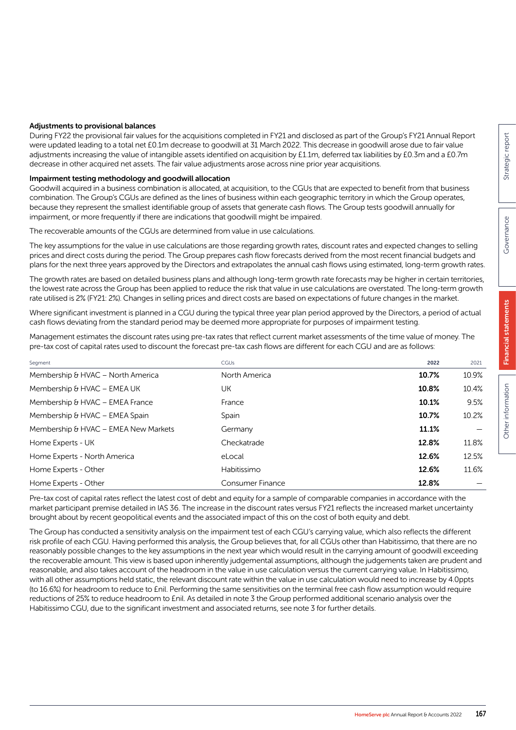#### Adjustments to provisional balances

During FY22 the provisional fair values for the acquisitions completed in FY21 and disclosed as part of the Group's FY21 Annual Report were updated leading to a total net £0.1m decrease to goodwill at 31 March 2022. This decrease in goodwill arose due to fair value adjustments increasing the value of intangible assets identified on acquisition by £1.1m, deferred tax liabilities by £0.3m and a £0.7m decrease in other acquired net assets. The fair value adjustments arose across nine prior year acquisitions.

#### Impairment testing methodology and goodwill allocation

Goodwill acquired in a business combination is allocated, at acquisition, to the CGUs that are expected to benefit from that business combination. The Group's CGUs are defined as the lines of business within each geographic territory in which the Group operates, because they represent the smallest identifiable group of assets that generate cash flows. The Group tests goodwill annually for impairment, or more frequently if there are indications that goodwill might be impaired.

The recoverable amounts of the CGUs are determined from value in use calculations.

The key assumptions for the value in use calculations are those regarding growth rates, discount rates and expected changes to selling prices and direct costs during the period. The Group prepares cash flow forecasts derived from the most recent financial budgets and plans for the next three years approved by the Directors and extrapolates the annual cash flows using estimated, long-term growth rates.

The growth rates are based on detailed business plans and although long-term growth rate forecasts may be higher in certain territories, the lowest rate across the Group has been applied to reduce the risk that value in use calculations are overstated. The long-term growth rate utilised is 2% (FY21: 2%). Changes in selling prices and direct costs are based on expectations of future changes in the market.

Where significant investment is planned in a CGU during the typical three year plan period approved by the Directors, a period of actual cash flows deviating from the standard period may be deemed more appropriate for purposes of impairment testing.

Management estimates the discount rates using pre-tax rates that reflect current market assessments of the time value of money. The pre-tax cost of capital rates used to discount the forecast pre-tax cash flows are different for each CGU and are as follows:

| Segment | CGUs | 2022 | 2021 |
|---|---|---|---|
| Membership & HVAC – North America | North America | **10.7%** | 10.9% |
| Membership & HVAC – EMEA UK | UK | **10.8%** | 10.4% |
| Membership & HVAC – EMEA France | France | **10.1%** | 9.5% |
| Membership & HVAC – EMEA Spain | Spain | **10.7%** | 10.2% |
| Membership & HVAC – EMEA New Markets | Germany | **11.1%** | — |
| Home Experts - UK | Checkatrade | **12.8%** | 11.8% |
| Home Experts - North America | eLocal | **12.6%** | 12.5% |
| Home Experts - Other | Habitissimo | **12.6%** | 11.6% |
| Home Experts - Other | Consumer Finance | **12.8%** | — |

Pre-tax cost of capital rates reflect the latest cost of debt and equity for a sample of comparable companies in accordance with the market participant premise detailed in IAS 36. The increase in the discount rates versus FY21 reflects the increased market uncertainty brought about by recent geopolitical events and the associated impact of this on the cost of both equity and debt.

The Group has conducted a sensitivity analysis on the impairment test of each CGU's carrying value, which also reflects the different risk profile of each CGU. Having performed this analysis, the Group believes that, for all CGUs other than Habitissimo, that there are no reasonably possible changes to the key assumptions in the next year which would result in the carrying amount of goodwill exceeding the recoverable amount. This view is based upon inherently judgemental assumptions, although the judgements taken are prudent and reasonable, and also takes account of the headroom in the value in use calculation versus the current carrying value. In Habitissimo, with all other assumptions held static, the relevant discount rate within the value in use calculation would need to increase by 4.0ppts (to 16.6%) for headroom to reduce to £nil. Performing the same sensitivities on the terminal free cash flow assumption would require reductions of 25% to reduce headroom to £nil. As detailed in note 3 the Group performed additional scenario analysis over the Habitissimo CGU, due to the significant investment and associated returns, see note 3 for further details.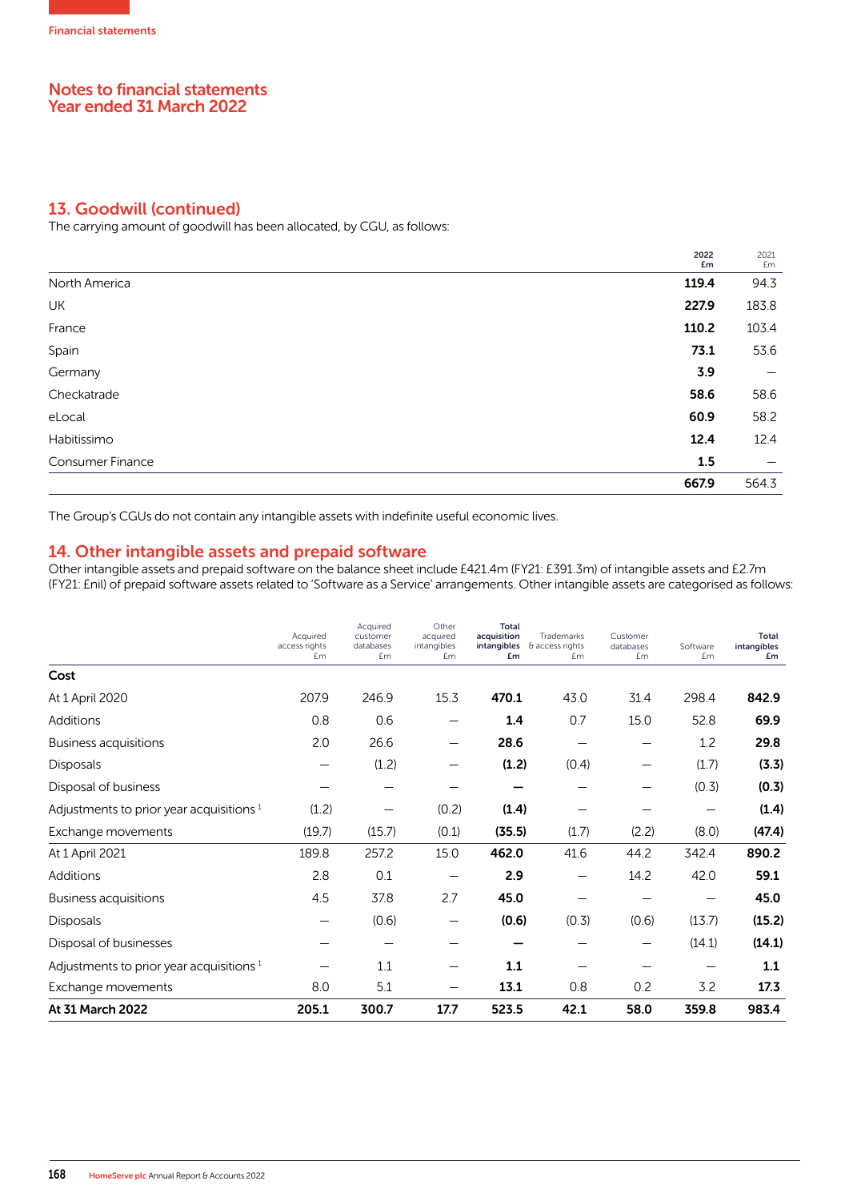Financial statements

# Notes to financial statements
# Year ended 31 March 2022

## 13. Goodwill (continued)

The carrying amount of goodwill has been allocated, by CGU, as follows:

| | 2022 £m | 2021 £m |
|---|---|---|
| North America | **119.4** | 94.3 |
| UK | **227.9** | 183.8 |
| France | **110.2** | 103.4 |
| Spain | **73.1** | 53.6 |
| Germany | **3.9** | – |
| Checkatrade | **58.6** | 58.6 |
| eLocal | **60.9** | 58.2 |
| Habitissimo | **12.4** | 12.4 |
| Consumer Finance | **1.5** | – |
| | **667.9** | 564.3 |

The Group's CGUs do not contain any intangible assets with indefinite useful economic lives.

## 14. Other intangible assets and prepaid software

Other intangible assets and prepaid software on the balance sheet include £421.4m (FY21: £391.3m) of intangible assets and £2.7m (FY21: £nil) of prepaid software assets related to 'Software as a Service' arrangements. Other intangible assets are categorised as follows:

| | Acquired access rights £m | Acquired customer databases £m | Other acquired intangibles £m | **Total acquisition intangibles £m** | Trademarks & access rights £m | Customer databases £m | Software £m | **Total intangibles £m** |
|---|---|---|---|---|---|---|---|---|
| **Cost** | | | | | | | | |
| At 1 April 2020 | 207.9 | 246.9 | 15.3 | **470.1** | 43.0 | 31.4 | 298.4 | **842.9** |
| Additions | 0.8 | 0.6 | – | **1.4** | 0.7 | 15.0 | 52.8 | **69.9** |
| Business acquisitions | 2.0 | 26.6 | – | **28.6** | – | – | 1.2 | **29.8** |
| Disposals | – | (1.2) | – | **(1.2)** | (0.4) | – | (1.7) | **(3.3)** |
| Disposal of business | – | – | – | **–** | – | – | (0.3) | **(0.3)** |
| Adjustments to prior year acquisitions [1] | (1.2) | – | (0.2) | **(1.4)** | – | – | – | **(1.4)** |
| Exchange movements | (19.7) | (15.7) | (0.1) | **(35.5)** | (1.7) | (2.2) | (8.0) | **(47.4)** |
| At 1 April 2021 | 189.8 | 257.2 | 15.0 | **462.0** | 41.6 | 44.2 | 342.4 | **890.2** |
| Additions | 2.8 | 0.1 | – | **2.9** | – | 14.2 | 42.0 | **59.1** |
| Business acquisitions | 4.5 | 37.8 | 2.7 | **45.0** | – | – | – | **45.0** |
| Disposals | – | (0.6) | – | **(0.6)** | (0.3) | (0.6) | (13.7) | **(15.2)** |
| Disposal of businesses | – | – | – | **–** | – | – | (14.1) | **(14.1)** |
| Adjustments to prior year acquisitions [1] | – | 1.1 | – | **1.1** | – | – | – | **1.1** |
| Exchange movements | 8.0 | 5.1 | – | **13.1** | 0.8 | 0.2 | 3.2 | **17.3** |
| **At 31 March 2022** | **205.1** | **300.7** | **17.7** | **523.5** | **42.1** | **58.0** | **359.8** | **983.4** |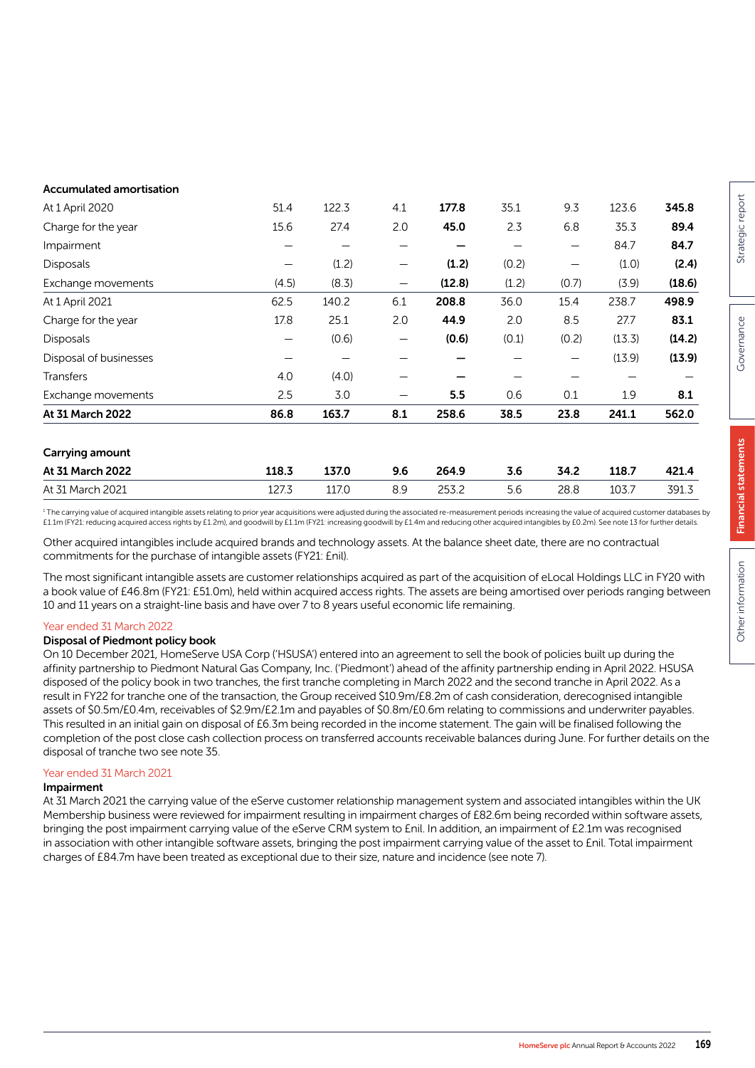| | | | | | | | | |
|---|---|---|---|---|---|---|---|---|
| **Accumulated amortisation** | | | | | | | | |
| At 1 April 2020 | 51.4 | 122.3 | 4.1 | **177.8** | 35.1 | 9.3 | 123.6 | **345.8** |
| Charge for the year | 15.6 | 27.4 | 2.0 | **45.0** | 2.3 | 6.8 | 35.3 | **89.4** |
| Impairment | – | – | – | **–** | – | – | 84.7 | **84.7** |
| Disposals | – | (1.2) | – | **(1.2)** | (0.2) | – | (1.0) | **(2.4)** |
| Exchange movements | (4.5) | (8.3) | – | **(12.8)** | (1.2) | (0.7) | (3.9) | **(18.6)** |
| At 1 April 2021 | 62.5 | 140.2 | 6.1 | **208.8** | 36.0 | 15.4 | 238.7 | **498.9** |
| Charge for the year | 17.8 | 25.1 | 2.0 | **44.9** | 2.0 | 8.5 | 27.7 | **83.1** |
| Disposals | – | (0.6) | – | **(0.6)** | (0.1) | (0.2) | (13.3) | **(14.2)** |
| Disposal of businesses | – | – | – | **–** | – | – | (13.9) | **(13.9)** |
| Transfers | 4.0 | (4.0) | – | **–** | – | – | – | – |
| Exchange movements | 2.5 | 3.0 | – | **5.5** | 0.6 | 0.1 | 1.9 | **8.1** |
| **At 31 March 2022** | **86.8** | **163.7** | **8.1** | **258.6** | **38.5** | **23.8** | **241.1** | **562.0** |
| | | | | | | | | |
| **Carrying amount** | | | | | | | | |
| **At 31 March 2022** | **118.3** | **137.0** | **9.6** | **264.9** | **3.6** | **34.2** | **118.7** | **421.4** |
| At 31 March 2021 | 127.3 | 117.0 | 8.9 | 253.2 | 5.6 | 28.8 | 103.7 | 391.3 |

[1] The carrying value of acquired intangible assets relating to prior year acquisitions were adjusted during the associated re-measurement periods increasing the value of acquired customer databases by £1.1m (FY21: reducing acquired access rights by £1.2m), and goodwill by £1.1m (FY21: increasing goodwill by £1.4m and reducing other acquired intangibles by £0.2m). See note 13 for further details.

Other acquired intangibles include acquired brands and technology assets. At the balance sheet date, there are no contractual commitments for the purchase of intangible assets (FY21: £nil).

The most significant intangible assets are customer relationships acquired as part of the acquisition of eLocal Holdings LLC in FY20 with a book value of £46.8m (FY21: £51.0m), held within acquired access rights. The assets are being amortised over periods ranging between 10 and 11 years on a straight-line basis and have over 7 to 8 years useful economic life remaining.

### Year ended 31 March 2022

**Disposal of Piedmont policy book**

On 10 December 2021, HomeServe USA Corp ('HSUSA') entered into an agreement to sell the book of policies built up during the affinity partnership to Piedmont Natural Gas Company, Inc. ('Piedmont') ahead of the affinity partnership ending in April 2022. HSUSA disposed of the policy book in two tranches, the first tranche completing in March 2022 and the second tranche in April 2022. As a result in FY22 for tranche one of the transaction, the Group received $10.9m/£8.2m of cash consideration, derecognised intangible assets of $0.5m/£0.4m, receivables of $2.9m/£2.1m and payables of $0.8m/£0.6m relating to commissions and underwriter payables. This resulted in an initial gain on disposal of £6.3m being recorded in the income statement. The gain will be finalised following the completion of the post close cash collection process on transferred accounts receivable balances during June. For further details on the disposal of tranche two see note 35.

### Year ended 31 March 2021

**Impairment**

At 31 March 2021 the carrying value of the eServe customer relationship management system and associated intangibles within the UK Membership business were reviewed for impairment resulting in impairment charges of £82.6m being recorded within software assets, bringing the post impairment carrying value of the eServe CRM system to £nil. In addition, an impairment of £2.1m was recognised in association with other intangible software assets, bringing the post impairment carrying value of the asset to £nil. Total impairment charges of £84.7m have been treated as exceptional due to their size, nature and incidence (see note 7).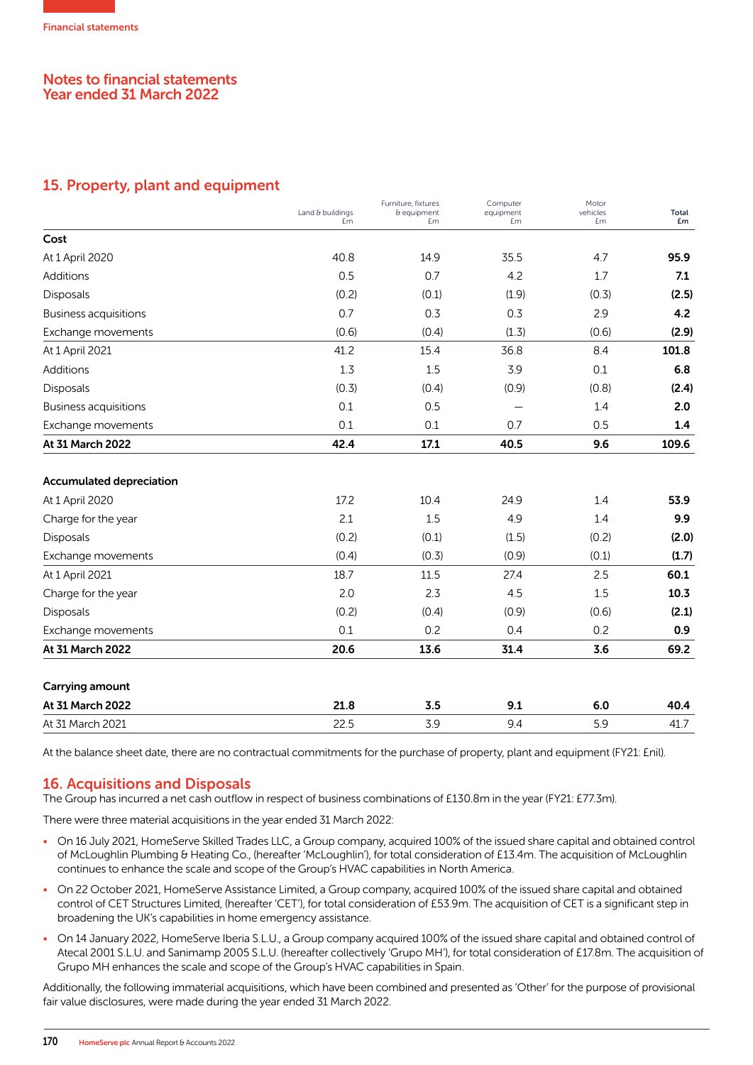## Notes to financial statements
## Year ended 31 March 2022

## 15. Property, plant and equipment

| | Land & buildings £m | Furniture, fixtures & equipment £m | Computer equipment £m | Motor vehicles £m | **Total £m** |
|---|---|---|---|---|---|
| **Cost** | | | | | |
| At 1 April 2020 | 40.8 | 14.9 | 35.5 | 4.7 | **95.9** |
| Additions | 0.5 | 0.7 | 4.2 | 1.7 | **7.1** |
| Disposals | (0.2) | (0.1) | (1.9) | (0.3) | **(2.5)** |
| Business acquisitions | 0.7 | 0.3 | 0.3 | 2.9 | **4.2** |
| Exchange movements | (0.6) | (0.4) | (1.3) | (0.6) | **(2.9)** |
| At 1 April 2021 | 41.2 | 15.4 | 36.8 | 8.4 | **101.8** |
| Additions | 1.3 | 1.5 | 3.9 | 0.1 | **6.8** |
| Disposals | (0.3) | (0.4) | (0.9) | (0.8) | **(2.4)** |
| Business acquisitions | 0.1 | 0.5 | – | 1.4 | **2.0** |
| Exchange movements | 0.1 | 0.1 | 0.7 | 0.5 | **1.4** |
| **At 31 March 2022** | **42.4** | **17.1** | **40.5** | **9.6** | **109.6** |
| **Accumulated depreciation** | | | | | |
| At 1 April 2020 | 17.2 | 10.4 | 24.9 | 1.4 | **53.9** |
| Charge for the year | 2.1 | 1.5 | 4.9 | 1.4 | **9.9** |
| Disposals | (0.2) | (0.1) | (1.5) | (0.2) | **(2.0)** |
| Exchange movements | (0.4) | (0.3) | (0.9) | (0.1) | **(1.7)** |
| At 1 April 2021 | 18.7 | 11.5 | 27.4 | 2.5 | **60.1** |
| Charge for the year | 2.0 | 2.3 | 4.5 | 1.5 | **10.3** |
| Disposals | (0.2) | (0.4) | (0.9) | (0.6) | **(2.1)** |
| Exchange movements | 0.1 | 0.2 | 0.4 | 0.2 | **0.9** |
| **At 31 March 2022** | **20.6** | **13.6** | **31.4** | **3.6** | **69.2** |
| **Carrying amount** | | | | | |
| **At 31 March 2022** | **21.8** | **3.5** | **9.1** | **6.0** | **40.4** |
| At 31 March 2021 | 22.5 | 3.9 | 9.4 | 5.9 | 41.7 |

At the balance sheet date, there are no contractual commitments for the purchase of property, plant and equipment (FY21: £nil).

## 16. Acquisitions and Disposals

The Group has incurred a net cash outflow in respect of business combinations of £130.8m in the year (FY21: £77.3m).

There were three material acquisitions in the year ended 31 March 2022:

- On 16 July 2021, HomeServe Skilled Trades LLC, a Group company, acquired 100% of the issued share capital and obtained control of McLoughlin Plumbing & Heating Co., (hereafter 'McLoughlin'), for total consideration of £13.4m. The acquisition of McLoughlin continues to enhance the scale and scope of the Group's HVAC capabilities in North America.
- On 22 October 2021, HomeServe Assistance Limited, a Group company, acquired 100% of the issued share capital and obtained control of CET Structures Limited, (hereafter 'CET'), for total consideration of £53.9m. The acquisition of CET is a significant step in broadening the UK's capabilities in home emergency assistance.
- On 14 January 2022, HomeServe Iberia S.L.U., a Group company acquired 100% of the issued share capital and obtained control of Atecal 2001 S.L.U. and Sanimamp 2005 S.L.U. (hereafter collectively 'Grupo MH'), for total consideration of £17.8m. The acquisition of Grupo MH enhances the scale and scope of the Group's HVAC capabilities in Spain.

Additionally, the following immaterial acquisitions, which have been combined and presented as 'Other' for the purpose of provisional fair value disclosures, were made during the year ended 31 March 2022.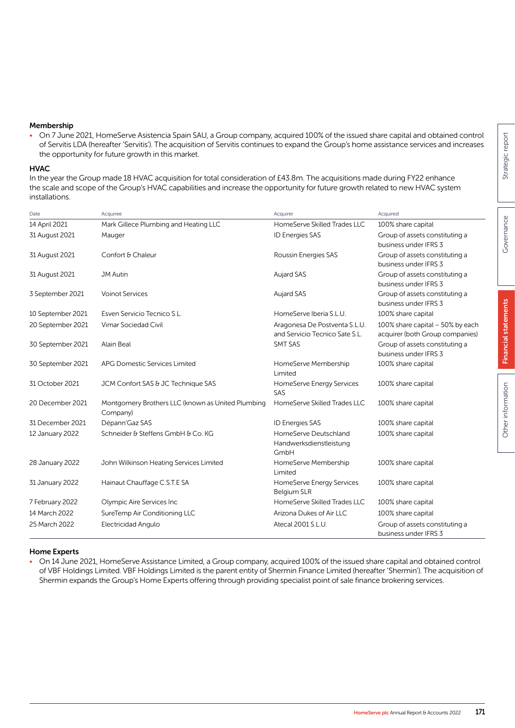### Membership

- On 7 June 2021, HomeServe Asistencia Spain SAU, a Group company, acquired 100% of the issued share capital and obtained control of Servitis LDA (hereafter 'Servitis'). The acquisition of Servitis continues to expand the Group's home assistance services and increases the opportunity for future growth in this market.

### HVAC

In the year the Group made 18 HVAC acquisition for total consideration of £43.8m. The acquisitions made during FY22 enhance the scale and scope of the Group's HVAC capabilities and increase the opportunity for future growth related to new HVAC system installations.

| Date | Acquiree | Acquirer | Acquired |
|---|---|---|---|
| 14 April 2021 | Mark Gillece Plumbing and Heating LLC | HomeServe Skilled Trades LLC | 100% share capital |
| 31 August 2021 | Mauger | ID Energies SAS | Group of assets constituting a business under IFRS 3 |
| 31 August 2021 | Confort & Chaleur | Roussin Energies SAS | Group of assets constituting a business under IFRS 3 |
| 31 August 2021 | JM Autin | Aujard SAS | Group of assets constituting a business under IFRS 3 |
| 3 September 2021 | Voinot Services | Aujard SAS | Group of assets constituting a business under IFRS 3 |
| 10 September 2021 | Esven Servicio Tecnico S.L. | HomeServe Iberia S.L.U. | 100% share capital |
| 20 September 2021 | Vimar Sociedad Civil | Aragonesa De Postventa S.L.U. and Servicio Tecnico Sate S.L. | 100% share capital – 50% by each acquirer (both Group companies) |
| 30 September 2021 | Alain Beal | SMT SAS | Group of assets constituting a business under IFRS 3 |
| 30 September 2021 | APG Domestic Services Limited | HomeServe Membership Limited | 100% share capital |
| 31 October 2021 | JCM Confort SAS & JC Technique SAS | HomeServe Energy Services SAS | 100% share capital |
| 20 December 2021 | Montgomery Brothers LLC (known as United Plumbing Company) | HomeServe Skilled Trades LLC | 100% share capital |
| 31 December 2021 | Dépann'Gaz SAS | ID Energies SAS | 100% share capital |
| 12 January 2022 | Schneider & Steffens GmbH & Co. KG | HomeServe Deutschland Handwerksdienstleistung GmbH | 100% share capital |
| 28 January 2022 | John Wilkinson Heating Services Limited | HomeServe Membership Limited | 100% share capital |
| 31 January 2022 | Hainaut Chauffage C.S.T.E SA | HomeServe Energy Services Belgium SLR | 100% share capital |
| 7 February 2022 | Olympic Aire Services Inc | HomeServe Skilled Trades LLC | 100% share capital |
| 14 March 2022 | SureTemp Air Conditioning LLC | Arizona Dukes of Air LLC | 100% share capital |
| 25 March 2022 | Electricidad Angulo | Atecal 2001 S.L.U. | Group of assets constituting a business under IFRS 3 |

### Home Experts

- On 14 June 2021, HomeServe Assistance Limited, a Group company, acquired 100% of the issued share capital and obtained control of VBF Holdings Limited. VBF Holdings Limited is the parent entity of Shermin Finance Limited (hereafter 'Shermin'). The acquisition of Shermin expands the Group's Home Experts offering through providing specialist point of sale finance brokering services.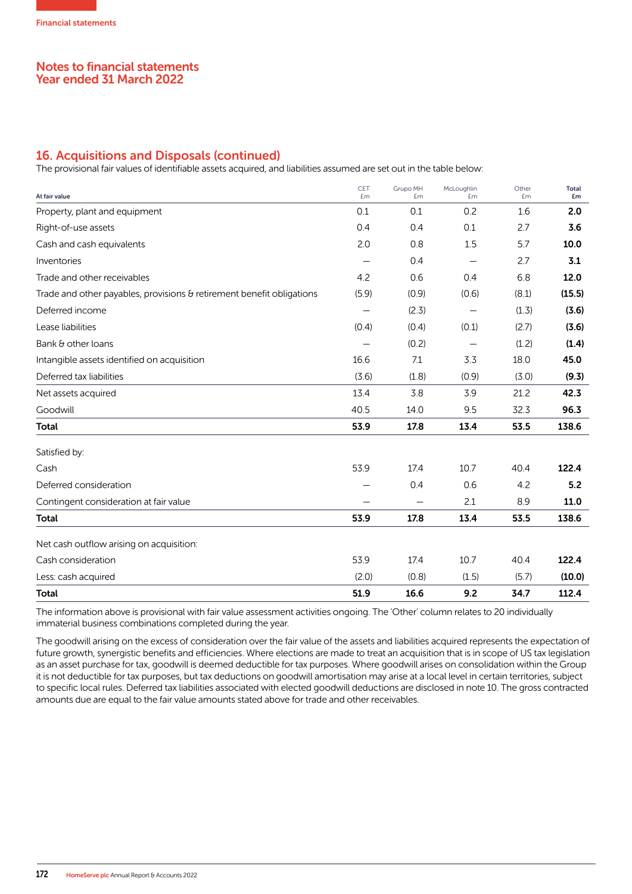## 16. Acquisitions and Disposals (continued)

The provisional fair values of identifiable assets acquired, and liabilities assumed are set out in the table below:

| At fair value | CET £m | Grupo MH £m | McLoughlin £m | Other £m | **Total £m** |
|---|---|---|---|---|---|
| Property, plant and equipment | 0.1 | 0.1 | 0.2 | 1.6 | **2.0** |
| Right-of-use assets | 0.4 | 0.4 | 0.1 | 2.7 | **3.6** |
| Cash and cash equivalents | 2.0 | 0.8 | 1.5 | 5.7 | **10.0** |
| Inventories | – | 0.4 | – | 2.7 | **3.1** |
| Trade and other receivables | 4.2 | 0.6 | 0.4 | 6.8 | **12.0** |
| Trade and other payables, provisions & retirement benefit obligations | (5.9) | (0.9) | (0.6) | (8.1) | **(15.5)** |
| Deferred income | – | (2.3) | – | (1.3) | **(3.6)** |
| Lease liabilities | (0.4) | (0.4) | (0.1) | (2.7) | **(3.6)** |
| Bank & other loans | – | (0.2) | – | (1.2) | **(1.4)** |
| Intangible assets identified on acquisition | 16.6 | 7.1 | 3.3 | 18.0 | **45.0** |
| Deferred tax liabilities | (3.6) | (1.8) | (0.9) | (3.0) | **(9.3)** |
| Net assets acquired | 13.4 | 3.8 | 3.9 | 21.2 | **42.3** |
| Goodwill | 40.5 | 14.0 | 9.5 | 32.3 | **96.3** |
| **Total** | **53.9** | **17.8** | **13.4** | **53.5** | **138.6** |
| Satisfied by: | | | | | |
| Cash | 53.9 | 17.4 | 10.7 | 40.4 | **122.4** |
| Deferred consideration | – | 0.4 | 0.6 | 4.2 | **5.2** |
| Contingent consideration at fair value | – | – | 2.1 | 8.9 | **11.0** |
| **Total** | **53.9** | **17.8** | **13.4** | **53.5** | **138.6** |
| Net cash outflow arising on acquisition: | | | | | |
| Cash consideration | 53.9 | 17.4 | 10.7 | 40.4 | **122.4** |
| Less: cash acquired | (2.0) | (0.8) | (1.5) | (5.7) | **(10.0)** |
| **Total** | **51.9** | **16.6** | **9.2** | **34.7** | **112.4** |

The information above is provisional with fair value assessment activities ongoing. The 'Other' column relates to 20 individually immaterial business combinations completed during the year.

The goodwill arising on the excess of consideration over the fair value of the assets and liabilities acquired represents the expectation of future growth, synergistic benefits and efficiencies. Where elections are made to treat an acquisition that is in scope of US tax legislation as an asset purchase for tax, goodwill is deemed deductible for tax purposes. Where goodwill arises on consolidation within the Group it is not deductible for tax purposes, but tax deductions on goodwill amortisation may arise at a local level in certain territories, subject to specific local rules. Deferred tax liabilities associated with elected goodwill deductions are disclosed in note 10. The gross contracted amounts due are equal to the fair value amounts stated above for trade and other receivables.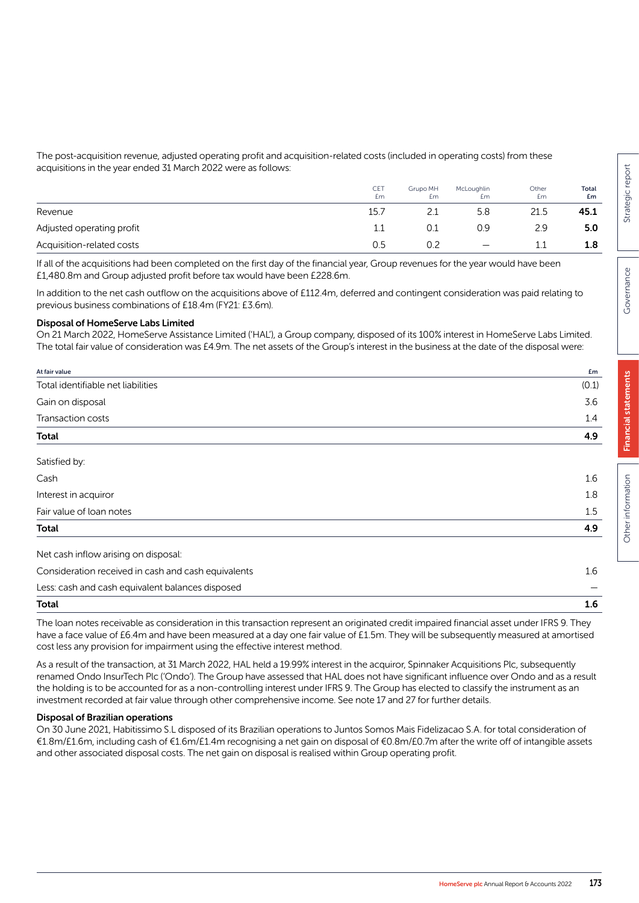The post-acquisition revenue, adjusted operating profit and acquisition-related costs (included in operating costs) from these acquisitions in the year ended 31 March 2022 were as follows:

| | CET £m | Grupo MH £m | McLoughlin £m | Other £m | **Total £m** |
|---|---|---|---|---|---|
| Revenue | 15.7 | 2.1 | 5.8 | 21.5 | **45.1** |
| Adjusted operating profit | 1.1 | 0.1 | 0.9 | 2.9 | **5.0** |
| Acquisition-related costs | 0.5 | 0.2 | — | 1.1 | **1.8** |

If all of the acquisitions had been completed on the first day of the financial year, Group revenues for the year would have been £1,480.8m and Group adjusted profit before tax would have been £228.6m.

In addition to the net cash outflow on the acquisitions above of £112.4m, deferred and contingent consideration was paid relating to previous business combinations of £18.4m (FY21: £3.6m).

**Disposal of HomeServe Labs Limited**

On 21 March 2022, HomeServe Assistance Limited ('HAL'), a Group company, disposed of its 100% interest in HomeServe Labs Limited. The total fair value of consideration was £4.9m. The net assets of the Group's interest in the business at the date of the disposal were:

| At fair value | £m |
|---|---|
| Total identifiable net liabilities | (0.1) |
| Gain on disposal | 3.6 |
| Transaction costs | 1.4 |
| **Total** | **4.9** |
| Satisfied by: | |
| Cash | 1.6 |
| Interest in acquiror | 1.8 |
| Fair value of loan notes | 1.5 |
| **Total** | **4.9** |
| Net cash inflow arising on disposal: | |
| Consideration received in cash and cash equivalents | 1.6 |
| Less: cash and cash equivalent balances disposed | — |
| **Total** | **1.6** |

The loan notes receivable as consideration in this transaction represent an originated credit impaired financial asset under IFRS 9. They have a face value of £6.4m and have been measured at a day one fair value of £1.5m. They will be subsequently measured at amortised cost less any provision for impairment using the effective interest method.

As a result of the transaction, at 31 March 2022, HAL held a 19.99% interest in the acquiror, Spinnaker Acquisitions Plc, subsequently renamed Ondo InsurTech Plc ('Ondo'). The Group have assessed that HAL does not have significant influence over Ondo and as a result the holding is to be accounted for as a non-controlling interest under IFRS 9. The Group has elected to classify the instrument as an investment recorded at fair value through other comprehensive income. See note 17 and 27 for further details.

**Disposal of Brazilian operations**

On 30 June 2021, Habitissimo S.L disposed of its Brazilian operations to Juntos Somos Mais Fidelizacao S.A. for total consideration of €1.8m/£1.6m, including cash of €1.6m/£1.4m recognising a net gain on disposal of €0.8m/£0.7m after the write off of intangible assets and other associated disposal costs. The net gain on disposal is realised within Group operating profit.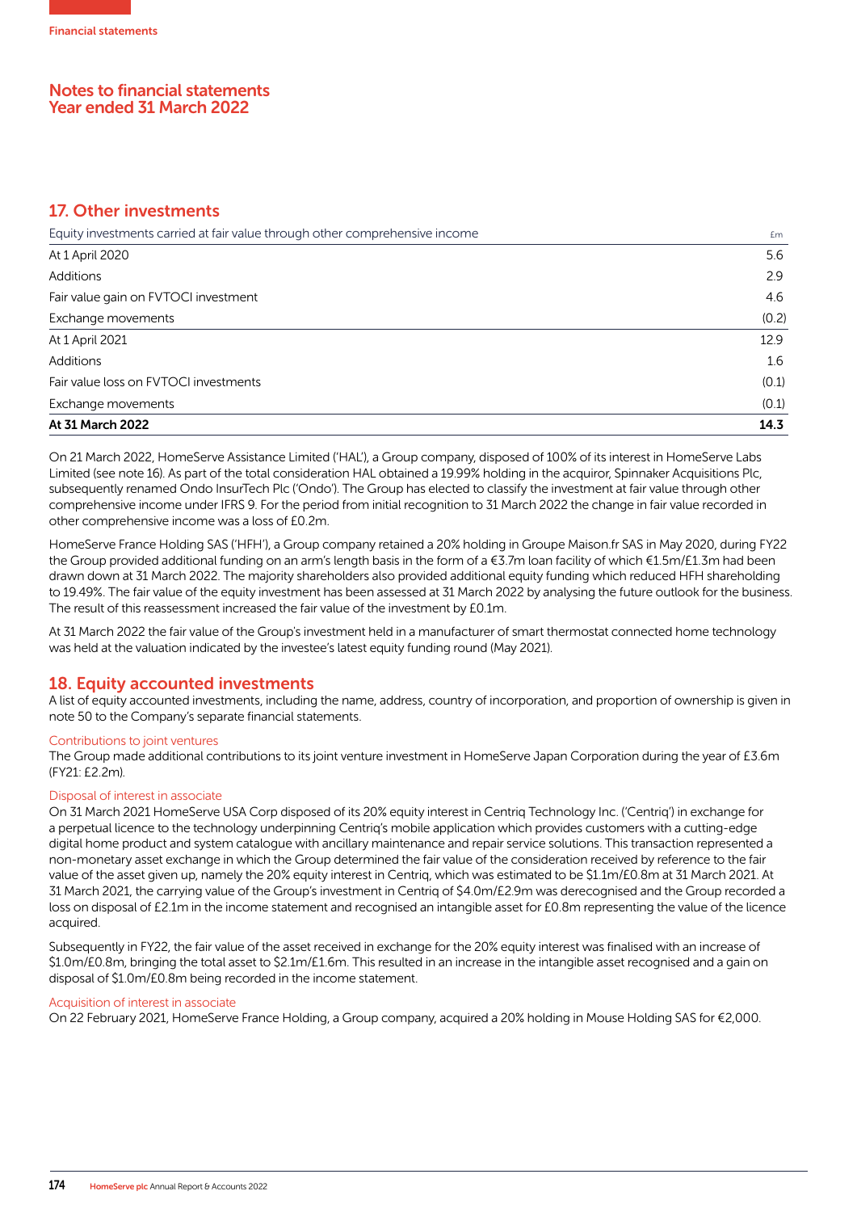# Notes to financial statements
## Year ended 31 March 2022

## 17. Other investments

| Equity investments carried at fair value through other comprehensive income | £m |
|---|---|
| At 1 April 2020 | 5.6 |
| Additions | 2.9 |
| Fair value gain on FVTOCI investment | 4.6 |
| Exchange movements | (0.2) |
| At 1 April 2021 | 12.9 |
| Additions | 1.6 |
| Fair value loss on FVTOCI investments | (0.1) |
| Exchange movements | (0.1) |
| **At 31 March 2022** | **14.3** |

On 21 March 2022, HomeServe Assistance Limited ('HAL'), a Group company, disposed of 100% of its interest in HomeServe Labs Limited (see note 16). As part of the total consideration HAL obtained a 19.99% holding in the acquiror, Spinnaker Acquisitions Plc, subsequently renamed Ondo InsurTech Plc ('Ondo'). The Group has elected to classify the investment at fair value through other comprehensive income under IFRS 9. For the period from initial recognition to 31 March 2022 the change in fair value recorded in other comprehensive income was a loss of £0.2m.

HomeServe France Holding SAS ('HFH'), a Group company retained a 20% holding in Groupe Maison.fr SAS in May 2020, during FY22 the Group provided additional funding on an arm's length basis in the form of a €3.7m loan facility of which €1.5m/£1.3m had been drawn down at 31 March 2022. The majority shareholders also provided additional equity funding which reduced HFH shareholding to 19.49%. The fair value of the equity investment has been assessed at 31 March 2022 by analysing the future outlook for the business. The result of this reassessment increased the fair value of the investment by £0.1m.

At 31 March 2022 the fair value of the Group's investment held in a manufacturer of smart thermostat connected home technology was held at the valuation indicated by the investee's latest equity funding round (May 2021).

## 18. Equity accounted investments

A list of equity accounted investments, including the name, address, country of incorporation, and proportion of ownership is given in note 50 to the Company's separate financial statements.

### Contributions to joint ventures

The Group made additional contributions to its joint venture investment in HomeServe Japan Corporation during the year of £3.6m (FY21: £2.2m).

### Disposal of interest in associate

On 31 March 2021 HomeServe USA Corp disposed of its 20% equity interest in Centriq Technology Inc. ('Centriq') in exchange for a perpetual licence to the technology underpinning Centriq's mobile application which provides customers with a cutting-edge digital home product and system catalogue with ancillary maintenance and repair service solutions. This transaction represented a non-monetary asset exchange in which the Group determined the fair value of the consideration received by reference to the fair value of the asset given up, namely the 20% equity interest in Centriq, which was estimated to be $1.1m/£0.8m at 31 March 2021. At 31 March 2021, the carrying value of the Group's investment in Centriq of $4.0m/£2.9m was derecognised and the Group recorded a loss on disposal of £2.1m in the income statement and recognised an intangible asset for £0.8m representing the value of the licence acquired.

Subsequently in FY22, the fair value of the asset received in exchange for the 20% equity interest was finalised with an increase of $1.0m/£0.8m, bringing the total asset to $2.1m/£1.6m. This resulted in an increase in the intangible asset recognised and a gain on disposal of $1.0m/£0.8m being recorded in the income statement.

### Acquisition of interest in associate

On 22 February 2021, HomeServe France Holding, a Group company, acquired a 20% holding in Mouse Holding SAS for €2,000.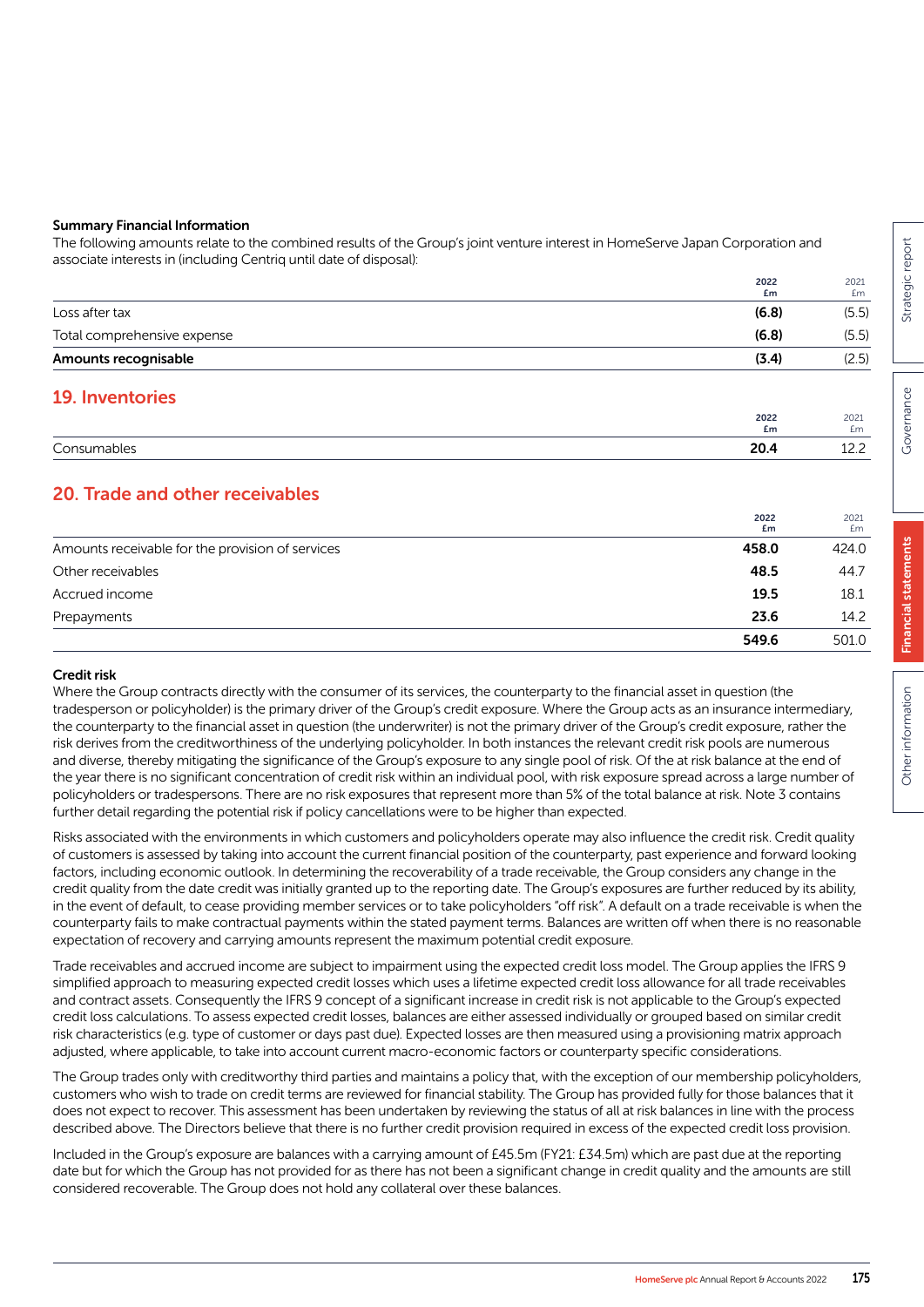**Summary Financial Information**

The following amounts relate to the combined results of the Group's joint venture interest in HomeServe Japan Corporation and associate interests in (including Centriq until date of disposal):

| | 2022 £m | 2021 £m |
|---|---|---|
| Loss after tax | **(6.8)** | (5.5) |
| Total comprehensive expense | **(6.8)** | (5.5) |
| **Amounts recognisable** | **(3.4)** | (2.5) |

## 19. Inventories

| | 2022 £m | 2021 £m |
|---|---|---|
| Consumables | **20.4** | 12.2 |

## 20. Trade and other receivables

| | 2022 £m | 2021 £m |
|---|---|---|
| Amounts receivable for the provision of services | **458.0** | 424.0 |
| Other receivables | **48.5** | 44.7 |
| Accrued income | **19.5** | 18.1 |
| Prepayments | **23.6** | 14.2 |
| | **549.6** | 501.0 |

**Credit risk**

Where the Group contracts directly with the consumer of its services, the counterparty to the financial asset in question (the tradesperson or policyholder) is the primary driver of the Group's credit exposure. Where the Group acts as an insurance intermediary, the counterparty to the financial asset in question (the underwriter) is not the primary driver of the Group's credit exposure, rather the risk derives from the creditworthiness of the underlying policyholder. In both instances the relevant credit risk pools are numerous and diverse, thereby mitigating the significance of the Group's exposure to any single pool of risk. Of the at risk balance at the end of the year there is no significant concentration of credit risk within an individual pool, with risk exposure spread across a large number of policyholders or tradespersons. There are no risk exposures that represent more than 5% of the total balance at risk. Note 3 contains further detail regarding the potential risk if policy cancellations were to be higher than expected.

Risks associated with the environments in which customers and policyholders operate may also influence the credit risk. Credit quality of customers is assessed by taking into account the current financial position of the counterparty, past experience and forward looking factors, including economic outlook. In determining the recoverability of a trade receivable, the Group considers any change in the credit quality from the date credit was initially granted up to the reporting date. The Group's exposures are further reduced by its ability, in the event of default, to cease providing member services or to take policyholders "off risk". A default on a trade receivable is when the counterparty fails to make contractual payments within the stated payment terms. Balances are written off when there is no reasonable expectation of recovery and carrying amounts represent the maximum potential credit exposure.

Trade receivables and accrued income are subject to impairment using the expected credit loss model. The Group applies the IFRS 9 simplified approach to measuring expected credit losses which uses a lifetime expected credit loss allowance for all trade receivables and contract assets. Consequently the IFRS 9 concept of a significant increase in credit risk is not applicable to the Group's expected credit loss calculations. To assess expected credit losses, balances are either assessed individually or grouped based on similar credit risk characteristics (e.g. type of customer or days past due). Expected losses are then measured using a provisioning matrix approach adjusted, where applicable, to take into account current macro-economic factors or counterparty specific considerations.

The Group trades only with creditworthy third parties and maintains a policy that, with the exception of our membership policyholders, customers who wish to trade on credit terms are reviewed for financial stability. The Group has provided fully for those balances that it does not expect to recover. This assessment has been undertaken by reviewing the status of all at risk balances in line with the process described above. The Directors believe that there is no further credit provision required in excess of the expected credit loss provision.

Included in the Group's exposure are balances with a carrying amount of £45.5m (FY21: £34.5m) which are past due at the reporting date but for which the Group has not provided for as there has not been a significant change in credit quality and the amounts are still considered recoverable. The Group does not hold any collateral over these balances.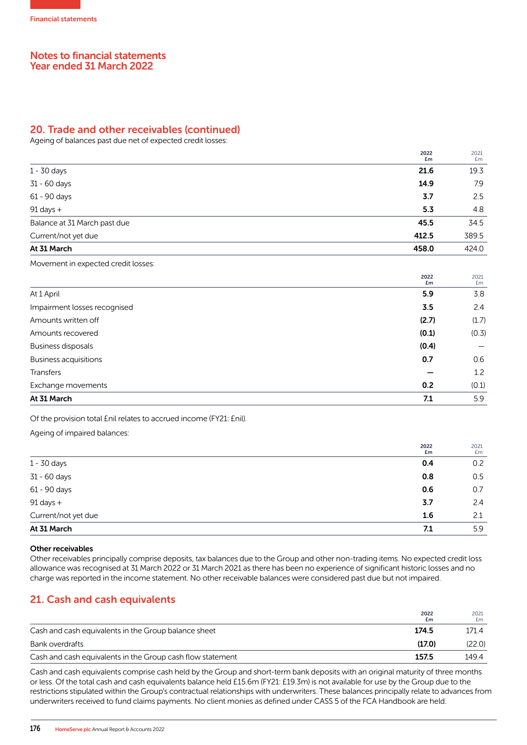## 20. Trade and other receivables (continued)

Ageing of balances past due net of expected credit losses:

| | 2022 £m | 2021 £m |
|---|---|---|
| 1 - 30 days | **21.6** | 19.3 |
| 31 - 60 days | **14.9** | 7.9 |
| 61 - 90 days | **3.7** | 2.5 |
| 91 days + | **5.3** | 4.8 |
| Balance at 31 March past due | **45.5** | 34.5 |
| Current/not yet due | **412.5** | 389.5 |
| **At 31 March** | **458.0** | 424.0 |

Movement in expected credit losses:

| | 2022 £m | 2021 £m |
|---|---|---|
| At 1 April | **5.9** | 3.8 |
| Impairment losses recognised | **3.5** | 2.4 |
| Amounts written off | **(2.7)** | (1.7) |
| Amounts recovered | **(0.1)** | (0.3) |
| Business disposals | **(0.4)** | – |
| Business acquisitions | **0.7** | 0.6 |
| Transfers | **–** | 1.2 |
| Exchange movements | **0.2** | (0.1) |
| **At 31 March** | **7.1** | 5.9 |

Of the provision total £nil relates to accrued income (FY21: £nil).

Ageing of impaired balances:

| | 2022 £m | 2021 £m |
|---|---|---|
| 1 - 30 days | **0.4** | 0.2 |
| 31 - 60 days | **0.8** | 0.5 |
| 61 - 90 days | **0.6** | 0.7 |
| 91 days + | **3.7** | 2.4 |
| Current/not yet due | **1.6** | 2.1 |
| **At 31 March** | **7.1** | 5.9 |

### Other receivables

Other receivables principally comprise deposits, tax balances due to the Group and other non-trading items. No expected credit loss allowance was recognised at 31 March 2022 or 31 March 2021 as there has been no experience of significant historic losses and no charge was reported in the income statement. No other receivable balances were considered past due but not impaired.

## 21. Cash and cash equivalents

| | 2022 £m | 2021 £m |
|---|---|---|
| Cash and cash equivalents in the Group balance sheet | **174.5** | 171.4 |
| Bank overdrafts | **(17.0)** | (22.0) |
| Cash and cash equivalents in the Group cash flow statement | **157.5** | 149.4 |

Cash and cash equivalents comprise cash held by the Group and short-term bank deposits with an original maturity of three months or less. Of the total cash and cash equivalents balance held £15.6m (FY21: £19.3m) is not available for use by the Group due to the restrictions stipulated within the Group's contractual relationships with underwriters. These balances principally relate to advances from underwriters received to fund claims payments. No client monies as defined under CASS 5 of the FCA Handbook are held.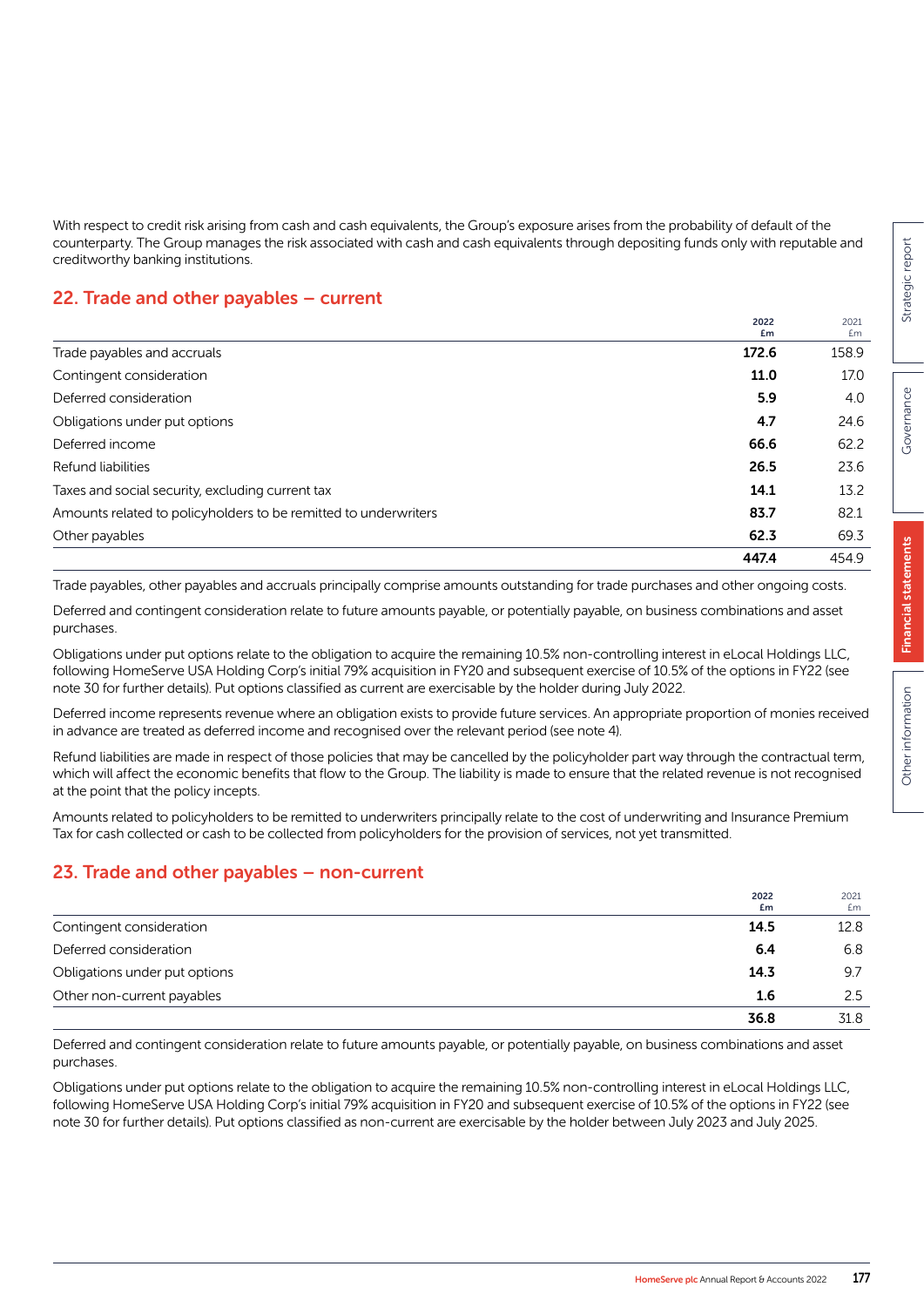With respect to credit risk arising from cash and cash equivalents, the Group's exposure arises from the probability of default of the counterparty. The Group manages the risk associated with cash and cash equivalents through depositing funds only with reputable and creditworthy banking institutions.

## 22. Trade and other payables – current

| | 2022 £m | 2021 £m |
|---|---|---|
| Trade payables and accruals | **172.6** | 158.9 |
| Contingent consideration | **11.0** | 17.0 |
| Deferred consideration | **5.9** | 4.0 |
| Obligations under put options | **4.7** | 24.6 |
| Deferred income | **66.6** | 62.2 |
| Refund liabilities | **26.5** | 23.6 |
| Taxes and social security, excluding current tax | **14.1** | 13.2 |
| Amounts related to policyholders to be remitted to underwriters | **83.7** | 82.1 |
| Other payables | **62.3** | 69.3 |
| | **447.4** | 454.9 |

Trade payables, other payables and accruals principally comprise amounts outstanding for trade purchases and other ongoing costs.

Deferred and contingent consideration relate to future amounts payable, or potentially payable, on business combinations and asset purchases.

Obligations under put options relate to the obligation to acquire the remaining 10.5% non-controlling interest in eLocal Holdings LLC, following HomeServe USA Holding Corp's initial 79% acquisition in FY20 and subsequent exercise of 10.5% of the options in FY22 (see note 30 for further details). Put options classified as current are exercisable by the holder during July 2022.

Deferred income represents revenue where an obligation exists to provide future services. An appropriate proportion of monies received in advance are treated as deferred income and recognised over the relevant period (see note 4).

Refund liabilities are made in respect of those policies that may be cancelled by the policyholder part way through the contractual term, which will affect the economic benefits that flow to the Group. The liability is made to ensure that the related revenue is not recognised at the point that the policy incepts.

Amounts related to policyholders to be remitted to underwriters principally relate to the cost of underwriting and Insurance Premium Tax for cash collected or cash to be collected from policyholders for the provision of services, not yet transmitted.

## 23. Trade and other payables – non-current

| | 2022 £m | 2021 £m |
|---|---|---|
| Contingent consideration | **14.5** | 12.8 |
| Deferred consideration | **6.4** | 6.8 |
| Obligations under put options | **14.3** | 9.7 |
| Other non-current payables | **1.6** | 2.5 |
| | **36.8** | 31.8 |

Deferred and contingent consideration relate to future amounts payable, or potentially payable, on business combinations and asset purchases.

Obligations under put options relate to the obligation to acquire the remaining 10.5% non-controlling interest in eLocal Holdings LLC, following HomeServe USA Holding Corp's initial 79% acquisition in FY20 and subsequent exercise of 10.5% of the options in FY22 (see note 30 for further details). Put options classified as non-current are exercisable by the holder between July 2023 and July 2025.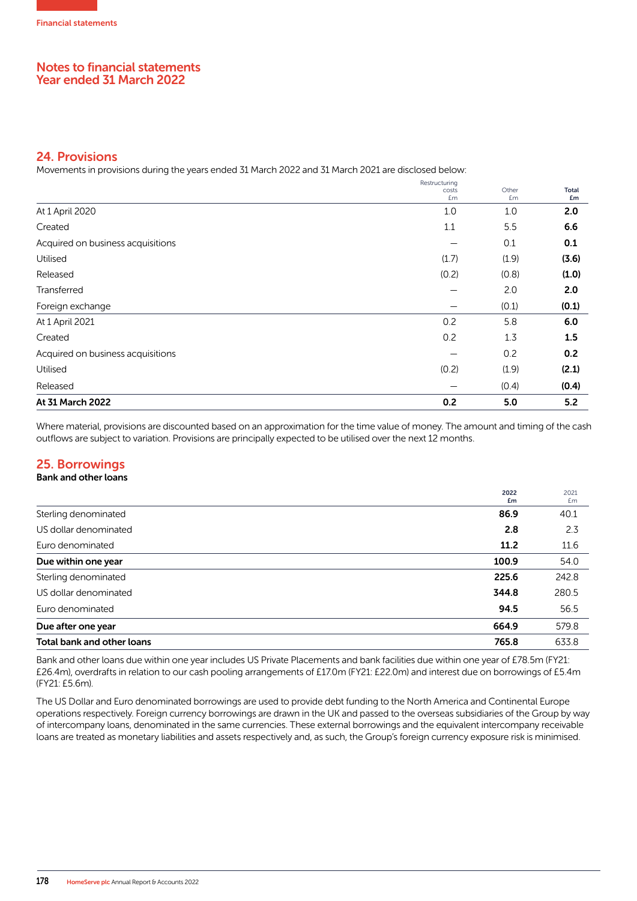Financial statements

# Notes to financial statements
# Year ended 31 March 2022

## 24. Provisions

Movements in provisions during the years ended 31 March 2022 and 31 March 2021 are disclosed below:

| | Restructuring costs £m | Other £m | **Total £m** |
|---|---|---|---|
| At 1 April 2020 | 1.0 | 1.0 | **2.0** |
| Created | 1.1 | 5.5 | **6.6** |
| Acquired on business acquisitions | – | 0.1 | **0.1** |
| Utilised | (1.7) | (1.9) | **(3.6)** |
| Released | (0.2) | (0.8) | **(1.0)** |
| Transferred | – | 2.0 | **2.0** |
| Foreign exchange | – | (0.1) | **(0.1)** |
| At 1 April 2021 | 0.2 | 5.8 | **6.0** |
| Created | 0.2 | 1.3 | **1.5** |
| Acquired on business acquisitions | – | 0.2 | **0.2** |
| Utilised | (0.2) | (1.9) | **(2.1)** |
| Released | – | (0.4) | **(0.4)** |
| **At 31 March 2022** | **0.2** | **5.0** | **5.2** |

Where material, provisions are discounted based on an approximation for the time value of money. The amount and timing of the cash outflows are subject to variation. Provisions are principally expected to be utilised over the next 12 months.

## 25. Borrowings

**Bank and other loans**

| | **2022 £m** | 2021 £m |
|---|---|---|
| Sterling denominated | **86.9** | 40.1 |
| US dollar denominated | **2.8** | 2.3 |
| Euro denominated | **11.2** | 11.6 |
| **Due within one year** | **100.9** | 54.0 |
| Sterling denominated | **225.6** | 242.8 |
| US dollar denominated | **344.8** | 280.5 |
| Euro denominated | **94.5** | 56.5 |
| **Due after one year** | **664.9** | 579.8 |
| **Total bank and other loans** | **765.8** | 633.8 |

Bank and other loans due within one year includes US Private Placements and bank facilities due within one year of £78.5m (FY21: £26.4m), overdrafts in relation to our cash pooling arrangements of £17.0m (FY21: £22.0m) and interest due on borrowings of £5.4m (FY21: £5.6m).

The US Dollar and Euro denominated borrowings are used to provide debt funding to the North America and Continental Europe operations respectively. Foreign currency borrowings are drawn in the UK and passed to the overseas subsidiaries of the Group by way of intercompany loans, denominated in the same currencies. These external borrowings and the equivalent intercompany receivable loans are treated as monetary liabilities and assets respectively and, as such, the Group's foreign currency exposure risk is minimised.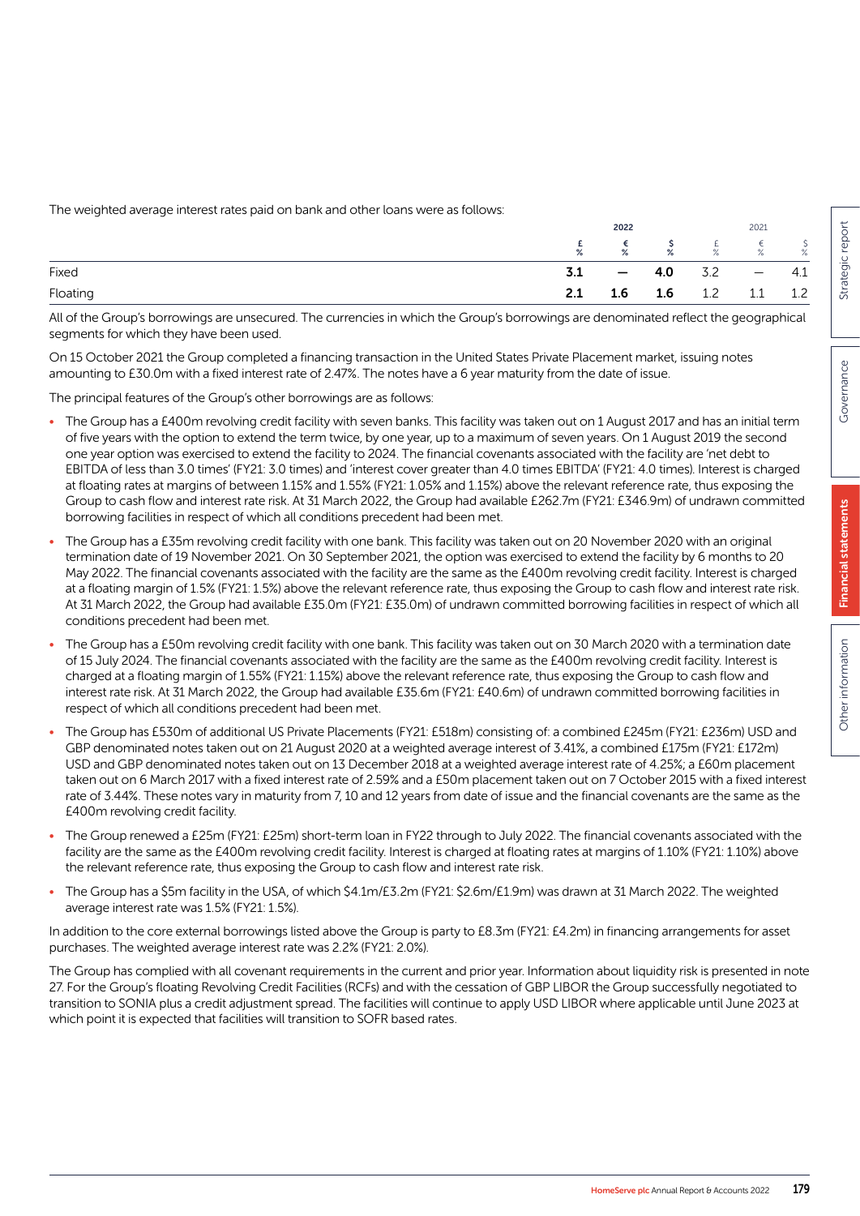The weighted average interest rates paid on bank and other loans were as follows:

| | 2022 | | | 2021 | | |
|---|---|---|---|---|---|---|
| | £ % | € % | $ % | £ % | € % | $ % |
| Fixed | **3.1** | **—** | **4.0** | 3.2 | — | 4.1 |
| Floating | **2.1** | **1.6** | **1.6** | 1.2 | 1.1 | 1.2 |

All of the Group's borrowings are unsecured. The currencies in which the Group's borrowings are denominated reflect the geographical segments for which they have been used.

On 15 October 2021 the Group completed a financing transaction in the United States Private Placement market, issuing notes amounting to £30.0m with a fixed interest rate of 2.47%. The notes have a 6 year maturity from the date of issue.

The principal features of the Group's other borrowings are as follows:

- The Group has a £400m revolving credit facility with seven banks. This facility was taken out on 1 August 2017 and has an initial term of five years with the option to extend the term twice, by one year, up to a maximum of seven years. On 1 August 2019 the second one year option was exercised to extend the facility to 2024. The financial covenants associated with the facility are 'net debt to EBITDA of less than 3.0 times' (FY21: 3.0 times) and 'interest cover greater than 4.0 times EBITDA' (FY21: 4.0 times). Interest is charged at floating rates at margins of between 1.15% and 1.55% (FY21: 1.05% and 1.15%) above the relevant reference rate, thus exposing the Group to cash flow and interest rate risk. At 31 March 2022, the Group had available £262.7m (FY21: £346.9m) of undrawn committed borrowing facilities in respect of which all conditions precedent had been met.
- The Group has a £35m revolving credit facility with one bank. This facility was taken out on 20 November 2020 with an original termination date of 19 November 2021. On 30 September 2021, the option was exercised to extend the facility by 6 months to 20 May 2022. The financial covenants associated with the facility are the same as the £400m revolving credit facility. Interest is charged at a floating margin of 1.5% (FY21: 1.5%) above the relevant reference rate, thus exposing the Group to cash flow and interest rate risk. At 31 March 2022, the Group had available £35.0m (FY21: £35.0m) of undrawn committed borrowing facilities in respect of which all conditions precedent had been met.
- The Group has a £50m revolving credit facility with one bank. This facility was taken out on 30 March 2020 with a termination date of 15 July 2024. The financial covenants associated with the facility are the same as the £400m revolving credit facility. Interest is charged at a floating margin of 1.55% (FY21: 1.15%) above the relevant reference rate, thus exposing the Group to cash flow and interest rate risk. At 31 March 2022, the Group had available £35.6m (FY21: £40.6m) of undrawn committed borrowing facilities in respect of which all conditions precedent had been met.
- The Group has £530m of additional US Private Placements (FY21: £518m) consisting of: a combined £245m (FY21: £236m) USD and GBP denominated notes taken out on 21 August 2020 at a weighted average interest of 3.41%, a combined £175m (FY21: £172m) USD and GBP denominated notes taken out on 13 December 2018 at a weighted average interest rate of 4.25%; a £60m placement taken out on 6 March 2017 with a fixed interest rate of 2.59% and a £50m placement taken out on 7 October 2015 with a fixed interest rate of 3.44%. These notes vary in maturity from 7, 10 and 12 years from date of issue and the financial covenants are the same as the £400m revolving credit facility.
- The Group renewed a £25m (FY21: £25m) short-term loan in FY22 through to July 2022. The financial covenants associated with the facility are the same as the £400m revolving credit facility. Interest is charged at floating rates at margins of 1.10% (FY21: 1.10%) above the relevant reference rate, thus exposing the Group to cash flow and interest rate risk.
- The Group has a $5m facility in the USA, of which $4.1m/£3.2m (FY21: $2.6m/£1.9m) was drawn at 31 March 2022. The weighted average interest rate was 1.5% (FY21: 1.5%).

In addition to the core external borrowings listed above the Group is party to £8.3m (FY21: £4.2m) in financing arrangements for asset purchases. The weighted average interest rate was 2.2% (FY21: 2.0%).

The Group has complied with all covenant requirements in the current and prior year. Information about liquidity risk is presented in note 27. For the Group's floating Revolving Credit Facilities (RCFs) and with the cessation of GBP LIBOR the Group successfully negotiated to transition to SONIA plus a credit adjustment spread. The facilities will continue to apply USD LIBOR where applicable until June 2023 at which point it is expected that facilities will transition to SOFR based rates.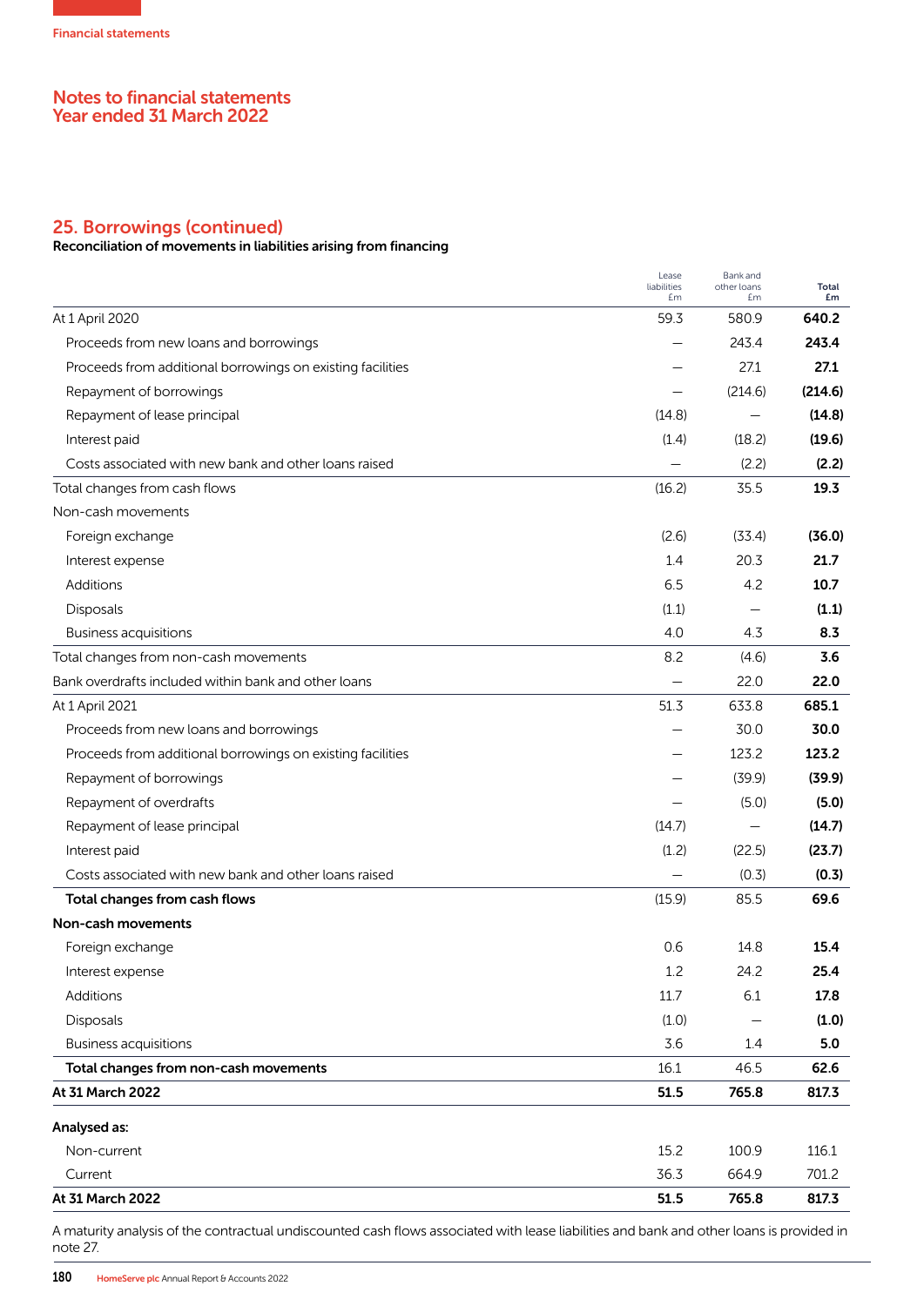Financial statements

# Notes to financial statements
Year ended 31 March 2022

## 25. Borrowings (continued)

**Reconciliation of movements in liabilities arising from financing**

| | Lease liabilities £m | Bank and other loans £m | Total £m |
|---|---|---|---|
| At 1 April 2020 | 59.3 | 580.9 | **640.2** |
| Proceeds from new loans and borrowings | – | 243.4 | **243.4** |
| Proceeds from additional borrowings on existing facilities | – | 27.1 | **27.1** |
| Repayment of borrowings | – | (214.6) | **(214.6)** |
| Repayment of lease principal | (14.8) | – | **(14.8)** |
| Interest paid | (1.4) | (18.2) | **(19.6)** |
| Costs associated with new bank and other loans raised | – | (2.2) | **(2.2)** |
| Total changes from cash flows | (16.2) | 35.5 | **19.3** |
| Non-cash movements | | | |
| Foreign exchange | (2.6) | (33.4) | **(36.0)** |
| Interest expense | 1.4 | 20.3 | **21.7** |
| Additions | 6.5 | 4.2 | **10.7** |
| Disposals | (1.1) | – | **(1.1)** |
| Business acquisitions | 4.0 | 4.3 | **8.3** |
| Total changes from non-cash movements | 8.2 | (4.6) | **3.6** |
| Bank overdrafts included within bank and other loans | – | 22.0 | **22.0** |
| At 1 April 2021 | 51.3 | 633.8 | **685.1** |
| Proceeds from new loans and borrowings | – | 30.0 | **30.0** |
| Proceeds from additional borrowings on existing facilities | – | 123.2 | **123.2** |
| Repayment of borrowings | – | (39.9) | **(39.9)** |
| Repayment of overdrafts | – | (5.0) | **(5.0)** |
| Repayment of lease principal | (14.7) | – | **(14.7)** |
| Interest paid | (1.2) | (22.5) | **(23.7)** |
| Costs associated with new bank and other loans raised | – | (0.3) | **(0.3)** |
| **Total changes from cash flows** | (15.9) | 85.5 | **69.6** |
| **Non-cash movements** | | | |
| Foreign exchange | 0.6 | 14.8 | **15.4** |
| Interest expense | 1.2 | 24.2 | **25.4** |
| Additions | 11.7 | 6.1 | **17.8** |
| Disposals | (1.0) | – | **(1.0)** |
| Business acquisitions | 3.6 | 1.4 | **5.0** |
| **Total changes from non-cash movements** | 16.1 | 46.5 | **62.6** |
| **At 31 March 2022** | **51.5** | **765.8** | **817.3** |
| **Analysed as:** | | | |
| Non-current | 15.2 | 100.9 | 116.1 |
| Current | 36.3 | 664.9 | 701.2 |
| **At 31 March 2022** | **51.5** | **765.8** | **817.3** |

A maturity analysis of the contractual undiscounted cash flows associated with lease liabilities and bank and other loans is provided in note 27.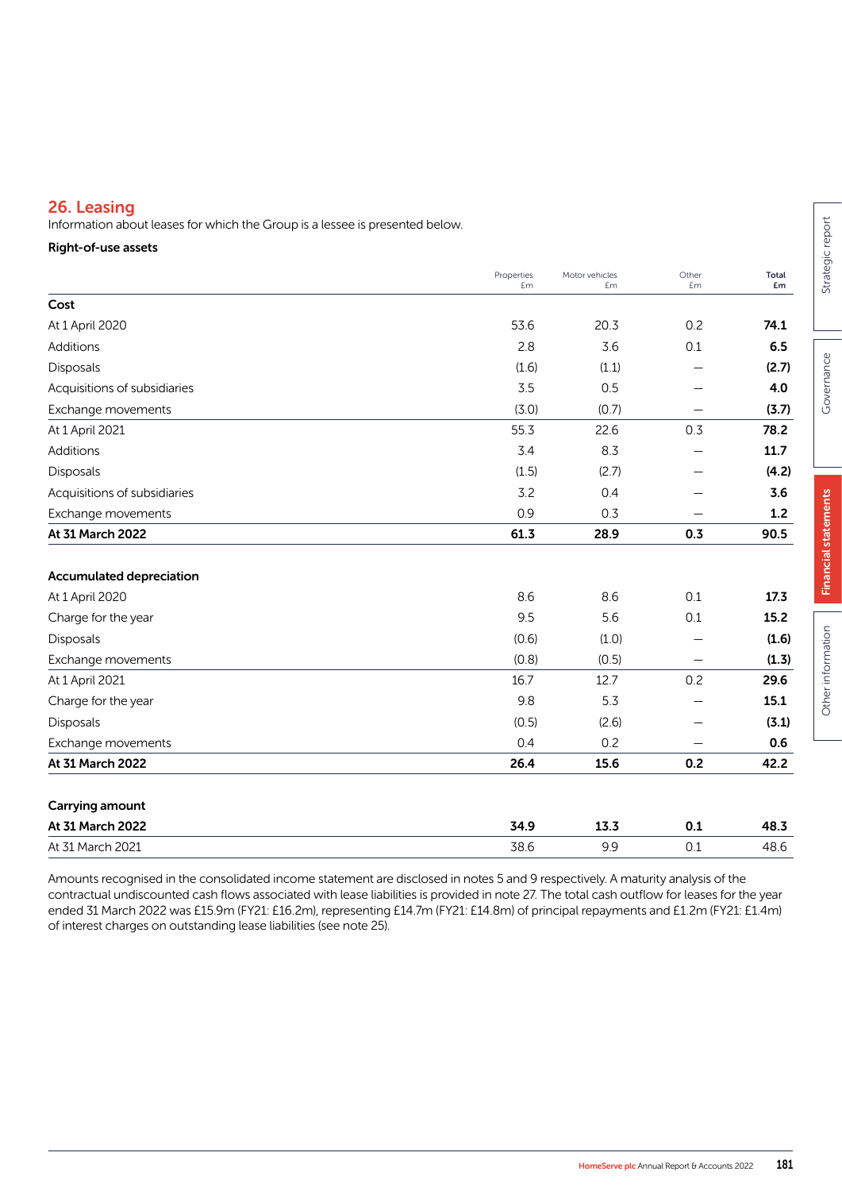## 26. Leasing

Information about leases for which the Group is a lessee is presented below.

**Right-of-use assets**

| | Properties £m | Motor vehicles £m | Other £m | **Total £m** |
|---|---|---|---|---|
| **Cost** | | | | |
| At 1 April 2020 | 53.6 | 20.3 | 0.2 | **74.1** |
| Additions | 2.8 | 3.6 | 0.1 | **6.5** |
| Disposals | (1.6) | (1.1) | – | **(2.7)** |
| Acquisitions of subsidiaries | 3.5 | 0.5 | – | **4.0** |
| Exchange movements | (3.0) | (0.7) | – | **(3.7)** |
| At 1 April 2021 | 55.3 | 22.6 | 0.3 | **78.2** |
| Additions | 3.4 | 8.3 | – | **11.7** |
| Disposals | (1.5) | (2.7) | – | **(4.2)** |
| Acquisitions of subsidiaries | 3.2 | 0.4 | – | **3.6** |
| Exchange movements | 0.9 | 0.3 | – | **1.2** |
| **At 31 March 2022** | **61.3** | **28.9** | **0.3** | **90.5** |
| **Accumulated depreciation** | | | | |
| At 1 April 2020 | 8.6 | 8.6 | 0.1 | **17.3** |
| Charge for the year | 9.5 | 5.6 | 0.1 | **15.2** |
| Disposals | (0.6) | (1.0) | – | **(1.6)** |
| Exchange movements | (0.8) | (0.5) | – | **(1.3)** |
| At 1 April 2021 | 16.7 | 12.7 | 0.2 | **29.6** |
| Charge for the year | 9.8 | 5.3 | – | **15.1** |
| Disposals | (0.5) | (2.6) | – | **(3.1)** |
| Exchange movements | 0.4 | 0.2 | – | **0.6** |
| **At 31 March 2022** | **26.4** | **15.6** | **0.2** | **42.2** |
| **Carrying amount** | | | | |
| **At 31 March 2022** | **34.9** | **13.3** | **0.1** | **48.3** |
| At 31 March 2021 | 38.6 | 9.9 | 0.1 | 48.6 |

Amounts recognised in the consolidated income statement are disclosed in notes 5 and 9 respectively. A maturity analysis of the contractual undiscounted cash flows associated with lease liabilities is provided in note 27. The total cash outflow for leases for the year ended 31 March 2022 was £15.9m (FY21: £16.2m), representing £14.7m (FY21: £14.8m) of principal repayments and £1.2m (FY21: £1.4m) of interest charges on outstanding lease liabilities (see note 25).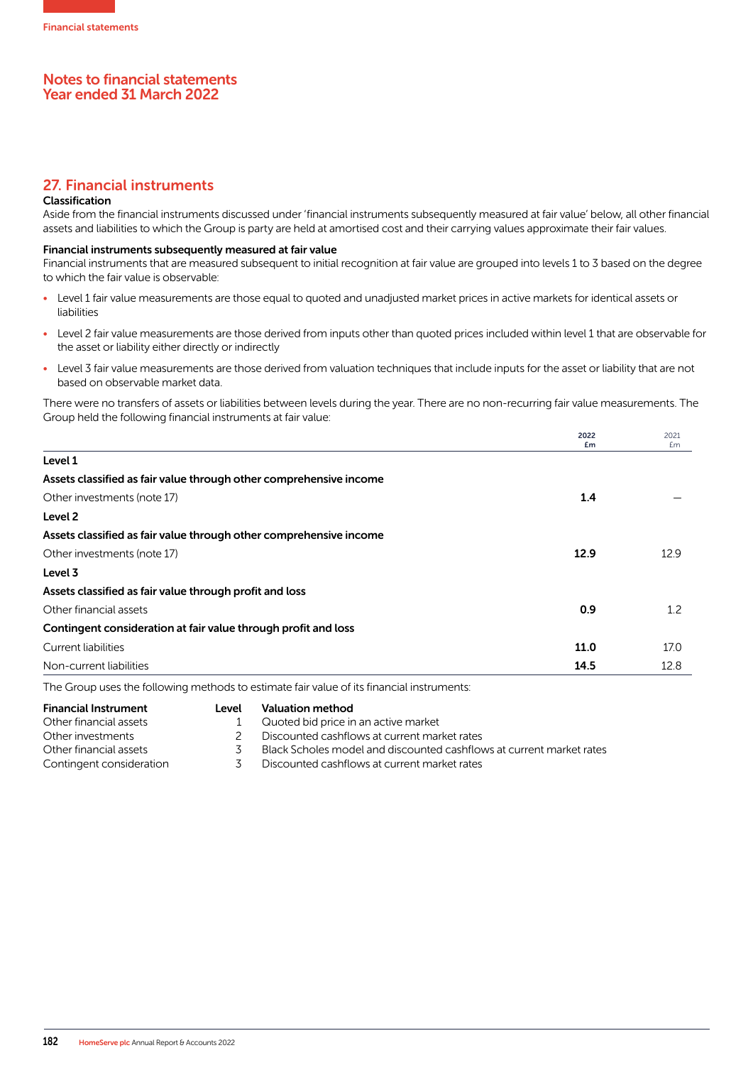## Notes to financial statements
## Year ended 31 March 2022

## 27. Financial instruments

### Classification

Aside from the financial instruments discussed under 'financial instruments subsequently measured at fair value' below, all other financial assets and liabilities to which the Group is party are held at amortised cost and their carrying values approximate their fair values.

#### Financial instruments subsequently measured at fair value

Financial instruments that are measured subsequent to initial recognition at fair value are grouped into levels 1 to 3 based on the degree to which the fair value is observable:

- Level 1 fair value measurements are those equal to quoted and unadjusted market prices in active markets for identical assets or liabilities
- Level 2 fair value measurements are those derived from inputs other than quoted prices included within level 1 that are observable for the asset or liability either directly or indirectly
- Level 3 fair value measurements are those derived from valuation techniques that include inputs for the asset or liability that are not based on observable market data.

There were no transfers of assets or liabilities between levels during the year. There are no non-recurring fair value measurements. The Group held the following financial instruments at fair value:

| | 2022 £m | 2021 £m |
|---|---|---|
| **Level 1** | | |
| **Assets classified as fair value through other comprehensive income** | | |
| Other investments (note 17) | **1.4** | – |
| **Level 2** | | |
| **Assets classified as fair value through other comprehensive income** | | |
| Other investments (note 17) | **12.9** | 12.9 |
| **Level 3** | | |
| **Assets classified as fair value through profit and loss** | | |
| Other financial assets | **0.9** | 1.2 |
| **Contingent consideration at fair value through profit and loss** | | |
| Current liabilities | **11.0** | 17.0 |
| Non-current liabilities | **14.5** | 12.8 |

The Group uses the following methods to estimate fair value of its financial instruments:

| Financial Instrument | Level | Valuation method |
|---|---|---|
| Other financial assets | 1 | Quoted bid price in an active market |
| Other investments | 2 | Discounted cashflows at current market rates |
| Other financial assets | 3 | Black Scholes model and discounted cashflows at current market rates |
| Contingent consideration | 3 | Discounted cashflows at current market rates |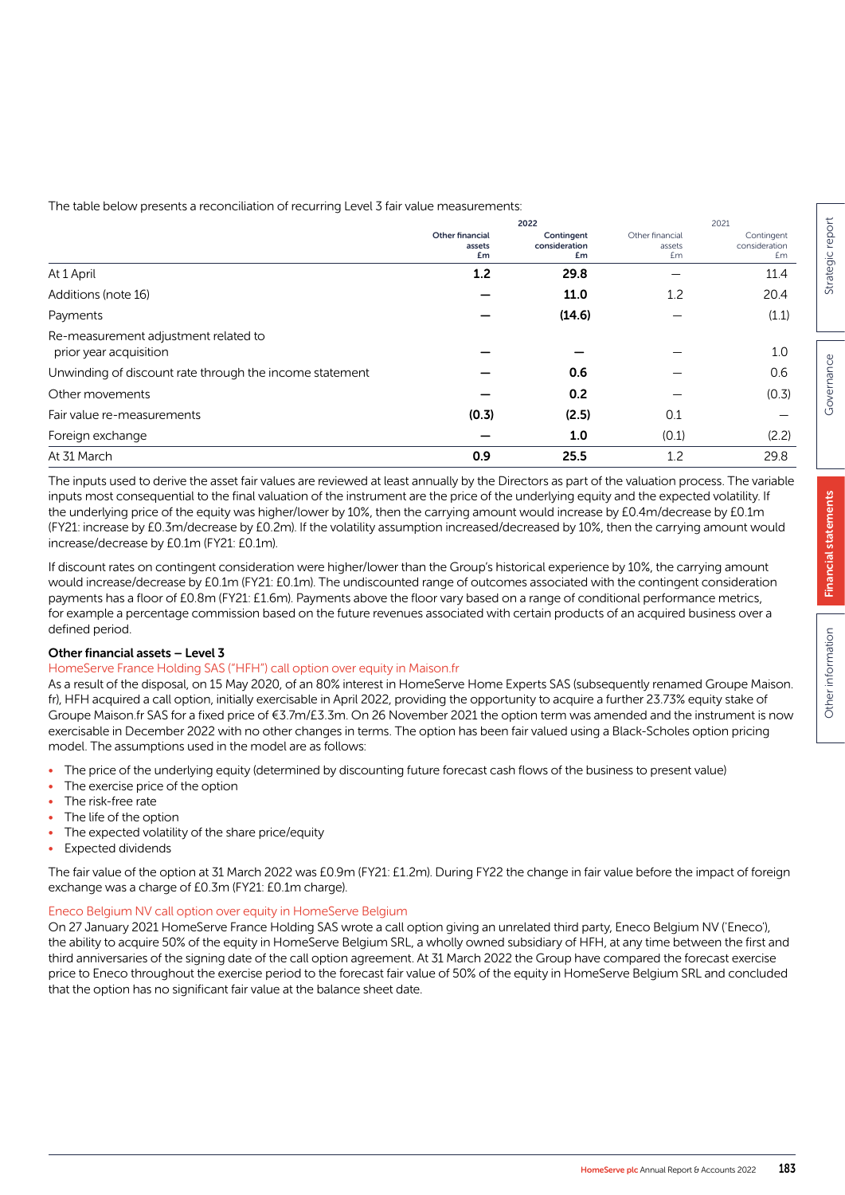The table below presents a reconciliation of recurring Level 3 fair value measurements:

| | 2022 | | 2021 | |
|---|---|---|---|---|
| | Other financial assets £m | Contingent consideration £m | Other financial assets £m | Contingent consideration £m |
| At 1 April | **1.2** | **29.8** | – | 11.4 |
| Additions (note 16) | **–** | **11.0** | 1.2 | 20.4 |
| Payments | **–** | **(14.6)** | – | (1.1) |
| Re-measurement adjustment related to prior year acquisition | **–** | **–** | – | 1.0 |
| Unwinding of discount rate through the income statement | **–** | **0.6** | – | 0.6 |
| Other movements | **–** | **0.2** | – | (0.3) |
| Fair value re-measurements | **(0.3)** | **(2.5)** | 0.1 | – |
| Foreign exchange | **–** | **1.0** | (0.1) | (2.2) |
| At 31 March | **0.9** | **25.5** | 1.2 | 29.8 |

The inputs used to derive the asset fair values are reviewed at least annually by the Directors as part of the valuation process. The variable inputs most consequential to the final valuation of the instrument are the price of the underlying equity and the expected volatility. If the underlying price of the equity was higher/lower by 10%, then the carrying amount would increase by £0.4m/decrease by £0.1m (FY21: increase by £0.3m/decrease by £0.2m). If the volatility assumption increased/decreased by 10%, then the carrying amount would increase/decrease by £0.1m (FY21: £0.1m).

If discount rates on contingent consideration were higher/lower than the Group's historical experience by 10%, the carrying amount would increase/decrease by £0.1m (FY21: £0.1m). The undiscounted range of outcomes associated with the contingent consideration payments has a floor of £0.8m (FY21: £1.6m). Payments above the floor vary based on a range of conditional performance metrics, for example a percentage commission based on the future revenues associated with certain products of an acquired business over a defined period.

### Other financial assets – Level 3

#### HomeServe France Holding SAS ("HFH") call option over equity in Maison.fr

As a result of the disposal, on 15 May 2020, of an 80% interest in HomeServe Home Experts SAS (subsequently renamed Groupe Maison.fr), HFH acquired a call option, initially exercisable in April 2022, providing the opportunity to acquire a further 23.73% equity stake of Groupe Maison.fr SAS for a fixed price of €3.7m/£3.3m. On 26 November 2021 the option term was amended and the instrument is now exercisable in December 2022 with no other changes in terms. The option has been fair valued using a Black-Scholes option pricing model. The assumptions used in the model are as follows:

- The price of the underlying equity (determined by discounting future forecast cash flows of the business to present value)
- The exercise price of the option
- The risk-free rate
- The life of the option
- The expected volatility of the share price/equity
- Expected dividends

The fair value of the option at 31 March 2022 was £0.9m (FY21: £1.2m). During FY22 the change in fair value before the impact of foreign exchange was a charge of £0.3m (FY21: £0.1m charge).

#### Eneco Belgium NV call option over equity in HomeServe Belgium

On 27 January 2021 HomeServe France Holding SAS wrote a call option giving an unrelated third party, Eneco Belgium NV ('Eneco'), the ability to acquire 50% of the equity in HomeServe Belgium SRL, a wholly owned subsidiary of HFH, at any time between the first and third anniversaries of the signing date of the call option agreement. At 31 March 2022 the Group have compared the forecast exercise price to Eneco throughout the exercise period to the forecast fair value of 50% of the equity in HomeServe Belgium SRL and concluded that the option has no significant fair value at the balance sheet date.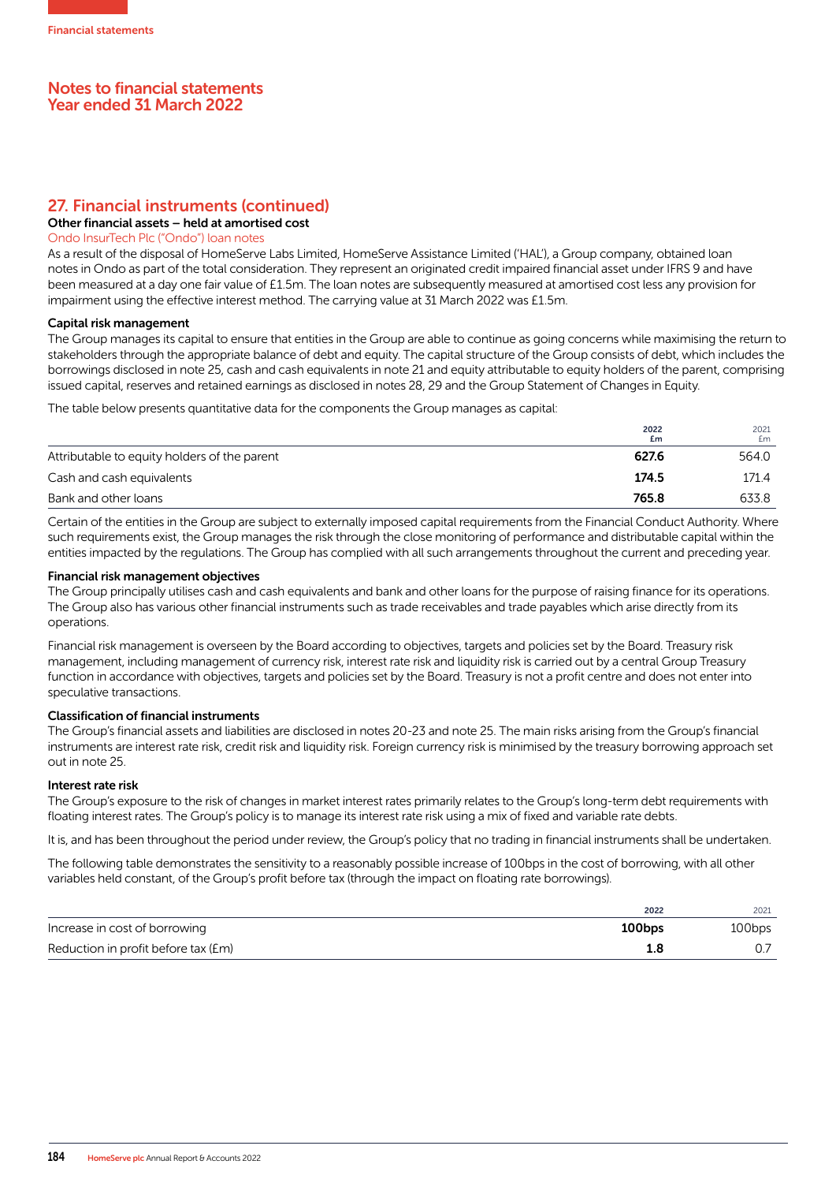## Notes to financial statements
## Year ended 31 March 2022

## 27. Financial instruments (continued)

### Other financial assets – held at amortised cost

Ondo InsurTech Plc ("Ondo") loan notes

As a result of the disposal of HomeServe Labs Limited, HomeServe Assistance Limited ('HAL'), a Group company, obtained loan notes in Ondo as part of the total consideration. They represent an originated credit impaired financial asset under IFRS 9 and have been measured at a day one fair value of £1.5m. The loan notes are subsequently measured at amortised cost less any provision for impairment using the effective interest method. The carrying value at 31 March 2022 was £1.5m.

### Capital risk management

The Group manages its capital to ensure that entities in the Group are able to continue as going concerns while maximising the return to stakeholders through the appropriate balance of debt and equity. The capital structure of the Group consists of debt, which includes the borrowings disclosed in note 25, cash and cash equivalents in note 21 and equity attributable to equity holders of the parent, comprising issued capital, reserves and retained earnings as disclosed in notes 28, 29 and the Group Statement of Changes in Equity.

The table below presents quantitative data for the components the Group manages as capital:

| | 2022 £m | 2021 £m |
|---|---|---|
| Attributable to equity holders of the parent | **627.6** | 564.0 |
| Cash and cash equivalents | **174.5** | 171.4 |
| Bank and other loans | **765.8** | 633.8 |

Certain of the entities in the Group are subject to externally imposed capital requirements from the Financial Conduct Authority. Where such requirements exist, the Group manages the risk through the close monitoring of performance and distributable capital within the entities impacted by the regulations. The Group has complied with all such arrangements throughout the current and preceding year.

### Financial risk management objectives

The Group principally utilises cash and cash equivalents and bank and other loans for the purpose of raising finance for its operations. The Group also has various other financial instruments such as trade receivables and trade payables which arise directly from its operations.

Financial risk management is overseen by the Board according to objectives, targets and policies set by the Board. Treasury risk management, including management of currency risk, interest rate risk and liquidity risk is carried out by a central Group Treasury function in accordance with objectives, targets and policies set by the Board. Treasury is not a profit centre and does not enter into speculative transactions.

### Classification of financial instruments

The Group's financial assets and liabilities are disclosed in notes 20-23 and note 25. The main risks arising from the Group's financial instruments are interest rate risk, credit risk and liquidity risk. Foreign currency risk is minimised by the treasury borrowing approach set out in note 25.

### Interest rate risk

The Group's exposure to the risk of changes in market interest rates primarily relates to the Group's long-term debt requirements with floating interest rates. The Group's policy is to manage its interest rate risk using a mix of fixed and variable rate debts.

It is, and has been throughout the period under review, the Group's policy that no trading in financial instruments shall be undertaken.

The following table demonstrates the sensitivity to a reasonably possible increase of 100bps in the cost of borrowing, with all other variables held constant, of the Group's profit before tax (through the impact on floating rate borrowings).

| | 2022 | 2021 |
|---|---|---|
| Increase in cost of borrowing | **100bps** | 100bps |
| Reduction in profit before tax (£m) | **1.8** | 0.7 |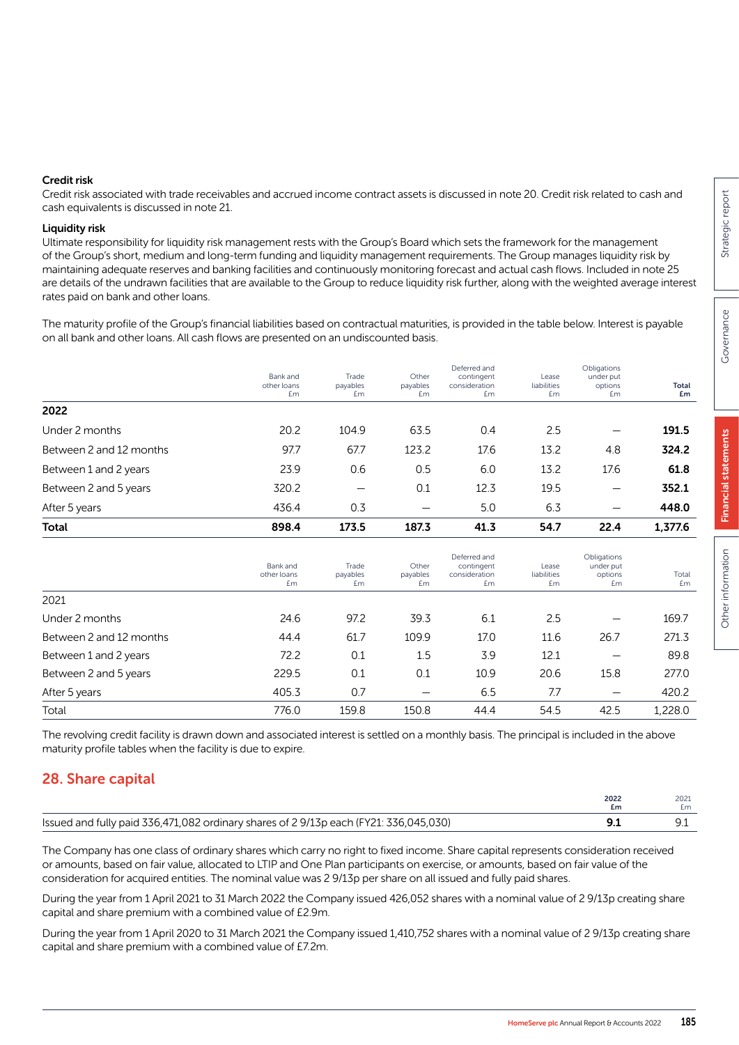### Credit risk

Credit risk associated with trade receivables and accrued income contract assets is discussed in note 20. Credit risk related to cash and cash equivalents is discussed in note 21.

### Liquidity risk

Ultimate responsibility for liquidity risk management rests with the Group's Board which sets the framework for the management of the Group's short, medium and long-term funding and liquidity management requirements. The Group manages liquidity risk by maintaining adequate reserves and banking facilities and continuously monitoring forecast and actual cash flows. Included in note 25 are details of the undrawn facilities that are available to the Group to reduce liquidity risk further, along with the weighted average interest rates paid on bank and other loans.

The maturity profile of the Group's financial liabilities based on contractual maturities, is provided in the table below. Interest is payable on all bank and other loans. All cash flows are presented on an undiscounted basis.

| | Bank and other loans £m | Trade payables £m | Other payables £m | Deferred and contingent consideration £m | Lease liabilities £m | Obligations under put options £m | **Total £m** |
|---|---|---|---|---|---|---|---|
| **2022** | | | | | | | |
| Under 2 months | 20.2 | 104.9 | 63.5 | 0.4 | 2.5 | – | **191.5** |
| Between 2 and 12 months | 97.7 | 67.7 | 123.2 | 17.6 | 13.2 | 4.8 | **324.2** |
| Between 1 and 2 years | 23.9 | 0.6 | 0.5 | 6.0 | 13.2 | 17.6 | **61.8** |
| Between 2 and 5 years | 320.2 | – | 0.1 | 12.3 | 19.5 | – | **352.1** |
| After 5 years | 436.4 | 0.3 | – | 5.0 | 6.3 | – | **448.0** |
| **Total** | **898.4** | **173.5** | **187.3** | **41.3** | **54.7** | **22.4** | **1,377.6** |

| | Bank and other loans £m | Trade payables £m | Other payables £m | Deferred and contingent consideration £m | Lease liabilities £m | Obligations under put options £m | Total £m |
|---|---|---|---|---|---|---|---|
| 2021 | | | | | | | |
| Under 2 months | 24.6 | 97.2 | 39.3 | 6.1 | 2.5 | – | 169.7 |
| Between 2 and 12 months | 44.4 | 61.7 | 109.9 | 17.0 | 11.6 | 26.7 | 271.3 |
| Between 1 and 2 years | 72.2 | 0.1 | 1.5 | 3.9 | 12.1 | – | 89.8 |
| Between 2 and 5 years | 229.5 | 0.1 | 0.1 | 10.9 | 20.6 | 15.8 | 277.0 |
| After 5 years | 405.3 | 0.7 | – | 6.5 | 7.7 | – | 420.2 |
| Total | 776.0 | 159.8 | 150.8 | 44.4 | 54.5 | 42.5 | 1,228.0 |

The revolving credit facility is drawn down and associated interest is settled on a monthly basis. The principal is included in the above maturity profile tables when the facility is due to expire.

## 28. Share capital

| | **2022 £m** | 2021 £m |
|---|---|---|
| Issued and fully paid 336,471,082 ordinary shares of 2 9/13p each (FY21: 336,045,030) | **9.1** | 9.1 |

The Company has one class of ordinary shares which carry no right to fixed income. Share capital represents consideration received or amounts, based on fair value, allocated to LTIP and One Plan participants on exercise, or amounts, based on fair value of the consideration for acquired entities. The nominal value was 2 9/13p per share on all issued and fully paid shares.

During the year from 1 April 2021 to 31 March 2022 the Company issued 426,052 shares with a nominal value of 2 9/13p creating share capital and share premium with a combined value of £2.9m.

During the year from 1 April 2020 to 31 March 2021 the Company issued 1,410,752 shares with a nominal value of 2 9/13p creating share capital and share premium with a combined value of £7.2m.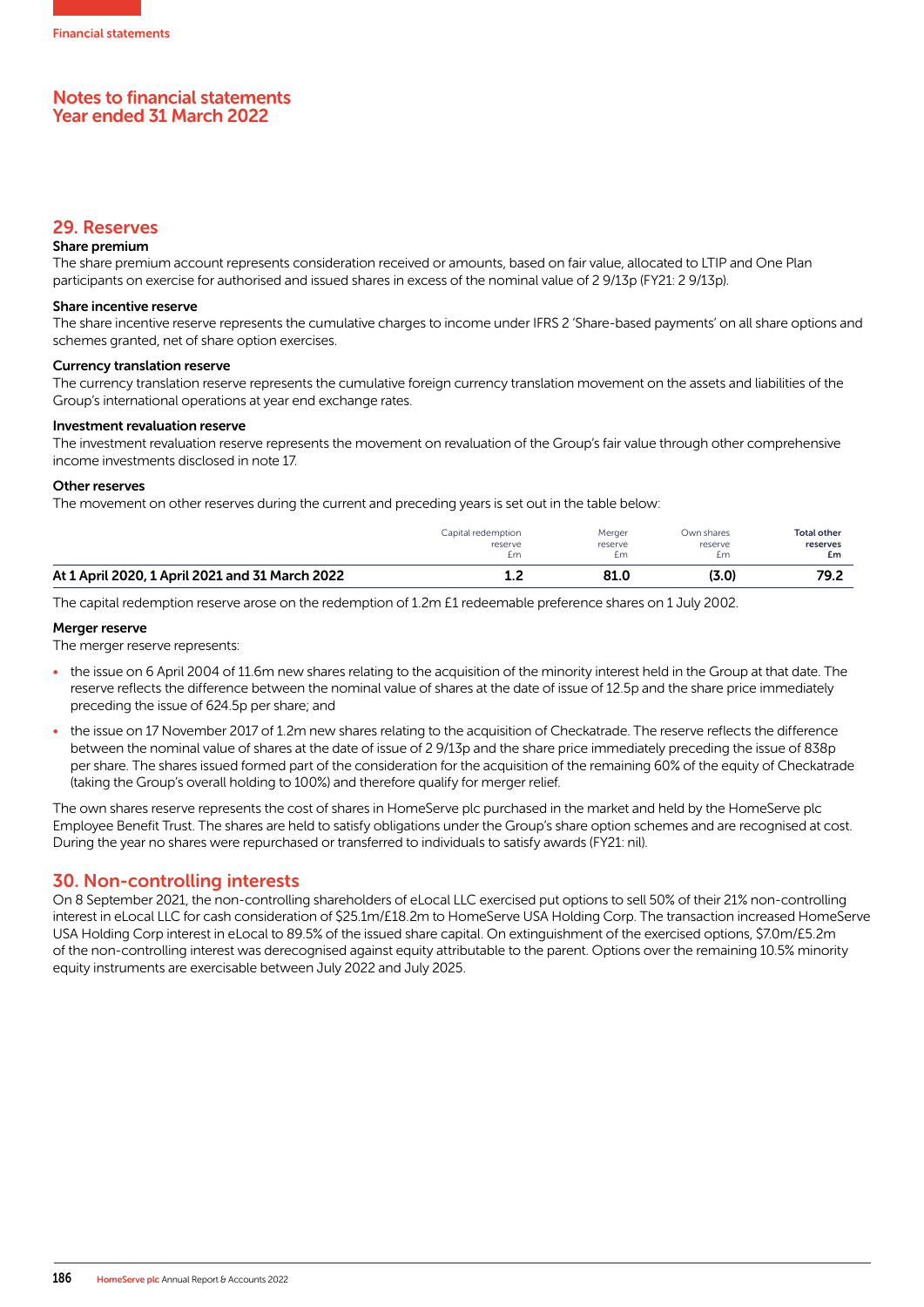# Notes to financial statements
## Year ended 31 March 2022

## 29. Reserves

### Share premium

The share premium account represents consideration received or amounts, based on fair value, allocated to LTIP and One Plan participants on exercise for authorised and issued shares in excess of the nominal value of 2 9/13p (FY21: 2 9/13p).

### Share incentive reserve

The share incentive reserve represents the cumulative charges to income under IFRS 2 'Share-based payments' on all share options and schemes granted, net of share option exercises.

### Currency translation reserve

The currency translation reserve represents the cumulative foreign currency translation movement on the assets and liabilities of the Group's international operations at year end exchange rates.

### Investment revaluation reserve

The investment revaluation reserve represents the movement on revaluation of the Group's fair value through other comprehensive income investments disclosed in note 17.

### Other reserves

The movement on other reserves during the current and preceding years is set out in the table below:

| | Capital redemption reserve £m | Merger reserve £m | Own shares reserve £m | **Total other reserves £m** |
|---|---|---|---|---|
| **At 1 April 2020, 1 April 2021 and 31 March 2022** | **1.2** | **81.0** | **(3.0)** | **79.2** |

The capital redemption reserve arose on the redemption of 1.2m £1 redeemable preference shares on 1 July 2002.

### Merger reserve

The merger reserve represents:

- the issue on 6 April 2004 of 11.6m new shares relating to the acquisition of the minority interest held in the Group at that date. The reserve reflects the difference between the nominal value of shares at the date of issue of 12.5p and the share price immediately preceding the issue of 624.5p per share; and
- the issue on 17 November 2017 of 1.2m new shares relating to the acquisition of Checkatrade. The reserve reflects the difference between the nominal value of shares at the date of issue of 2 9/13p and the share price immediately preceding the issue of 838p per share. The shares issued formed part of the consideration for the acquisition of the remaining 60% of the equity of Checkatrade (taking the Group's overall holding to 100%) and therefore qualify for merger relief.

The own shares reserve represents the cost of shares in HomeServe plc purchased in the market and held by the HomeServe plc Employee Benefit Trust. The shares are held to satisfy obligations under the Group's share option schemes and are recognised at cost. During the year no shares were repurchased or transferred to individuals to satisfy awards (FY21: nil).

## 30. Non-controlling interests

On 8 September 2021, the non-controlling shareholders of eLocal LLC exercised put options to sell 50% of their 21% non-controlling interest in eLocal LLC for cash consideration of $25.1m/£18.2m to HomeServe USA Holding Corp. The transaction increased HomeServe USA Holding Corp interest in eLocal to 89.5% of the issued share capital. On extinguishment of the exercised options, $7.0m/£5.2m of the non-controlling interest was derecognised against equity attributable to the parent. Options over the remaining 10.5% minority equity instruments are exercisable between July 2022 and July 2025.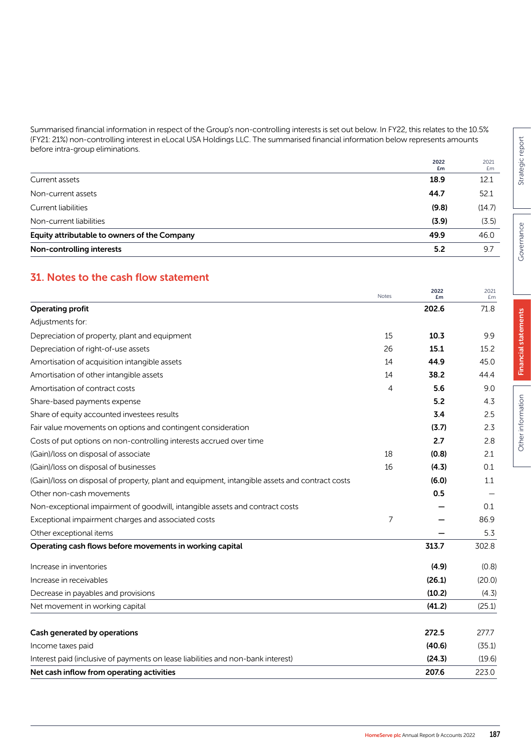Summarised financial information in respect of the Group's non-controlling interests is set out below. In FY22, this relates to the 10.5% (FY21: 21%) non-controlling interest in eLocal USA Holdings LLC. The summarised financial information below represents amounts before intra-group eliminations.

| | 2022 £m | 2021 £m |
|---|---|---|
| Current assets | **18.9** | 12.1 |
| Non-current assets | **44.7** | 52.1 |
| Current liabilities | **(9.8)** | (14.7) |
| Non-current liabilities | **(3.9)** | (3.5) |
| **Equity attributable to owners of the Company** | **49.9** | 46.0 |
| **Non-controlling interests** | **5.2** | 9.7 |

## 31. Notes to the cash flow statement

| | Notes | 2022 £m | 2021 £m |
|---|---|---|---|
| **Operating profit** | | **202.6** | 71.8 |
| Adjustments for: | | | |
| Depreciation of property, plant and equipment | 15 | **10.3** | 9.9 |
| Depreciation of right-of-use assets | 26 | **15.1** | 15.2 |
| Amortisation of acquisition intangible assets | 14 | **44.9** | 45.0 |
| Amortisation of other intangible assets | 14 | **38.2** | 44.4 |
| Amortisation of contract costs | 4 | **5.6** | 9.0 |
| Share-based payments expense | | **5.2** | 4.3 |
| Share of equity accounted investees results | | **3.4** | 2.5 |
| Fair value movements on options and contingent consideration | | **(3.7)** | 2.3 |
| Costs of put options on non-controlling interests accrued over time | | **2.7** | 2.8 |
| (Gain)/loss on disposal of associate | 18 | **(0.8)** | 2.1 |
| (Gain)/loss on disposal of businesses | 16 | **(4.3)** | 0.1 |
| (Gain)/loss on disposal of property, plant and equipment, intangible assets and contract costs | | **(6.0)** | 1.1 |
| Other non-cash movements | | **0.5** | – |
| Non-exceptional impairment of goodwill, intangible assets and contract costs | | **–** | 0.1 |
| Exceptional impairment charges and associated costs | 7 | **–** | 86.9 |
| Other exceptional items | | **–** | 5.3 |
| **Operating cash flows before movements in working capital** | | **313.7** | 302.8 |
| Increase in inventories | | **(4.9)** | (0.8) |
| Increase in receivables | | **(26.1)** | (20.0) |
| Decrease in payables and provisions | | **(10.2)** | (4.3) |
| Net movement in working capital | | **(41.2)** | (25.1) |
| **Cash generated by operations** | | **272.5** | 277.7 |
| Income taxes paid | | **(40.6)** | (35.1) |
| Interest paid (inclusive of payments on lease liabilities and non-bank interest) | | **(24.3)** | (19.6) |
| **Net cash inflow from operating activities** | | **207.6** | 223.0 |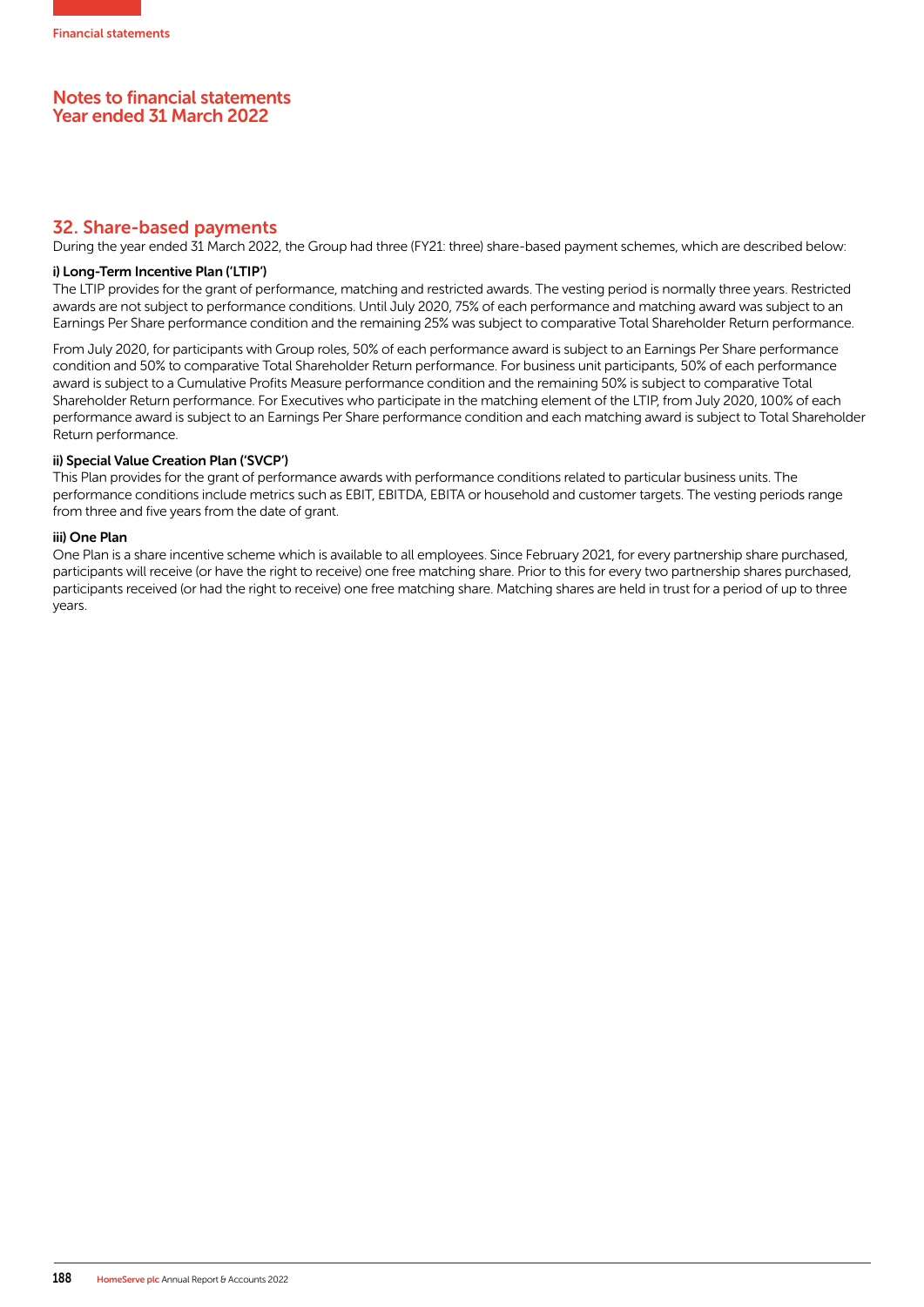## 32. Share-based payments

During the year ended 31 March 2022, the Group had three (FY21: three) share-based payment schemes, which are described below:

**i) Long-Term Incentive Plan ('LTIP')**

The LTIP provides for the grant of performance, matching and restricted awards. The vesting period is normally three years. Restricted awards are not subject to performance conditions. Until July 2020, 75% of each performance and matching award was subject to an Earnings Per Share performance condition and the remaining 25% was subject to comparative Total Shareholder Return performance.

From July 2020, for participants with Group roles, 50% of each performance award is subject to an Earnings Per Share performance condition and 50% to comparative Total Shareholder Return performance. For business unit participants, 50% of each performance award is subject to a Cumulative Profits Measure performance condition and the remaining 50% is subject to comparative Total Shareholder Return performance. For Executives who participate in the matching element of the LTIP, from July 2020, 100% of each performance award is subject to an Earnings Per Share performance condition and each matching award is subject to Total Shareholder Return performance.

**ii) Special Value Creation Plan ('SVCP')**

This Plan provides for the grant of performance awards with performance conditions related to particular business units. The performance conditions include metrics such as EBIT, EBITDA, EBITA or household and customer targets. The vesting periods range from three and five years from the date of grant.

**iii) One Plan**

One Plan is a share incentive scheme which is available to all employees. Since February 2021, for every partnership share purchased, participants will receive (or have the right to receive) one free matching share. Prior to this for every two partnership shares purchased, participants received (or had the right to receive) one free matching share. Matching shares are held in trust for a period of up to three years.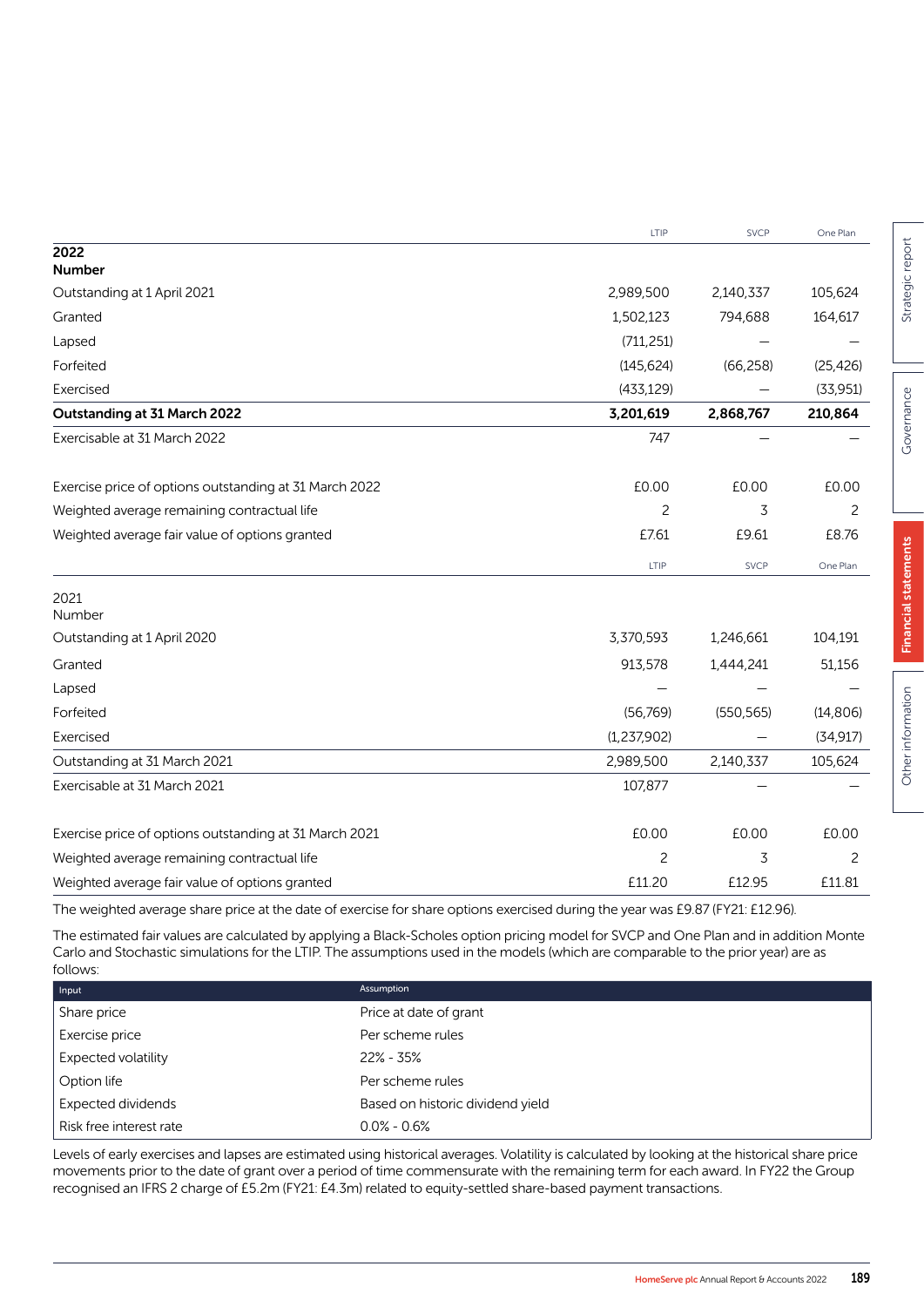| | LTIP | SVCP | One Plan |
|---|---|---|---|
| **2022** | | | |
| **Number** | | | |
| Outstanding at 1 April 2021 | 2,989,500 | 2,140,337 | 105,624 |
| Granted | 1,502,123 | 794,688 | 164,617 |
| Lapsed | (711,251) | — | — |
| Forfeited | (145,624) | (66,258) | (25,426) |
| Exercised | (433,129) | — | (33,951) |
| **Outstanding at 31 March 2022** | **3,201,619** | **2,868,767** | **210,864** |
| Exercisable at 31 March 2022 | 747 | — | — |
| Exercise price of options outstanding at 31 March 2022 | £0.00 | £0.00 | £0.00 |
| Weighted average remaining contractual life | 2 | 3 | 2 |
| Weighted average fair value of options granted | £7.61 | £9.61 | £8.76 |

| | LTIP | SVCP | One Plan |
|---|---|---|---|
| 2021 | | | |
| Number | | | |
| Outstanding at 1 April 2020 | 3,370,593 | 1,246,661 | 104,191 |
| Granted | 913,578 | 1,444,241 | 51,156 |
| Lapsed | — | — | — |
| Forfeited | (56,769) | (550,565) | (14,806) |
| Exercised | (1,237,902) | — | (34,917) |
| Outstanding at 31 March 2021 | 2,989,500 | 2,140,337 | 105,624 |
| Exercisable at 31 March 2021 | 107,877 | — | — |
| Exercise price of options outstanding at 31 March 2021 | £0.00 | £0.00 | £0.00 |
| Weighted average remaining contractual life | 2 | 3 | 2 |
| Weighted average fair value of options granted | £11.20 | £12.95 | £11.81 |

The weighted average share price at the date of exercise for share options exercised during the year was £9.87 (FY21: £12.96).

The estimated fair values are calculated by applying a Black-Scholes option pricing model for SVCP and One Plan and in addition Monte Carlo and Stochastic simulations for the LTIP. The assumptions used in the models (which are comparable to the prior year) are as follows:

| Input | Assumption |
|---|---|
| Share price | Price at date of grant |
| Exercise price | Per scheme rules |
| Expected volatility | 22% - 35% |
| Option life | Per scheme rules |
| Expected dividends | Based on historic dividend yield |
| Risk free interest rate | 0.0% - 0.6% |

Levels of early exercises and lapses are estimated using historical averages. Volatility is calculated by looking at the historical share price movements prior to the date of grant over a period of time commensurate with the remaining term for each award. In FY22 the Group recognised an IFRS 2 charge of £5.2m (FY21: £4.3m) related to equity-settled share-based payment transactions.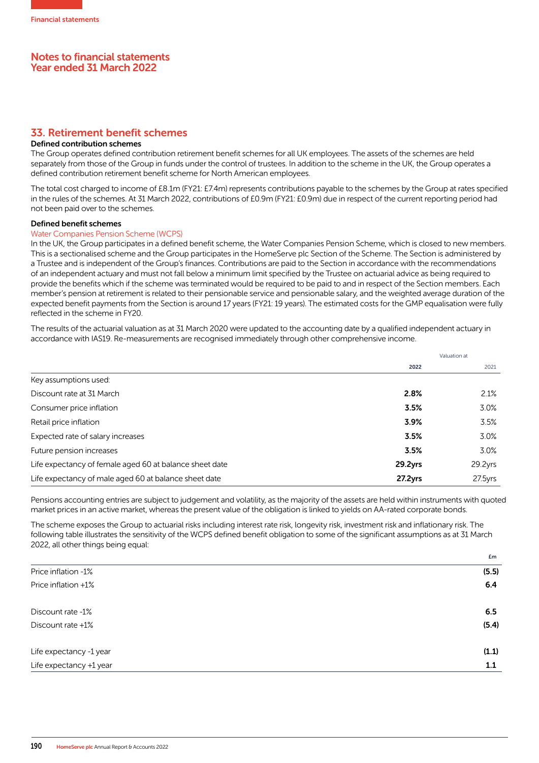# Notes to financial statements
# Year ended 31 March 2022

## 33. Retirement benefit schemes

### Defined contribution schemes

The Group operates defined contribution retirement benefit schemes for all UK employees. The assets of the schemes are held separately from those of the Group in funds under the control of trustees. In addition to the scheme in the UK, the Group operates a defined contribution retirement benefit scheme for North American employees.

The total cost charged to income of £8.1m (FY21: £7.4m) represents contributions payable to the schemes by the Group at rates specified in the rules of the schemes. At 31 March 2022, contributions of £0.9m (FY21: £0.9m) due in respect of the current reporting period had not been paid over to the schemes.

### Defined benefit schemes

Water Companies Pension Scheme (WCPS)

In the UK, the Group participates in a defined benefit scheme, the Water Companies Pension Scheme, which is closed to new members. This is a sectionalised scheme and the Group participates in the HomeServe plc Section of the Scheme. The Section is administered by a Trustee and is independent of the Group's finances. Contributions are paid to the Section in accordance with the recommendations of an independent actuary and must not fall below a minimum limit specified by the Trustee on actuarial advice as being required to provide the benefits which if the scheme was terminated would be required to be paid to and in respect of the Section members. Each member's pension at retirement is related to their pensionable service and pensionable salary, and the weighted average duration of the expected benefit payments from the Section is around 17 years (FY21: 19 years). The estimated costs for the GMP equalisation were fully reflected in the scheme in FY20.

The results of the actuarial valuation as at 31 March 2020 were updated to the accounting date by a qualified independent actuary in accordance with IAS19. Re-measurements are recognised immediately through other comprehensive income.

| | Valuation at | |
|---|---|---|
| | **2022** | 2021 |
| Key assumptions used: | | |
| Discount rate at 31 March | **2.8%** | 2.1% |
| Consumer price inflation | **3.5%** | 3.0% |
| Retail price inflation | **3.9%** | 3.5% |
| Expected rate of salary increases | **3.5%** | 3.0% |
| Future pension increases | **3.5%** | 3.0% |
| Life expectancy of female aged 60 at balance sheet date | **29.2yrs** | 29.2yrs |
| Life expectancy of male aged 60 at balance sheet date | **27.2yrs** | 27.5yrs |

Pensions accounting entries are subject to judgement and volatility, as the majority of the assets are held within instruments with quoted market prices in an active market, whereas the present value of the obligation is linked to yields on AA-rated corporate bonds.

The scheme exposes the Group to actuarial risks including interest rate risk, longevity risk, investment risk and inflationary risk. The following table illustrates the sensitivity of the WCPS defined benefit obligation to some of the significant assumptions as at 31 March 2022, all other things being equal:

| | £m |
|---|---|
| Price inflation -1% | **(5.5)** |
| Price inflation +1% | **6.4** |
| | |
| Discount rate -1% | **6.5** |
| Discount rate +1% | **(5.4)** |
| | |
| Life expectancy -1 year | **(1.1)** |
| Life expectancy +1 year | **1.1** |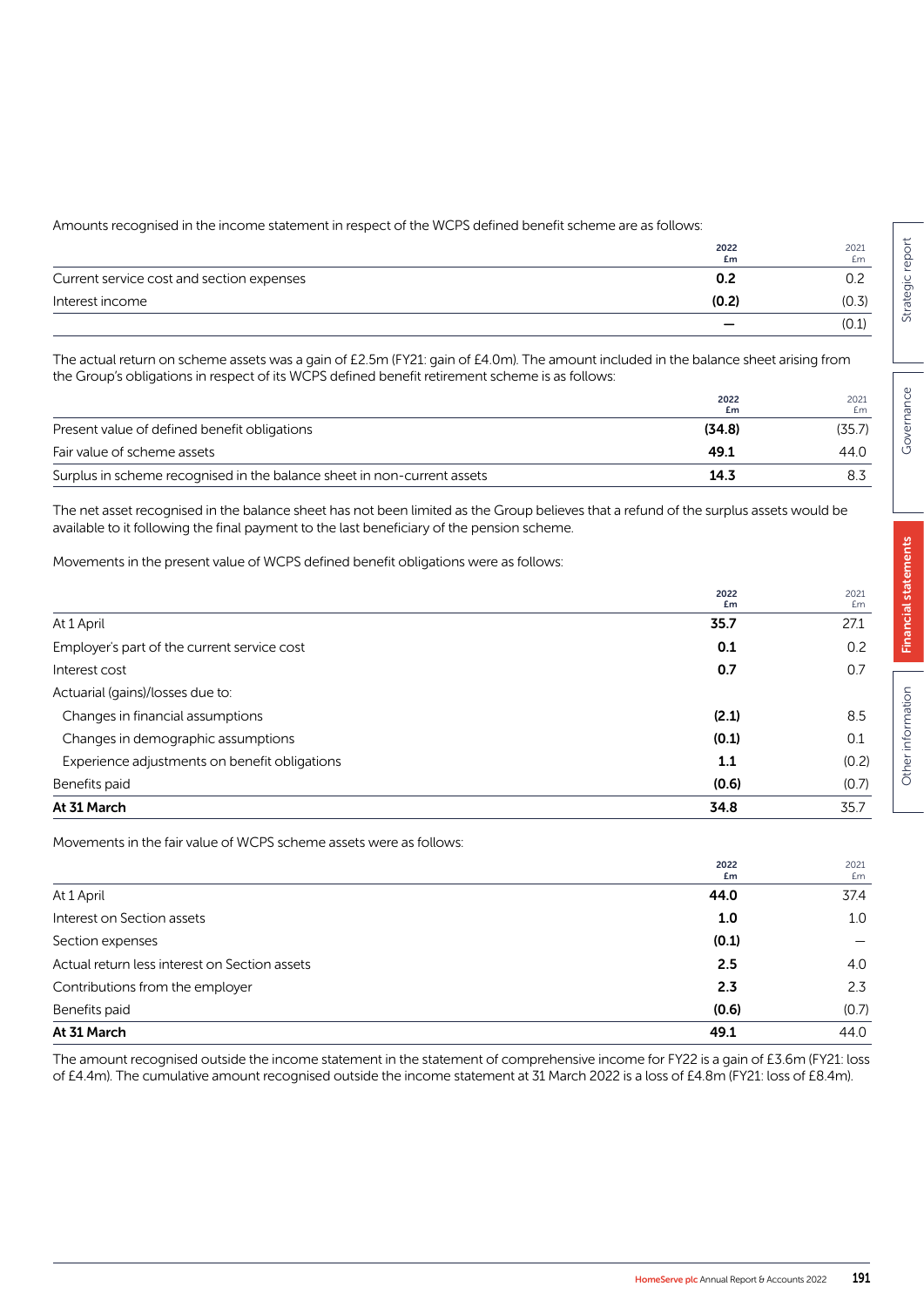Amounts recognised in the income statement in respect of the WCPS defined benefit scheme are as follows:

| | 2022 £m | 2021 £m |
|---|---|---|
| Current service cost and section expenses | **0.2** | 0.2 |
| Interest income | **(0.2)** | (0.3) |
| | **–** | (0.1) |

The actual return on scheme assets was a gain of £2.5m (FY21: gain of £4.0m). The amount included in the balance sheet arising from the Group's obligations in respect of its WCPS defined benefit retirement scheme is as follows:

| | 2022 £m | 2021 £m |
|---|---|---|
| Present value of defined benefit obligations | **(34.8)** | (35.7) |
| Fair value of scheme assets | **49.1** | 44.0 |
| Surplus in scheme recognised in the balance sheet in non-current assets | **14.3** | 8.3 |

The net asset recognised in the balance sheet has not been limited as the Group believes that a refund of the surplus assets would be available to it following the final payment to the last beneficiary of the pension scheme.

Movements in the present value of WCPS defined benefit obligations were as follows:

| | 2022 £m | 2021 £m |
|---|---|---|
| At 1 April | **35.7** | 27.1 |
| Employer's part of the current service cost | **0.1** | 0.2 |
| Interest cost | **0.7** | 0.7 |
| Actuarial (gains)/losses due to: | | |
| Changes in financial assumptions | **(2.1)** | 8.5 |
| Changes in demographic assumptions | **(0.1)** | 0.1 |
| Experience adjustments on benefit obligations | **1.1** | (0.2) |
| Benefits paid | **(0.6)** | (0.7) |
| **At 31 March** | **34.8** | 35.7 |

Movements in the fair value of WCPS scheme assets were as follows:

| | 2022 £m | 2021 £m |
|---|---|---|
| At 1 April | **44.0** | 37.4 |
| Interest on Section assets | **1.0** | 1.0 |
| Section expenses | **(0.1)** | – |
| Actual return less interest on Section assets | **2.5** | 4.0 |
| Contributions from the employer | **2.3** | 2.3 |
| Benefits paid | **(0.6)** | (0.7) |
| **At 31 March** | **49.1** | 44.0 |

The amount recognised outside the income statement in the statement of comprehensive income for FY22 is a gain of £3.6m (FY21: loss of £4.4m). The cumulative amount recognised outside the income statement at 31 March 2022 is a loss of £4.8m (FY21: loss of £8.4m).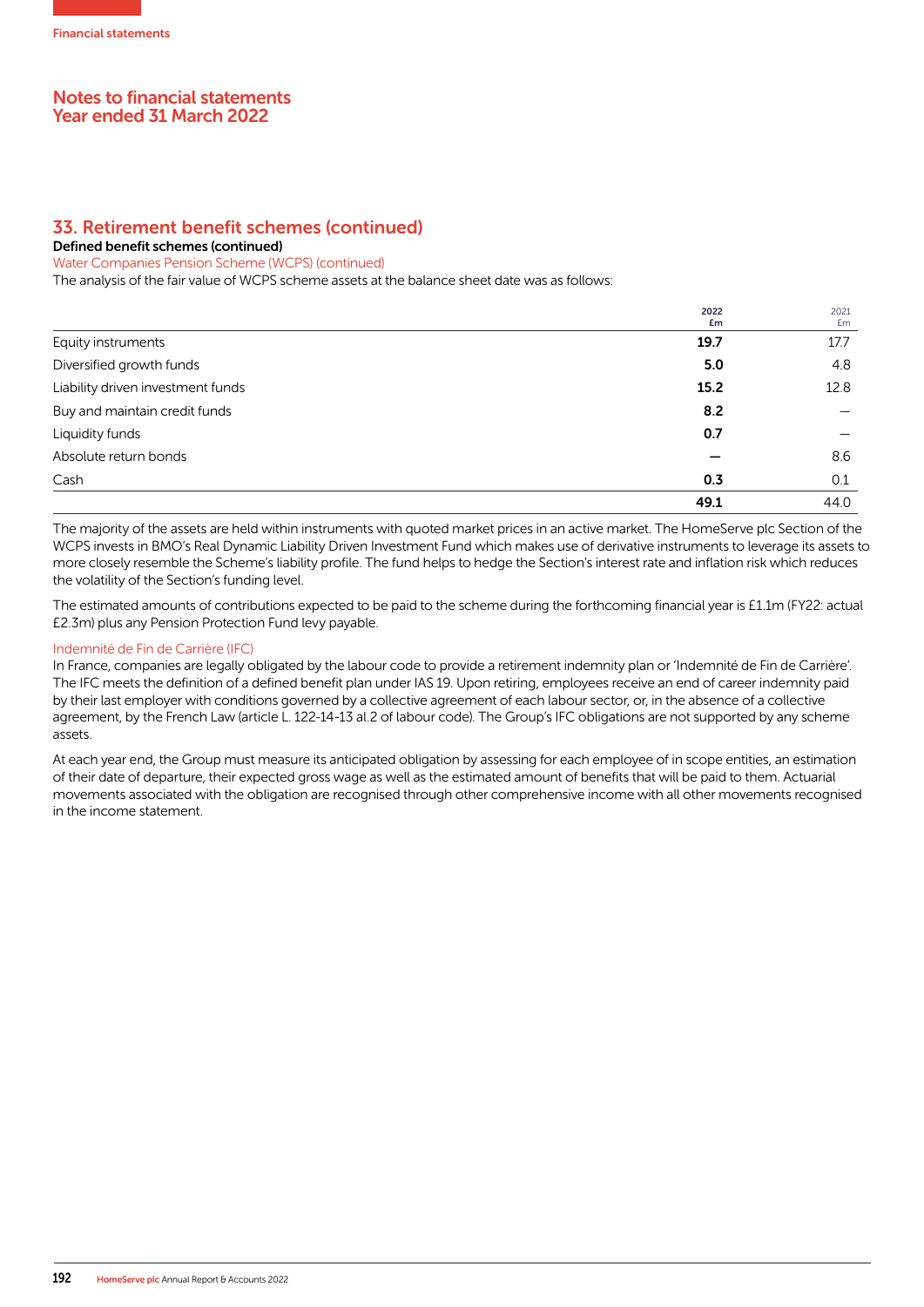## 33. Retirement benefit schemes (continued)

**Defined benefit schemes (continued)**

Water Companies Pension Scheme (WCPS) (continued)

The analysis of the fair value of WCPS scheme assets at the balance sheet date was as follows:

| | 2022 £m | 2021 £m |
|---|---|---|
| Equity instruments | **19.7** | 17.7 |
| Diversified growth funds | **5.0** | 4.8 |
| Liability driven investment funds | **15.2** | 12.8 |
| Buy and maintain credit funds | **8.2** | – |
| Liquidity funds | **0.7** | – |
| Absolute return bonds | **–** | 8.6 |
| Cash | **0.3** | 0.1 |
| | **49.1** | 44.0 |

The majority of the assets are held within instruments with quoted market prices in an active market. The HomeServe plc Section of the WCPS invests in BMO's Real Dynamic Liability Driven Investment Fund which makes use of derivative instruments to leverage its assets to more closely resemble the Scheme's liability profile. The fund helps to hedge the Section's interest rate and inflation risk which reduces the volatility of the Section's funding level.

The estimated amounts of contributions expected to be paid to the scheme during the forthcoming financial year is £1.1m (FY22: actual £2.3m) plus any Pension Protection Fund levy payable.

Indemnité de Fin de Carrière (IFC)

In France, companies are legally obligated by the labour code to provide a retirement indemnity plan or 'Indemnité de Fin de Carrière'. The IFC meets the definition of a defined benefit plan under IAS 19. Upon retiring, employees receive an end of career indemnity paid by their last employer with conditions governed by a collective agreement of each labour sector, or, in the absence of a collective agreement, by the French Law (article L. 122-14-13 al.2 of labour code). The Group's IFC obligations are not supported by any scheme assets.

At each year end, the Group must measure its anticipated obligation by assessing for each employee of in scope entities, an estimation of their date of departure, their expected gross wage as well as the estimated amount of benefits that will be paid to them. Actuarial movements associated with the obligation are recognised through other comprehensive income with all other movements recognised in the income statement.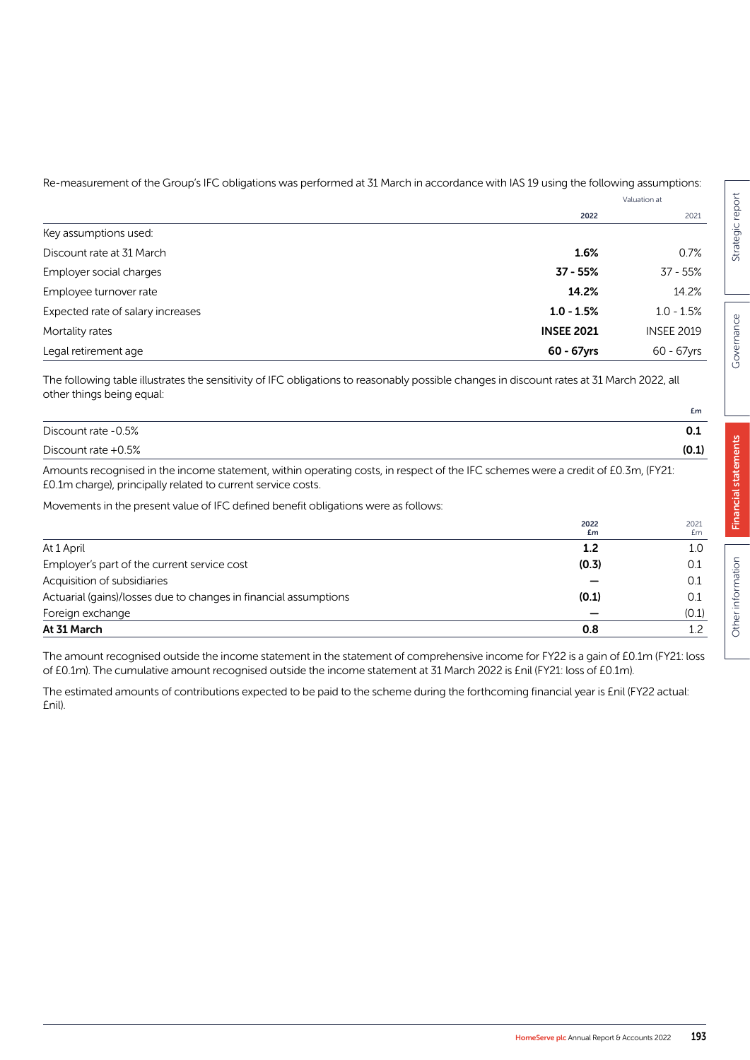Re-measurement of the Group's IFC obligations was performed at 31 March in accordance with IAS 19 using the following assumptions:

| | Valuation at | |
|---|---|---|
| | **2022** | 2021 |
| Key assumptions used: | | |
| Discount rate at 31 March | **1.6%** | 0.7% |
| Employer social charges | **37 - 55%** | 37 - 55% |
| Employee turnover rate | **14.2%** | 14.2% |
| Expected rate of salary increases | **1.0 - 1.5%** | 1.0 - 1.5% |
| Mortality rates | **INSEE 2021** | INSEE 2019 |
| Legal retirement age | **60 - 67yrs** | 60 - 67yrs |

The following table illustrates the sensitivity of IFC obligations to reasonably possible changes in discount rates at 31 March 2022, all other things being equal:

| | £m |
|---|---|
| Discount rate -0.5% | **0.1** |
| Discount rate +0.5% | **(0.1)** |

Amounts recognised in the income statement, within operating costs, in respect of the IFC schemes were a credit of £0.3m, (FY21: £0.1m charge), principally related to current service costs.

Movements in the present value of IFC defined benefit obligations were as follows:

| | 2022 £m | 2021 £m |
|---|---|---|
| At 1 April | **1.2** | 1.0 |
| Employer's part of the current service cost | **(0.3)** | 0.1 |
| Acquisition of subsidiaries | **—** | 0.1 |
| Actuarial (gains)/losses due to changes in financial assumptions | **(0.1)** | 0.1 |
| Foreign exchange | **—** | (0.1) |
| **At 31 March** | **0.8** | 1.2 |

The amount recognised outside the income statement in the statement of comprehensive income for FY22 is a gain of £0.1m (FY21: loss of £0.1m). The cumulative amount recognised outside the income statement at 31 March 2022 is £nil (FY21: loss of £0.1m).

The estimated amounts of contributions expected to be paid to the scheme during the forthcoming financial year is £nil (FY22 actual: £nil).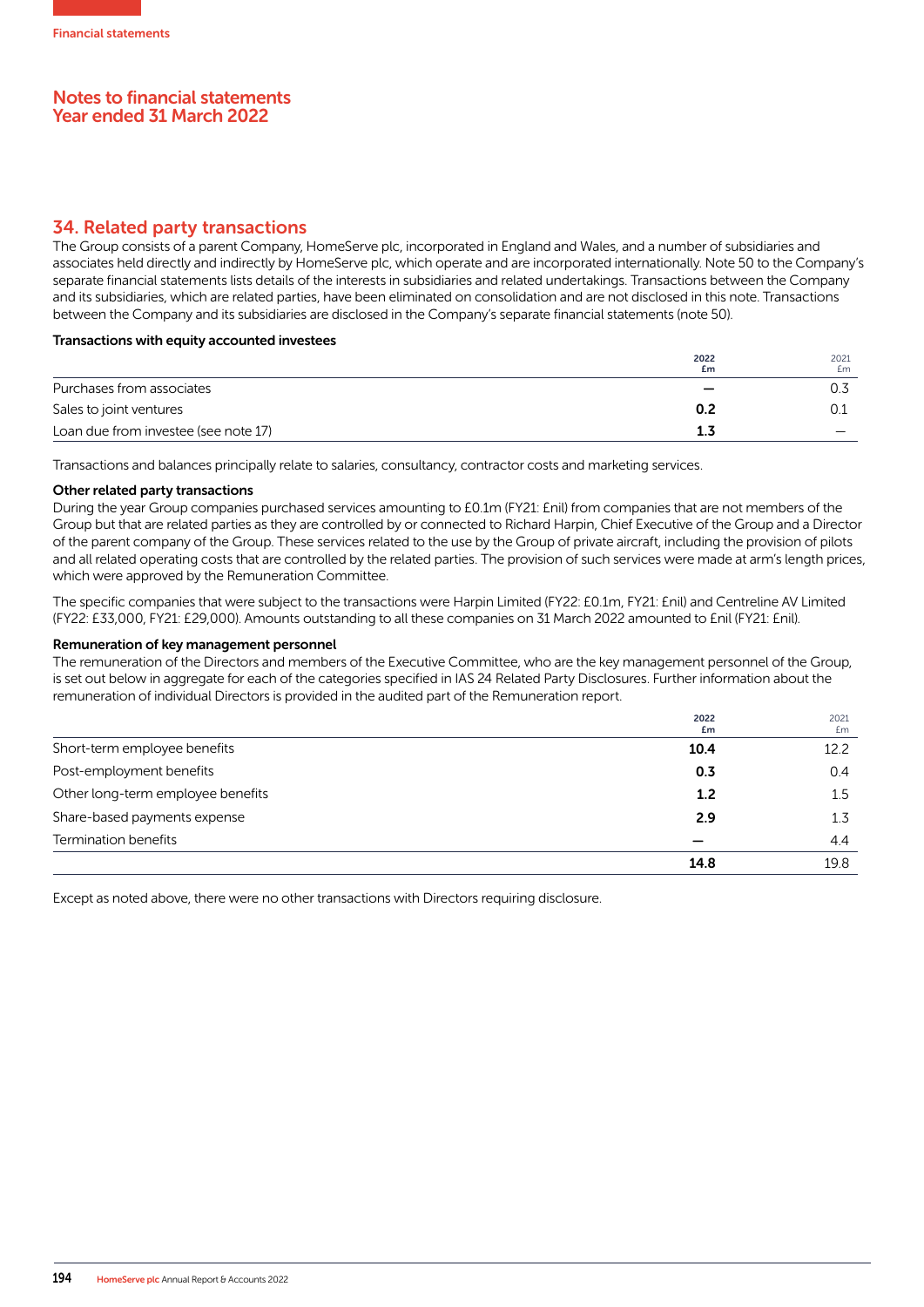## Notes to financial statements
## Year ended 31 March 2022

### 34. Related party transactions

The Group consists of a parent Company, HomeServe plc, incorporated in England and Wales, and a number of subsidiaries and associates held directly and indirectly by HomeServe plc, which operate and are incorporated internationally. Note 50 to the Company's separate financial statements lists details of the interests in subsidiaries and related undertakings. Transactions between the Company and its subsidiaries, which are related parties, have been eliminated on consolidation and are not disclosed in this note. Transactions between the Company and its subsidiaries are disclosed in the Company's separate financial statements (note 50).

**Transactions with equity accounted investees**

| | 2022 £m | 2021 £m |
|---|---|---|
| Purchases from associates | – | 0.3 |
| Sales to joint ventures | **0.2** | 0.1 |
| Loan due from investee (see note 17) | **1.3** | – |

Transactions and balances principally relate to salaries, consultancy, contractor costs and marketing services.

**Other related party transactions**

During the year Group companies purchased services amounting to £0.1m (FY21: £nil) from companies that are not members of the Group but that are related parties as they are controlled by or connected to Richard Harpin, Chief Executive of the Group and a Director of the parent company of the Group. These services related to the use by the Group of private aircraft, including the provision of pilots and all related operating costs that are controlled by the related parties. The provision of such services were made at arm's length prices, which were approved by the Remuneration Committee.

The specific companies that were subject to the transactions were Harpin Limited (FY22: £0.1m, FY21: £nil) and Centreline AV Limited (FY22: £33,000, FY21: £29,000). Amounts outstanding to all these companies on 31 March 2022 amounted to £nil (FY21: £nil).

**Remuneration of key management personnel**

The remuneration of the Directors and members of the Executive Committee, who are the key management personnel of the Group, is set out below in aggregate for each of the categories specified in IAS 24 Related Party Disclosures. Further information about the remuneration of individual Directors is provided in the audited part of the Remuneration report.

| | 2022 £m | 2021 £m |
|---|---|---|
| Short-term employee benefits | **10.4** | 12.2 |
| Post-employment benefits | **0.3** | 0.4 |
| Other long-term employee benefits | **1.2** | 1.5 |
| Share-based payments expense | **2.9** | 1.3 |
| Termination benefits | – | 4.4 |
| | **14.8** | 19.8 |

Except as noted above, there were no other transactions with Directors requiring disclosure.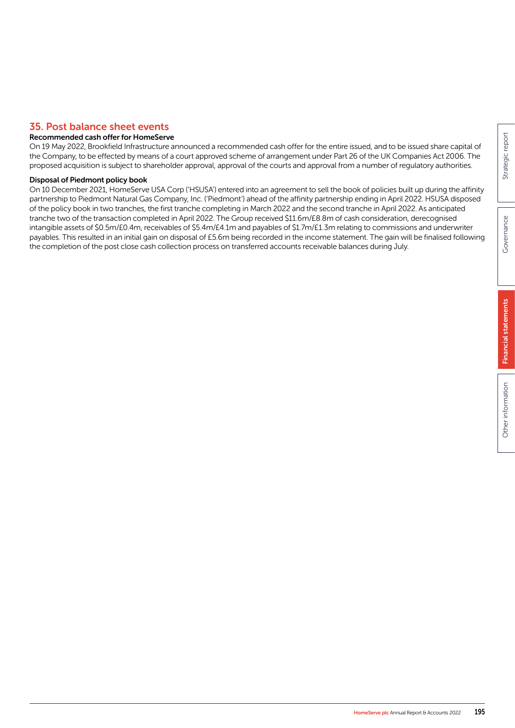## 35. Post balance sheet events

### Recommended cash offer for HomeServe

On 19 May 2022, Brookfield Infrastructure announced a recommended cash offer for the entire issued, and to be issued share capital of the Company, to be effected by means of a court approved scheme of arrangement under Part 26 of the UK Companies Act 2006. The proposed acquisition is subject to shareholder approval, approval of the courts and approval from a number of regulatory authorities.

### Disposal of Piedmont policy book

On 10 December 2021, HomeServe USA Corp ('HSUSA') entered into an agreement to sell the book of policies built up during the affinity partnership to Piedmont Natural Gas Company, Inc. ('Piedmont') ahead of the affinity partnership ending in April 2022. HSUSA disposed of the policy book in two tranches, the first tranche completing in March 2022 and the second tranche in April 2022. As anticipated tranche two of the transaction completed in April 2022. The Group received $11.6m/£8.8m of cash consideration, derecognised intangible assets of $0.5m/£0.4m, receivables of $5.4m/£4.1m and payables of $1.7m/£1.3m relating to commissions and underwriter payables. This resulted in an initial gain on disposal of £5.6m being recorded in the income statement. The gain will be finalised following the completion of the post close cash collection process on transferred accounts receivable balances during July.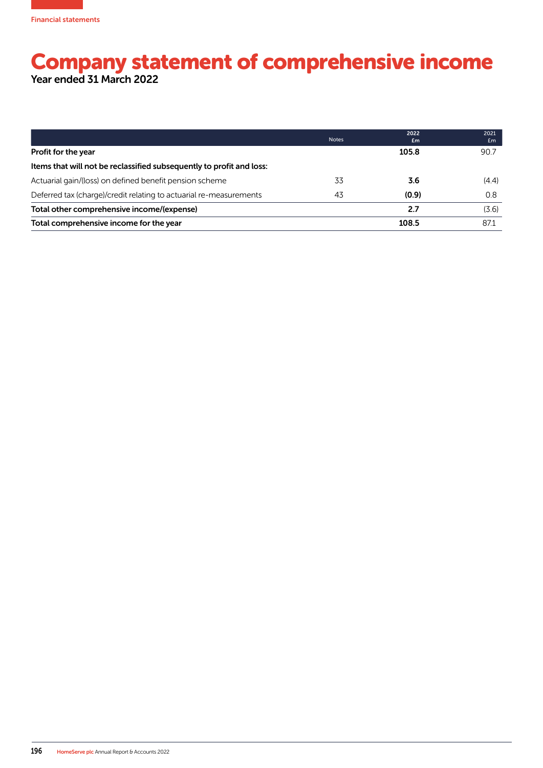Financial statements

# Company statement of comprehensive income

Year ended 31 March 2022

| | Notes | 2022 £m | 2021 £m |
|---|---|---|---|
| **Profit for the year** | | **105.8** | 90.7 |
| **Items that will not be reclassified subsequently to profit and loss:** | | | |
| Actuarial gain/(loss) on defined benefit pension scheme | 33 | **3.6** | (4.4) |
| Deferred tax (charge)/credit relating to actuarial re-measurements | 43 | **(0.9)** | 0.8 |
| **Total other comprehensive income/(expense)** | | **2.7** | (3.6) |
| **Total comprehensive income for the year** | | **108.5** | 87.1 |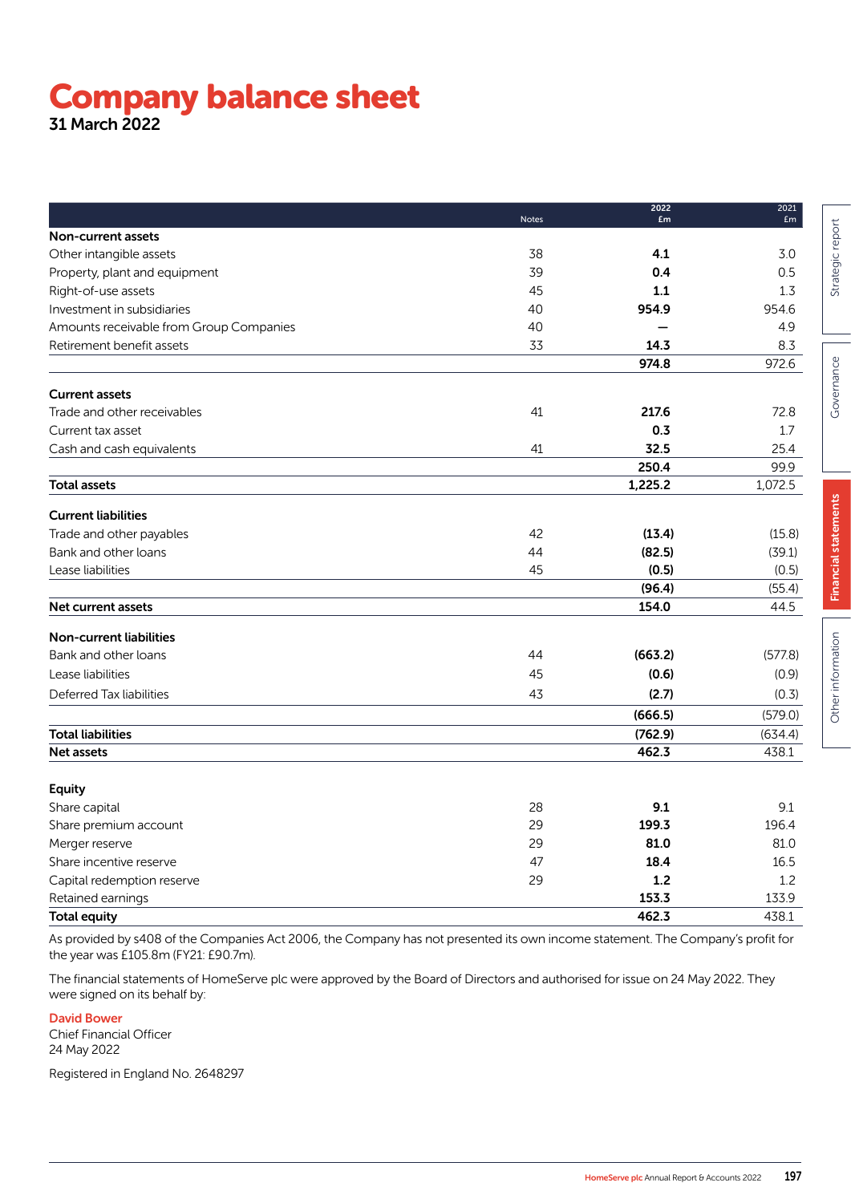# Company balance sheet

31 March 2022

| | Notes | 2022 £m | 2021 £m |
|---|---|---|---|
| **Non-current assets** | | | |
| Other intangible assets | 38 | **4.1** | 3.0 |
| Property, plant and equipment | 39 | **0.4** | 0.5 |
| Right-of-use assets | 45 | **1.1** | 1.3 |
| Investment in subsidiaries | 40 | **954.9** | 954.6 |
| Amounts receivable from Group Companies | 40 | **–** | 4.9 |
| Retirement benefit assets | 33 | **14.3** | 8.3 |
| | | **974.8** | 972.6 |
| **Current assets** | | | |
| Trade and other receivables | 41 | **217.6** | 72.8 |
| Current tax asset | | **0.3** | 1.7 |
| Cash and cash equivalents | 41 | **32.5** | 25.4 |
| | | **250.4** | 99.9 |
| **Total assets** | | **1,225.2** | 1,072.5 |
| **Current liabilities** | | | |
| Trade and other payables | 42 | **(13.4)** | (15.8) |
| Bank and other loans | 44 | **(82.5)** | (39.1) |
| Lease liabilities | 45 | **(0.5)** | (0.5) |
| | | **(96.4)** | (55.4) |
| **Net current assets** | | **154.0** | 44.5 |
| **Non-current liabilities** | | | |
| Bank and other loans | 44 | **(663.2)** | (577.8) |
| Lease liabilities | 45 | **(0.6)** | (0.9) |
| Deferred Tax liabilities | 43 | **(2.7)** | (0.3) |
| | | **(666.5)** | (579.0) |
| **Total liabilities** | | **(762.9)** | (634.4) |
| **Net assets** | | **462.3** | 438.1 |
| **Equity** | | | |
| Share capital | 28 | **9.1** | 9.1 |
| Share premium account | 29 | **199.3** | 196.4 |
| Merger reserve | 29 | **81.0** | 81.0 |
| Share incentive reserve | 47 | **18.4** | 16.5 |
| Capital redemption reserve | 29 | **1.2** | 1.2 |
| Retained earnings | | **153.3** | 133.9 |
| **Total equity** | | **462.3** | 438.1 |

As provided by s408 of the Companies Act 2006, the Company has not presented its own income statement. The Company's profit for the year was £105.8m (FY21: £90.7m).

The financial statements of HomeServe plc were approved by the Board of Directors and authorised for issue on 24 May 2022. They were signed on its behalf by:

**David Bower**
Chief Financial Officer
24 May 2022

Registered in England No. 2648297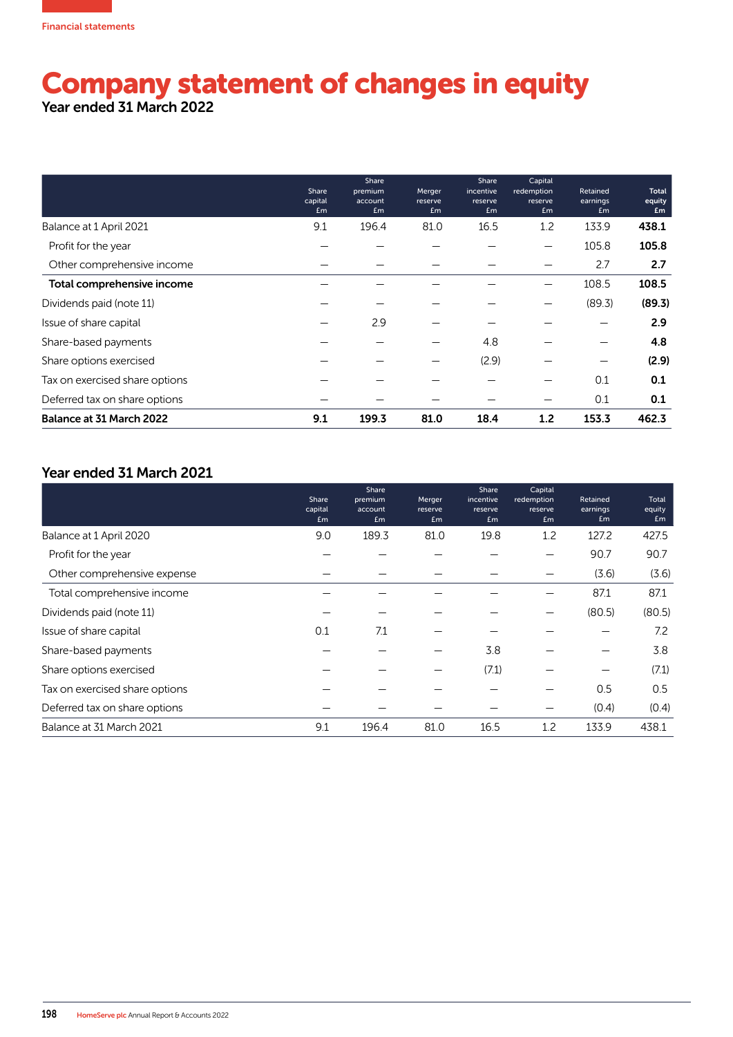Financial statements

# Company statement of changes in equity

## Year ended 31 March 2022

| | Share capital £m | Share premium account £m | Merger reserve £m | Share incentive reserve £m | Capital redemption reserve £m | Retained earnings £m | Total equity £m |
|---|---|---|---|---|---|---|---|
| Balance at 1 April 2021 | 9.1 | 196.4 | 81.0 | 16.5 | 1.2 | 133.9 | **438.1** |
| Profit for the year | – | – | – | – | – | 105.8 | **105.8** |
| Other comprehensive income | – | – | – | – | – | 2.7 | **2.7** |
| **Total comprehensive income** | – | – | – | – | – | 108.5 | **108.5** |
| Dividends paid (note 11) | – | – | – | – | – | (89.3) | **(89.3)** |
| Issue of share capital | – | 2.9 | – | – | – | – | **2.9** |
| Share-based payments | – | – | – | 4.8 | – | – | **4.8** |
| Share options exercised | – | – | – | (2.9) | – | – | **(2.9)** |
| Tax on exercised share options | – | – | – | – | – | 0.1 | **0.1** |
| Deferred tax on share options | – | – | – | – | – | 0.1 | **0.1** |
| **Balance at 31 March 2022** | **9.1** | **199.3** | **81.0** | **18.4** | **1.2** | **153.3** | **462.3** |

## Year ended 31 March 2021

| | Share capital £m | Share premium account £m | Merger reserve £m | Share incentive reserve £m | Capital redemption reserve £m | Retained earnings £m | Total equity £m |
|---|---|---|---|---|---|---|---|
| Balance at 1 April 2020 | 9.0 | 189.3 | 81.0 | 19.8 | 1.2 | 127.2 | 427.5 |
| Profit for the year | – | – | – | – | – | 90.7 | 90.7 |
| Other comprehensive expense | – | – | – | – | – | (3.6) | (3.6) |
| Total comprehensive income | – | – | – | – | – | 87.1 | 87.1 |
| Dividends paid (note 11) | – | – | – | – | – | (80.5) | (80.5) |
| Issue of share capital | 0.1 | 7.1 | – | – | – | – | 7.2 |
| Share-based payments | – | – | – | 3.8 | – | – | 3.8 |
| Share options exercised | – | – | – | (7.1) | – | – | (7.1) |
| Tax on exercised share options | – | – | – | – | – | 0.5 | 0.5 |
| Deferred tax on share options | – | – | – | – | – | (0.4) | (0.4) |
| Balance at 31 March 2021 | 9.1 | 196.4 | 81.0 | 16.5 | 1.2 | 133.9 | 438.1 |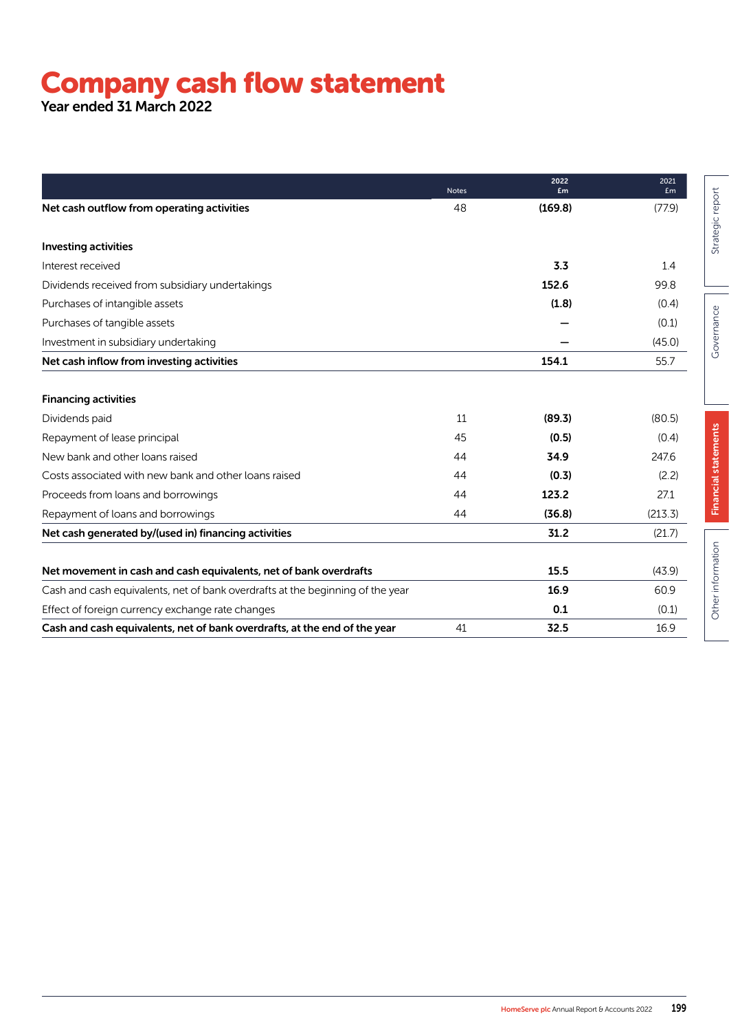# Company cash flow statement

Year ended 31 March 2022

| | Notes | 2022 £m | 2021 £m |
|---|---|---|---|
| **Net cash outflow from operating activities** | 48 | **(169.8)** | (77.9) |
| | | | |
| **Investing activities** | | | |
| Interest received | | **3.3** | 1.4 |
| Dividends received from subsidiary undertakings | | **152.6** | 99.8 |
| Purchases of intangible assets | | **(1.8)** | (0.4) |
| Purchases of tangible assets | | **–** | (0.1) |
| Investment in subsidiary undertaking | | **–** | (45.0) |
| **Net cash inflow from investing activities** | | **154.1** | 55.7 |
| | | | |
| **Financing activities** | | | |
| Dividends paid | 11 | **(89.3)** | (80.5) |
| Repayment of lease principal | 45 | **(0.5)** | (0.4) |
| New bank and other loans raised | 44 | **34.9** | 247.6 |
| Costs associated with new bank and other loans raised | 44 | **(0.3)** | (2.2) |
| Proceeds from loans and borrowings | 44 | **123.2** | 27.1 |
| Repayment of loans and borrowings | 44 | **(36.8)** | (213.3) |
| **Net cash generated by/(used in) financing activities** | | **31.2** | (21.7) |
| | | | |
| **Net movement in cash and cash equivalents, net of bank overdrafts** | | **15.5** | (43.9) |
| Cash and cash equivalents, net of bank overdrafts at the beginning of the year | | **16.9** | 60.9 |
| Effect of foreign currency exchange rate changes | | **0.1** | (0.1) |
| **Cash and cash equivalents, net of bank overdrafts, at the end of the year** | 41 | **32.5** | 16.9 |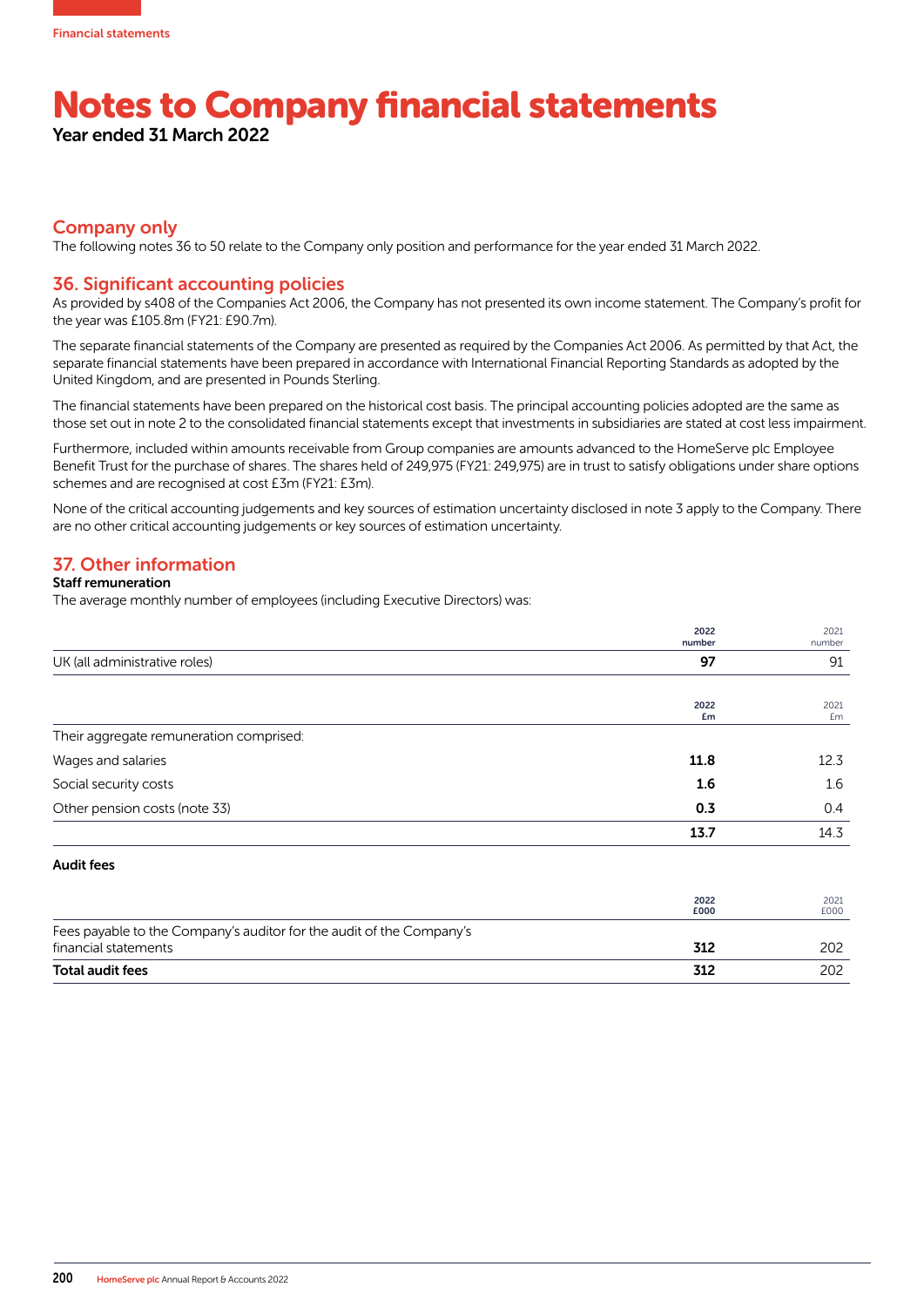# Notes to Company financial statements

**Year ended 31 March 2022**

## Company only

The following notes 36 to 50 relate to the Company only position and performance for the year ended 31 March 2022.

## 36. Significant accounting policies

As provided by s408 of the Companies Act 2006, the Company has not presented its own income statement. The Company's profit for the year was £105.8m (FY21: £90.7m).

The separate financial statements of the Company are presented as required by the Companies Act 2006. As permitted by that Act, the separate financial statements have been prepared in accordance with International Financial Reporting Standards as adopted by the United Kingdom, and are presented in Pounds Sterling.

The financial statements have been prepared on the historical cost basis. The principal accounting policies adopted are the same as those set out in note 2 to the consolidated financial statements except that investments in subsidiaries are stated at cost less impairment.

Furthermore, included within amounts receivable from Group companies are amounts advanced to the HomeServe plc Employee Benefit Trust for the purchase of shares. The shares held of 249,975 (FY21: 249,975) are in trust to satisfy obligations under share options schemes and are recognised at cost £3m (FY21: £3m).

None of the critical accounting judgements and key sources of estimation uncertainty disclosed in note 3 apply to the Company. There are no other critical accounting judgements or key sources of estimation uncertainty.

## 37. Other information

**Staff remuneration**

The average monthly number of employees (including Executive Directors) was:

| | 2022 number | 2021 number |
|---|---|---|
| UK (all administrative roles) | **97** | 91 |

| | 2022 £m | 2021 £m |
|---|---|---|
| Their aggregate remuneration comprised: | | |
| Wages and salaries | **11.8** | 12.3 |
| Social security costs | **1.6** | 1.6 |
| Other pension costs (note 33) | **0.3** | 0.4 |
| | **13.7** | 14.3 |

**Audit fees**

| | 2022 £000 | 2021 £000 |
|---|---|---|
| Fees payable to the Company's auditor for the audit of the Company's financial statements | **312** | 202 |
| **Total audit fees** | **312** | 202 |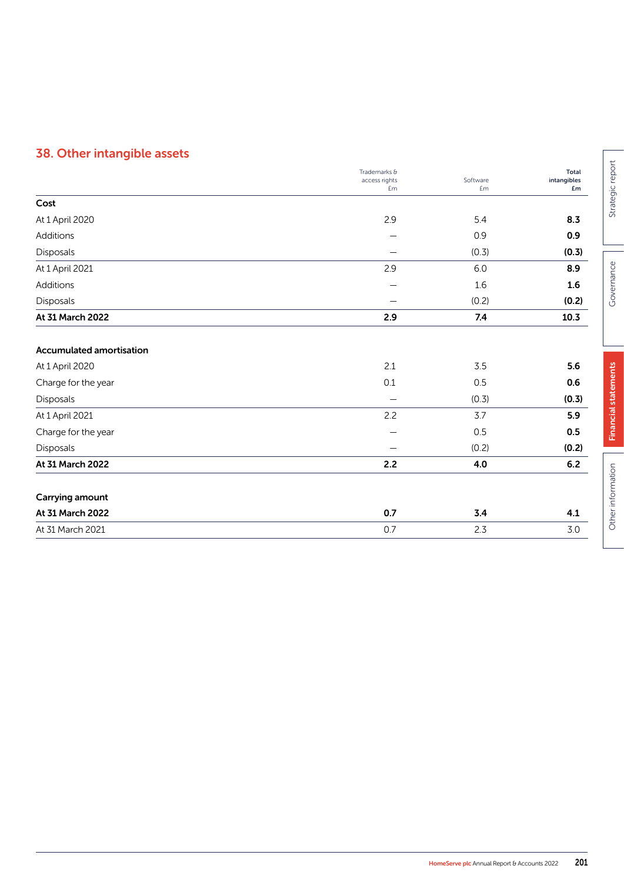## 38. Other intangible assets

| | Trademarks & access rights £m | Software £m | Total intangibles £m |
|---|---|---|---|
| **Cost** | | | |
| At 1 April 2020 | 2.9 | 5.4 | **8.3** |
| Additions | – | 0.9 | **0.9** |
| Disposals | – | (0.3) | **(0.3)** |
| At 1 April 2021 | 2.9 | 6.0 | **8.9** |
| Additions | – | 1.6 | **1.6** |
| Disposals | – | (0.2) | **(0.2)** |
| **At 31 March 2022** | **2.9** | **7.4** | **10.3** |
| | | | |
| **Accumulated amortisation** | | | |
| At 1 April 2020 | 2.1 | 3.5 | **5.6** |
| Charge for the year | 0.1 | 0.5 | **0.6** |
| Disposals | – | (0.3) | **(0.3)** |
| At 1 April 2021 | 2.2 | 3.7 | **5.9** |
| Charge for the year | – | 0.5 | **0.5** |
| Disposals | – | (0.2) | **(0.2)** |
| **At 31 March 2022** | **2.2** | **4.0** | **6.2** |
| | | | |
| **Carrying amount** | | | |
| **At 31 March 2022** | **0.7** | **3.4** | **4.1** |
| At 31 March 2021 | 0.7 | 2.3 | 3.0 |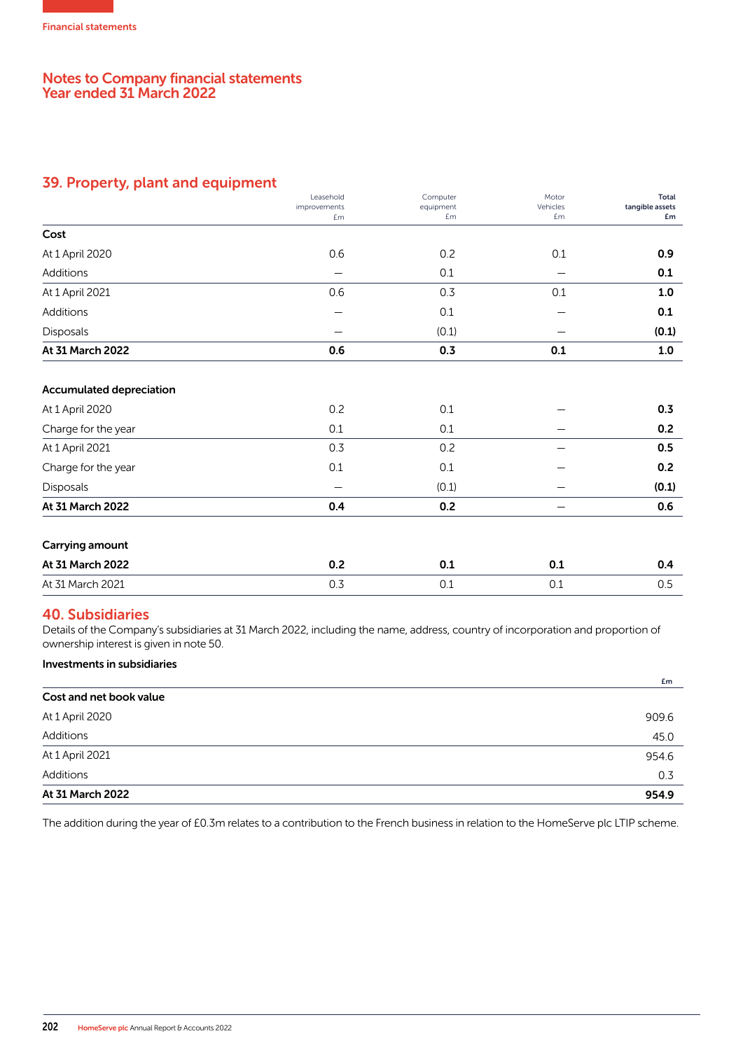Financial statements

# Notes to Company financial statements
# Year ended 31 March 2022

## 39. Property, plant and equipment

| | Leasehold improvements £m | Computer equipment £m | Motor Vehicles £m | **Total tangible assets £m** |
|---|---|---|---|---|
| **Cost** | | | | |
| At 1 April 2020 | 0.6 | 0.2 | 0.1 | **0.9** |
| Additions | – | 0.1 | – | **0.1** |
| At 1 April 2021 | 0.6 | 0.3 | 0.1 | **1.0** |
| Additions | – | 0.1 | – | **0.1** |
| Disposals | – | (0.1) | – | **(0.1)** |
| **At 31 March 2022** | **0.6** | **0.3** | **0.1** | **1.0** |
| **Accumulated depreciation** | | | | |
| At 1 April 2020 | 0.2 | 0.1 | – | **0.3** |
| Charge for the year | 0.1 | 0.1 | – | **0.2** |
| At 1 April 2021 | 0.3 | 0.2 | – | **0.5** |
| Charge for the year | 0.1 | 0.1 | – | **0.2** |
| Disposals | – | (0.1) | – | **(0.1)** |
| **At 31 March 2022** | **0.4** | **0.2** | – | **0.6** |
| **Carrying amount** | | | | |
| **At 31 March 2022** | **0.2** | **0.1** | **0.1** | **0.4** |
| At 31 March 2021 | 0.3 | 0.1 | 0.1 | 0.5 |

## 40. Subsidiaries

Details of the Company's subsidiaries at 31 March 2022, including the name, address, country of incorporation and proportion of ownership interest is given in note 50.

**Investments in subsidiaries**

| | £m |
|---|---|
| **Cost and net book value** | |
| At 1 April 2020 | 909.6 |
| Additions | 45.0 |
| At 1 April 2021 | 954.6 |
| Additions | 0.3 |
| **At 31 March 2022** | **954.9** |

The addition during the year of £0.3m relates to a contribution to the French business in relation to the HomeServe plc LTIP scheme.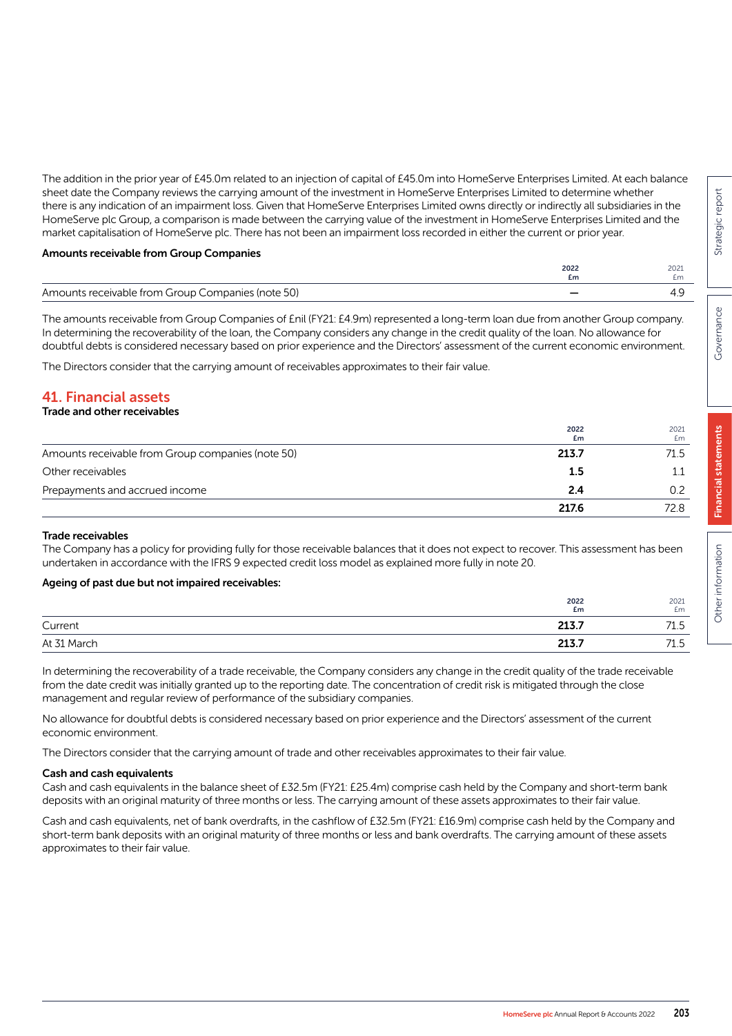The addition in the prior year of £45.0m related to an injection of capital of £45.0m into HomeServe Enterprises Limited. At each balance sheet date the Company reviews the carrying amount of the investment in HomeServe Enterprises Limited to determine whether there is any indication of an impairment loss. Given that HomeServe Enterprises Limited owns directly or indirectly all subsidiaries in the HomeServe plc Group, a comparison is made between the carrying value of the investment in HomeServe Enterprises Limited and the market capitalisation of HomeServe plc. There has not been an impairment loss recorded in either the current or prior year.

**Amounts receivable from Group Companies**

| | 2022 £m | 2021 £m |
|---|---|---|
| Amounts receivable from Group Companies (note 50) | – | 4.9 |

The amounts receivable from Group Companies of £nil (FY21: £4.9m) represented a long-term loan due from another Group company. In determining the recoverability of the loan, the Company considers any change in the credit quality of the loan. No allowance for doubtful debts is considered necessary based on prior experience and the Directors' assessment of the current economic environment.

The Directors consider that the carrying amount of receivables approximates to their fair value.

## 41. Financial assets

**Trade and other receivables**

| | 2022 £m | 2021 £m |
|---|---|---|
| Amounts receivable from Group companies (note 50) | **213.7** | 71.5 |
| Other receivables | **1.5** | 1.1 |
| Prepayments and accrued income | **2.4** | 0.2 |
| | **217.6** | 72.8 |

**Trade receivables**

The Company has a policy for providing fully for those receivable balances that it does not expect to recover. This assessment has been undertaken in accordance with the IFRS 9 expected credit loss model as explained more fully in note 20.

**Ageing of past due but not impaired receivables:**

| | 2022 £m | 2021 £m |
|---|---|---|
| Current | **213.7** | 71.5 |
| At 31 March | **213.7** | 71.5 |

In determining the recoverability of a trade receivable, the Company considers any change in the credit quality of the trade receivable from the date credit was initially granted up to the reporting date. The concentration of credit risk is mitigated through the close management and regular review of performance of the subsidiary companies.

No allowance for doubtful debts is considered necessary based on prior experience and the Directors' assessment of the current economic environment.

The Directors consider that the carrying amount of trade and other receivables approximates to their fair value.

**Cash and cash equivalents**

Cash and cash equivalents in the balance sheet of £32.5m (FY21: £25.4m) comprise cash held by the Company and short-term bank deposits with an original maturity of three months or less. The carrying amount of these assets approximates to their fair value.

Cash and cash equivalents, net of bank overdrafts, in the cashflow of £32.5m (FY21: £16.9m) comprise cash held by the Company and short-term bank deposits with an original maturity of three months or less and bank overdrafts. The carrying amount of these assets approximates to their fair value.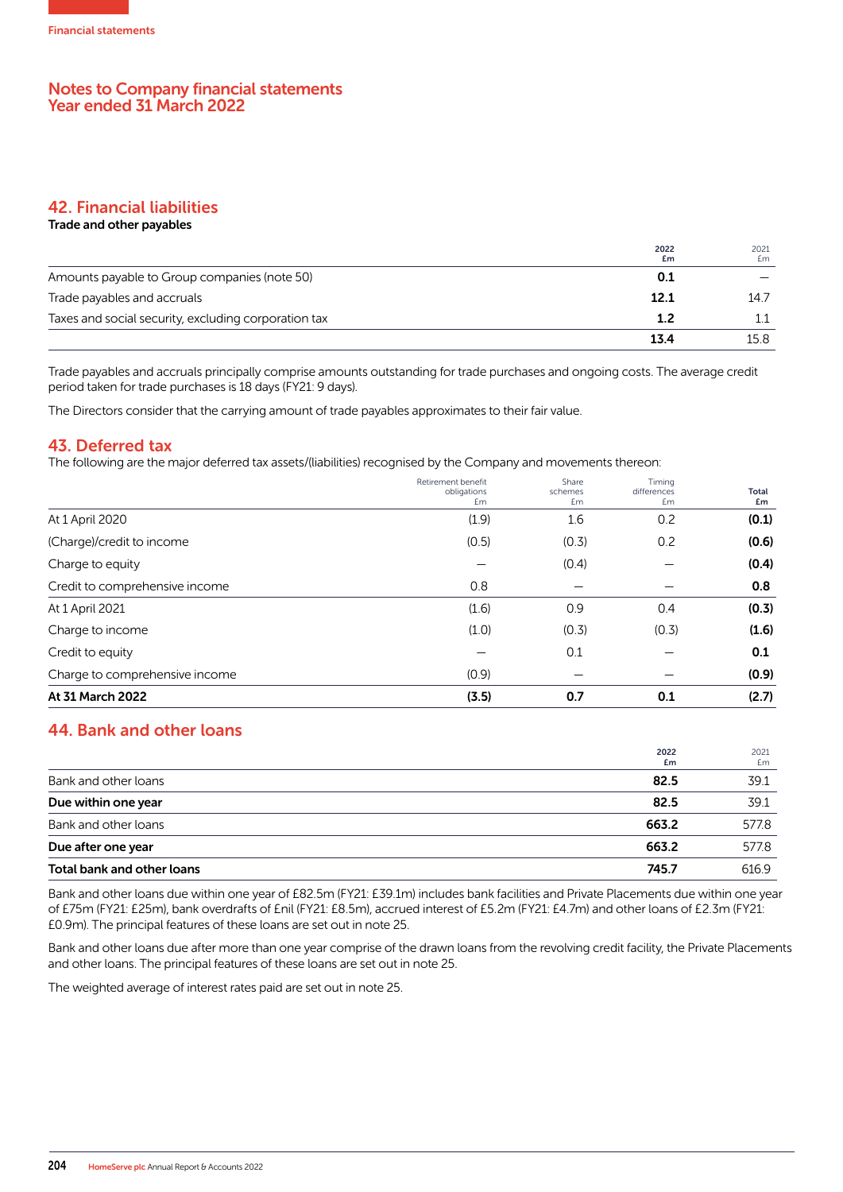# Notes to Company financial statements
# Year ended 31 March 2022

## 42. Financial liabilities

**Trade and other payables**

| | 2022 £m | 2021 £m |
|---|---|---|
| Amounts payable to Group companies (note 50) | **0.1** | – |
| Trade payables and accruals | **12.1** | 14.7 |
| Taxes and social security, excluding corporation tax | **1.2** | 1.1 |
| | **13.4** | 15.8 |

Trade payables and accruals principally comprise amounts outstanding for trade purchases and ongoing costs. The average credit period taken for trade purchases is 18 days (FY21: 9 days).

The Directors consider that the carrying amount of trade payables approximates to their fair value.

## 43. Deferred tax

The following are the major deferred tax assets/(liabilities) recognised by the Company and movements thereon:

| | Retirement benefit obligations £m | Share schemes £m | Timing differences £m | Total £m |
|---|---|---|---|---|
| At 1 April 2020 | (1.9) | 1.6 | 0.2 | **(0.1)** |
| (Charge)/credit to income | (0.5) | (0.3) | 0.2 | **(0.6)** |
| Charge to equity | – | (0.4) | – | **(0.4)** |
| Credit to comprehensive income | 0.8 | – | – | **0.8** |
| At 1 April 2021 | (1.6) | 0.9 | 0.4 | **(0.3)** |
| Charge to income | (1.0) | (0.3) | (0.3) | **(1.6)** |
| Credit to equity | – | 0.1 | – | **0.1** |
| Charge to comprehensive income | (0.9) | – | – | **(0.9)** |
| **At 31 March 2022** | **(3.5)** | **0.7** | **0.1** | **(2.7)** |

## 44. Bank and other loans

| | 2022 £m | 2021 £m |
|---|---|---|
| Bank and other loans | **82.5** | 39.1 |
| **Due within one year** | **82.5** | 39.1 |
| Bank and other loans | **663.2** | 577.8 |
| **Due after one year** | **663.2** | 577.8 |
| **Total bank and other loans** | **745.7** | 616.9 |

Bank and other loans due within one year of £82.5m (FY21: £39.1m) includes bank facilities and Private Placements due within one year of £75m (FY21: £25m), bank overdrafts of £nil (FY21: £8.5m), accrued interest of £5.2m (FY21: £4.7m) and other loans of £2.3m (FY21: £0.9m). The principal features of these loans are set out in note 25.

Bank and other loans due after more than one year comprise of the drawn loans from the revolving credit facility, the Private Placements and other loans. The principal features of these loans are set out in note 25.

The weighted average of interest rates paid are set out in note 25.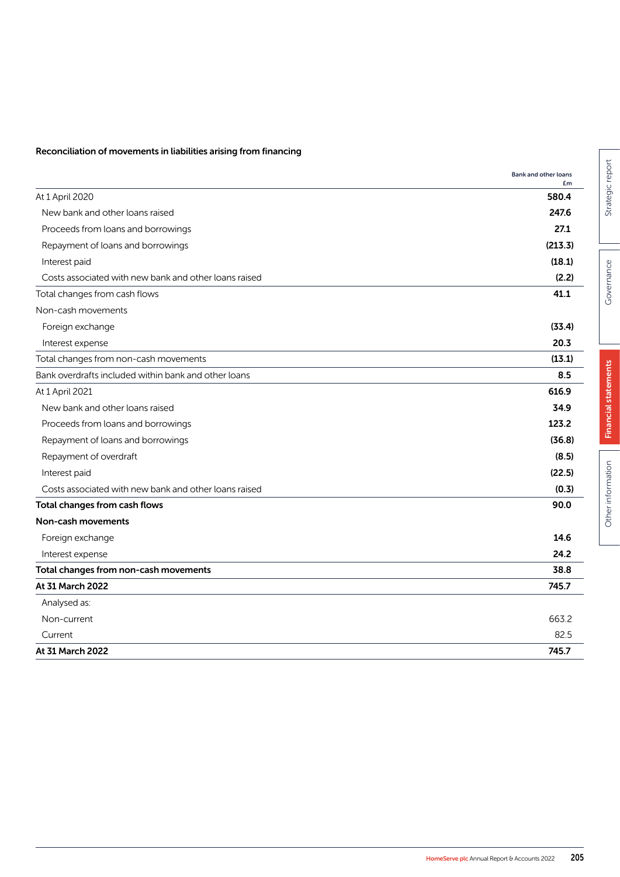**Reconciliation of movements in liabilities arising from financing**

| | Bank and other loans £m |
|---|---|
| At 1 April 2020 | **580.4** |
| New bank and other loans raised | **247.6** |
| Proceeds from loans and borrowings | **27.1** |
| Repayment of loans and borrowings | **(213.3)** |
| Interest paid | **(18.1)** |
| Costs associated with new bank and other loans raised | **(2.2)** |
| Total changes from cash flows | **41.1** |
| Non-cash movements | |
| Foreign exchange | **(33.4)** |
| Interest expense | **20.3** |
| Total changes from non-cash movements | **(13.1)** |
| Bank overdrafts included within bank and other loans | **8.5** |
| At 1 April 2021 | **616.9** |
| New bank and other loans raised | **34.9** |
| Proceeds from loans and borrowings | **123.2** |
| Repayment of loans and borrowings | **(36.8)** |
| Repayment of overdraft | **(8.5)** |
| Interest paid | **(22.5)** |
| Costs associated with new bank and other loans raised | **(0.3)** |
| **Total changes from cash flows** | **90.0** |
| **Non-cash movements** | |
| Foreign exchange | **14.6** |
| Interest expense | **24.2** |
| **Total changes from non-cash movements** | **38.8** |
| **At 31 March 2022** | **745.7** |
| Analysed as: | |
| Non-current | 663.2 |
| Current | 82.5 |
| **At 31 March 2022** | **745.7** |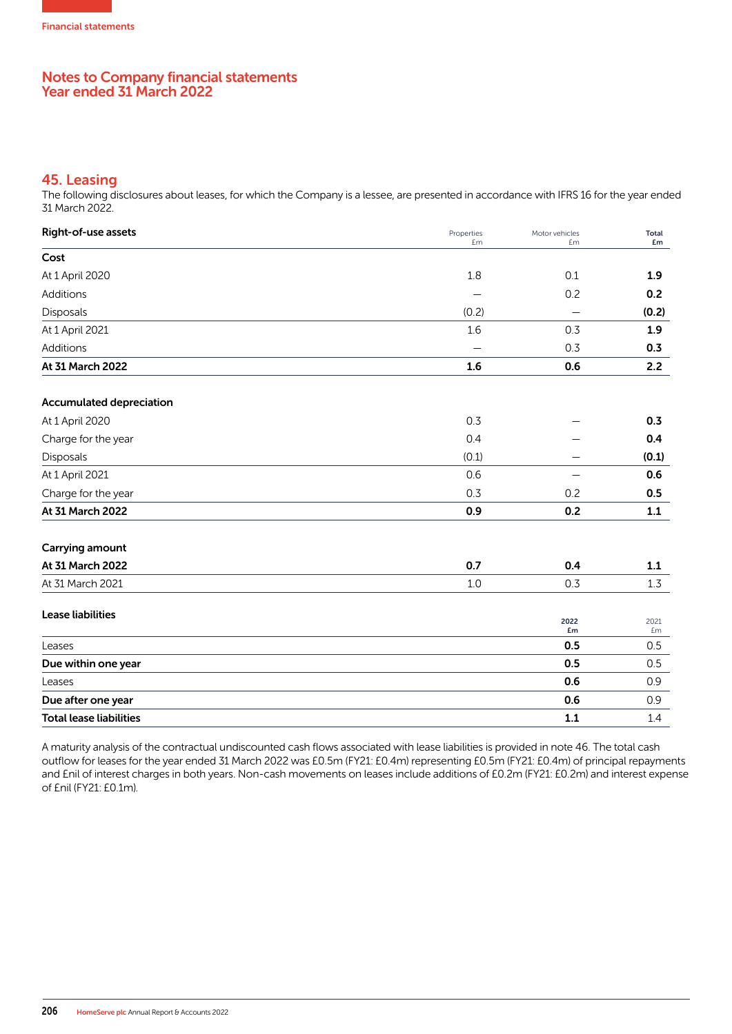## Notes to Company financial statements
## Year ended 31 March 2022

### 45. Leasing

The following disclosures about leases, for which the Company is a lessee, are presented in accordance with IFRS 16 for the year ended 31 March 2022.

| Right-of-use assets | Properties £m | Motor vehicles £m | **Total £m** |
|---|---|---|---|
| **Cost** | | | |
| At 1 April 2020 | 1.8 | 0.1 | **1.9** |
| Additions | — | 0.2 | **0.2** |
| Disposals | (0.2) | — | **(0.2)** |
| At 1 April 2021 | 1.6 | 0.3 | **1.9** |
| Additions | — | 0.3 | **0.3** |
| **At 31 March 2022** | **1.6** | **0.6** | **2.2** |
| | | | |
| **Accumulated depreciation** | | | |
| At 1 April 2020 | 0.3 | — | **0.3** |
| Charge for the year | 0.4 | — | **0.4** |
| Disposals | (0.1) | — | **(0.1)** |
| At 1 April 2021 | 0.6 | — | **0.6** |
| Charge for the year | 0.3 | 0.2 | **0.5** |
| **At 31 March 2022** | **0.9** | **0.2** | **1.1** |
| | | | |
| **Carrying amount** | | | |
| **At 31 March 2022** | **0.7** | **0.4** | **1.1** |
| At 31 March 2021 | 1.0 | 0.3 | 1.3 |

| Lease liabilities | **2022 £m** | 2021 £m |
|---|---|---|
| Leases | **0.5** | 0.5 |
| **Due within one year** | **0.5** | 0.5 |
| Leases | **0.6** | 0.9 |
| **Due after one year** | **0.6** | 0.9 |
| **Total lease liabilities** | **1.1** | 1.4 |

A maturity analysis of the contractual undiscounted cash flows associated with lease liabilities is provided in note 46. The total cash outflow for leases for the year ended 31 March 2022 was £0.5m (FY21: £0.4m) representing £0.5m (FY21: £0.4m) of principal repayments and £nil of interest charges in both years. Non-cash movements on leases include additions of £0.2m (FY21: £0.2m) and interest expense of £nil (FY21: £0.1m).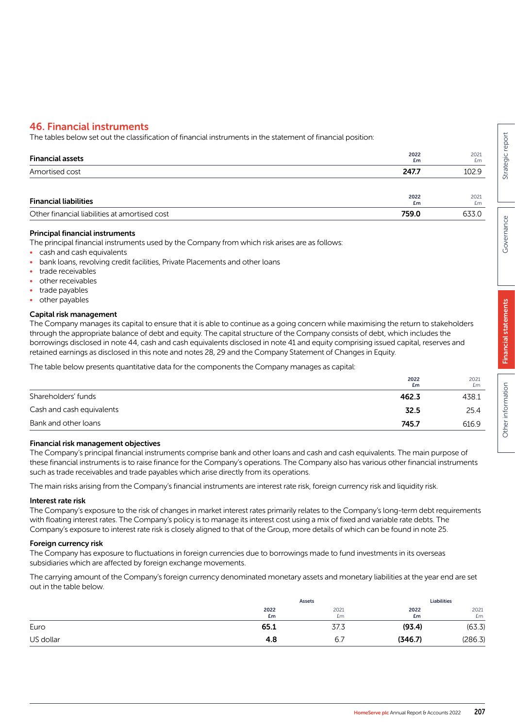## 46. Financial instruments

The tables below set out the classification of financial instruments in the statement of financial position:

| Financial assets | 2022 £m | 2021 £m |
|---|---|---|
| Amortised cost | **247.7** | 102.9 |

| Financial liabilities | 2022 £m | 2021 £m |
|---|---|---|
| Other financial liabilities at amortised cost | **759.0** | 633.0 |

### Principal financial instruments

The principal financial instruments used by the Company from which risk arises are as follows:

- cash and cash equivalents
- bank loans, revolving credit facilities, Private Placements and other loans
- trade receivables
- other receivables
- trade payables
- other payables

### Capital risk management

The Company manages its capital to ensure that it is able to continue as a going concern while maximising the return to stakeholders through the appropriate balance of debt and equity. The capital structure of the Company consists of debt, which includes the borrowings disclosed in note 44, cash and cash equivalents disclosed in note 41 and equity comprising issued capital, reserves and retained earnings as disclosed in this note and notes 28, 29 and the Company Statement of Changes in Equity.

The table below presents quantitative data for the components the Company manages as capital:

| | 2022 £m | 2021 £m |
|---|---|---|
| Shareholders' funds | **462.3** | 438.1 |
| Cash and cash equivalents | **32.5** | 25.4 |
| Bank and other loans | **745.7** | 616.9 |

### Financial risk management objectives

The Company's principal financial instruments comprise bank and other loans and cash and cash equivalents. The main purpose of these financial instruments is to raise finance for the Company's operations. The Company also has various other financial instruments such as trade receivables and trade payables which arise directly from its operations.

The main risks arising from the Company's financial instruments are interest rate risk, foreign currency risk and liquidity risk.

### Interest rate risk

The Company's exposure to the risk of changes in market interest rates primarily relates to the Company's long-term debt requirements with floating interest rates. The Company's policy is to manage its interest cost using a mix of fixed and variable rate debts. The Company's exposure to interest rate risk is closely aligned to that of the Group, more details of which can be found in note 25.

### Foreign currency risk

The Company has exposure to fluctuations in foreign currencies due to borrowings made to fund investments in its overseas subsidiaries which are affected by foreign exchange movements.

The carrying amount of the Company's foreign currency denominated monetary assets and monetary liabilities at the year end are set out in the table below.

| | Assets | | Liabilities | |
|---|---|---|---|---|
| | 2022 £m | 2021 £m | 2022 £m | 2021 £m |
| Euro | **65.1** | 37.3 | **(93.4)** | (63.3) |
| US dollar | **4.8** | 6.7 | **(346.7)** | (286.3) |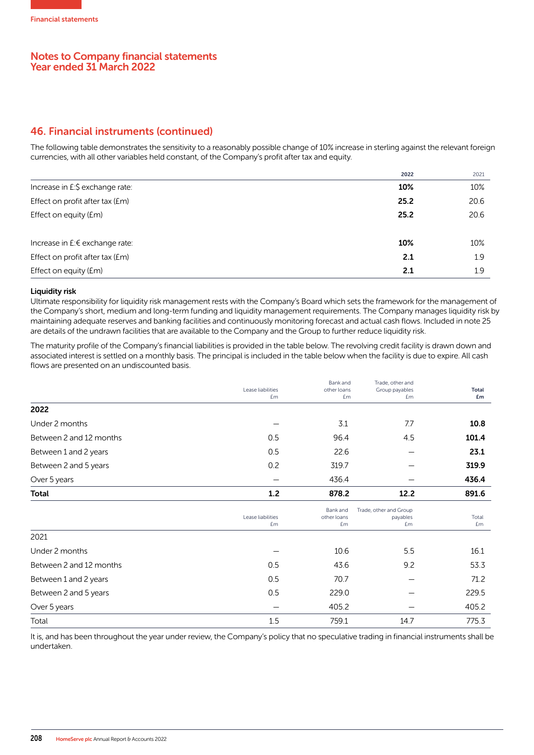# Notes to Company financial statements
## Year ended 31 March 2022

## 46. Financial instruments (continued)

The following table demonstrates the sensitivity to a reasonably possible change of 10% increase in sterling against the relevant foreign currencies, with all other variables held constant, of the Company's profit after tax and equity.

| | **2022** | 2021 |
|---|---|---|
| Increase in £:$ exchange rate: | **10%** | 10% |
| Effect on profit after tax (£m) | **25.2** | 20.6 |
| Effect on equity (£m) | **25.2** | 20.6 |
| | | |
| Increase in £:€ exchange rate: | **10%** | 10% |
| Effect on profit after tax (£m) | **2.1** | 1.9 |
| Effect on equity (£m) | **2.1** | 1.9 |

### Liquidity risk

Ultimate responsibility for liquidity risk management rests with the Company's Board which sets the framework for the management of the Company's short, medium and long-term funding and liquidity management requirements. The Company manages liquidity risk by maintaining adequate reserves and banking facilities and continuously monitoring forecast and actual cash flows. Included in note 25 are details of the undrawn facilities that are available to the Company and the Group to further reduce liquidity risk.

The maturity profile of the Company's financial liabilities is provided in the table below. The revolving credit facility is drawn down and associated interest is settled on a monthly basis. The principal is included in the table below when the facility is due to expire. All cash flows are presented on an undiscounted basis.

| | Lease liabilities £m | Bank and other loans £m | Trade, other and Group payables £m | **Total £m** |
|---|---|---|---|---|
| **2022** | | | | |
| Under 2 months | – | 3.1 | 7.7 | **10.8** |
| Between 2 and 12 months | 0.5 | 96.4 | 4.5 | **101.4** |
| Between 1 and 2 years | 0.5 | 22.6 | – | **23.1** |
| Between 2 and 5 years | 0.2 | 319.7 | – | **319.9** |
| Over 5 years | – | 436.4 | – | **436.4** |
| **Total** | **1.2** | **878.2** | **12.2** | **891.6** |

| | Lease liabilities £m | Bank and other loans £m | Trade, other and Group payables £m | Total £m |
|---|---|---|---|---|
| 2021 | | | | |
| Under 2 months | – | 10.6 | 5.5 | 16.1 |
| Between 2 and 12 months | 0.5 | 43.6 | 9.2 | 53.3 |
| Between 1 and 2 years | 0.5 | 70.7 | – | 71.2 |
| Between 2 and 5 years | 0.5 | 229.0 | – | 229.5 |
| Over 5 years | – | 405.2 | – | 405.2 |
| Total | 1.5 | 759.1 | 14.7 | 775.3 |

It is, and has been throughout the year under review, the Company's policy that no speculative trading in financial instruments shall be undertaken.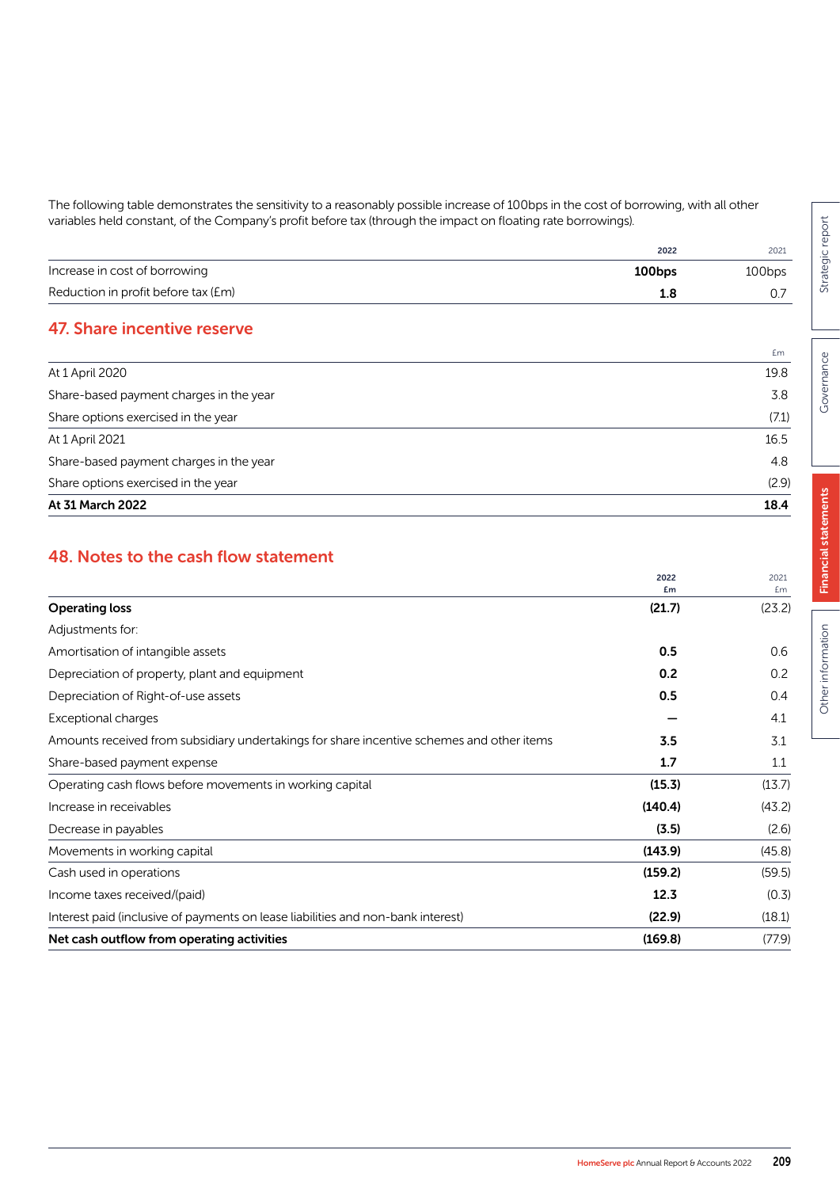The following table demonstrates the sensitivity to a reasonably possible increase of 100bps in the cost of borrowing, with all other variables held constant, of the Company's profit before tax (through the impact on floating rate borrowings).

| | 2022 | 2021 |
|---|---|---|
| Increase in cost of borrowing | **100bps** | 100bps |
| Reduction in profit before tax (£m) | **1.8** | 0.7 |

## 47. Share incentive reserve

| | £m |
|---|---|
| At 1 April 2020 | 19.8 |
| Share-based payment charges in the year | 3.8 |
| Share options exercised in the year | (7.1) |
| At 1 April 2021 | 16.5 |
| Share-based payment charges in the year | 4.8 |
| Share options exercised in the year | (2.9) |
| **At 31 March 2022** | **18.4** |

## 48. Notes to the cash flow statement

| | 2022 £m | 2021 £m |
|---|---|---|
| **Operating loss** | **(21.7)** | (23.2) |
| Adjustments for: | | |
| Amortisation of intangible assets | **0.5** | 0.6 |
| Depreciation of property, plant and equipment | **0.2** | 0.2 |
| Depreciation of Right-of-use assets | **0.5** | 0.4 |
| Exceptional charges | **–** | 4.1 |
| Amounts received from subsidiary undertakings for share incentive schemes and other items | **3.5** | 3.1 |
| Share-based payment expense | **1.7** | 1.1 |
| Operating cash flows before movements in working capital | **(15.3)** | (13.7) |
| Increase in receivables | **(140.4)** | (43.2) |
| Decrease in payables | **(3.5)** | (2.6) |
| Movements in working capital | **(143.9)** | (45.8) |
| Cash used in operations | **(159.2)** | (59.5) |
| Income taxes received/(paid) | **12.3** | (0.3) |
| Interest paid (inclusive of payments on lease liabilities and non-bank interest) | **(22.9)** | (18.1) |
| **Net cash outflow from operating activities** | **(169.8)** | (77.9) |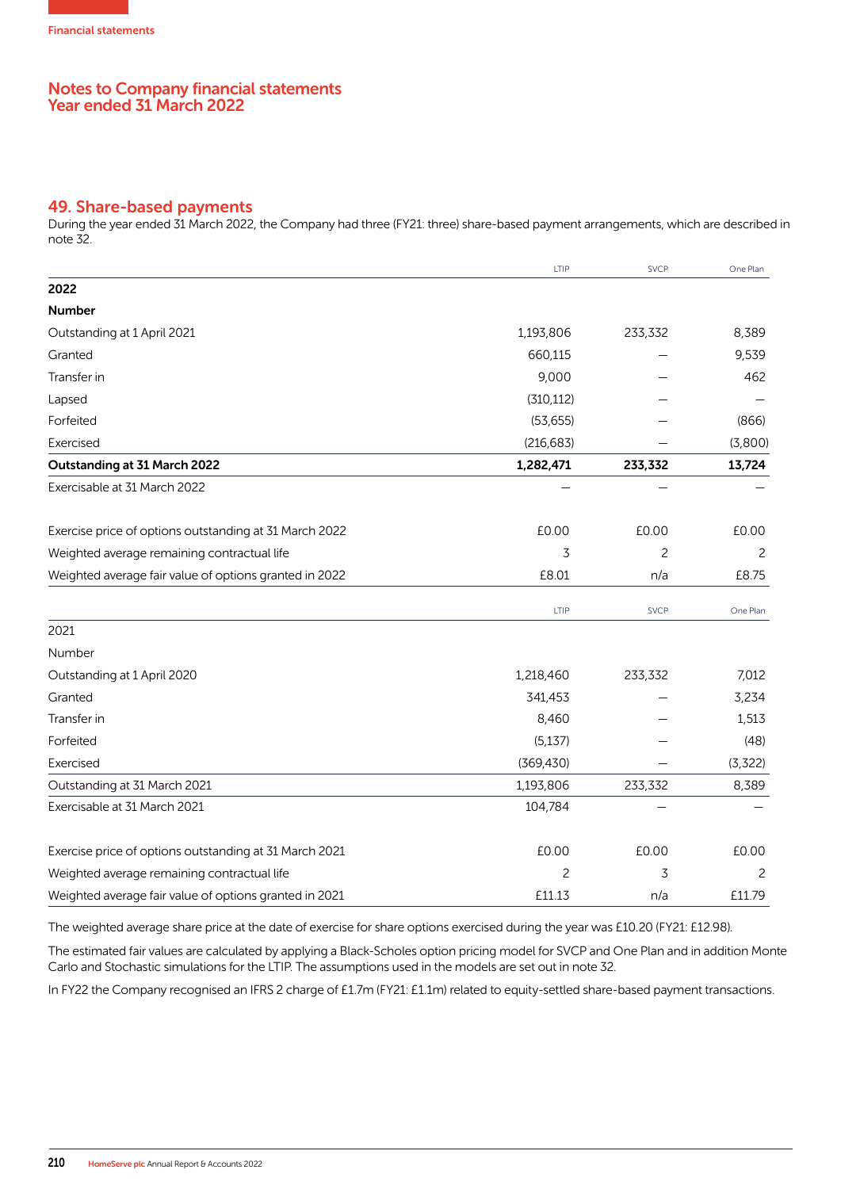# Notes to Company financial statements
## Year ended 31 March 2022

## 49. Share-based payments

During the year ended 31 March 2022, the Company had three (FY21: three) share-based payment arrangements, which are described in note 32.

| | LTIP | SVCP | One Plan |
|---|---|---|---|
| **2022** | | | |
| **Number** | | | |
| Outstanding at 1 April 2021 | 1,193,806 | 233,332 | 8,389 |
| Granted | 660,115 | – | 9,539 |
| Transfer in | 9,000 | – | 462 |
| Lapsed | (310,112) | – | – |
| Forfeited | (53,655) | – | (866) |
| Exercised | (216,683) | – | (3,800) |
| **Outstanding at 31 March 2022** | **1,282,471** | **233,332** | **13,724** |
| Exercisable at 31 March 2022 | – | – | – |
| | | | |
| Exercise price of options outstanding at 31 March 2022 | £0.00 | £0.00 | £0.00 |
| Weighted average remaining contractual life | 3 | 2 | 2 |
| Weighted average fair value of options granted in 2022 | £8.01 | n/a | £8.75 |

| | LTIP | SVCP | One Plan |
|---|---|---|---|
| 2021 | | | |
| Number | | | |
| Outstanding at 1 April 2020 | 1,218,460 | 233,332 | 7,012 |
| Granted | 341,453 | – | 3,234 |
| Transfer in | 8,460 | – | 1,513 |
| Forfeited | (5,137) | – | (48) |
| Exercised | (369,430) | – | (3,322) |
| Outstanding at 31 March 2021 | 1,193,806 | 233,332 | 8,389 |
| Exercisable at 31 March 2021 | 104,784 | – | – |
| | | | |
| Exercise price of options outstanding at 31 March 2021 | £0.00 | £0.00 | £0.00 |
| Weighted average remaining contractual life | 2 | 3 | 2 |
| Weighted average fair value of options granted in 2021 | £11.13 | n/a | £11.79 |

The weighted average share price at the date of exercise for share options exercised during the year was £10.20 (FY21: £12.98).

The estimated fair values are calculated by applying a Black-Scholes option pricing model for SVCP and One Plan and in addition Monte Carlo and Stochastic simulations for the LTIP. The assumptions used in the models are set out in note 32.

In FY22 the Company recognised an IFRS 2 charge of £1.7m (FY21: £1.1m) related to equity-settled share-based payment transactions.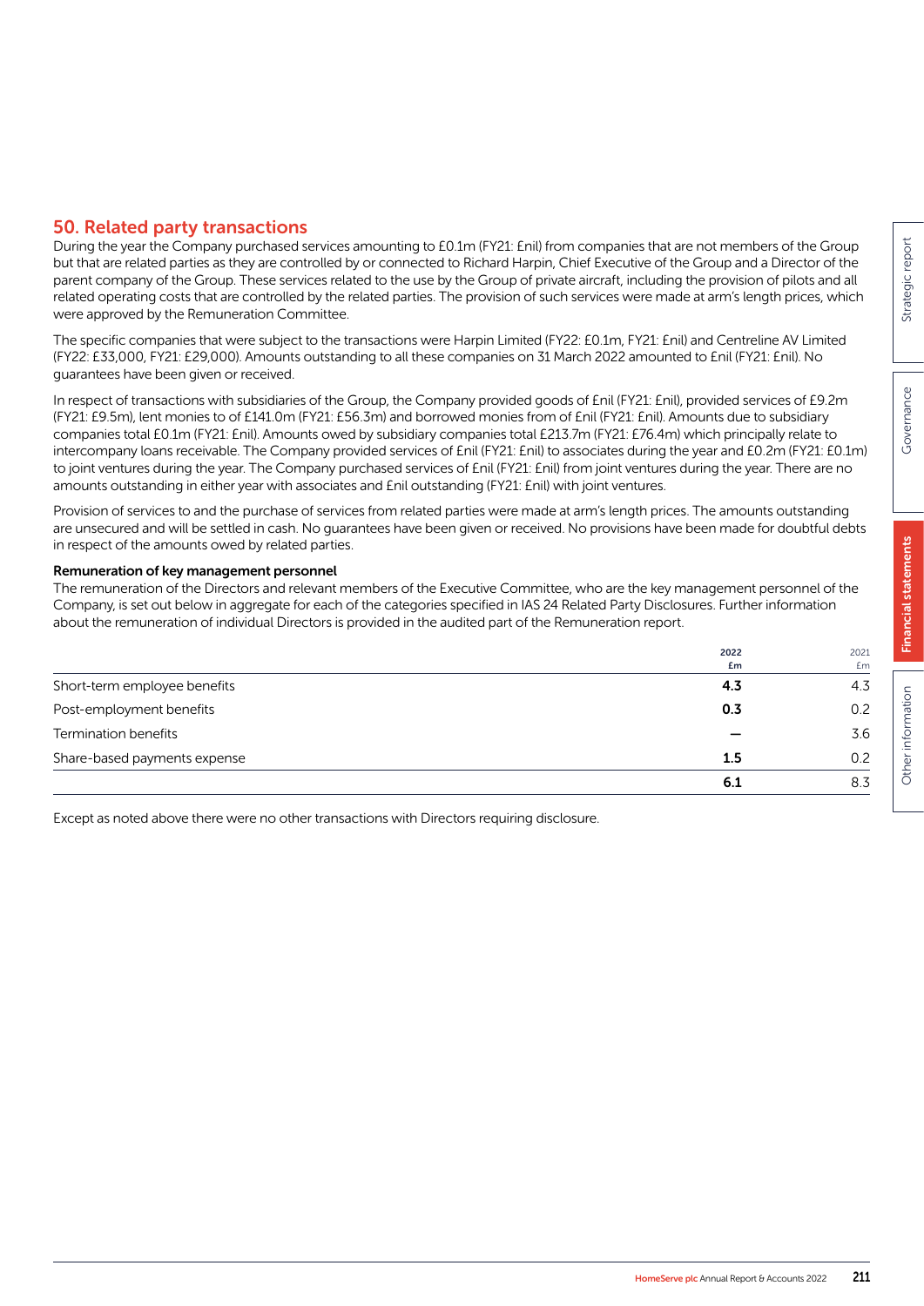## 50. Related party transactions

During the year the Company purchased services amounting to £0.1m (FY21: £nil) from companies that are not members of the Group but that are related parties as they are controlled by or connected to Richard Harpin, Chief Executive of the Group and a Director of the parent company of the Group. These services related to the use by the Group of private aircraft, including the provision of pilots and all related operating costs that are controlled by the related parties. The provision of such services were made at arm's length prices, which were approved by the Remuneration Committee.

The specific companies that were subject to the transactions were Harpin Limited (FY22: £0.1m, FY21: £nil) and Centreline AV Limited (FY22: £33,000, FY21: £29,000). Amounts outstanding to all these companies on 31 March 2022 amounted to £nil (FY21: £nil). No guarantees have been given or received.

In respect of transactions with subsidiaries of the Group, the Company provided goods of £nil (FY21: £nil), provided services of £9.2m (FY21: £9.5m), lent monies to of £141.0m (FY21: £56.3m) and borrowed monies from of £nil (FY21: £nil). Amounts due to subsidiary companies total £0.1m (FY21: £nil). Amounts owed by subsidiary companies total £213.7m (FY21: £76.4m) which principally relate to intercompany loans receivable. The Company provided services of £nil (FY21: £nil) to associates during the year and £0.2m (FY21: £0.1m) to joint ventures during the year. The Company purchased services of £nil (FY21: £nil) from joint ventures during the year. There are no amounts outstanding in either year with associates and £nil outstanding (FY21: £nil) with joint ventures.

Provision of services to and the purchase of services from related parties were made at arm's length prices. The amounts outstanding are unsecured and will be settled in cash. No guarantees have been given or received. No provisions have been made for doubtful debts in respect of the amounts owed by related parties.

**Remuneration of key management personnel**

The remuneration of the Directors and relevant members of the Executive Committee, who are the key management personnel of the Company, is set out below in aggregate for each of the categories specified in IAS 24 Related Party Disclosures. Further information about the remuneration of individual Directors is provided in the audited part of the Remuneration report.

| | 2022 £m | 2021 £m |
|---|---|---|
| Short-term employee benefits | **4.3** | 4.3 |
| Post-employment benefits | **0.3** | 0.2 |
| Termination benefits | **–** | 3.6 |
| Share-based payments expense | **1.5** | 0.2 |
| | **6.1** | 8.3 |

Except as noted above there were no other transactions with Directors requiring disclosure.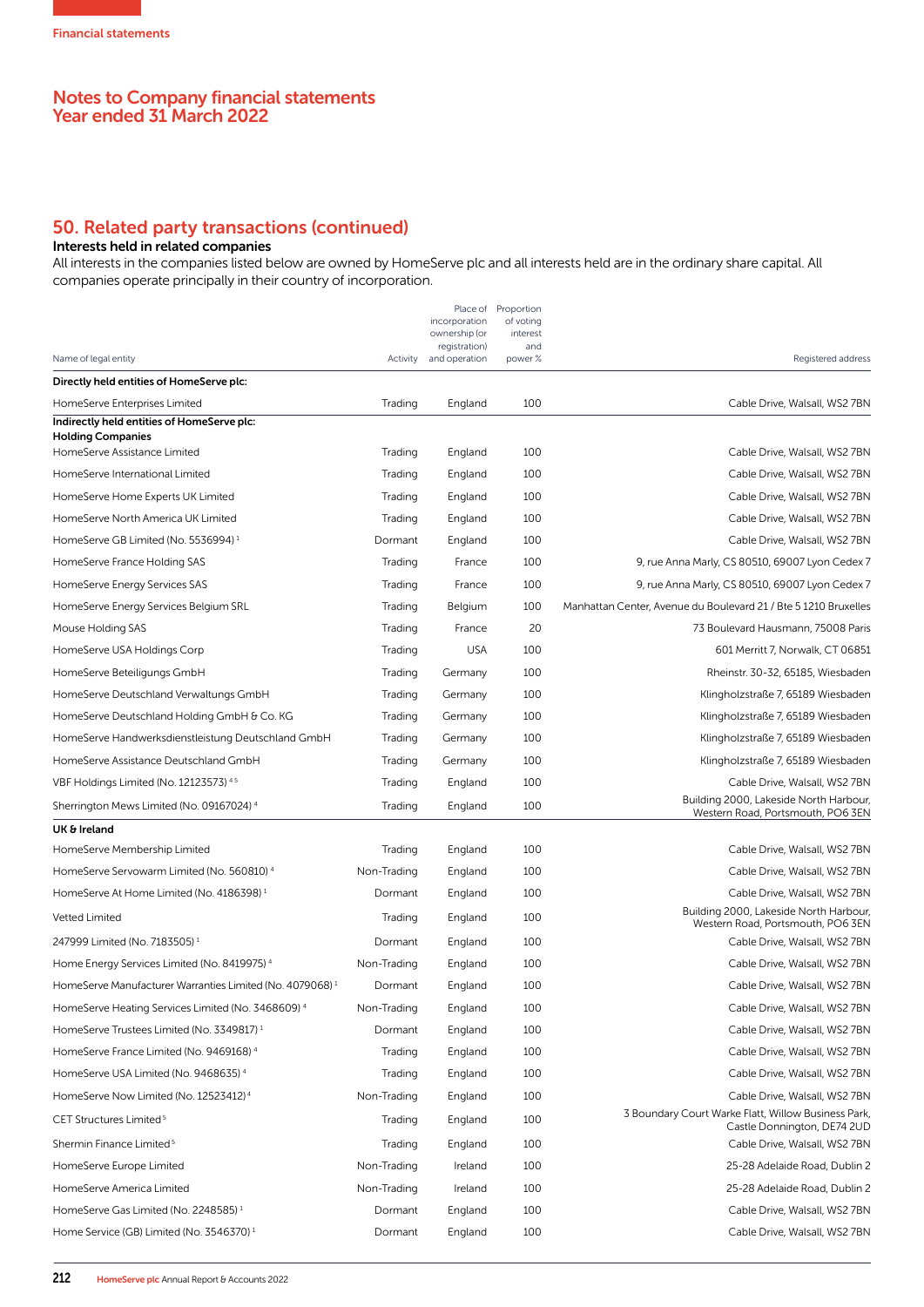## Notes to Company financial statements
## Year ended 31 March 2022

## 50. Related party transactions (continued)

### Interests held in related companies

All interests in the companies listed below are owned by HomeServe plc and all interests held are in the ordinary share capital. All companies operate principally in their country of incorporation.

| Name of legal entity | Activity | Place of incorporation ownership (or registration) and operation | Proportion of voting interest and power % | Registered address |
|---|---|---|---|---|
| **Directly held entities of HomeServe plc:** | | | | |
| HomeServe Enterprises Limited | Trading | England | 100 | Cable Drive, Walsall, WS2 7BN |
| **Indirectly held entities of HomeServe plc:** | | | | |
| **Holding Companies** | | | | |
| HomeServe Assistance Limited | Trading | England | 100 | Cable Drive, Walsall, WS2 7BN |
| HomeServe International Limited | Trading | England | 100 | Cable Drive, Walsall, WS2 7BN |
| HomeServe Home Experts UK Limited | Trading | England | 100 | Cable Drive, Walsall, WS2 7BN |
| HomeServe North America UK Limited | Trading | England | 100 | Cable Drive, Walsall, WS2 7BN |
| HomeServe GB Limited (No. 5536994) [1] | Dormant | England | 100 | Cable Drive, Walsall, WS2 7BN |
| HomeServe France Holding SAS | Trading | France | 100 | 9, rue Anna Marly, CS 80510, 69007 Lyon Cedex 7 |
| HomeServe Energy Services SAS | Trading | France | 100 | 9, rue Anna Marly, CS 80510, 69007 Lyon Cedex 7 |
| HomeServe Energy Services Belgium SRL | Trading | Belgium | 100 | Manhattan Center, Avenue du Boulevard 21 / Bte 5 1210 Bruxelles |
| Mouse Holding SAS | Trading | France | 20 | 73 Boulevard Hausmann, 75008 Paris |
| HomeServe USA Holdings Corp | Trading | USA | 100 | 601 Merritt 7, Norwalk, CT 06851 |
| HomeServe Beteiligungs GmbH | Trading | Germany | 100 | Rheinstr. 30-32, 65185, Wiesbaden |
| HomeServe Deutschland Verwaltungs GmbH | Trading | Germany | 100 | Klingholzstraße 7, 65189 Wiesbaden |
| HomeServe Deutschland Holding GmbH & Co. KG | Trading | Germany | 100 | Klingholzstraße 7, 65189 Wiesbaden |
| HomeServe Handwerksdienstleistung Deutschland GmbH | Trading | Germany | 100 | Klingholzstraße 7, 65189 Wiesbaden |
| HomeServe Assistance Deutschland GmbH | Trading | Germany | 100 | Klingholzstraße 7, 65189 Wiesbaden |
| VBF Holdings Limited (No. 12123573) [4 5] | Trading | England | 100 | Cable Drive, Walsall, WS2 7BN |
| Sherrington Mews Limited (No. 09167024) [4] | Trading | England | 100 | Building 2000, Lakeside North Harbour, Western Road, Portsmouth, PO6 3EN |
| **UK & Ireland** | | | | |
| HomeServe Membership Limited | Trading | England | 100 | Cable Drive, Walsall, WS2 7BN |
| HomeServe Servowarm Limited (No. 560810) [4] | Non-Trading | England | 100 | Cable Drive, Walsall, WS2 7BN |
| HomeServe At Home Limited (No. 4186398) [1] | Dormant | England | 100 | Cable Drive, Walsall, WS2 7BN |
| Vetted Limited | Trading | England | 100 | Building 2000, Lakeside North Harbour, Western Road, Portsmouth, PO6 3EN |
| 247999 Limited (No. 7183505) [1] | Dormant | England | 100 | Cable Drive, Walsall, WS2 7BN |
| Home Energy Services Limited (No. 8419975) [4] | Non-Trading | England | 100 | Cable Drive, Walsall, WS2 7BN |
| HomeServe Manufacturer Warranties Limited (No. 4079068) [1] | Dormant | England | 100 | Cable Drive, Walsall, WS2 7BN |
| HomeServe Heating Services Limited (No. 3468609) [4] | Non-Trading | England | 100 | Cable Drive, Walsall, WS2 7BN |
| HomeServe Trustees Limited (No. 3349817) [1] | Dormant | England | 100 | Cable Drive, Walsall, WS2 7BN |
| HomeServe France Limited (No. 9469168) [4] | Trading | England | 100 | Cable Drive, Walsall, WS2 7BN |
| HomeServe USA Limited (No. 9468635) [4] | Trading | England | 100 | Cable Drive, Walsall, WS2 7BN |
| HomeServe Now Limited (No. 12523412) [4] | Non-Trading | England | 100 | Cable Drive, Walsall, WS2 7BN |
| CET Structures Limited [5] | Trading | England | 100 | 3 Boundary Court Warke Flatt, Willow Business Park, Castle Donnington, DE74 2UD |
| Shermin Finance Limited [5] | Trading | England | 100 | Cable Drive, Walsall, WS2 7BN |
| HomeServe Europe Limited | Non-Trading | Ireland | 100 | 25-28 Adelaide Road, Dublin 2 |
| HomeServe America Limited | Non-Trading | Ireland | 100 | 25-28 Adelaide Road, Dublin 2 |
| HomeServe Gas Limited (No. 2248585) [1] | Dormant | England | 100 | Cable Drive, Walsall, WS2 7BN |
| Home Service (GB) Limited (No. 3546370) [1] | Dormant | England | 100 | Cable Drive, Walsall, WS2 7BN |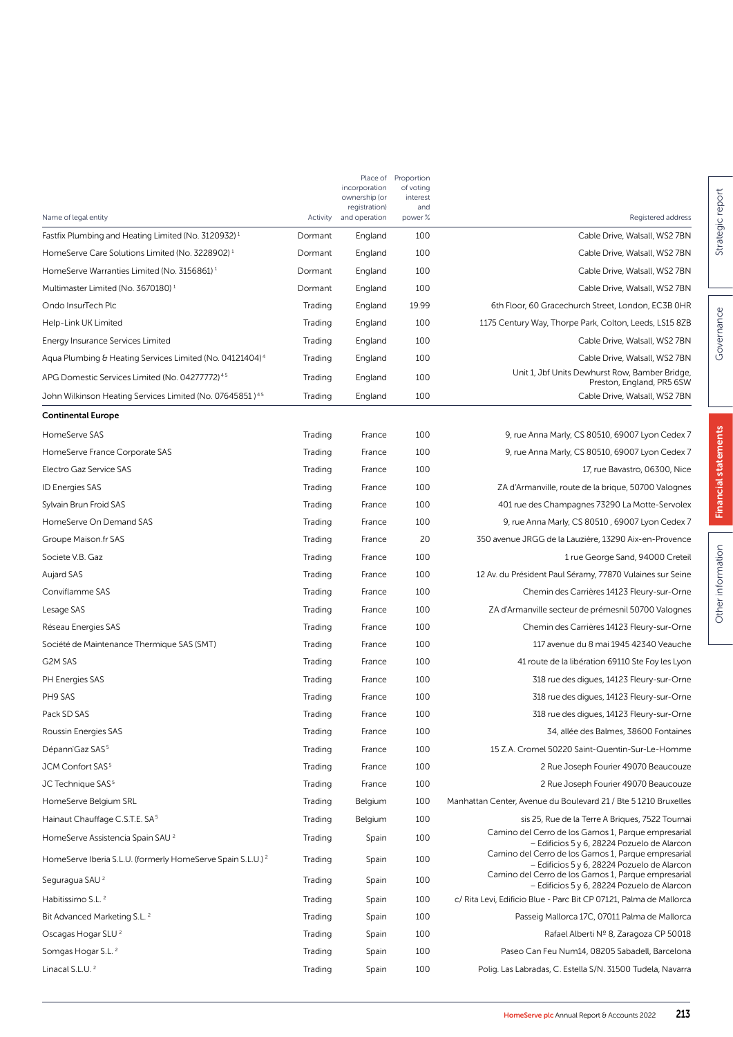| Name of legal entity | Activity | Place of incorporation ownership (or registration) and operation | Proportion of voting interest and power % | Registered address |
|---|---|---|---|---|
| Fastfix Plumbing and Heating Limited (No. 3120932)[1] | Dormant | England | 100 | Cable Drive, Walsall, WS2 7BN |
| HomeServe Care Solutions Limited (No. 3228902)[1] | Dormant | England | 100 | Cable Drive, Walsall, WS2 7BN |
| HomeServe Warranties Limited (No. 3156861)[1] | Dormant | England | 100 | Cable Drive, Walsall, WS2 7BN |
| Multimaster Limited (No. 3670180)[1] | Dormant | England | 100 | Cable Drive, Walsall, WS2 7BN |
| Ondo InsurTech Plc | Trading | England | 19.99 | 6th Floor, 60 Gracechurch Street, London, EC3B 0HR |
| Help-Link UK Limited | Trading | England | 100 | 1175 Century Way, Thorpe Park, Colton, Leeds, LS15 8ZB |
| Energy Insurance Services Limited | Trading | England | 100 | Cable Drive, Walsall, WS2 7BN |
| Aqua Plumbing & Heating Services Limited (No. 04121404)[4] | Trading | England | 100 | Cable Drive, Walsall, WS2 7BN |
| APG Domestic Services Limited (No. 04277772)[4,5] | Trading | England | 100 | Unit 1, Jbf Units Dewhurst Row, Bamber Bridge, Preston, England, PR5 6SW |
| John Wilkinson Heating Services Limited (No. 07645851 )[4,5] | Trading | England | 100 | Cable Drive, Walsall, WS2 7BN |
| **Continental Europe** | | | | |
| HomeServe SAS | Trading | France | 100 | 9, rue Anna Marly, CS 80510, 69007 Lyon Cedex 7 |
| HomeServe France Corporate SAS | Trading | France | 100 | 9, rue Anna Marly, CS 80510, 69007 Lyon Cedex 7 |
| Electro Gaz Service SAS | Trading | France | 100 | 17, rue Bavastro, 06300, Nice |
| ID Energies SAS | Trading | France | 100 | ZA d'Armanville, route de la brique, 50700 Valognes |
| Sylvain Brun Froid SAS | Trading | France | 100 | 401 rue des Champagnes 73290 La Motte-Servolex |
| HomeServe On Demand SAS | Trading | France | 100 | 9, rue Anna Marly, CS 80510 , 69007 Lyon Cedex 7 |
| Groupe Maison.fr SAS | Trading | France | 20 | 350 avenue JRGG de la Lauzière, 13290 Aix-en-Provence |
| Societe V.B. Gaz | Trading | France | 100 | 1 rue George Sand, 94000 Creteil |
| Aujard SAS | Trading | France | 100 | 12 Av. du Président Paul Séramy, 77870 Vulaines sur Seine |
| Conviflamme SAS | Trading | France | 100 | Chemin des Carrières 14123 Fleury-sur-Orne |
| Lesage SAS | Trading | France | 100 | ZA d'Armanville secteur de prémesnil 50700 Valognes |
| Réseau Energies SAS | Trading | France | 100 | Chemin des Carrières 14123 Fleury-sur-Orne |
| Société de Maintenance Thermique SAS (SMT) | Trading | France | 100 | 117 avenue du 8 mai 1945 42340 Veauche |
| G2M SAS | Trading | France | 100 | 41 route de la libération 69110 Ste Foy les Lyon |
| PH Energies SAS | Trading | France | 100 | 318 rue des digues, 14123 Fleury-sur-Orne |
| PH9 SAS | Trading | France | 100 | 318 rue des digues, 14123 Fleury-sur-Orne |
| Pack SD SAS | Trading | France | 100 | 318 rue des digues, 14123 Fleury-sur-Orne |
| Roussin Energies SAS | Trading | France | 100 | 34, allée des Balmes, 38600 Fontaines |
| Dépann'Gaz SAS[5] | Trading | France | 100 | 15 Z.A. Cromel 50220 Saint-Quentin-Sur-Le-Homme |
| JCM Confort SAS[5] | Trading | France | 100 | 2 Rue Joseph Fourier 49070 Beaucouze |
| JC Technique SAS[5] | Trading | France | 100 | 2 Rue Joseph Fourier 49070 Beaucouze |
| HomeServe Belgium SRL | Trading | Belgium | 100 | Manhattan Center, Avenue du Boulevard 21 / Bte 5 1210 Bruxelles |
| Hainaut Chauffage C.S.T.E. SA[5] | Trading | Belgium | 100 | sis 25, Rue de la Terre A Briques, 7522 Tournai |
| HomeServe Assistencia Spain SAU[2] | Trading | Spain | 100 | Camino del Cerro de los Gamos 1, Parque empresarial – Edificios 5 y 6, 28224 Pozuelo de Alarcon |
| HomeServe Iberia S.L.U. (formerly HomeServe Spain S.L.U.)[2] | Trading | Spain | 100 | Camino del Cerro de los Gamos 1, Parque empresarial – Edificios 5 y 6, 28224 Pozuelo de Alarcon |
| Seguragua SAU[2] | Trading | Spain | 100 | Camino del Cerro de los Gamos 1, Parque empresarial – Edificios 5 y 6, 28224 Pozuelo de Alarcon |
| Habitissimo S.L.[2] | Trading | Spain | 100 | c/ Rita Levi, Edificio Blue - Parc Bit CP 07121, Palma de Mallorca |
| Bit Advanced Marketing S.L.[2] | Trading | Spain | 100 | Passeig Mallorca 17C, 07011 Palma de Mallorca |
| Oscagas Hogar SLU[2] | Trading | Spain | 100 | Rafael Alberti Nº 8, Zaragoza CP 50018 |
| Somgas Hogar S.L.[2] | Trading | Spain | 100 | Paseo Can Feu Num14, 08205 Sabadell, Barcelona |
| Linacal S.L.U.[2] | Trading | Spain | 100 | Polig. Las Labradas, C. Estella S/N. 31500 Tudela, Navarra |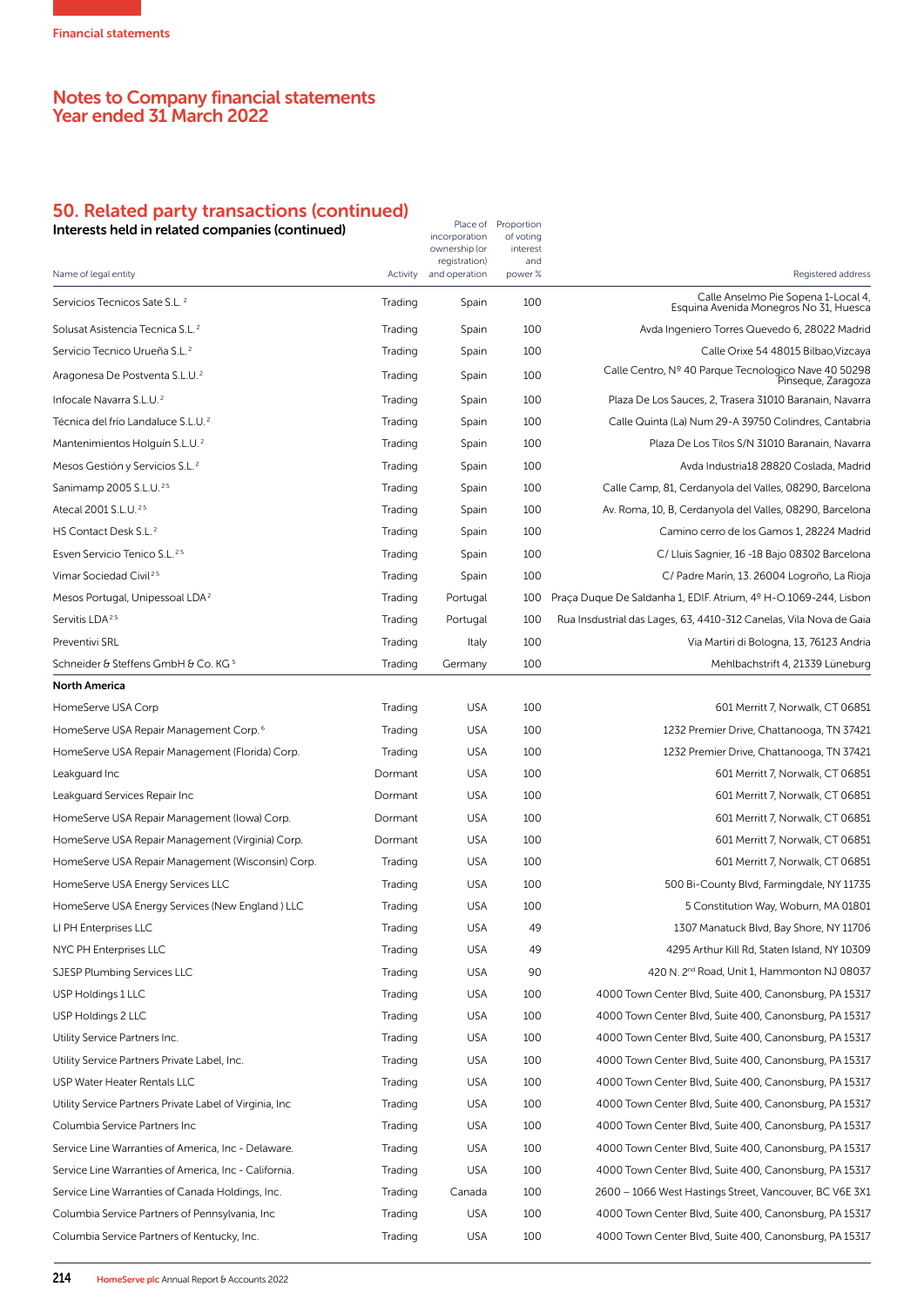## Notes to Company financial statements
## Year ended 31 March 2022

## 50. Related party transactions (continued)

### Interests held in related companies (continued)

| Name of legal entity | Activity | Place of incorporation ownership (or registration) and operation | Proportion of voting interest and power % | Registered address |
|---|---|---|---|---|
| Servicios Tecnicos Sate S.L. [2] | Trading | Spain | 100 | Calle Anselmo Pie Sopena 1-Local 4, Esquina Avenida Monegros No 31, Huesca |
| Solusat Asistencia Tecnica S.L. [2] | Trading | Spain | 100 | Avda Ingeniero Torres Quevedo 6, 28022 Madrid |
| Servicio Tecnico Urueña S.L. [2] | Trading | Spain | 100 | Calle Orixe 54 48015 Bilbao,Vizcaya |
| Aragonesa De Postventa S.L.U. [2] | Trading | Spain | 100 | Calle Centro, Nº 40 Parque Tecnologico Nave 40 50298 Pinseque, Zaragoza |
| Infocale Navarra S.L.U. [2] | Trading | Spain | 100 | Plaza De Los Sauces, 2, Trasera 31010 Baranain, Navarra |
| Técnica del frio Landaluce S.L.U. [2] | Trading | Spain | 100 | Calle Quinta (La) Num 29-A 39750 Colindres, Cantabria |
| Mantenimientos Holguín S.L.U. [2] | Trading | Spain | 100 | Plaza De Los Tilos S/N 31010 Baranain, Navarra |
| Mesos Gestión y Servicios S.L. [2] | Trading | Spain | 100 | Avda Industria18 28820 Coslada, Madrid |
| Sanimamp 2005 S.L.U. [2,5] | Trading | Spain | 100 | Calle Camp, 81, Cerdanyola del Valles, 08290, Barcelona |
| Atecal 2001 S.L.U. [2,5] | Trading | Spain | 100 | Av. Roma, 10, B, Cerdanyola del Valles, 08290, Barcelona |
| HS Contact Desk S.L. [2] | Trading | Spain | 100 | Camino cerro de los Gamos 1, 28224 Madrid |
| Esven Servicio Tenico S.L. [2,5] | Trading | Spain | 100 | C/ Lluis Sagnier, 16 -18 Bajo 08302 Barcelona |
| Vimar Sociedad Civil [2,5] | Trading | Spain | 100 | C/ Padre Marin, 13. 26004 Logroño, La Rioja |
| Mesos Portugal, Unipessoal LDA [2] | Trading | Portugal | 100 | Praça Duque De Saldanha 1, EDIF. Atrium, 4º H-O.1069-244, Lisbon |
| Servitis LDA [2,5] | Trading | Portugal | 100 | Rua Insdustrial das Lages, 63, 4410-312 Canelas, Vila Nova de Gaia |
| Preventivi SRL | Trading | Italy | 100 | Via Martiri di Bologna, 13, 76123 Andria |
| Schneider & Steffens GmbH & Co. KG [5] | Trading | Germany | 100 | Mehlbachstrift 4, 21339 Lüneburg |
| **North America** | | | | |
| HomeServe USA Corp | Trading | USA | 100 | 601 Merritt 7, Norwalk, CT 06851 |
| HomeServe USA Repair Management Corp. [6] | Trading | USA | 100 | 1232 Premier Drive, Chattanooga, TN 37421 |
| HomeServe USA Repair Management (Florida) Corp. | Trading | USA | 100 | 1232 Premier Drive, Chattanooga, TN 37421 |
| Leakguard Inc | Dormant | USA | 100 | 601 Merritt 7, Norwalk, CT 06851 |
| Leakguard Services Repair Inc | Dormant | USA | 100 | 601 Merritt 7, Norwalk, CT 06851 |
| HomeServe USA Repair Management (Iowa) Corp. | Dormant | USA | 100 | 601 Merritt 7, Norwalk, CT 06851 |
| HomeServe USA Repair Management (Virginia) Corp. | Dormant | USA | 100 | 601 Merritt 7, Norwalk, CT 06851 |
| HomeServe USA Repair Management (Wisconsin) Corp. | Trading | USA | 100 | 601 Merritt 7, Norwalk, CT 06851 |
| HomeServe USA Energy Services LLC | Trading | USA | 100 | 500 Bi-County Blvd, Farmingdale, NY 11735 |
| HomeServe USA Energy Services (New England ) LLC | Trading | USA | 100 | 5 Constitution Way, Woburn, MA 01801 |
| LI PH Enterprises LLC | Trading | USA | 49 | 1307 Manatuck Blvd, Bay Shore, NY 11706 |
| NYC PH Enterprises LLC | Trading | USA | 49 | 4295 Arthur Kill Rd, Staten Island, NY 10309 |
| SJESP Plumbing Services LLC | Trading | USA | 90 | 420 N. 2nd Road, Unit 1, Hammonton NJ 08037 |
| USP Holdings 1 LLC | Trading | USA | 100 | 4000 Town Center Blvd, Suite 400, Canonsburg, PA 15317 |
| USP Holdings 2 LLC | Trading | USA | 100 | 4000 Town Center Blvd, Suite 400, Canonsburg, PA 15317 |
| Utility Service Partners Inc. | Trading | USA | 100 | 4000 Town Center Blvd, Suite 400, Canonsburg, PA 15317 |
| Utility Service Partners Private Label, Inc. | Trading | USA | 100 | 4000 Town Center Blvd, Suite 400, Canonsburg, PA 15317 |
| USP Water Heater Rentals LLC | Trading | USA | 100 | 4000 Town Center Blvd, Suite 400, Canonsburg, PA 15317 |
| Utility Service Partners Private Label of Virginia, Inc | Trading | USA | 100 | 4000 Town Center Blvd, Suite 400, Canonsburg, PA 15317 |
| Columbia Service Partners Inc | Trading | USA | 100 | 4000 Town Center Blvd, Suite 400, Canonsburg, PA 15317 |
| Service Line Warranties of America, Inc - Delaware. | Trading | USA | 100 | 4000 Town Center Blvd, Suite 400, Canonsburg, PA 15317 |
| Service Line Warranties of America, Inc - California. | Trading | USA | 100 | 4000 Town Center Blvd, Suite 400, Canonsburg, PA 15317 |
| Service Line Warranties of Canada Holdings, Inc. | Trading | Canada | 100 | 2600 – 1066 West Hastings Street, Vancouver, BC V6E 3X1 |
| Columbia Service Partners of Pennsylvania, Inc | Trading | USA | 100 | 4000 Town Center Blvd, Suite 400, Canonsburg, PA 15317 |
| Columbia Service Partners of Kentucky, Inc. | Trading | USA | 100 | 4000 Town Center Blvd, Suite 400, Canonsburg, PA 15317 |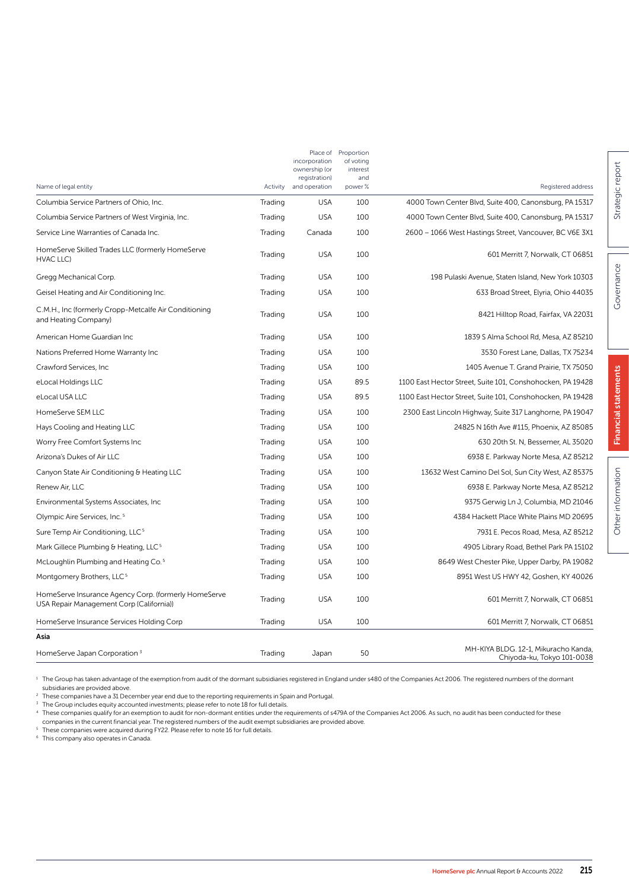| Name of legal entity | Activity | Place of incorporation ownership (or registration) and operation | Proportion of voting interest and power % | Registered address |
|---|---|---|---|---|
| Columbia Service Partners of Ohio, Inc. | Trading | USA | 100 | 4000 Town Center Blvd, Suite 400, Canonsburg, PA 15317 |
| Columbia Service Partners of West Virginia, Inc. | Trading | USA | 100 | 4000 Town Center Blvd, Suite 400, Canonsburg, PA 15317 |
| Service Line Warranties of Canada Inc. | Trading | Canada | 100 | 2600 – 1066 West Hastings Street, Vancouver, BC V6E 3X1 |
| HomeServe Skilled Trades LLC (formerly HomeServe HVAC LLC) | Trading | USA | 100 | 601 Merritt 7, Norwalk, CT 06851 |
| Gregg Mechanical Corp. | Trading | USA | 100 | 198 Pulaski Avenue, Staten Island, New York 10303 |
| Geisel Heating and Air Conditioning Inc. | Trading | USA | 100 | 633 Broad Street, Elyria, Ohio 44035 |
| C.M.H., Inc (formerly Cropp-Metcalfe Air Conditioning and Heating Company) | Trading | USA | 100 | 8421 Hilltop Road, Fairfax, VA 22031 |
| American Home Guardian Inc | Trading | USA | 100 | 1839 S Alma School Rd, Mesa, AZ 85210 |
| Nations Preferred Home Warranty Inc | Trading | USA | 100 | 3530 Forest Lane, Dallas, TX 75234 |
| Crawford Services, Inc | Trading | USA | 100 | 1405 Avenue T. Grand Prairie, TX 75050 |
| eLocal Holdings LLC | Trading | USA | 89.5 | 1100 East Hector Street, Suite 101, Conshohocken, PA 19428 |
| eLocal USA LLC | Trading | USA | 89.5 | 1100 East Hector Street, Suite 101, Conshohocken, PA 19428 |
| HomeServe SEM LLC | Trading | USA | 100 | 2300 East Lincoln Highway, Suite 317 Langhorne, PA 19047 |
| Hays Cooling and Heating LLC | Trading | USA | 100 | 24825 N 16th Ave #115, Phoenix, AZ 85085 |
| Worry Free Comfort Systems Inc | Trading | USA | 100 | 630 20th St. N, Bessemer, AL 35020 |
| Arizona's Dukes of Air LLC | Trading | USA | 100 | 6938 E. Parkway Norte Mesa, AZ 85212 |
| Canyon State Air Conditioning & Heating LLC | Trading | USA | 100 | 13632 West Camino Del Sol, Sun City West, AZ 85375 |
| Renew Air, LLC | Trading | USA | 100 | 6938 E. Parkway Norte Mesa, AZ 85212 |
| Environmental Systems Associates, Inc | Trading | USA | 100 | 9375 Gerwig Ln J, Columbia, MD 21046 |
| Olympic Aire Services, Inc. [5] | Trading | USA | 100 | 4384 Hackett Place White Plains MD 20695 |
| Sure Temp Air Conditioning, LLC [5] | Trading | USA | 100 | 7931 E. Pecos Road, Mesa, AZ 85212 |
| Mark Gillece Plumbing & Heating, LLC [5] | Trading | USA | 100 | 4905 Library Road, Bethel Park PA 15102 |
| McLoughlin Plumbing and Heating Co. [5] | Trading | USA | 100 | 8649 West Chester Pike, Upper Darby, PA 19082 |
| Montgomery Brothers, LLC [5] | Trading | USA | 100 | 8951 West US HWY 42, Goshen, KY 40026 |
| HomeServe Insurance Agency Corp. (formerly HomeServe USA Repair Management Corp (California)) | Trading | USA | 100 | 601 Merritt 7, Norwalk, CT 06851 |
| HomeServe Insurance Services Holding Corp | Trading | USA | 100 | 601 Merritt 7, Norwalk, CT 06851 |
| **Asia** | | | | |
| HomeServe Japan Corporation [3] | Trading | Japan | 50 | MH-KIYA BLDG. 12-1, Mikuracho Kanda, Chiyoda-ku, Tokyo 101-0038 |

[1] The Group has taken advantage of the exemption from audit of the dormant subsidiaries registered in England under s480 of the Companies Act 2006. The registered numbers of the dormant subsidiaries are provided above.
[2] These companies have a 31 December year end due to the reporting requirements in Spain and Portugal.
[3] The Group includes equity accounted investments; please refer to note 18 for full details.
[4] These companies qualify for an exemption to audit for non-dormant entities under the requirements of s479A of the Companies Act 2006. As such, no audit has been conducted for these companies in the current financial year. The registered numbers of the audit exempt subsidiaries are provided above.
[5] These companies were acquired during FY22. Please refer to note 16 for full details.
[6] This company also operates in Canada.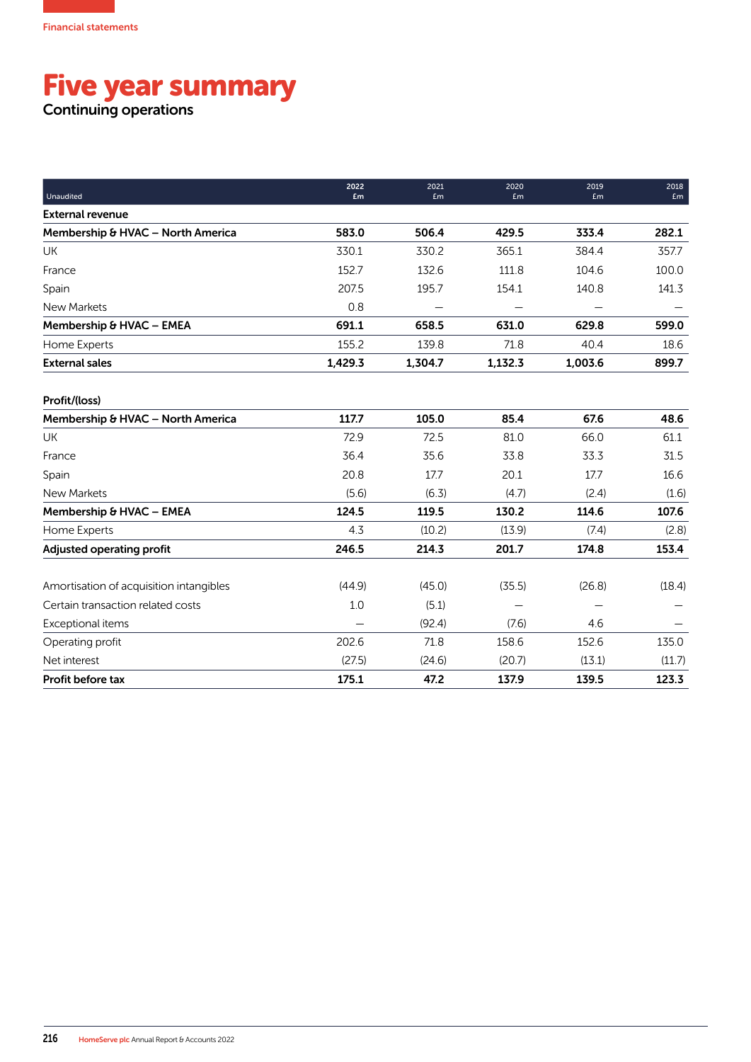Financial statements

# Five year summary

## Continuing operations

| Unaudited | 2022 £m | 2021 £m | 2020 £m | 2019 £m | 2018 £m |
|---|---|---|---|---|---|
| **External revenue** | | | | | |
| **Membership & HVAC – North America** | **583.0** | **506.4** | **429.5** | **333.4** | **282.1** |
| UK | 330.1 | 330.2 | 365.1 | 384.4 | 357.7 |
| France | 152.7 | 132.6 | 111.8 | 104.6 | 100.0 |
| Spain | 207.5 | 195.7 | 154.1 | 140.8 | 141.3 |
| New Markets | 0.8 | – | – | – | – |
| **Membership & HVAC – EMEA** | **691.1** | **658.5** | **631.0** | **629.8** | **599.0** |
| Home Experts | 155.2 | 139.8 | 71.8 | 40.4 | 18.6 |
| **External sales** | **1,429.3** | **1,304.7** | **1,132.3** | **1,003.6** | **899.7** |
| | | | | | |
| **Profit/(loss)** | | | | | |
| **Membership & HVAC – North America** | **117.7** | **105.0** | **85.4** | **67.6** | **48.6** |
| UK | 72.9 | 72.5 | 81.0 | 66.0 | 61.1 |
| France | 36.4 | 35.6 | 33.8 | 33.3 | 31.5 |
| Spain | 20.8 | 17.7 | 20.1 | 17.7 | 16.6 |
| New Markets | (5.6) | (6.3) | (4.7) | (2.4) | (1.6) |
| **Membership & HVAC – EMEA** | **124.5** | **119.5** | **130.2** | **114.6** | **107.6** |
| Home Experts | 4.3 | (10.2) | (13.9) | (7.4) | (2.8) |
| **Adjusted operating profit** | **246.5** | **214.3** | **201.7** | **174.8** | **153.4** |
| | | | | | |
| Amortisation of acquisition intangibles | (44.9) | (45.0) | (35.5) | (26.8) | (18.4) |
| Certain transaction related costs | 1.0 | (5.1) | – | – | – |
| Exceptional items | – | (92.4) | (7.6) | 4.6 | – |
| Operating profit | 202.6 | 71.8 | 158.6 | 152.6 | 135.0 |
| Net interest | (27.5) | (24.6) | (20.7) | (13.1) | (11.7) |
| **Profit before tax** | **175.1** | **47.2** | **137.9** | **139.5** | **123.3** |